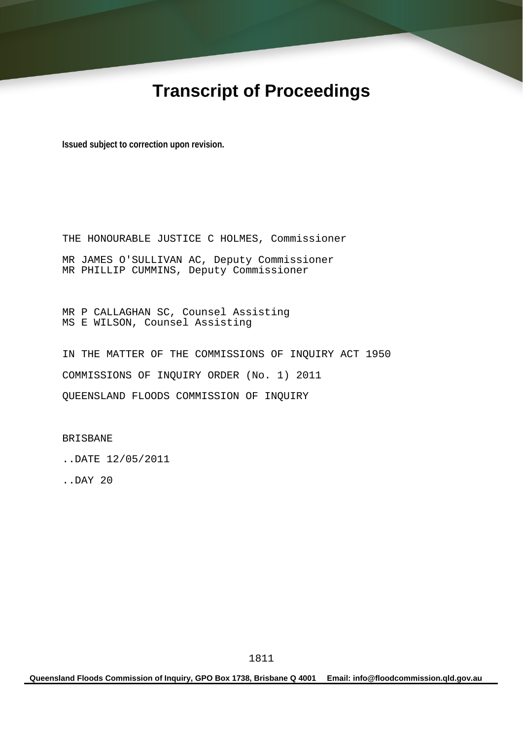# Transcript of Proceedings

**Issued subject to correction upon revision.**

THE HONOURABLE JUSTICE C HOLMES, Commissioner

MR JAMES O'SULLIVAN AC, Deputy Commissioner
MR PHILLIP CUMMINS, Deputy Commissioner

MR P CALLAGHAN SC, Counsel Assisting
MS E WILSON, Counsel Assisting

IN THE MATTER OF THE COMMISSIONS OF INQUIRY ACT 1950

COMMISSIONS OF INQUIRY ORDER (No. 1) 2011

QUEENSLAND FLOODS COMMISSION OF INQUIRY

BRISBANE

..DATE 12/05/2011

..DAY 20

Queensland Floods Commission of Inquiry, GPO Box 1738, Brisbane Q 4001 Email: info@floodcommission.qld.gov.au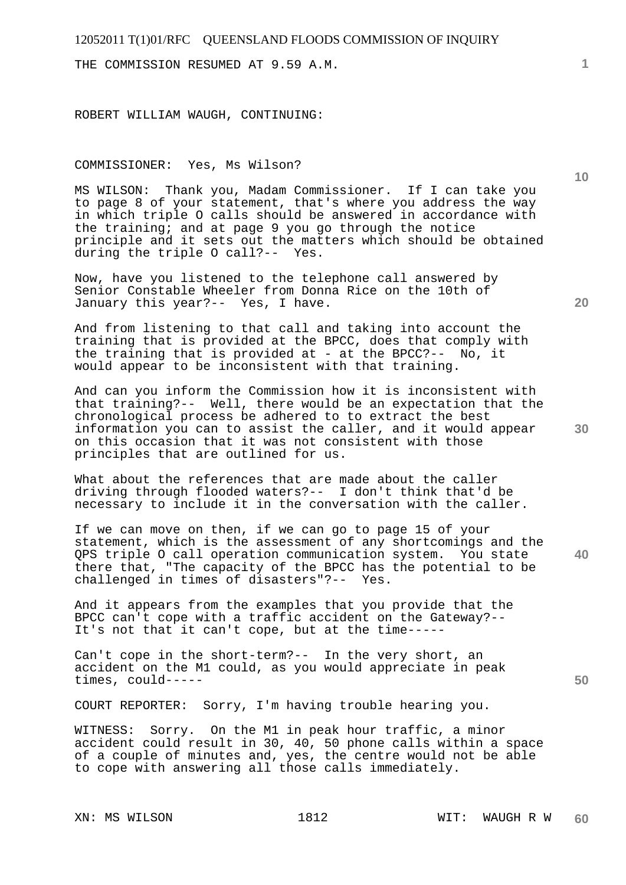THE COMMISSION RESUMED AT 9.59 A.M.

ROBERT WILLIAM WAUGH, CONTINUING:

COMMISSIONER: Yes, Ms Wilson?

MS WILSON: Thank you, Madam Commissioner. If I can take you to page 8 of your statement, that's where you address the way in which triple O calls should be answered in accordance with the training; and at page 9 you go through the notice principle and it sets out the matters which should be obtained during the triple O call?-- Yes.

Now, have you listened to the telephone call answered by Senior Constable Wheeler from Donna Rice on the 10th of January this year?-- Yes, I have.

And from listening to that call and taking into account the training that is provided at the BPCC, does that comply with the training that is provided at - at the BPCC?-- No, it would appear to be inconsistent with that training.

And can you inform the Commission how it is inconsistent with that training?-- Well, there would be an expectation that the chronological process be adhered to to extract the best information you can to assist the caller, and it would appear on this occasion that it was not consistent with those principles that are outlined for us.

What about the references that are made about the caller driving through flooded waters?-- I don't think that'd be necessary to include it in the conversation with the caller.

If we can move on then, if we can go to page 15 of your statement, which is the assessment of any shortcomings and the QPS triple O call operation communication system. You state there that, "The capacity of the BPCC has the potential to be challenged in times of disasters"?-- Yes.

And it appears from the examples that you provide that the BPCC can't cope with a traffic accident on the Gateway?-- It's not that it can't cope, but at the time-----

Can't cope in the short-term?-- In the very short, an accident on the M1 could, as you would appreciate in peak times, could-----

COURT REPORTER: Sorry, I'm having trouble hearing you.

WITNESS: Sorry. On the M1 in peak hour traffic, a minor accident could result in 30, 40, 50 phone calls within a space of a couple of minutes and, yes, the centre would not be able to cope with answering all those calls immediately.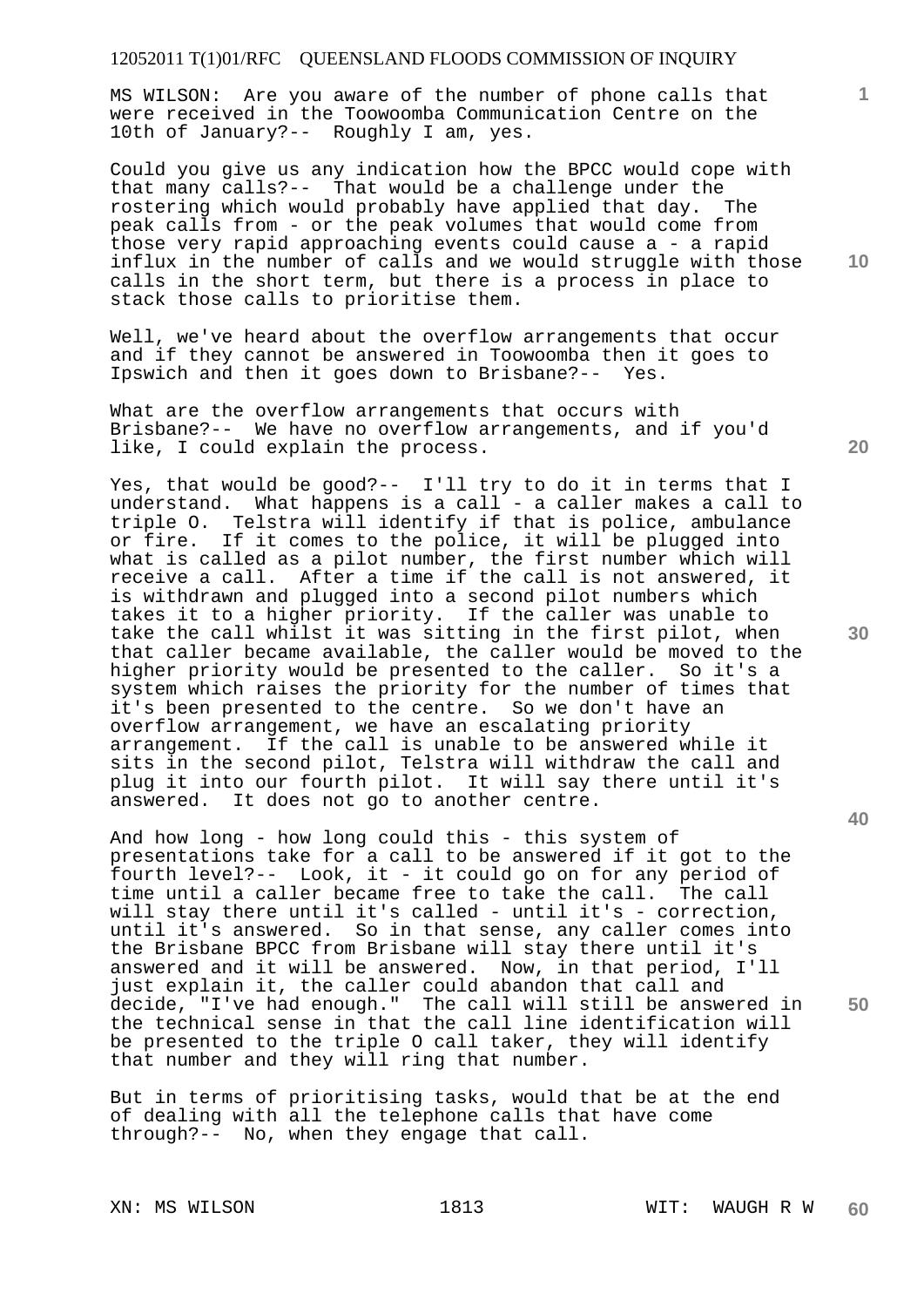MS WILSON: Are you aware of the number of phone calls that were received in the Toowoomba Communication Centre on the 10th of January?-- Roughly I am, yes.

Could you give us any indication how the BPCC would cope with that many calls?-- That would be a challenge under the rostering which would probably have applied that day. The peak calls from - or the peak volumes that would come from those very rapid approaching events could cause a - a rapid influx in the number of calls and we would struggle with those calls in the short term, but there is a process in place to stack those calls to prioritise them.

Well, we've heard about the overflow arrangements that occur and if they cannot be answered in Toowoomba then it goes to Ipswich and then it goes down to Brisbane?-- Yes.

What are the overflow arrangements that occurs with Brisbane?-- We have no overflow arrangements, and if you'd like, I could explain the process.

Yes, that would be good?-- I'll try to do it in terms that I understand. What happens is a call - a caller makes a call to triple O. Telstra will identify if that is police, ambulance or fire. If it comes to the police, it will be plugged into what is called as a pilot number, the first number which will receive a call. After a time if the call is not answered, it is withdrawn and plugged into a second pilot numbers which takes it to a higher priority. If the caller was unable to take the call whilst it was sitting in the first pilot, when that caller became available, the caller would be moved to the higher priority would be presented to the caller. So it's a system which raises the priority for the number of times that it's been presented to the centre. So we don't have an overflow arrangement, we have an escalating priority arrangement. If the call is unable to be answered while it sits in the second pilot, Telstra will withdraw the call and plug it into our fourth pilot. It will say there until it's answered. It does not go to another centre.

And how long - how long could this - this system of presentations take for a call to be answered if it got to the fourth level?-- Look, it - it could go on for any period of time until a caller became free to take the call. The call will stay there until it's called - until it's - correction, until it's answered. So in that sense, any caller comes into the Brisbane BPCC from Brisbane will stay there until it's answered and it will be answered. Now, in that period, I'll just explain it, the caller could abandon that call and decide, "I've had enough." The call will still be answered in the technical sense in that the call line identification will be presented to the triple O call taker, they will identify that number and they will ring that number.

But in terms of prioritising tasks, would that be at the end of dealing with all the telephone calls that have come through?-- No, when they engage that call.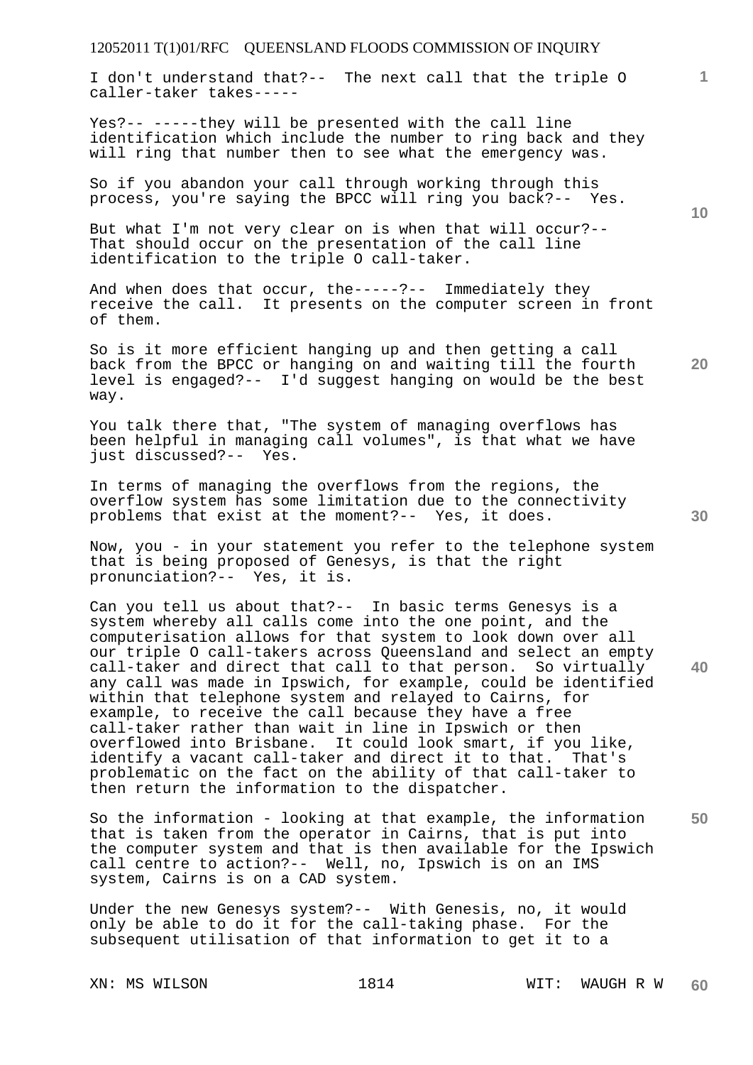I don't understand that?-- The next call that the triple O caller-taker takes-----

Yes?-- -----they will be presented with the call line identification which include the number to ring back and they will ring that number then to see what the emergency was.

So if you abandon your call through working through this process, you're saying the BPCC will ring you back?-- Yes.

But what I'm not very clear on is when that will occur?-- That should occur on the presentation of the call line identification to the triple O call-taker.

And when does that occur, the-----?-- Immediately they receive the call. It presents on the computer screen in front of them.

So is it more efficient hanging up and then getting a call back from the BPCC or hanging on and waiting till the fourth level is engaged?-- I'd suggest hanging on would be the best way.

You talk there that, "The system of managing overflows has been helpful in managing call volumes", is that what we have just discussed?-- Yes.

In terms of managing the overflows from the regions, the overflow system has some limitation due to the connectivity problems that exist at the moment?-- Yes, it does.

Now, you - in your statement you refer to the telephone system that is being proposed of Genesys, is that the right pronunciation?-- Yes, it is.

Can you tell us about that?-- In basic terms Genesys is a system whereby all calls come into the one point, and the computerisation allows for that system to look down over all our triple O call-takers across Queensland and select an empty call-taker and direct that call to that person. So virtually any call was made in Ipswich, for example, could be identified within that telephone system and relayed to Cairns, for example, to receive the call because they have a free call-taker rather than wait in line in Ipswich or then overflowed into Brisbane. It could look smart, if you like, identify a vacant call-taker and direct it to that. That's problematic on the fact on the ability of that call-taker to then return the information to the dispatcher.

So the information - looking at that example, the information that is taken from the operator in Cairns, that is put into the computer system and that is then available for the Ipswich call centre to action?-- Well, no, Ipswich is on an IMS system, Cairns is on a CAD system.

Under the new Genesys system?-- With Genesis, no, it would only be able to do it for the call-taking phase. For the subsequent utilisation of that information to get it to a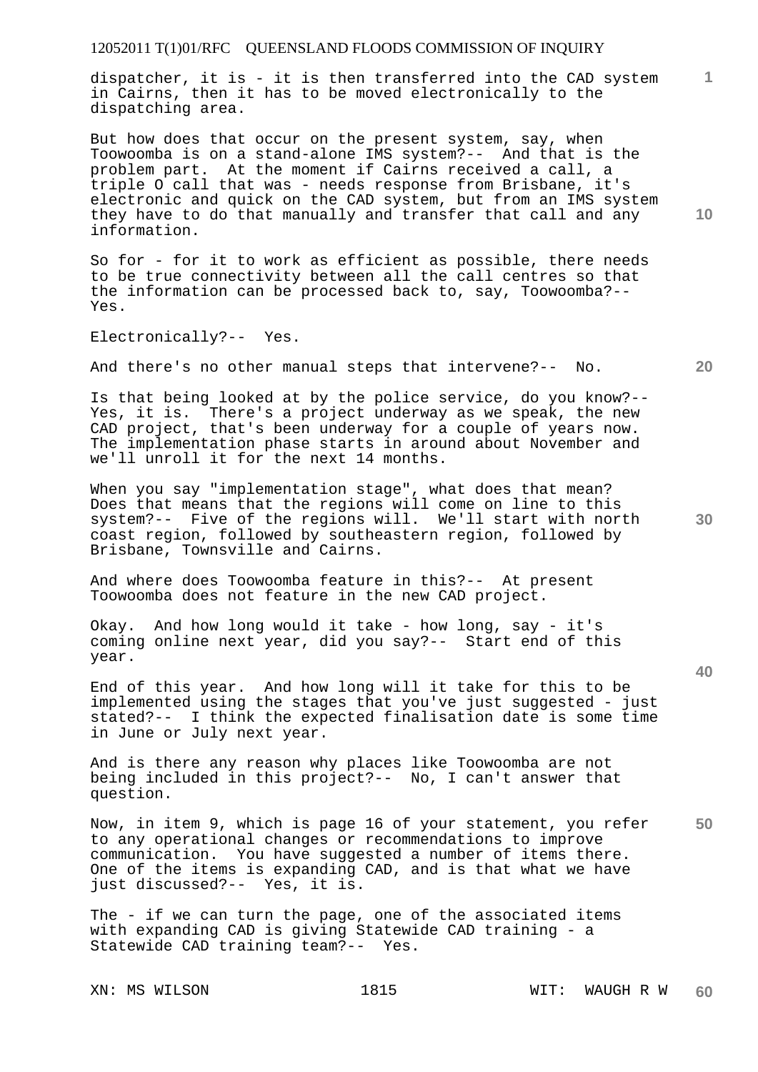dispatcher, it is - it is then transferred into the CAD system in Cairns, then it has to be moved electronically to the dispatching area.

But how does that occur on the present system, say, when Toowoomba is on a stand-alone IMS system?-- And that is the problem part. At the moment if Cairns received a call, a triple O call that was - needs response from Brisbane, it's electronic and quick on the CAD system, but from an IMS system they have to do that manually and transfer that call and any information.

So for - for it to work as efficient as possible, there needs to be true connectivity between all the call centres so that the information can be processed back to, say, Toowoomba?-- Yes.

Electronically?-- Yes.

And there's no other manual steps that intervene?-- No.

Is that being looked at by the police service, do you know?-- Yes, it is. There's a project underway as we speak, the new CAD project, that's been underway for a couple of years now. The implementation phase starts in around about November and we'll unroll it for the next 14 months.

When you say "implementation stage", what does that mean? Does that means that the regions will come on line to this system?-- Five of the regions will. We'll start with north coast region, followed by southeastern region, followed by Brisbane, Townsville and Cairns.

And where does Toowoomba feature in this?-- At present Toowoomba does not feature in the new CAD project.

Okay. And how long would it take - how long, say - it's coming online next year, did you say?-- Start end of this year.

End of this year. And how long will it take for this to be implemented using the stages that you've just suggested - just stated?-- I think the expected finalisation date is some time in June or July next year.

And is there any reason why places like Toowoomba are not being included in this project?-- No, I can't answer that question.

Now, in item 9, which is page 16 of your statement, you refer to any operational changes or recommendations to improve communication. You have suggested a number of items there. One of the items is expanding CAD, and is that what we have just discussed?-- Yes, it is.

The - if we can turn the page, one of the associated items with expanding CAD is giving Statewide CAD training - a Statewide CAD training team?-- Yes.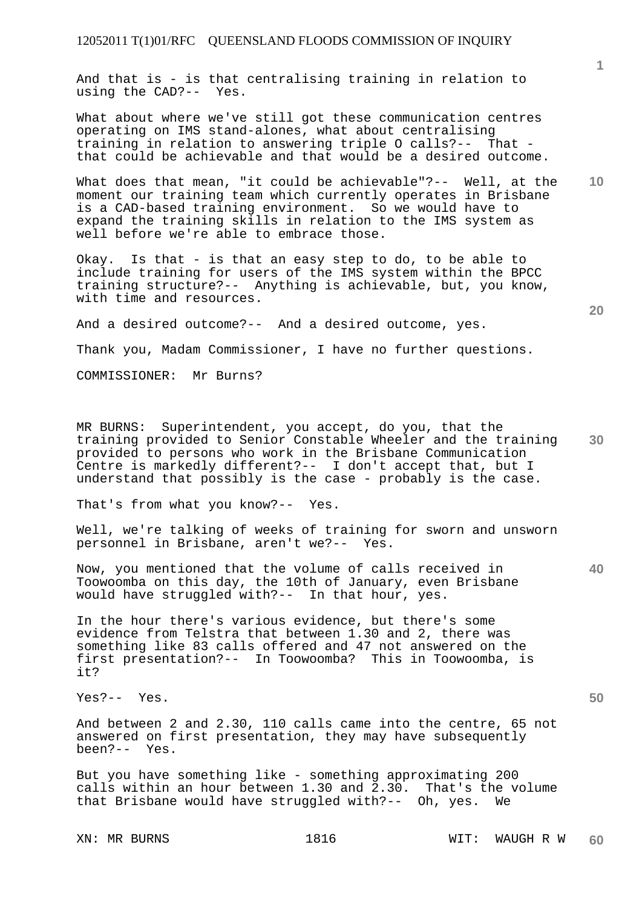And that is - is that centralising training in relation to using the CAD?-- Yes.

What about where we've still got these communication centres operating on IMS stand-alones, what about centralising training in relation to answering triple O calls?-- That - that could be achievable and that would be a desired outcome.

What does that mean, "it could be achievable"?-- Well, at the moment our training team which currently operates in Brisbane is a CAD-based training environment. So we would have to expand the training skills in relation to the IMS system as well before we're able to embrace those.

Okay. Is that - is that an easy step to do, to be able to include training for users of the IMS system within the BPCC training structure?-- Anything is achievable, but, you know, with time and resources.

And a desired outcome?-- And a desired outcome, yes.

Thank you, Madam Commissioner, I have no further questions.

COMMISSIONER: Mr Burns?

MR BURNS: Superintendent, you accept, do you, that the training provided to Senior Constable Wheeler and the training provided to persons who work in the Brisbane Communication Centre is markedly different?-- I don't accept that, but I understand that possibly is the case - probably is the case.

That's from what you know?-- Yes.

Well, we're talking of weeks of training for sworn and unsworn personnel in Brisbane, aren't we?-- Yes.

Now, you mentioned that the volume of calls received in Toowoomba on this day, the 10th of January, even Brisbane would have struggled with?-- In that hour, yes.

In the hour there's various evidence, but there's some evidence from Telstra that between 1.30 and 2, there was something like 83 calls offered and 47 not answered on the first presentation?-- In Toowoomba? This in Toowoomba, is it?

Yes?-- Yes.

And between 2 and 2.30, 110 calls came into the centre, 65 not answered on first presentation, they may have subsequently been?-- Yes.

But you have something like - something approximating 200 calls within an hour between 1.30 and 2.30. That's the volume that Brisbane would have struggled with?-- Oh, yes. We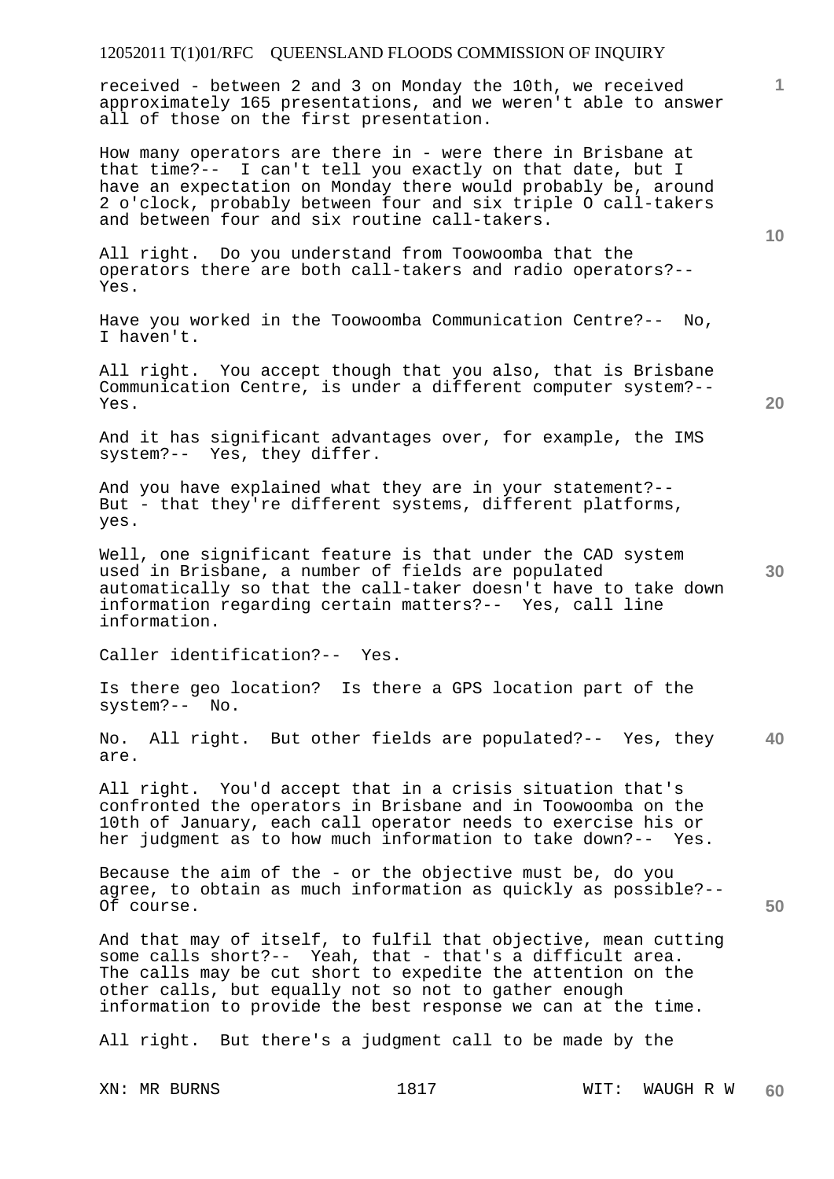received - between 2 and 3 on Monday the 10th, we received approximately 165 presentations, and we weren't able to answer all of those on the first presentation.

How many operators are there in - were there in Brisbane at that time?-- I can't tell you exactly on that date, but I have an expectation on Monday there would probably be, around 2 o'clock, probably between four and six triple O call-takers and between four and six routine call-takers.

All right. Do you understand from Toowoomba that the operators there are both call-takers and radio operators?-- Yes.

Have you worked in the Toowoomba Communication Centre?-- No, I haven't.

All right. You accept though that you also, that is Brisbane Communication Centre, is under a different computer system?-- Yes.

And it has significant advantages over, for example, the IMS system?-- Yes, they differ.

And you have explained what they are in your statement?-- But - that they're different systems, different platforms, yes.

Well, one significant feature is that under the CAD system used in Brisbane, a number of fields are populated automatically so that the call-taker doesn't have to take down information regarding certain matters?-- Yes, call line information.

Caller identification?-- Yes.

Is there geo location? Is there a GPS location part of the system?-- No.

No. All right. But other fields are populated?-- Yes, they are.

All right. You'd accept that in a crisis situation that's confronted the operators in Brisbane and in Toowoomba on the 10th of January, each call operator needs to exercise his or her judgment as to how much information to take down?-- Yes.

Because the aim of the - or the objective must be, do you agree, to obtain as much information as quickly as possible?-- Of course.

And that may of itself, to fulfil that objective, mean cutting some calls short?-- Yeah, that - that's a difficult area. The calls may be cut short to expedite the attention on the other calls, but equally not so not to gather enough information to provide the best response we can at the time.

All right. But there's a judgment call to be made by the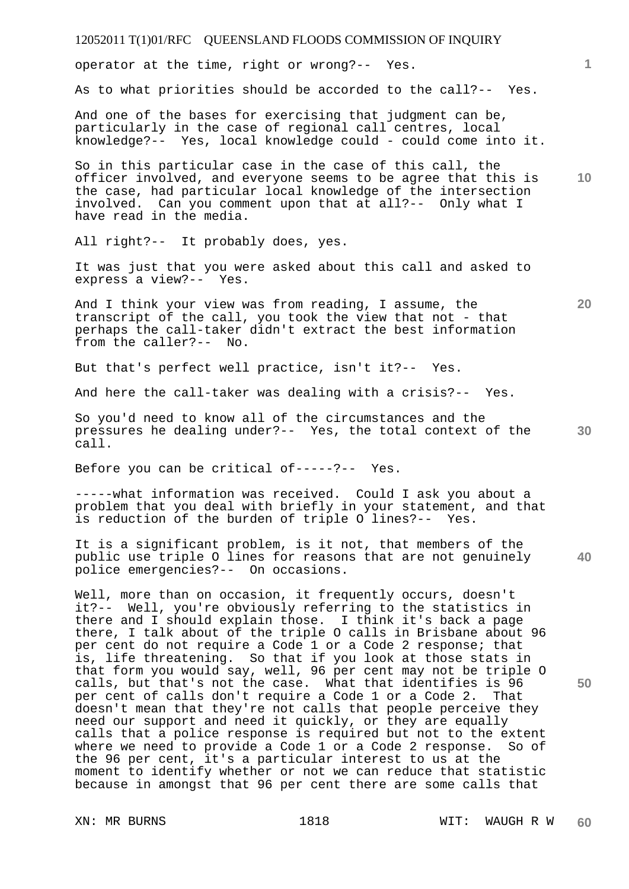operator at the time, right or wrong?-- Yes.

As to what priorities should be accorded to the call?-- Yes.

And one of the bases for exercising that judgment can be, particularly in the case of regional call centres, local knowledge?-- Yes, local knowledge could - could come into it.

So in this particular case in the case of this call, the officer involved, and everyone seems to be agree that this is the case, had particular local knowledge of the intersection involved. Can you comment upon that at all?-- Only what I have read in the media.

All right?-- It probably does, yes.

It was just that you were asked about this call and asked to express a view?-- Yes.

And I think your view was from reading, I assume, the transcript of the call, you took the view that not - that perhaps the call-taker didn't extract the best information from the caller?-- No.

But that's perfect well practice, isn't it?-- Yes.

And here the call-taker was dealing with a crisis?-- Yes.

So you'd need to know all of the circumstances and the pressures he dealing under?-- Yes, the total context of the call.

Before you can be critical of-----?-- Yes.

-----what information was received. Could I ask you about a problem that you deal with briefly in your statement, and that is reduction of the burden of triple O lines?-- Yes.

It is a significant problem, is it not, that members of the public use triple O lines for reasons that are not genuinely police emergencies?-- On occasions.

Well, more than on occasion, it frequently occurs, doesn't it?-- Well, you're obviously referring to the statistics in there and I should explain those. I think it's back a page there, I talk about of the triple O calls in Brisbane about 96 per cent do not require a Code 1 or a Code 2 response; that is, life threatening. So that if you look at those stats in that form you would say, well, 96 per cent may not be triple O calls, but that's not the case. What that identifies is 96 per cent of calls don't require a Code 1 or a Code 2. That doesn't mean that they're not calls that people perceive they need our support and need it quickly, or they are equally calls that a police response is required but not to the extent where we need to provide a Code 1 or a Code 2 response. So of the 96 per cent, it's a particular interest to us at the moment to identify whether or not we can reduce that statistic because in amongst that 96 per cent there are some calls that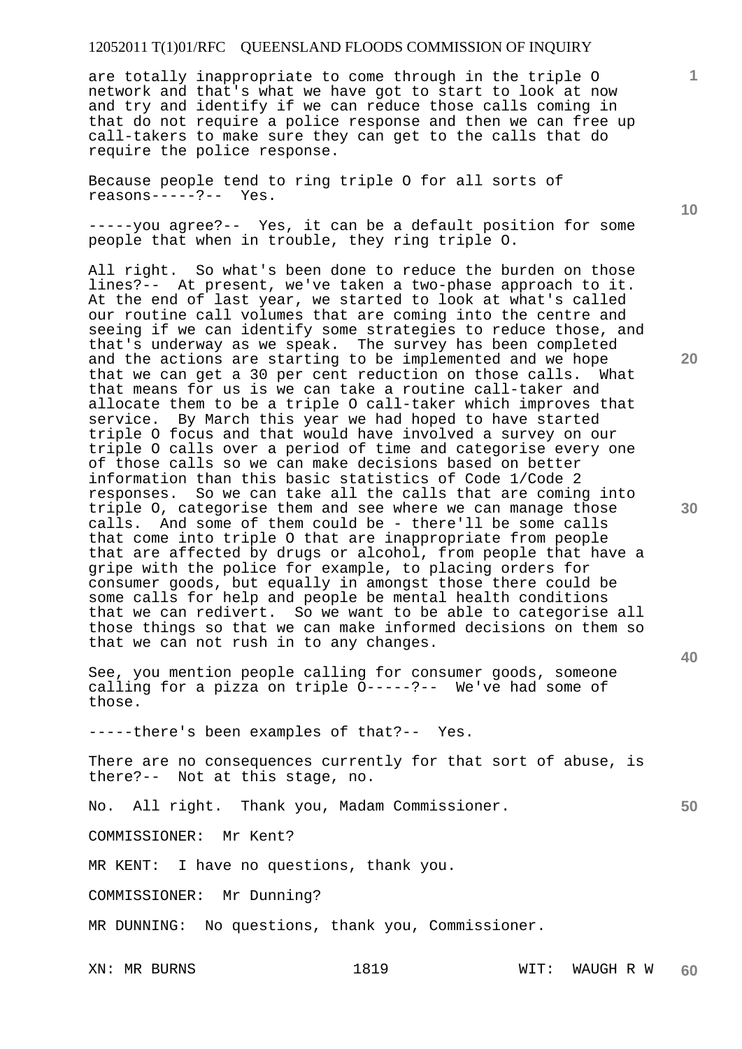are totally inappropriate to come through in the triple O network and that's what we have got to start to look at now and try and identify if we can reduce those calls coming in that do not require a police response and then we can free up call-takers to make sure they can get to the calls that do require the police response.

Because people tend to ring triple O for all sorts of reasons-----?-- Yes.

-----you agree?-- Yes, it can be a default position for some people that when in trouble, they ring triple O.

All right. So what's been done to reduce the burden on those lines?-- At present, we've taken a two-phase approach to it. At the end of last year, we started to look at what's called our routine call volumes that are coming into the centre and seeing if we can identify some strategies to reduce those, and that's underway as we speak. The survey has been completed and the actions are starting to be implemented and we hope that we can get a 30 per cent reduction on those calls. What that means for us is we can take a routine call-taker and allocate them to be a triple O call-taker which improves that service. By March this year we had hoped to have started triple O focus and that would have involved a survey on our triple O calls over a period of time and categorise every one of those calls so we can make decisions based on better information than this basic statistics of Code 1/Code 2 responses. So we can take all the calls that are coming into triple O, categorise them and see where we can manage those calls. And some of them could be - there'll be some calls that come into triple O that are inappropriate from people that are affected by drugs or alcohol, from people that have a gripe with the police for example, to placing orders for consumer goods, but equally in amongst those there could be some calls for help and people be mental health conditions that we can redivert. So we want to be able to categorise all those things so that we can make informed decisions on them so that we can not rush in to any changes.

See, you mention people calling for consumer goods, someone calling for a pizza on triple O-----?-- We've had some of those.

-----there's been examples of that?-- Yes.

There are no consequences currently for that sort of abuse, is there?-- Not at this stage, no.

No. All right. Thank you, Madam Commissioner.

COMMISSIONER: Mr Kent?

MR KENT: I have no questions, thank you.

COMMISSIONER: Mr Dunning?

MR DUNNING: No questions, thank you, Commissioner.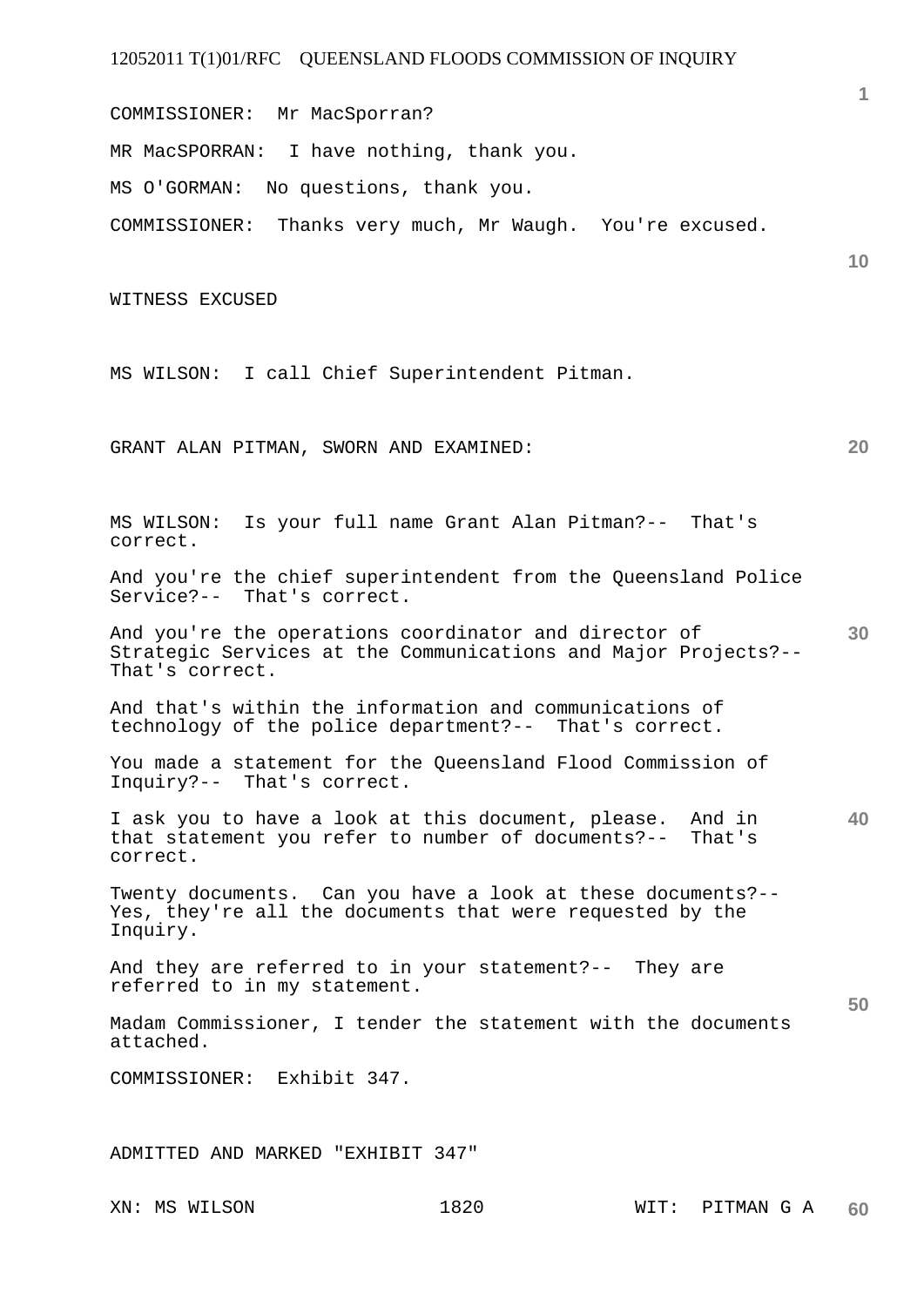COMMISSIONER: Mr MacSporran?

MR MacSPORRAN: I have nothing, thank you.

MS O'GORMAN: No questions, thank you.

COMMISSIONER: Thanks very much, Mr Waugh. You're excused.

WITNESS EXCUSED

MS WILSON: I call Chief Superintendent Pitman.

GRANT ALAN PITMAN, SWORN AND EXAMINED:

MS WILSON: Is your full name Grant Alan Pitman?-- That's correct.

And you're the chief superintendent from the Queensland Police Service?-- That's correct.

And you're the operations coordinator and director of Strategic Services at the Communications and Major Projects?-- That's correct.

And that's within the information and communications of technology of the police department?-- That's correct.

You made a statement for the Queensland Flood Commission of Inquiry?-- That's correct.

I ask you to have a look at this document, please. And in that statement you refer to number of documents?-- That's correct.

Twenty documents. Can you have a look at these documents?-- Yes, they're all the documents that were requested by the Inquiry.

And they are referred to in your statement?-- They are referred to in my statement.

Madam Commissioner, I tender the statement with the documents attached.

COMMISSIONER: Exhibit 347.

ADMITTED AND MARKED "EXHIBIT 347"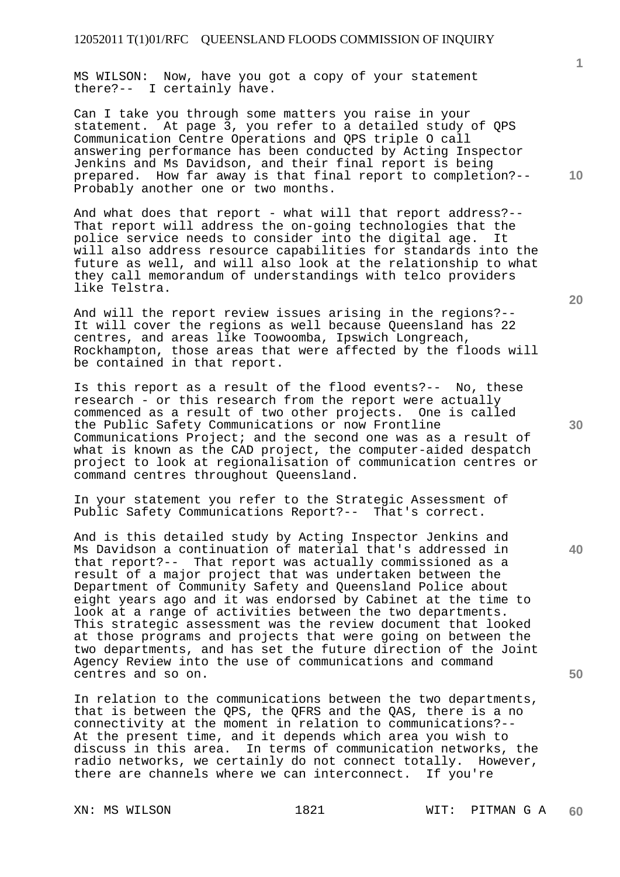MS WILSON: Now, have you got a copy of your statement there?-- I certainly have.

Can I take you through some matters you raise in your statement. At page 3, you refer to a detailed study of QPS Communication Centre Operations and QPS triple O call answering performance has been conducted by Acting Inspector Jenkins and Ms Davidson, and their final report is being prepared. How far away is that final report to completion?-- Probably another one or two months.

And what does that report - what will that report address?-- That report will address the on-going technologies that the police service needs to consider into the digital age. It will also address resource capabilities for standards into the future as well, and will also look at the relationship to what they call memorandum of understandings with telco providers like Telstra.

And will the report review issues arising in the regions?-- It will cover the regions as well because Queensland has 22 centres, and areas like Toowoomba, Ipswich Longreach, Rockhampton, those areas that were affected by the floods will be contained in that report.

Is this report as a result of the flood events?-- No, these research - or this research from the report were actually commenced as a result of two other projects. One is called the Public Safety Communications or now Frontline Communications Project; and the second one was as a result of what is known as the CAD project, the computer-aided despatch project to look at regionalisation of communication centres or command centres throughout Queensland.

In your statement you refer to the Strategic Assessment of Public Safety Communications Report?-- That's correct.

And is this detailed study by Acting Inspector Jenkins and Ms Davidson a continuation of material that's addressed in that report?-- That report was actually commissioned as a result of a major project that was undertaken between the Department of Community Safety and Queensland Police about eight years ago and it was endorsed by Cabinet at the time to look at a range of activities between the two departments. This strategic assessment was the review document that looked at those programs and projects that were going on between the two departments, and has set the future direction of the Joint Agency Review into the use of communications and command centres and so on.

In relation to the communications between the two departments, that is between the QPS, the QFRS and the QAS, there is a no connectivity at the moment in relation to communications?-- At the present time, and it depends which area you wish to discuss in this area. In terms of communication networks, the radio networks, we certainly do not connect totally. However, there are channels where we can interconnect. If you're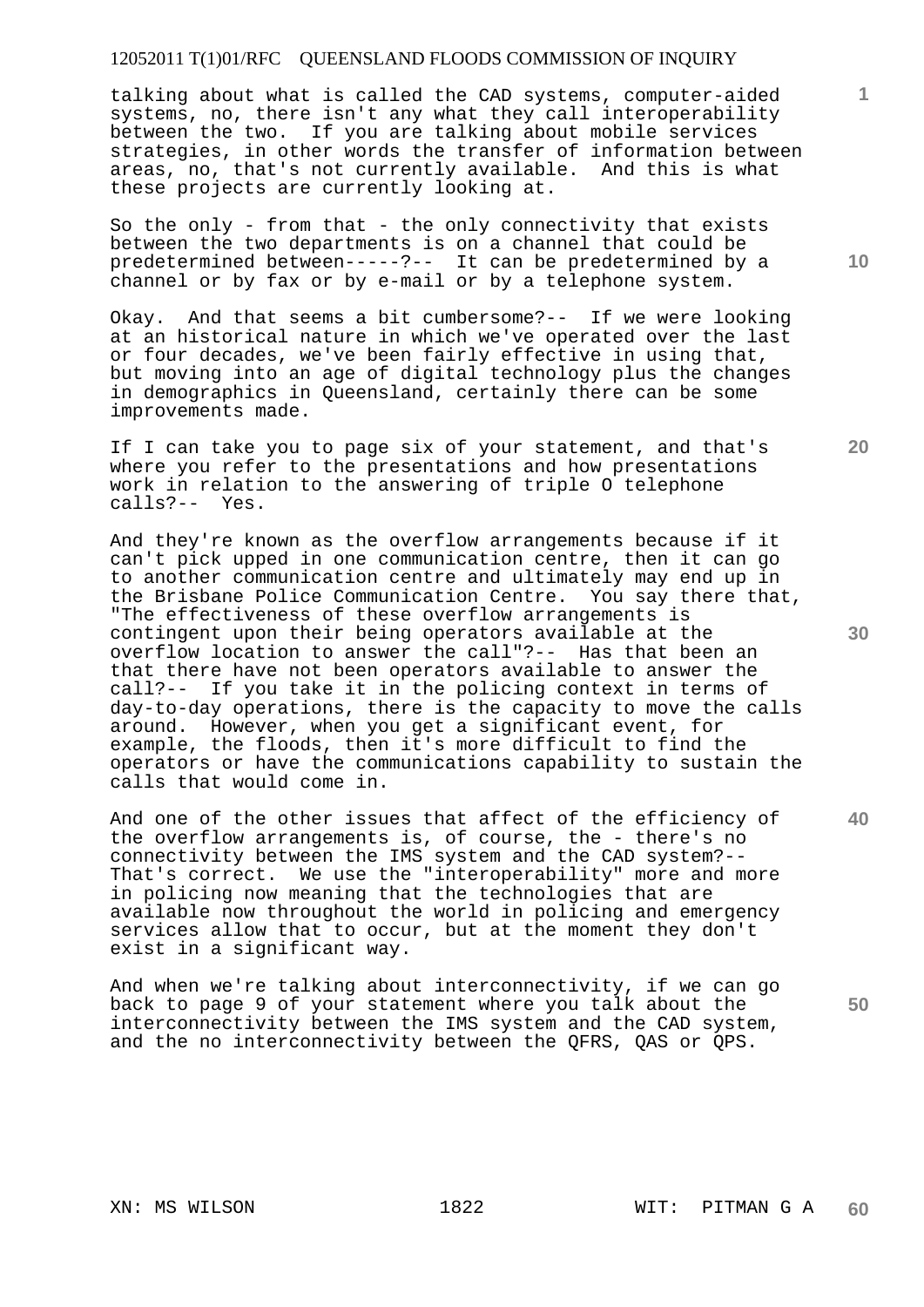talking about what is called the CAD systems, computer-aided systems, no, there isn't any what they call interoperability between the two. If you are talking about mobile services strategies, in other words the transfer of information between areas, no, that's not currently available. And this is what these projects are currently looking at.

So the only - from that - the only connectivity that exists between the two departments is on a channel that could be predetermined between-----?-- It can be predetermined by a channel or by fax or by e-mail or by a telephone system.

Okay. And that seems a bit cumbersome?-- If we were looking at an historical nature in which we've operated over the last or four decades, we've been fairly effective in using that, but moving into an age of digital technology plus the changes in demographics in Queensland, certainly there can be some improvements made.

If I can take you to page six of your statement, and that's where you refer to the presentations and how presentations work in relation to the answering of triple O telephone calls?-- Yes.

And they're known as the overflow arrangements because if it can't pick upped in one communication centre, then it can go to another communication centre and ultimately may end up in the Brisbane Police Communication Centre. You say there that, "The effectiveness of these overflow arrangements is contingent upon their being operators available at the overflow location to answer the call"?-- Has that been an that there have not been operators available to answer the call?-- If you take it in the policing context in terms of day-to-day operations, there is the capacity to move the calls around. However, when you get a significant event, for example, the floods, then it's more difficult to find the operators or have the communications capability to sustain the calls that would come in.

And one of the other issues that affect of the efficiency of the overflow arrangements is, of course, the - there's no connectivity between the IMS system and the CAD system?-- That's correct. We use the "interoperability" more and more in policing now meaning that the technologies that are available now throughout the world in policing and emergency services allow that to occur, but at the moment they don't exist in a significant way.

And when we're talking about interconnectivity, if we can go back to page 9 of your statement where you talk about the interconnectivity between the IMS system and the CAD system, and the no interconnectivity between the QFRS, QAS or QPS.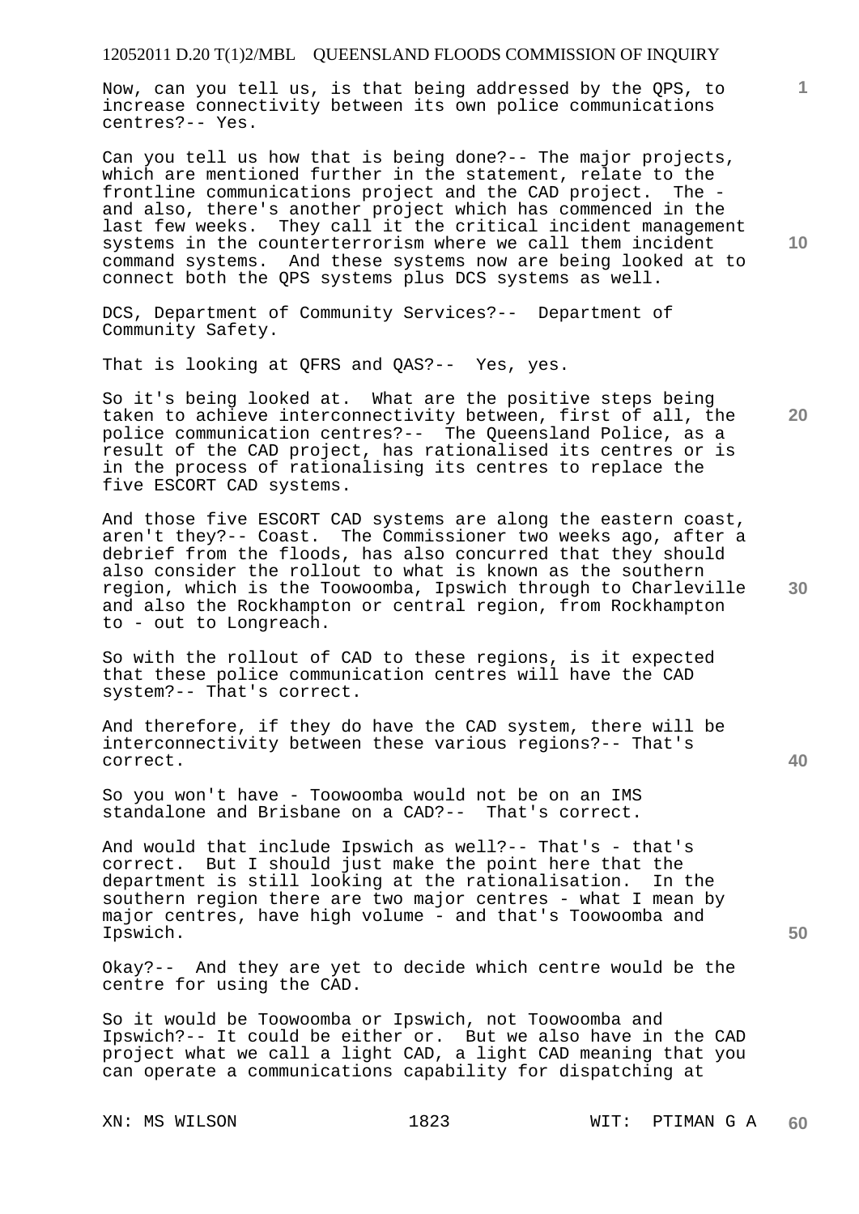Now, can you tell us, is that being addressed by the QPS, to increase connectivity between its own police communications centres?-- Yes.

Can you tell us how that is being done?-- The major projects, which are mentioned further in the statement, relate to the frontline communications project and the CAD project. The - and also, there's another project which has commenced in the last few weeks. They call it the critical incident management systems in the counterterrorism where we call them incident command systems. And these systems now are being looked at to connect both the QPS systems plus DCS systems as well.

DCS, Department of Community Services?-- Department of Community Safety.

That is looking at QFRS and QAS?-- Yes, yes.

So it's being looked at. What are the positive steps being taken to achieve interconnectivity between, first of all, the police communication centres?-- The Queensland Police, as a result of the CAD project, has rationalised its centres or is in the process of rationalising its centres to replace the five ESCORT CAD systems.

And those five ESCORT CAD systems are along the eastern coast, aren't they?-- Coast. The Commissioner two weeks ago, after a debrief from the floods, has also concurred that they should also consider the rollout to what is known as the southern region, which is the Toowoomba, Ipswich through to Charleville and also the Rockhampton or central region, from Rockhampton to - out to Longreach.

So with the rollout of CAD to these regions, is it expected that these police communication centres will have the CAD system?-- That's correct.

And therefore, if they do have the CAD system, there will be interconnectivity between these various regions?-- That's correct.

So you won't have - Toowoomba would not be on an IMS standalone and Brisbane on a CAD?-- That's correct.

And would that include Ipswich as well?-- That's - that's correct. But I should just make the point here that the department is still looking at the rationalisation. In the southern region there are two major centres - what I mean by major centres, have high volume - and that's Toowoomba and Ipswich.

Okay?-- And they are yet to decide which centre would be the centre for using the CAD.

So it would be Toowoomba or Ipswich, not Toowoomba and Ipswich?-- It could be either or. But we also have in the CAD project what we call a light CAD, a light CAD meaning that you can operate a communications capability for dispatching at

XN: MS WILSON WIT: PTIMAN G A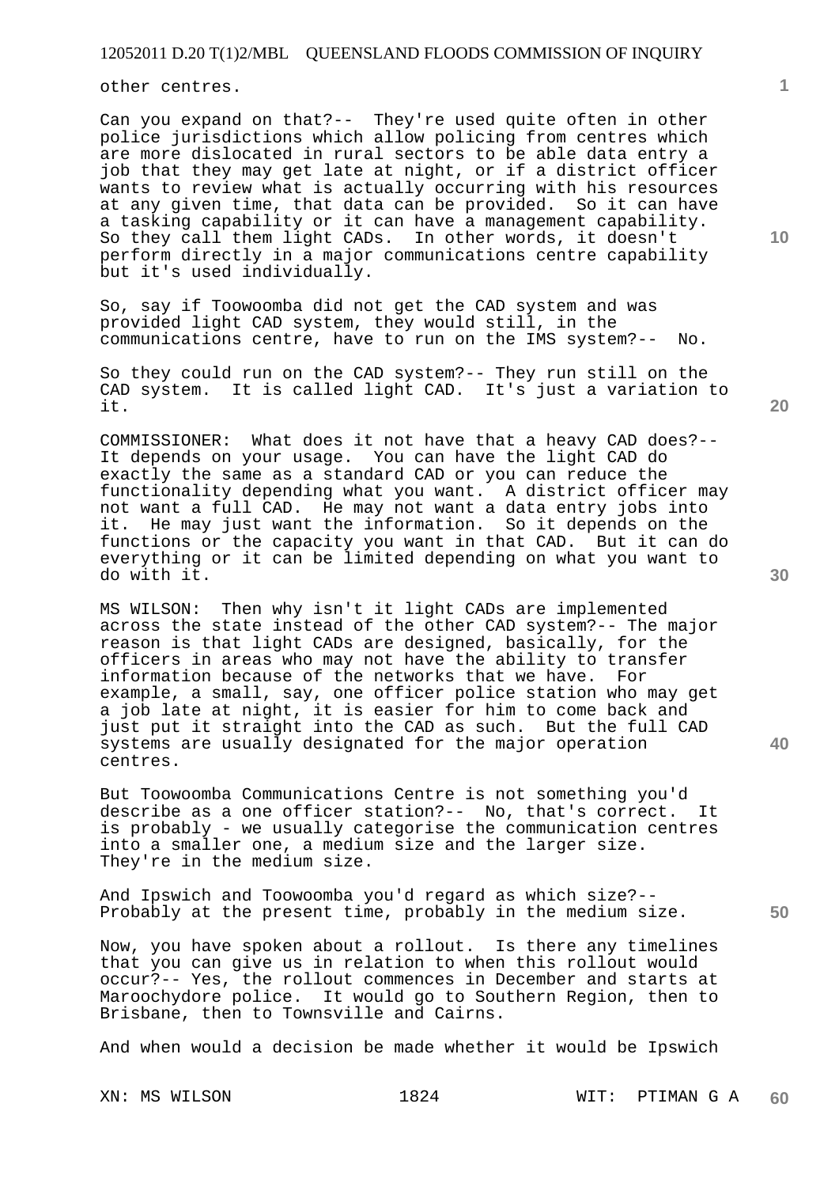other centres.

Can you expand on that?-- They're used quite often in other police jurisdictions which allow policing from centres which are more dislocated in rural sectors to be able data entry a job that they may get late at night, or if a district officer wants to review what is actually occurring with his resources at any given time, that data can be provided. So it can have a tasking capability or it can have a management capability. So they call them light CADs. In other words, it doesn't perform directly in a major communications centre capability but it's used individually.

So, say if Toowoomba did not get the CAD system and was provided light CAD system, they would still, in the communications centre, have to run on the IMS system?-- No.

So they could run on the CAD system?-- They run still on the CAD system. It is called light CAD. It's just a variation to it.

COMMISSIONER: What does it not have that a heavy CAD does?-- It depends on your usage. You can have the light CAD do exactly the same as a standard CAD or you can reduce the functionality depending what you want. A district officer may not want a full CAD. He may not want a data entry jobs into it. He may just want the information. So it depends on the functions or the capacity you want in that CAD. But it can do everything or it can be limited depending on what you want to do with it.

MS WILSON: Then why isn't it light CADs are implemented across the state instead of the other CAD system?-- The major reason is that light CADs are designed, basically, for the officers in areas who may not have the ability to transfer information because of the networks that we have. For example, a small, say, one officer police station who may get a job late at night, it is easier for him to come back and just put it straight into the CAD as such. But the full CAD systems are usually designated for the major operation centres.

But Toowoomba Communications Centre is not something you'd describe as a one officer station?-- No, that's correct. It is probably - we usually categorise the communication centres into a smaller one, a medium size and the larger size. They're in the medium size.

And Ipswich and Toowoomba you'd regard as which size?-- Probably at the present time, probably in the medium size.

Now, you have spoken about a rollout. Is there any timelines that you can give us in relation to when this rollout would occur?-- Yes, the rollout commences in December and starts at Maroochydore police. It would go to Southern Region, then to Brisbane, then to Townsville and Cairns.

And when would a decision be made whether it would be Ipswich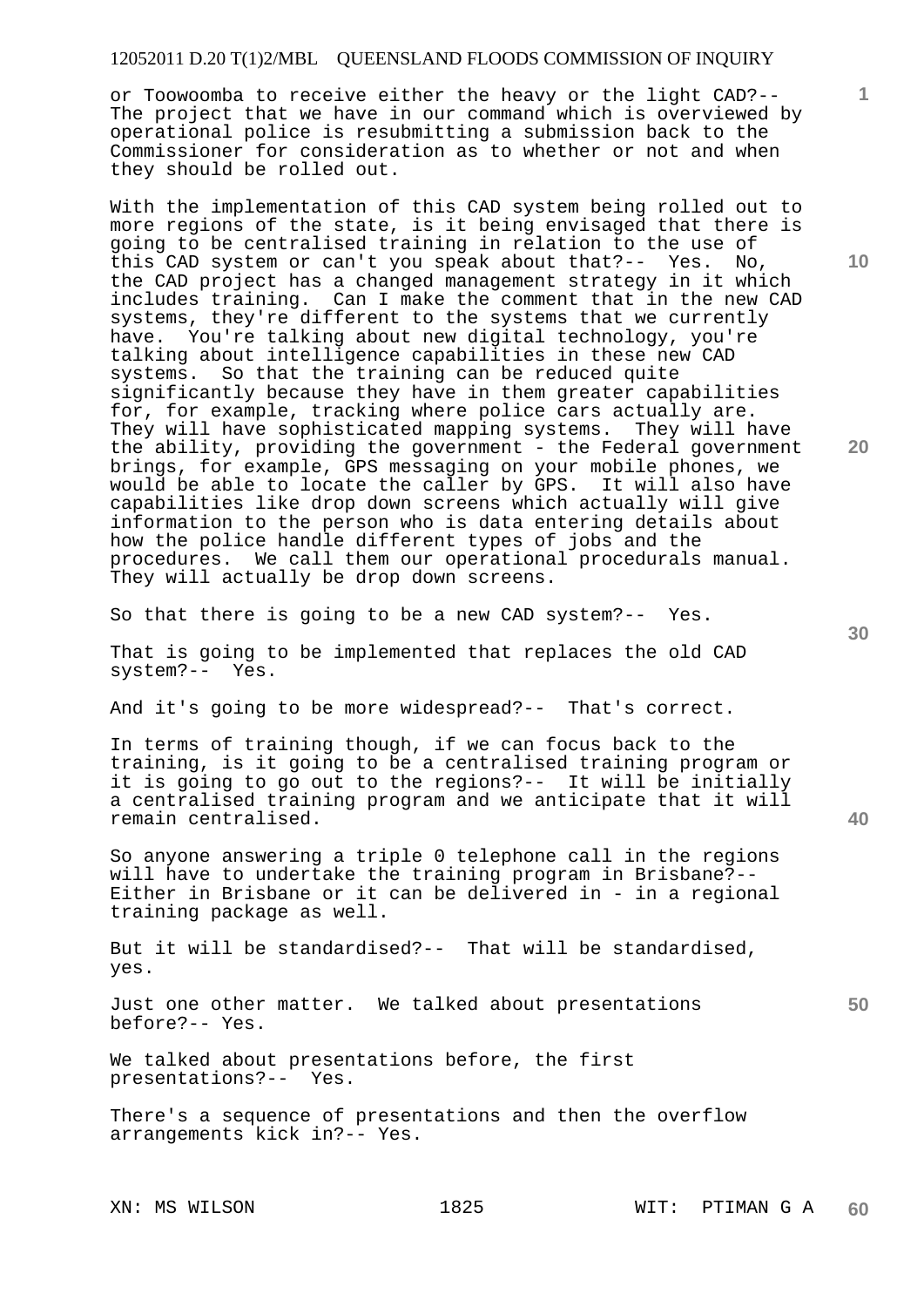or Toowoomba to receive either the heavy or the light CAD?-- The project that we have in our command which is overviewed by operational police is resubmitting a submission back to the Commissioner for consideration as to whether or not and when they should be rolled out.

With the implementation of this CAD system being rolled out to more regions of the state, is it being envisaged that there is going to be centralised training in relation to the use of this CAD system or can't you speak about that?-- Yes. No, the CAD project has a changed management strategy in it which includes training. Can I make the comment that in the new CAD systems, they're different to the systems that we currently have. You're talking about new digital technology, you're talking about intelligence capabilities in these new CAD systems. So that the training can be reduced quite significantly because they have in them greater capabilities for, for example, tracking where police cars actually are. They will have sophisticated mapping systems. They will have the ability, providing the government - the Federal government brings, for example, GPS messaging on your mobile phones, we would be able to locate the caller by GPS. It will also have capabilities like drop down screens which actually will give information to the person who is data entering details about how the police handle different types of jobs and the procedures. We call them our operational procedurals manual. They will actually be drop down screens.

So that there is going to be a new CAD system?-- Yes.

That is going to be implemented that replaces the old CAD system?-- Yes.

And it's going to be more widespread?-- That's correct.

In terms of training though, if we can focus back to the training, is it going to be a centralised training program or it is going to go out to the regions?-- It will be initially a centralised training program and we anticipate that it will remain centralised.

So anyone answering a triple 0 telephone call in the regions will have to undertake the training program in Brisbane?-- Either in Brisbane or it can be delivered in - in a regional training package as well.

But it will be standardised?-- That will be standardised, yes.

Just one other matter. We talked about presentations before?-- Yes.

We talked about presentations before, the first presentations?-- Yes.

There's a sequence of presentations and then the overflow arrangements kick in?-- Yes.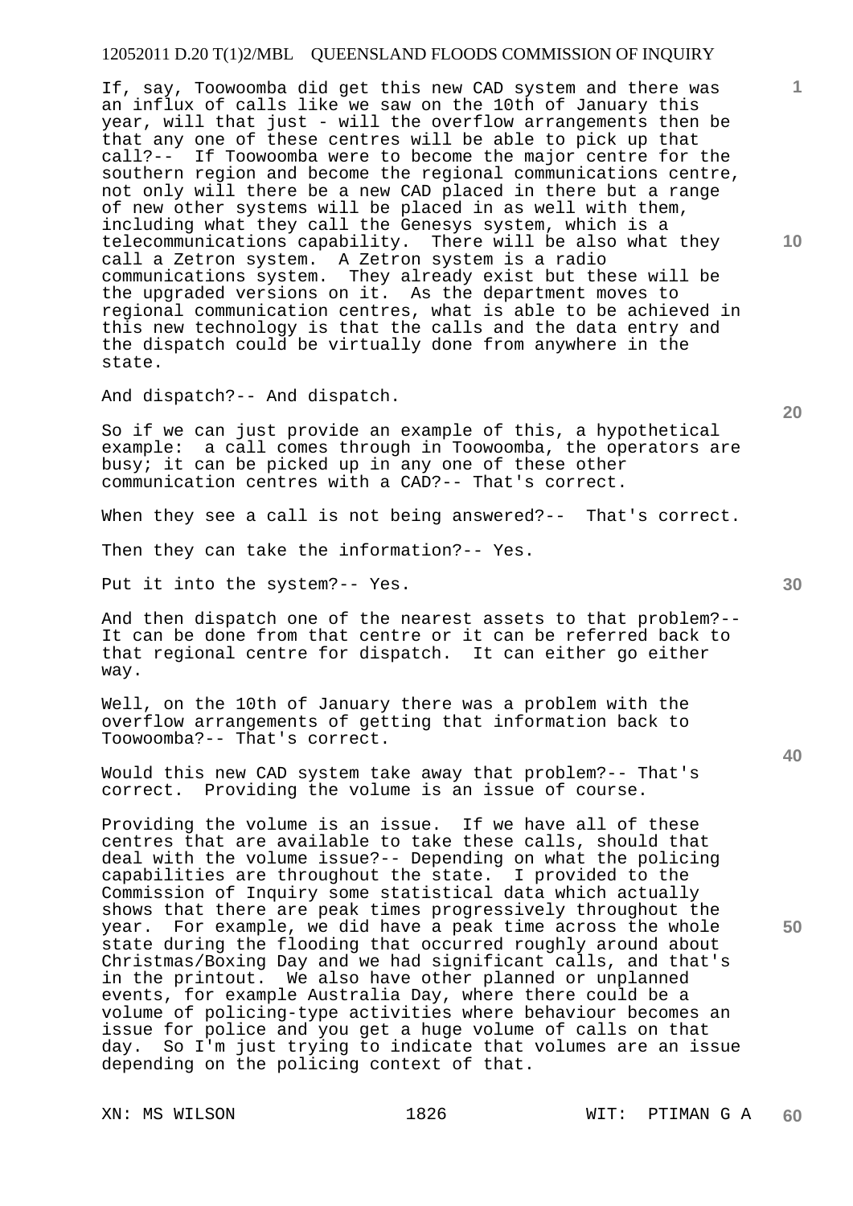If, say, Toowoomba did get this new CAD system and there was an influx of calls like we saw on the 10th of January this year, will that just - will the overflow arrangements then be that any one of these centres will be able to pick up that call?-- If Toowoomba were to become the major centre for the southern region and become the regional communications centre, not only will there be a new CAD placed in there but a range of new other systems will be placed in as well with them, including what they call the Genesys system, which is a telecommunications capability. There will be also what they call a Zetron system. A Zetron system is a radio communications system. They already exist but these will be the upgraded versions on it. As the department moves to regional communication centres, what is able to be achieved in this new technology is that the calls and the data entry and the dispatch could be virtually done from anywhere in the state.

And dispatch?-- And dispatch.

So if we can just provide an example of this, a hypothetical example: a call comes through in Toowoomba, the operators are busy; it can be picked up in any one of these other communication centres with a CAD?-- That's correct.

When they see a call is not being answered?-- That's correct.

Then they can take the information?-- Yes.

Put it into the system?-- Yes.

And then dispatch one of the nearest assets to that problem?-- It can be done from that centre or it can be referred back to that regional centre for dispatch. It can either go either way.

Well, on the 10th of January there was a problem with the overflow arrangements of getting that information back to Toowoomba?-- That's correct.

Would this new CAD system take away that problem?-- That's correct. Providing the volume is an issue of course.

Providing the volume is an issue. If we have all of these centres that are available to take these calls, should that deal with the volume issue?-- Depending on what the policing capabilities are throughout the state. I provided to the Commission of Inquiry some statistical data which actually shows that there are peak times progressively throughout the year. For example, we did have a peak time across the whole state during the flooding that occurred roughly around about Christmas/Boxing Day and we had significant calls, and that's in the printout. We also have other planned or unplanned events, for example Australia Day, where there could be a volume of policing-type activities where behaviour becomes an issue for police and you get a huge volume of calls on that day. So I'm just trying to indicate that volumes are an issue depending on the policing context of that.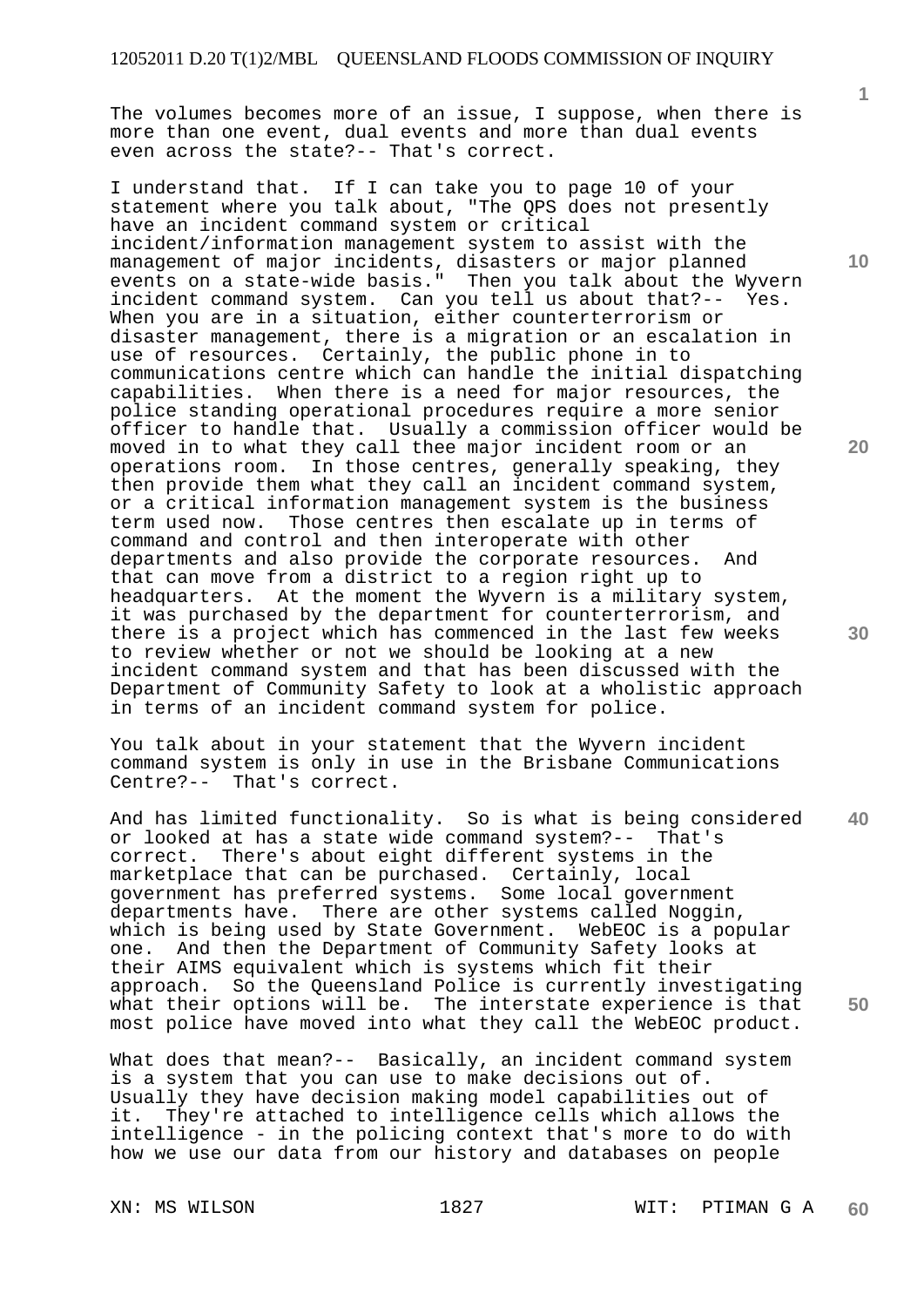The volumes becomes more of an issue, I suppose, when there is more than one event, dual events and more than dual events even across the state?-- That's correct.

I understand that. If I can take you to page 10 of your statement where you talk about, "The QPS does not presently have an incident command system or critical incident/information management system to assist with the management of major incidents, disasters or major planned events on a state-wide basis." Then you talk about the Wyvern incident command system. Can you tell us about that?-- Yes. When you are in a situation, either counterterrorism or disaster management, there is a migration or an escalation in use of resources. Certainly, the public phone in to communications centre which can handle the initial dispatching capabilities. When there is a need for major resources, the police standing operational procedures require a more senior officer to handle that. Usually a commission officer would be moved in to what they call thee major incident room or an operations room. In those centres, generally speaking, they then provide them what they call an incident command system, or a critical information management system is the business term used now. Those centres then escalate up in terms of command and control and then interoperate with other departments and also provide the corporate resources. And that can move from a district to a region right up to headquarters. At the moment the Wyvern is a military system, it was purchased by the department for counterterrorism, and there is a project which has commenced in the last few weeks to review whether or not we should be looking at a new incident command system and that has been discussed with the Department of Community Safety to look at a wholistic approach in terms of an incident command system for police.

You talk about in your statement that the Wyvern incident command system is only in use in the Brisbane Communications Centre?-- That's correct.

And has limited functionality. So is what is being considered or looked at has a state wide command system?-- That's correct. There's about eight different systems in the marketplace that can be purchased. Certainly, local government has preferred systems. Some local government departments have. There are other systems called Noggin, which is being used by State Government. WebEOC is a popular one. And then the Department of Community Safety looks at their AIMS equivalent which is systems which fit their approach. So the Queensland Police is currently investigating what their options will be. The interstate experience is that most police have moved into what they call the WebEOC product.

What does that mean?-- Basically, an incident command system is a system that you can use to make decisions out of. Usually they have decision making model capabilities out of it. They're attached to intelligence cells which allows the intelligence - in the policing context that's more to do with how we use our data from our history and databases on people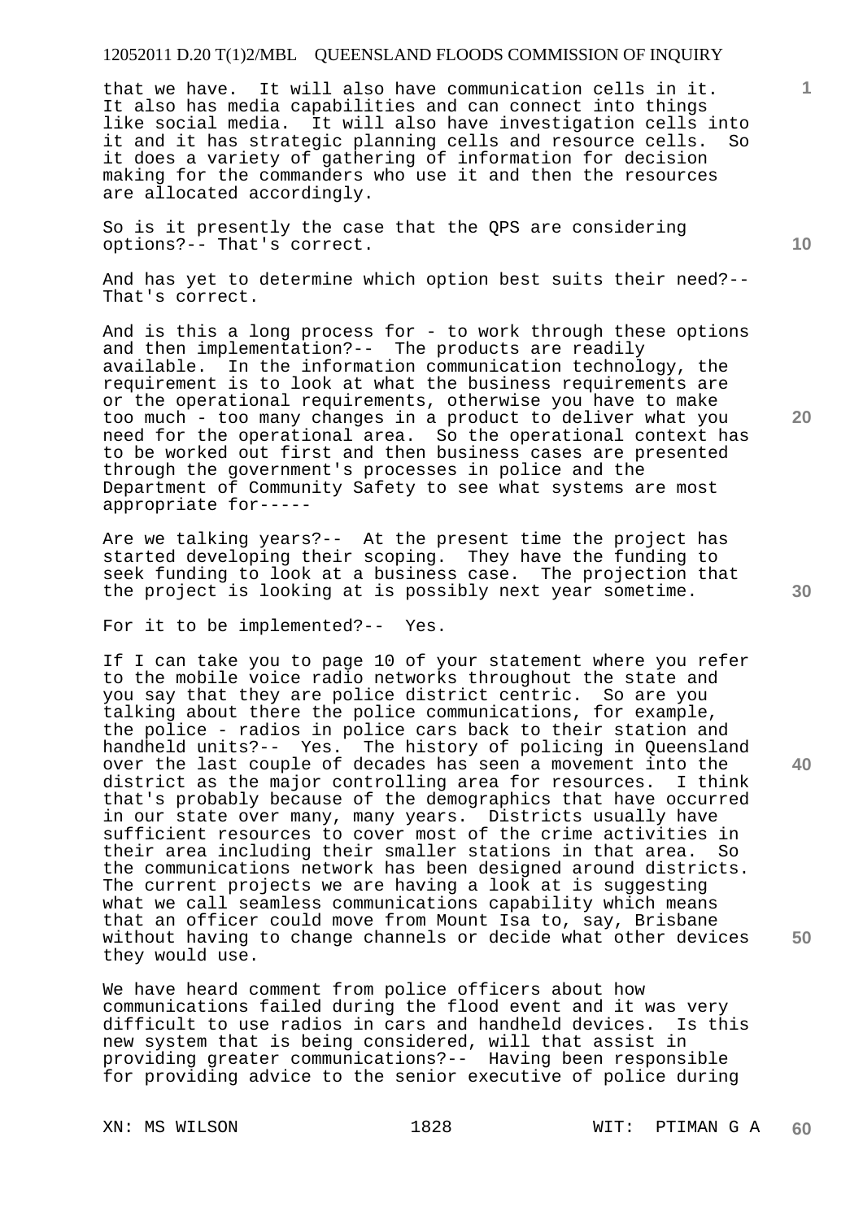that we have. It will also have communication cells in it. It also has media capabilities and can connect into things like social media. It will also have investigation cells into it and it has strategic planning cells and resource cells. So it does a variety of gathering of information for decision making for the commanders who use it and then the resources are allocated accordingly.

So is it presently the case that the QPS are considering options?-- That's correct.

And has yet to determine which option best suits their need?-- That's correct.

And is this a long process for - to work through these options and then implementation?-- The products are readily available. In the information communication technology, the requirement is to look at what the business requirements are or the operational requirements, otherwise you have to make too much - too many changes in a product to deliver what you need for the operational area. So the operational context has to be worked out first and then business cases are presented through the government's processes in police and the Department of Community Safety to see what systems are most appropriate for-----

Are we talking years?-- At the present time the project has started developing their scoping. They have the funding to seek funding to look at a business case. The projection that the project is looking at is possibly next year sometime.

For it to be implemented?-- Yes.

If I can take you to page 10 of your statement where you refer to the mobile voice radio networks throughout the state and you say that they are police district centric. So are you talking about there the police communications, for example, the police - radios in police cars back to their station and handheld units?-- Yes. The history of policing in Queensland over the last couple of decades has seen a movement into the district as the major controlling area for resources. I think that's probably because of the demographics that have occurred in our state over many, many years. Districts usually have sufficient resources to cover most of the crime activities in their area including their smaller stations in that area. So the communications network has been designed around districts. The current projects we are having a look at is suggesting what we call seamless communications capability which means that an officer could move from Mount Isa to, say, Brisbane without having to change channels or decide what other devices they would use.

We have heard comment from police officers about how communications failed during the flood event and it was very difficult to use radios in cars and handheld devices. Is this new system that is being considered, will that assist in providing greater communications?-- Having been responsible for providing advice to the senior executive of police during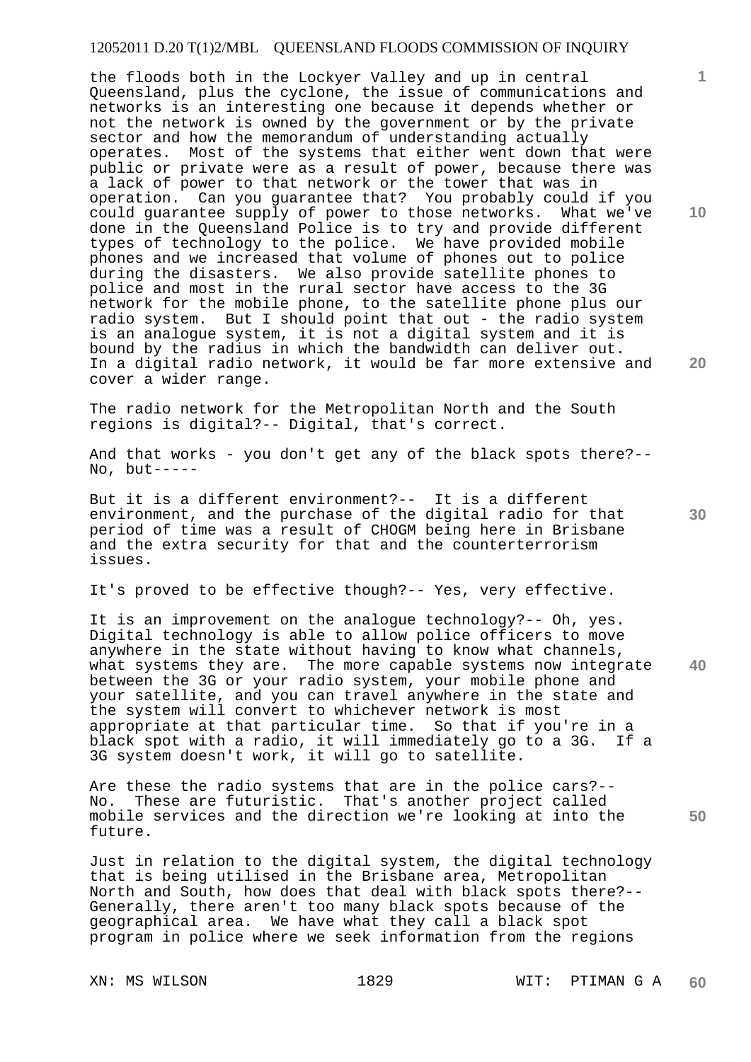the floods both in the Lockyer Valley and up in central Queensland, plus the cyclone, the issue of communications and networks is an interesting one because it depends whether or not the network is owned by the government or by the private sector and how the memorandum of understanding actually operates. Most of the systems that either went down that were public or private were as a result of power, because there was a lack of power to that network or the tower that was in operation. Can you guarantee that? You probably could if you could guarantee supply of power to those networks. What we've done in the Queensland Police is to try and provide different types of technology to the police. We have provided mobile phones and we increased that volume of phones out to police during the disasters. We also provide satellite phones to police and most in the rural sector have access to the 3G network for the mobile phone, to the satellite phone plus our radio system. But I should point that out - the radio system is an analogue system, it is not a digital system and it is bound by the radius in which the bandwidth can deliver out. In a digital radio network, it would be far more extensive and cover a wider range.

The radio network for the Metropolitan North and the South regions is digital?-- Digital, that's correct.

And that works - you don't get any of the black spots there?-- No, but-----

But it is a different environment?-- It is a different environment, and the purchase of the digital radio for that period of time was a result of CHOGM being here in Brisbane and the extra security for that and the counterterrorism issues.

It's proved to be effective though?-- Yes, very effective.

It is an improvement on the analogue technology?-- Oh, yes. Digital technology is able to allow police officers to move anywhere in the state without having to know what channels, what systems they are. The more capable systems now integrate between the 3G or your radio system, your mobile phone and your satellite, and you can travel anywhere in the state and the system will convert to whichever network is most appropriate at that particular time. So that if you're in a black spot with a radio, it will immediately go to a 3G. If a 3G system doesn't work, it will go to satellite.

Are these the radio systems that are in the police cars?-- No. These are futuristic. That's another project called mobile services and the direction we're looking at into the future.

Just in relation to the digital system, the digital technology that is being utilised in the Brisbane area, Metropolitan North and South, how does that deal with black spots there?-- Generally, there aren't too many black spots because of the geographical area. We have what they call a black spot program in police where we seek information from the regions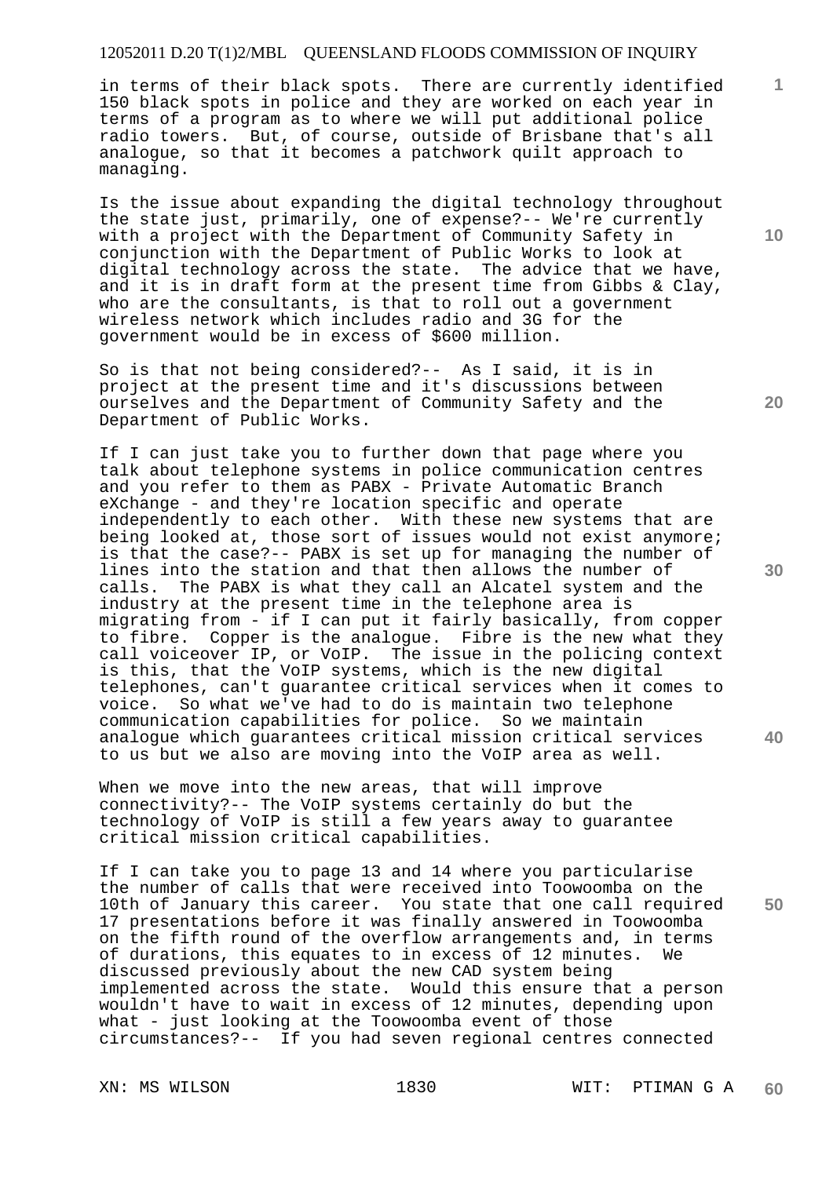in terms of their black spots. There are currently identified 150 black spots in police and they are worked on each year in terms of a program as to where we will put additional police radio towers. But, of course, outside of Brisbane that's all analogue, so that it becomes a patchwork quilt approach to managing.

Is the issue about expanding the digital technology throughout the state just, primarily, one of expense?-- We're currently with a project with the Department of Community Safety in conjunction with the Department of Public Works to look at digital technology across the state. The advice that we have, and it is in draft form at the present time from Gibbs & Clay, who are the consultants, is that to roll out a government wireless network which includes radio and 3G for the government would be in excess of $600 million.

So is that not being considered?-- As I said, it is in project at the present time and it's discussions between ourselves and the Department of Community Safety and the Department of Public Works.

If I can just take you to further down that page where you talk about telephone systems in police communication centres and you refer to them as PABX - Private Automatic Branch eXchange - and they're location specific and operate independently to each other. With these new systems that are being looked at, those sort of issues would not exist anymore; is that the case?-- PABX is set up for managing the number of lines into the station and that then allows the number of calls. The PABX is what they call an Alcatel system and the industry at the present time in the telephone area is migrating from - if I can put it fairly basically, from copper to fibre. Copper is the analogue. Fibre is the new what they call voiceover IP, or VoIP. The issue in the policing context is this, that the VoIP systems, which is the new digital telephones, can't guarantee critical services when it comes to voice. So what we've had to do is maintain two telephone communication capabilities for police. So we maintain analogue which guarantees critical mission critical services to us but we also are moving into the VoIP area as well.

When we move into the new areas, that will improve connectivity?-- The VoIP systems certainly do but the technology of VoIP is still a few years away to guarantee critical mission critical capabilities.

If I can take you to page 13 and 14 where you particularise the number of calls that were received into Toowoomba on the 10th of January this career. You state that one call required 17 presentations before it was finally answered in Toowoomba on the fifth round of the overflow arrangements and, in terms of durations, this equates to in excess of 12 minutes. We discussed previously about the new CAD system being implemented across the state. Would this ensure that a person wouldn't have to wait in excess of 12 minutes, depending upon what - just looking at the Toowoomba event of those circumstances?-- If you had seven regional centres connected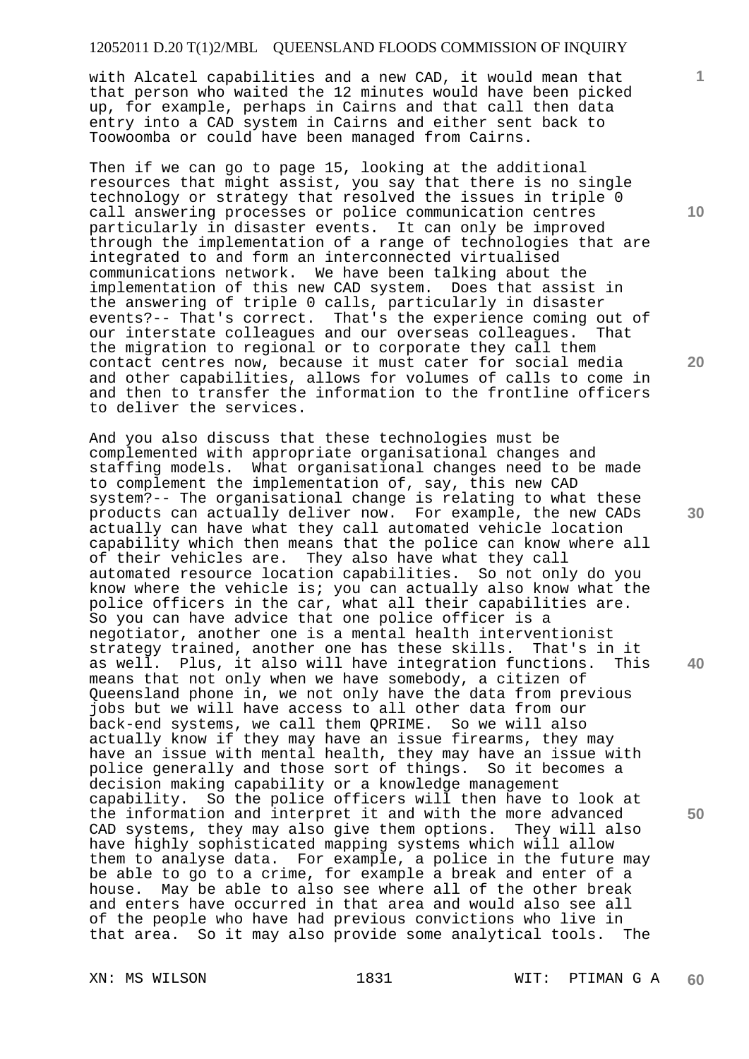with Alcatel capabilities and a new CAD, it would mean that that person who waited the 12 minutes would have been picked up, for example, perhaps in Cairns and that call then data entry into a CAD system in Cairns and either sent back to Toowoomba or could have been managed from Cairns.

Then if we can go to page 15, looking at the additional resources that might assist, you say that there is no single technology or strategy that resolved the issues in triple 0 call answering processes or police communication centres particularly in disaster events. It can only be improved through the implementation of a range of technologies that are integrated to and form an interconnected virtualised communications network. We have been talking about the implementation of this new CAD system. Does that assist in the answering of triple 0 calls, particularly in disaster events?-- That's correct. That's the experience coming out of our interstate colleagues and our overseas colleagues. That the migration to regional or to corporate they call them contact centres now, because it must cater for social media and other capabilities, allows for volumes of calls to come in and then to transfer the information to the frontline officers to deliver the services.

And you also discuss that these technologies must be complemented with appropriate organisational changes and staffing models. What organisational changes need to be made to complement the implementation of, say, this new CAD system?-- The organisational change is relating to what these products can actually deliver now. For example, the new CADs actually can have what they call automated vehicle location capability which then means that the police can know where all of their vehicles are. They also have what they call automated resource location capabilities. So not only do you know where the vehicle is; you can actually also know what the police officers in the car, what all their capabilities are. So you can have advice that one police officer is a negotiator, another one is a mental health interventionist strategy trained, another one has these skills. That's in it as well. Plus, it also will have integration functions. This means that not only when we have somebody, a citizen of Queensland phone in, we not only have the data from previous jobs but we will have access to all other data from our back-end systems, we call them QPRIME. So we will also actually know if they may have an issue firearms, they may have an issue with mental health, they may have an issue with police generally and those sort of things. So it becomes a decision making capability or a knowledge management capability. So the police officers will then have to look at the information and interpret it and with the more advanced CAD systems, they may also give them options. They will also have highly sophisticated mapping systems which will allow them to analyse data. For example, a police in the future may be able to go to a crime, for example a break and enter of a house. May be able to also see where all of the other break and enters have occurred in that area and would also see all of the people who have had previous convictions who live in that area. So it may also provide some analytical tools. The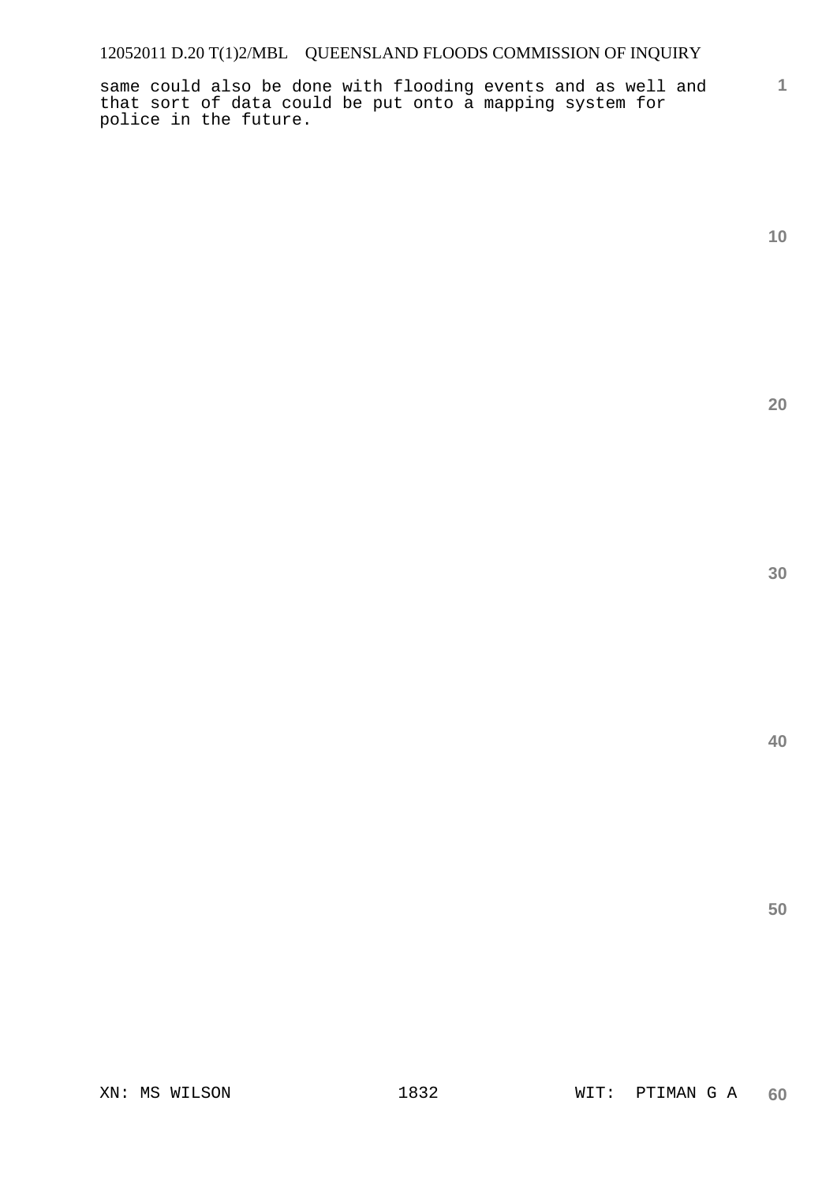same could also be done with flooding events and as well and that sort of data could be put onto a mapping system for police in the future.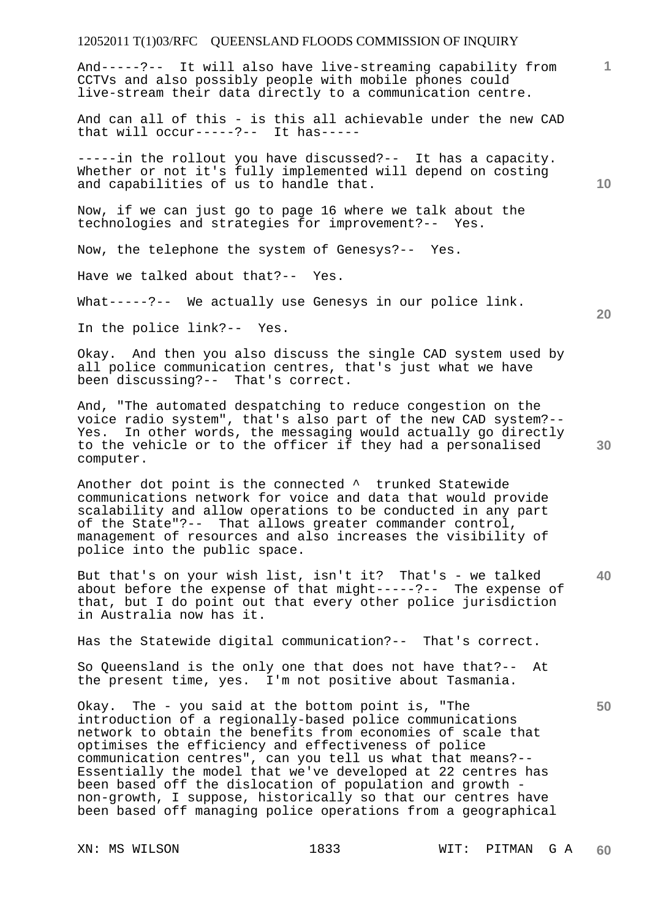And-----?-- It will also have live-streaming capability from CCTVs and also possibly people with mobile phones could live-stream their data directly to a communication centre.

And can all of this - is this all achievable under the new CAD that will occur-----?-- It has-----

-----in the rollout you have discussed?-- It has a capacity. Whether or not it's fully implemented will depend on costing and capabilities of us to handle that.

Now, if we can just go to page 16 where we talk about the technologies and strategies for improvement?-- Yes.

Now, the telephone the system of Genesys?-- Yes.

Have we talked about that?-- Yes.

What-----?-- We actually use Genesys in our police link.

In the police link?-- Yes.

Okay. And then you also discuss the single CAD system used by all police communication centres, that's just what we have been discussing?-- That's correct.

And, "The automated despatching to reduce congestion on the voice radio system", that's also part of the new CAD system?-- Yes. In other words, the messaging would actually go directly to the vehicle or to the officer if they had a personalised computer.

Another dot point is the connected ^ trunked Statewide communications network for voice and data that would provide scalability and allow operations to be conducted in any part of the State"?-- That allows greater commander control, management of resources and also increases the visibility of police into the public space.

But that's on your wish list, isn't it? That's - we talked about before the expense of that might-----?-- The expense of that, but I do point out that every other police jurisdiction in Australia now has it.

Has the Statewide digital communication?-- That's correct.

So Queensland is the only one that does not have that?-- At the present time, yes. I'm not positive about Tasmania.

Okay. The - you said at the bottom point is, "The introduction of a regionally-based police communications network to obtain the benefits from economies of scale that optimises the efficiency and effectiveness of police communication centres", can you tell us what that means?-- Essentially the model that we've developed at 22 centres has been based off the dislocation of population and growth - non-growth, I suppose, historically so that our centres have been based off managing police operations from a geographical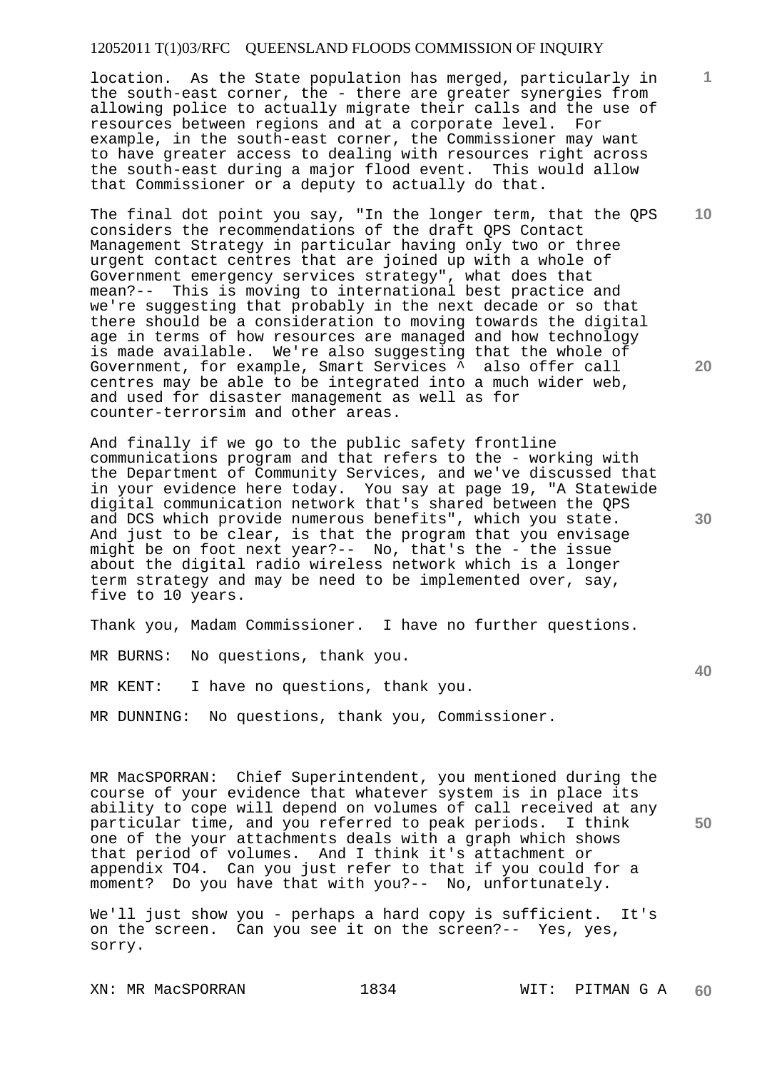location. As the State population has merged, particularly in the south-east corner, the - there are greater synergies from allowing police to actually migrate their calls and the use of resources between regions and at a corporate level. For example, in the south-east corner, the Commissioner may want to have greater access to dealing with resources right across the south-east during a major flood event. This would allow that Commissioner or a deputy to actually do that.

The final dot point you say, "In the longer term, that the QPS considers the recommendations of the draft QPS Contact Management Strategy in particular having only two or three urgent contact centres that are joined up with a whole of Government emergency services strategy", what does that mean?-- This is moving to international best practice and we're suggesting that probably in the next decade or so that there should be a consideration to moving towards the digital age in terms of how resources are managed and how technology is made available. We're also suggesting that the whole of Government, for example, Smart Services ^ also offer call centres may be able to be integrated into a much wider web, and used for disaster management as well as for counter-terrorsim and other areas.

And finally if we go to the public safety frontline communications program and that refers to the - working with the Department of Community Services, and we've discussed that in your evidence here today. You say at page 19, "A Statewide digital communication network that's shared between the QPS and DCS which provide numerous benefits", which you state. And just to be clear, is that the program that you envisage might be on foot next year?-- No, that's the - the issue about the digital radio wireless network which is a longer term strategy and may be need to be implemented over, say, five to 10 years.

Thank you, Madam Commissioner. I have no further questions.

MR BURNS: No questions, thank you.

MR KENT: I have no questions, thank you.

MR DUNNING: No questions, thank you, Commissioner.

MR MacSPORRAN: Chief Superintendent, you mentioned during the course of your evidence that whatever system is in place its ability to cope will depend on volumes of call received at any particular time, and you referred to peak periods. I think one of the your attachments deals with a graph which shows that period of volumes. And I think it's attachment or appendix TO4. Can you just refer to that if you could for a moment? Do you have that with you?-- No, unfortunately.

We'll just show you - perhaps a hard copy is sufficient. It's on the screen. Can you see it on the screen?-- Yes, yes, sorry.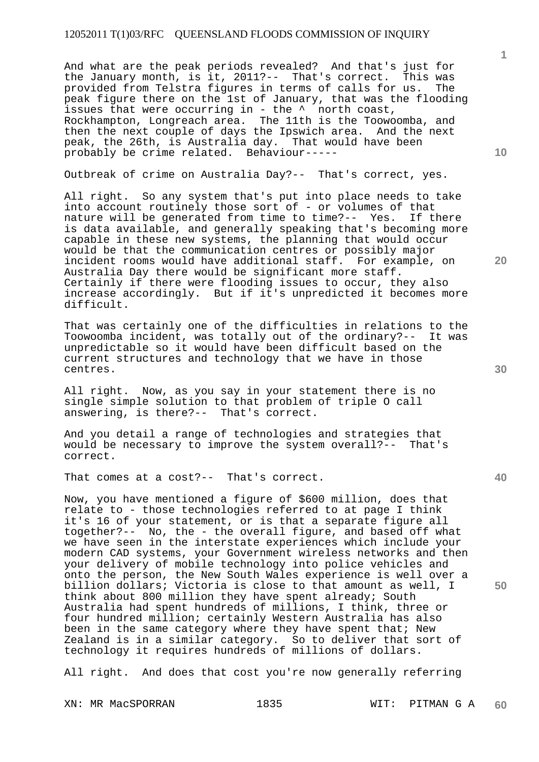And what are the peak periods revealed? And that's just for the January month, is it, 2011?-- That's correct. This was provided from Telstra figures in terms of calls for us. The peak figure there on the 1st of January, that was the flooding issues that were occurring in - the ^ north coast, Rockhampton, Longreach area. The 11th is the Toowoomba, and then the next couple of days the Ipswich area. And the next peak, the 26th, is Australia day. That would have been probably be crime related. Behaviour-----

Outbreak of crime on Australia Day?-- That's correct, yes.

All right. So any system that's put into place needs to take into account routinely those sort of - or volumes of that nature will be generated from time to time?-- Yes. If there is data available, and generally speaking that's becoming more capable in these new systems, the planning that would occur would be that the communication centres or possibly major incident rooms would have additional staff. For example, on Australia Day there would be significant more staff. Certainly if there were flooding issues to occur, they also increase accordingly. But if it's unpredicted it becomes more difficult.

That was certainly one of the difficulties in relations to the Toowoomba incident, was totally out of the ordinary?-- It was unpredictable so it would have been difficult based on the current structures and technology that we have in those centres.

All right. Now, as you say in your statement there is no single simple solution to that problem of triple O call answering, is there?-- That's correct.

And you detail a range of technologies and strategies that would be necessary to improve the system overall?-- That's correct.

That comes at a cost?-- That's correct.

Now, you have mentioned a figure of $600 million, does that relate to - those technologies referred to at page I think it's 16 of your statement, or is that a separate figure all together?-- No, the - the overall figure, and based off what we have seen in the interstate experiences which include your modern CAD systems, your Government wireless networks and then your delivery of mobile technology into police vehicles and onto the person, the New South Wales experience is well over a billion dollars; Victoria is close to that amount as well, I think about 800 million they have spent already; South Australia had spent hundreds of millions, I think, three or four hundred million; certainly Western Australia has also been in the same category where they have spent that; New Zealand is in a similar category. So to deliver that sort of technology it requires hundreds of millions of dollars.

All right. And does that cost you're now generally referring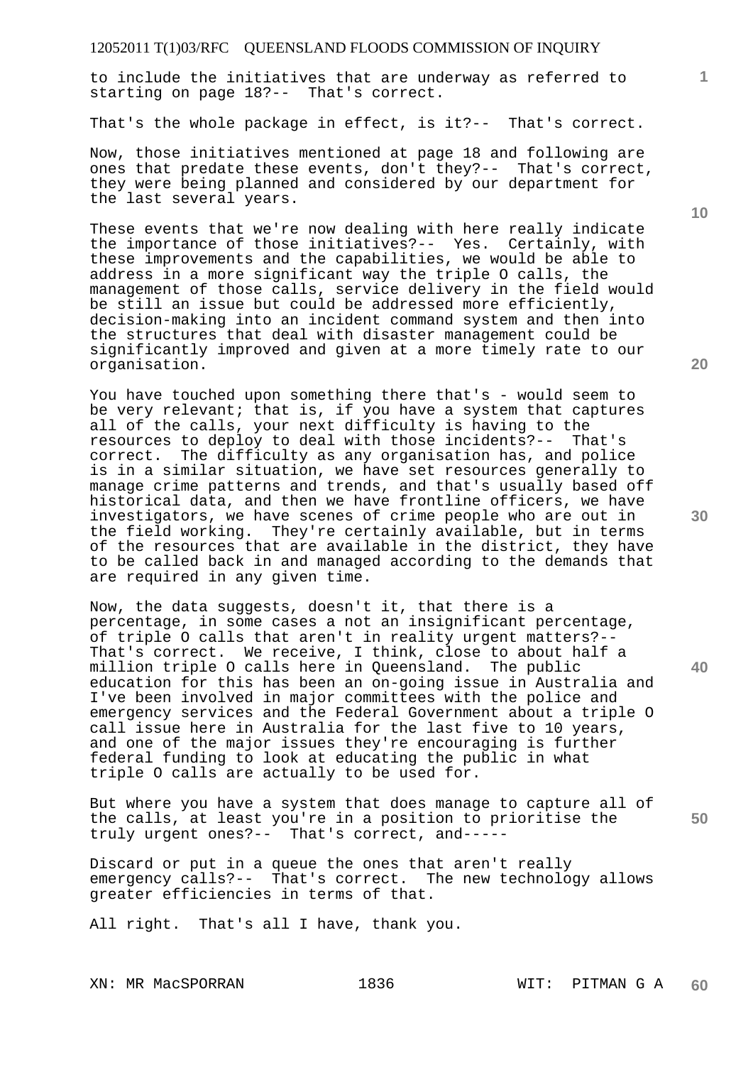to include the initiatives that are underway as referred to starting on page 18?-- That's correct.

That's the whole package in effect, is it?-- That's correct.

Now, those initiatives mentioned at page 18 and following are ones that predate these events, don't they?-- That's correct, they were being planned and considered by our department for the last several years.

These events that we're now dealing with here really indicate the importance of those initiatives?-- Yes. Certainly, with these improvements and the capabilities, we would be able to address in a more significant way the triple O calls, the management of those calls, service delivery in the field would be still an issue but could be addressed more efficiently, decision-making into an incident command system and then into the structures that deal with disaster management could be significantly improved and given at a more timely rate to our organisation.

You have touched upon something there that's - would seem to be very relevant; that is, if you have a system that captures all of the calls, your next difficulty is having to the resources to deploy to deal with those incidents?-- That's correct. The difficulty as any organisation has, and police is in a similar situation, we have set resources generally to manage crime patterns and trends, and that's usually based off historical data, and then we have frontline officers, we have investigators, we have scenes of crime people who are out in the field working. They're certainly available, but in terms of the resources that are available in the district, they have to be called back in and managed according to the demands that are required in any given time.

Now, the data suggests, doesn't it, that there is a percentage, in some cases a not an insignificant percentage, of triple O calls that aren't in reality urgent matters?-- That's correct. We receive, I think, close to about half a million triple O calls here in Queensland. The public education for this has been an on-going issue in Australia and I've been involved in major committees with the police and emergency services and the Federal Government about a triple O call issue here in Australia for the last five to 10 years, and one of the major issues they're encouraging is further federal funding to look at educating the public in what triple O calls are actually to be used for.

But where you have a system that does manage to capture all of the calls, at least you're in a position to prioritise the truly urgent ones?-- That's correct, and-----

Discard or put in a queue the ones that aren't really emergency calls?-- That's correct. The new technology allows greater efficiencies in terms of that.

All right. That's all I have, thank you.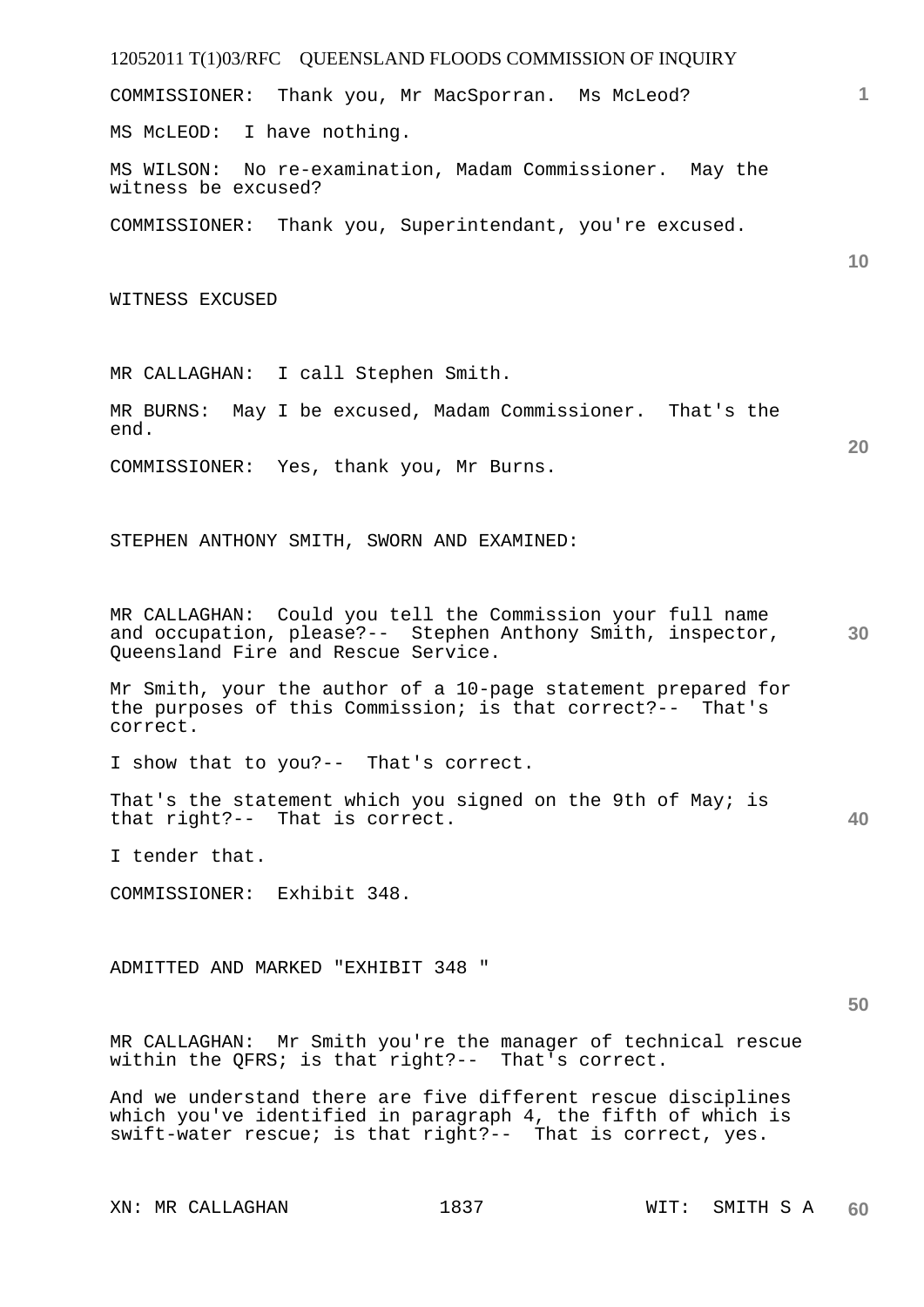COMMISSIONER: Thank you, Mr MacSporran. Ms McLeod?

MS McLEOD: I have nothing.

MS WILSON: No re-examination, Madam Commissioner. May the witness be excused?

COMMISSIONER: Thank you, Superintendant, you're excused.

WITNESS EXCUSED

MR CALLAGHAN: I call Stephen Smith.

MR BURNS: May I be excused, Madam Commissioner. That's the end.

COMMISSIONER: Yes, thank you, Mr Burns.

STEPHEN ANTHONY SMITH, SWORN AND EXAMINED:

MR CALLAGHAN: Could you tell the Commission your full name and occupation, please?-- Stephen Anthony Smith, inspector, Queensland Fire and Rescue Service.

Mr Smith, your the author of a 10-page statement prepared for the purposes of this Commission; is that correct?-- That's correct.

I show that to you?-- That's correct.

That's the statement which you signed on the 9th of May; is that right?-- That is correct.

I tender that.

COMMISSIONER: Exhibit 348.

ADMITTED AND MARKED "EXHIBIT 348 "

MR CALLAGHAN: Mr Smith you're the manager of technical rescue within the QFRS; is that right?-- That's correct.

And we understand there are five different rescue disciplines which you've identified in paragraph 4, the fifth of which is swift-water rescue; is that right?-- That is correct, yes.

XN: MR CALLAGHAN WIT: SMITH S A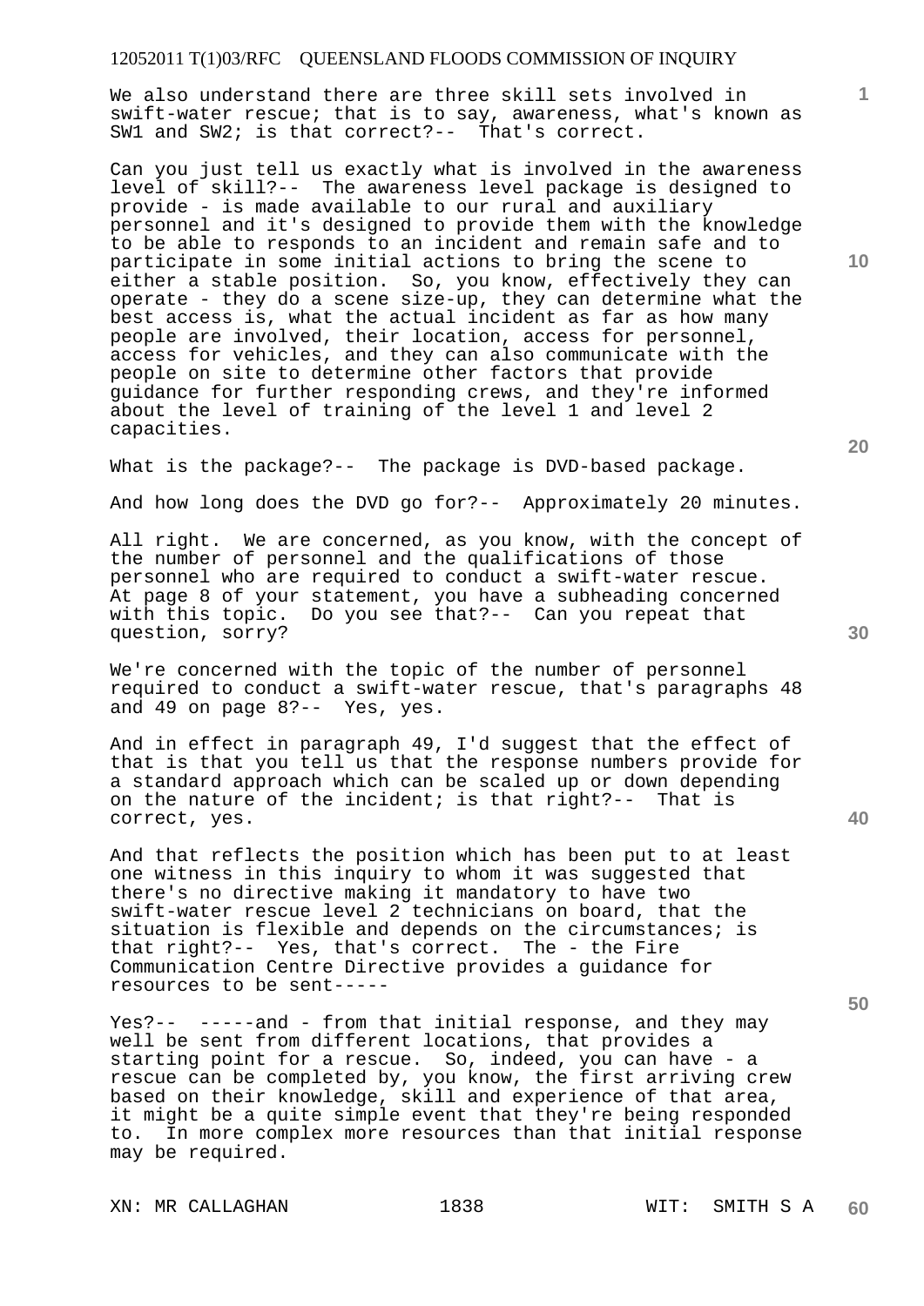We also understand there are three skill sets involved in swift-water rescue; that is to say, awareness, what's known as SW1 and SW2; is that correct?-- That's correct.

Can you just tell us exactly what is involved in the awareness level of skill?-- The awareness level package is designed to provide - is made available to our rural and auxiliary personnel and it's designed to provide them with the knowledge to be able to responds to an incident and remain safe and to participate in some initial actions to bring the scene to either a stable position. So, you know, effectively they can operate - they do a scene size-up, they can determine what the best access is, what the actual incident as far as how many people are involved, their location, access for personnel, access for vehicles, and they can also communicate with the people on site to determine other factors that provide guidance for further responding crews, and they're informed about the level of training of the level 1 and level 2 capacities.

What is the package?-- The package is DVD-based package.

And how long does the DVD go for?-- Approximately 20 minutes.

All right. We are concerned, as you know, with the concept of the number of personnel and the qualifications of those personnel who are required to conduct a swift-water rescue. At page 8 of your statement, you have a subheading concerned with this topic. Do you see that?-- Can you repeat that question, sorry?

We're concerned with the topic of the number of personnel required to conduct a swift-water rescue, that's paragraphs 48 and 49 on page 8?-- Yes, yes.

And in effect in paragraph 49, I'd suggest that the effect of that is that you tell us that the response numbers provide for a standard approach which can be scaled up or down depending on the nature of the incident; is that right?-- That is correct, yes.

And that reflects the position which has been put to at least one witness in this inquiry to whom it was suggested that there's no directive making it mandatory to have two swift-water rescue level 2 technicians on board, that the situation is flexible and depends on the circumstances; is that right?-- Yes, that's correct. The - the Fire Communication Centre Directive provides a guidance for resources to be sent-----

Yes?-- -----and - from that initial response, and they may well be sent from different locations, that provides a starting point for a rescue. So, indeed, you can have - a rescue can be completed by, you know, the first arriving crew based on their knowledge, skill and experience of that area, it might be a quite simple event that they're being responded to. In more complex more resources than that initial response may be required.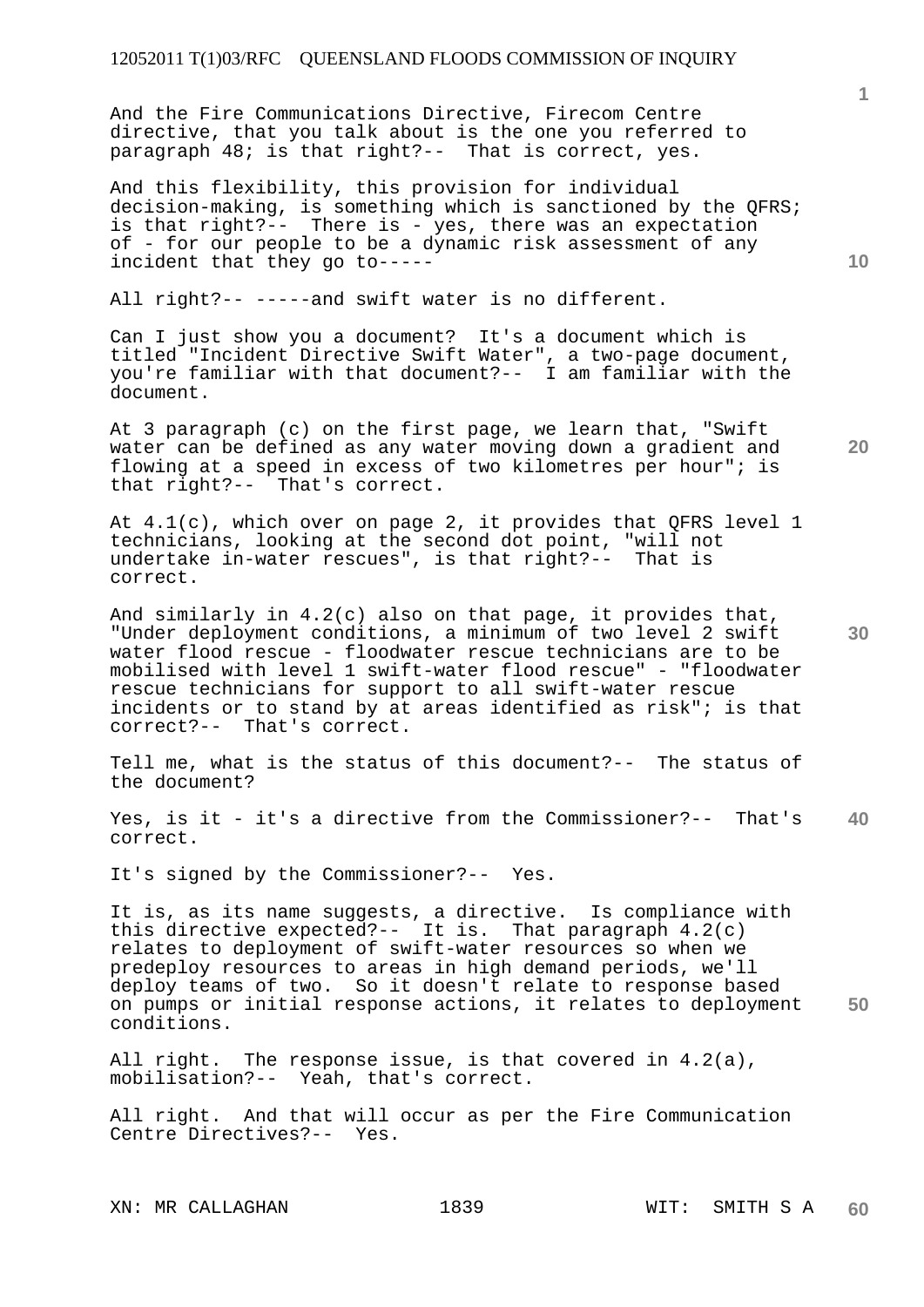And the Fire Communications Directive, Firecom Centre directive, that you talk about is the one you referred to paragraph 48; is that right?-- That is correct, yes.

And this flexibility, this provision for individual decision-making, is something which is sanctioned by the QFRS; is that right?-- There is - yes, there was an expectation of - for our people to be a dynamic risk assessment of any incident that they go to-----

All right?-- -----and swift water is no different.

Can I just show you a document? It's a document which is titled "Incident Directive Swift Water", a two-page document, you're familiar with that document?-- I am familiar with the document.

At 3 paragraph (c) on the first page, we learn that, "Swift water can be defined as any water moving down a gradient and flowing at a speed in excess of two kilometres per hour"; is that right?-- That's correct.

At 4.1(c), which over on page 2, it provides that QFRS level 1 technicians, looking at the second dot point, "will not undertake in-water rescues", is that right?-- That is correct.

And similarly in 4.2(c) also on that page, it provides that, "Under deployment conditions, a minimum of two level 2 swift water flood rescue - floodwater rescue technicians are to be mobilised with level 1 swift-water flood rescue" - "floodwater rescue technicians for support to all swift-water rescue incidents or to stand by at areas identified as risk"; is that correct?-- That's correct.

Tell me, what is the status of this document?-- The status of the document?

Yes, is it - it's a directive from the Commissioner?-- That's correct.

It's signed by the Commissioner?-- Yes.

It is, as its name suggests, a directive. Is compliance with this directive expected?-- It is. That paragraph 4.2(c) relates to deployment of swift-water resources so when we predeploy resources to areas in high demand periods, we'll deploy teams of two. So it doesn't relate to response based on pumps or initial response actions, it relates to deployment conditions.

All right. The response issue, is that covered in 4.2(a), mobilisation?-- Yeah, that's correct.

All right. And that will occur as per the Fire Communication Centre Directives?-- Yes.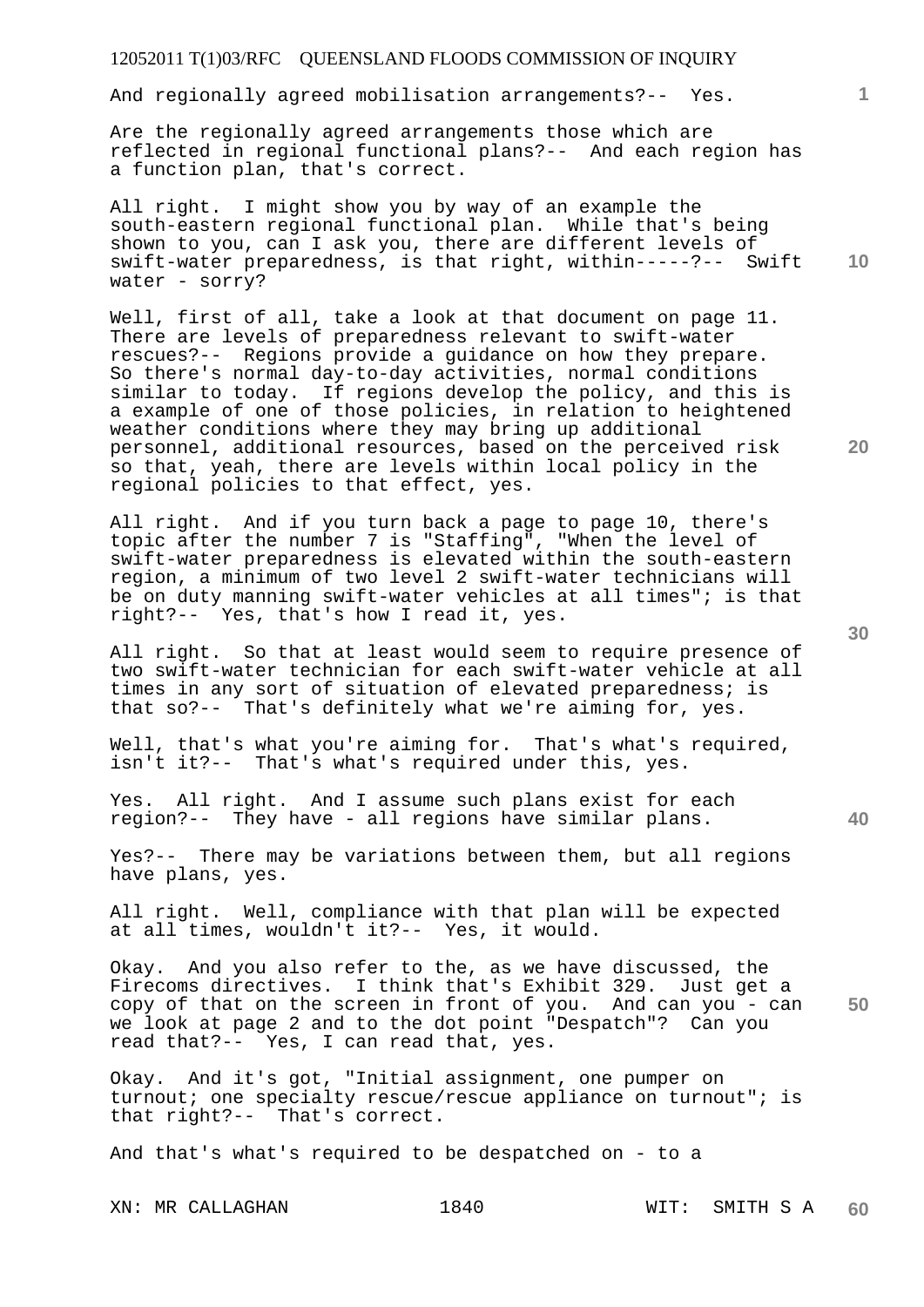And regionally agreed mobilisation arrangements?-- Yes.

Are the regionally agreed arrangements those which are reflected in regional functional plans?-- And each region has a function plan, that's correct.

All right. I might show you by way of an example the south-eastern regional functional plan. While that's being shown to you, can I ask you, there are different levels of swift-water preparedness, is that right, within-----?-- Swift water - sorry?

Well, first of all, take a look at that document on page 11. There are levels of preparedness relevant to swift-water rescues?-- Regions provide a guidance on how they prepare. So there's normal day-to-day activities, normal conditions similar to today. If regions develop the policy, and this is a example of one of those policies, in relation to heightened weather conditions where they may bring up additional personnel, additional resources, based on the perceived risk so that, yeah, there are levels within local policy in the regional policies to that effect, yes.

All right. And if you turn back a page to page 10, there's topic after the number 7 is "Staffing", "When the level of swift-water preparedness is elevated within the south-eastern region, a minimum of two level 2 swift-water technicians will be on duty manning swift-water vehicles at all times"; is that right?-- Yes, that's how I read it, yes.

All right. So that at least would seem to require presence of two swift-water technician for each swift-water vehicle at all times in any sort of situation of elevated preparedness; is that so?-- That's definitely what we're aiming for, yes.

Well, that's what you're aiming for. That's what's required, isn't it?-- That's what's required under this, yes.

Yes. All right. And I assume such plans exist for each region?-- They have - all regions have similar plans.

Yes?-- There may be variations between them, but all regions have plans, yes.

All right. Well, compliance with that plan will be expected at all times, wouldn't it?-- Yes, it would.

Okay. And you also refer to the, as we have discussed, the Firecoms directives. I think that's Exhibit 329. Just get a copy of that on the screen in front of you. And can you - can we look at page 2 and to the dot point "Despatch"? Can you read that?-- Yes, I can read that, yes.

Okay. And it's got, "Initial assignment, one pumper on turnout; one specialty rescue/rescue appliance on turnout"; is that right?-- That's correct.

And that's what's required to be despatched on - to a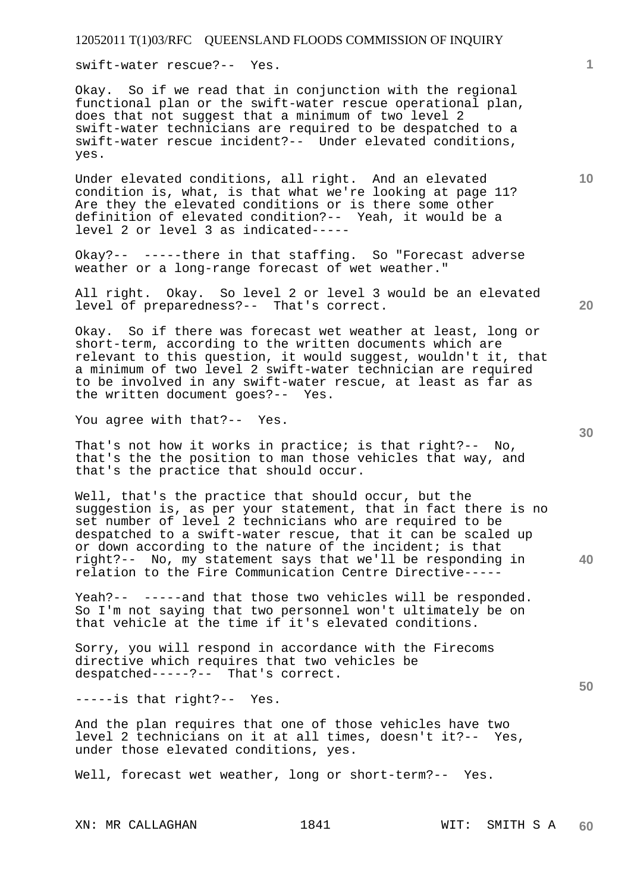swift-water rescue?-- Yes.

Okay. So if we read that in conjunction with the regional functional plan or the swift-water rescue operational plan, does that not suggest that a minimum of two level 2 swift-water technicians are required to be despatched to a swift-water rescue incident?-- Under elevated conditions, yes.

Under elevated conditions, all right. And an elevated condition is, what, is that what we're looking at page 11? Are they the elevated conditions or is there some other definition of elevated condition?-- Yeah, it would be a level 2 or level 3 as indicated-----

Okay?-- -----there in that staffing. So "Forecast adverse weather or a long-range forecast of wet weather."

All right. Okay. So level 2 or level 3 would be an elevated level of preparedness?-- That's correct.

Okay. So if there was forecast wet weather at least, long or short-term, according to the written documents which are relevant to this question, it would suggest, wouldn't it, that a minimum of two level 2 swift-water technician are required to be involved in any swift-water rescue, at least as far as the written document goes?-- Yes.

You agree with that?-- Yes.

That's not how it works in practice; is that right?-- No, that's the the position to man those vehicles that way, and that's the practice that should occur.

Well, that's the practice that should occur, but the suggestion is, as per your statement, that in fact there is no set number of level 2 technicians who are required to be despatched to a swift-water rescue, that it can be scaled up or down according to the nature of the incident; is that right?-- No, my statement says that we'll be responding in relation to the Fire Communication Centre Directive-----

Yeah?-- -----and that those two vehicles will be responded. So I'm not saying that two personnel won't ultimately be on that vehicle at the time if it's elevated conditions.

Sorry, you will respond in accordance with the Firecoms directive which requires that two vehicles be despatched-----?-- That's correct.

-----is that right?-- Yes.

And the plan requires that one of those vehicles have two level 2 technicians on it at all times, doesn't it?-- Yes, under those elevated conditions, yes.

Well, forecast wet weather, long or short-term?-- Yes.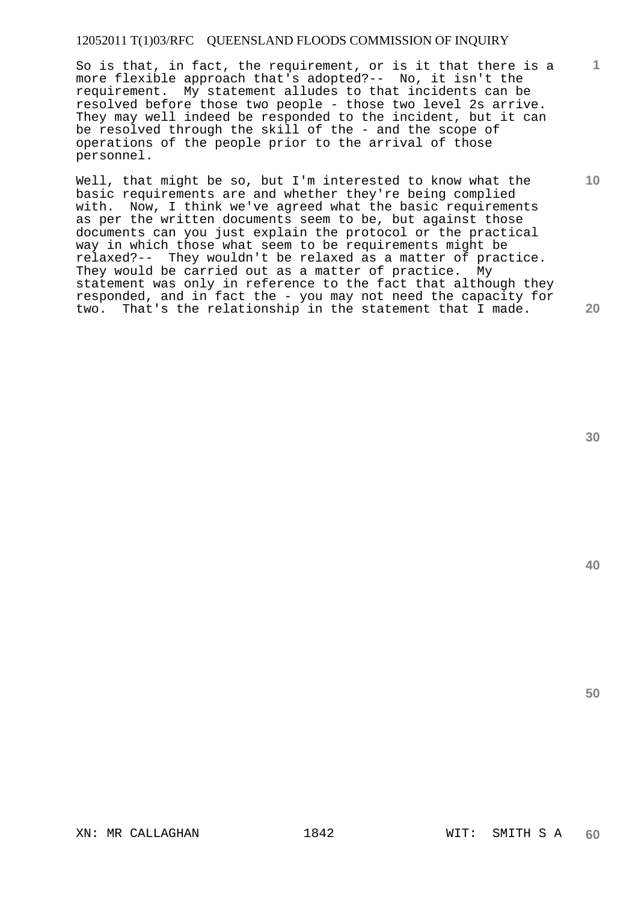So is that, in fact, the requirement, or is it that there is a more flexible approach that's adopted?-- No, it isn't the requirement. My statement alludes to that incidents can be resolved before those two people - those two level 2s arrive. They may well indeed be responded to the incident, but it can be resolved through the skill of the - and the scope of operations of the people prior to the arrival of those personnel.

Well, that might be so, but I'm interested to know what the basic requirements are and whether they're being complied with. Now, I think we've agreed what the basic requirements as per the written documents seem to be, but against those documents can you just explain the protocol or the practical way in which those what seem to be requirements might be relaxed?-- They wouldn't be relaxed as a matter of practice. They would be carried out as a matter of practice. My statement was only in reference to the fact that although they responded, and in fact the - you may not need the capacity for two. That's the relationship in the statement that I made.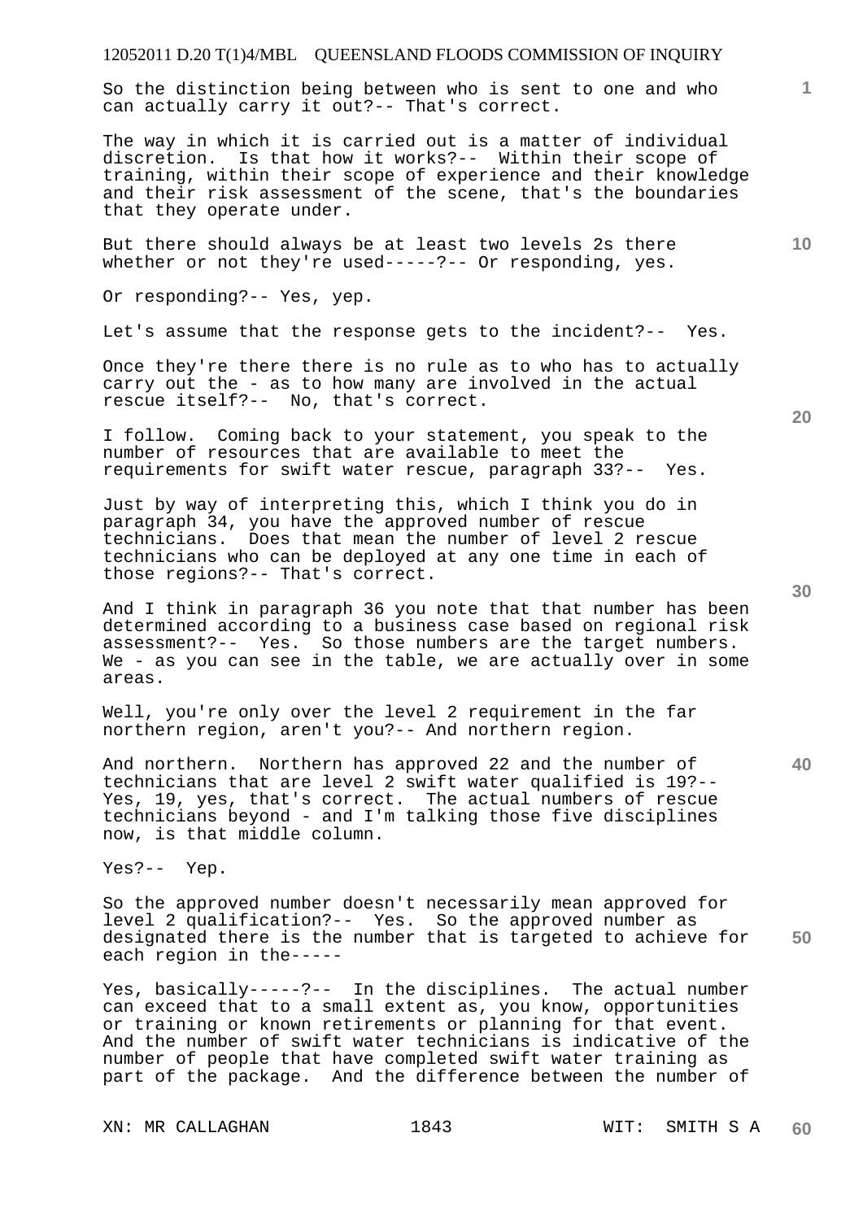So the distinction being between who is sent to one and who can actually carry it out?-- That's correct.

The way in which it is carried out is a matter of individual discretion. Is that how it works?-- Within their scope of training, within their scope of experience and their knowledge and their risk assessment of the scene, that's the boundaries that they operate under.

But there should always be at least two levels 2s there whether or not they're used-----?-- Or responding, yes.

Or responding?-- Yes, yep.

Let's assume that the response gets to the incident?-- Yes.

Once they're there there is no rule as to who has to actually carry out the - as to how many are involved in the actual rescue itself?-- No, that's correct.

I follow. Coming back to your statement, you speak to the number of resources that are available to meet the requirements for swift water rescue, paragraph 33?-- Yes.

Just by way of interpreting this, which I think you do in paragraph 34, you have the approved number of rescue technicians. Does that mean the number of level 2 rescue technicians who can be deployed at any one time in each of those regions?-- That's correct.

And I think in paragraph 36 you note that that number has been determined according to a business case based on regional risk assessment?-- Yes. So those numbers are the target numbers. We - as you can see in the table, we are actually over in some areas.

Well, you're only over the level 2 requirement in the far northern region, aren't you?-- And northern region.

And northern. Northern has approved 22 and the number of technicians that are level 2 swift water qualified is 19?-- Yes, 19, yes, that's correct. The actual numbers of rescue technicians beyond - and I'm talking those five disciplines now, is that middle column.

Yes?-- Yep.

So the approved number doesn't necessarily mean approved for level 2 qualification?-- Yes. So the approved number as designated there is the number that is targeted to achieve for each region in the-----

Yes, basically-----?-- In the disciplines. The actual number can exceed that to a small extent as, you know, opportunities or training or known retirements or planning for that event. And the number of swift water technicians is indicative of the number of people that have completed swift water training as part of the package. And the difference between the number of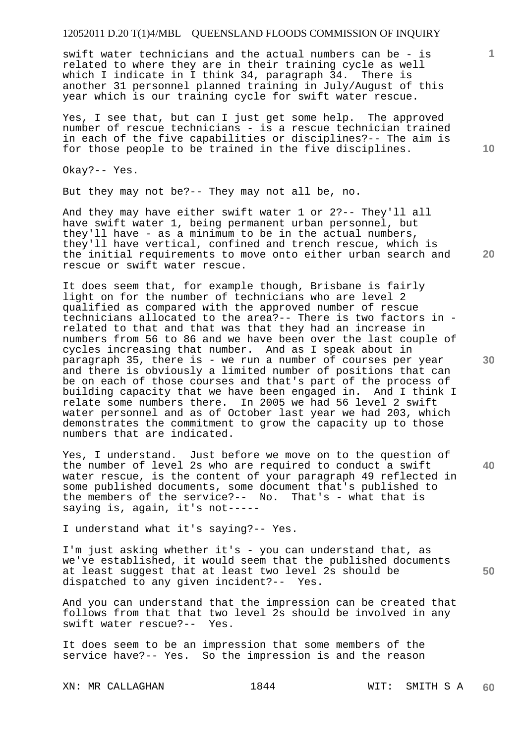swift water technicians and the actual numbers can be - is related to where they are in their training cycle as well which I indicate in I think 34, paragraph 34. There is another 31 personnel planned training in July/August of this year which is our training cycle for swift water rescue.

Yes, I see that, but can I just get some help. The approved number of rescue technicians - is a rescue technician trained in each of the five capabilities or disciplines?-- The aim is for those people to be trained in the five disciplines.

Okay?-- Yes.

But they may not be?-- They may not all be, no.

And they may have either swift water 1 or 2?-- They'll all have swift water 1, being permanent urban personnel, but they'll have - as a minimum to be in the actual numbers, they'll have vertical, confined and trench rescue, which is the initial requirements to move onto either urban search and rescue or swift water rescue.

It does seem that, for example though, Brisbane is fairly light on for the number of technicians who are level 2 qualified as compared with the approved number of rescue technicians allocated to the area?-- There is two factors in - related to that and that was that they had an increase in numbers from 56 to 86 and we have been over the last couple of cycles increasing that number. And as I speak about in paragraph 35, there is - we run a number of courses per year and there is obviously a limited number of positions that can be on each of those courses and that's part of the process of building capacity that we have been engaged in. And I think I relate some numbers there. In 2005 we had 56 level 2 swift water personnel and as of October last year we had 203, which demonstrates the commitment to grow the capacity up to those numbers that are indicated.

Yes, I understand. Just before we move on to the question of the number of level 2s who are required to conduct a swift water rescue, is the content of your paragraph 49 reflected in some published documents, some document that's published to the members of the service?-- No. That's - what that is saying is, again, it's not-----

I understand what it's saying?-- Yes.

I'm just asking whether it's - you can understand that, as we've established, it would seem that the published documents at least suggest that at least two level 2s should be dispatched to any given incident?-- Yes.

And you can understand that the impression can be created that follows from that that two level 2s should be involved in any swift water rescue?-- Yes.

It does seem to be an impression that some members of the service have?-- Yes. So the impression is and the reason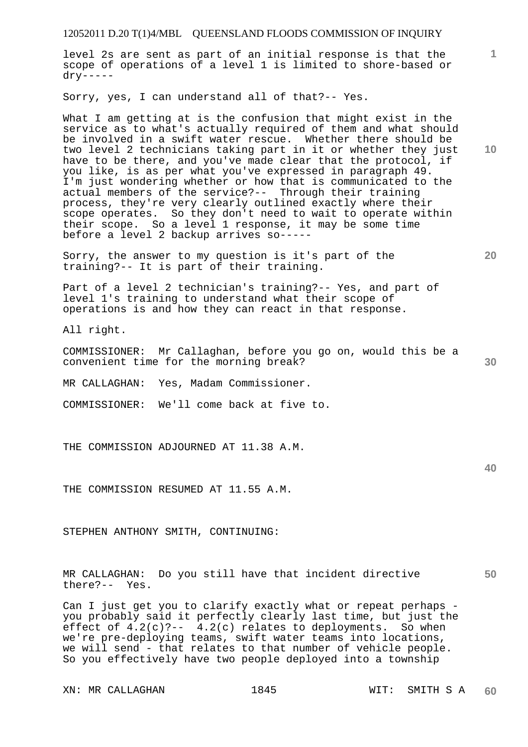level 2s are sent as part of an initial response is that the scope of operations of a level 1 is limited to shore-based or dry-----

Sorry, yes, I can understand all of that?-- Yes.

What I am getting at is the confusion that might exist in the service as to what's actually required of them and what should be involved in a swift water rescue. Whether there should be two level 2 technicians taking part in it or whether they just have to be there, and you've made clear that the protocol, if you like, is as per what you've expressed in paragraph 49. I'm just wondering whether or how that is communicated to the actual members of the service?-- Through their training process, they're very clearly outlined exactly where their scope operates. So they don't need to wait to operate within their scope. So a level 1 response, it may be some time before a level 2 backup arrives so-----

Sorry, the answer to my question is it's part of the training?-- It is part of their training.

Part of a level 2 technician's training?-- Yes, and part of level 1's training to understand what their scope of operations is and how they can react in that response.

All right.

COMMISSIONER: Mr Callaghan, before you go on, would this be a convenient time for the morning break?

MR CALLAGHAN: Yes, Madam Commissioner.

COMMISSIONER: We'll come back at five to.

THE COMMISSION ADJOURNED AT 11.38 A.M.

THE COMMISSION RESUMED AT 11.55 A.M.

STEPHEN ANTHONY SMITH, CONTINUING:

MR CALLAGHAN: Do you still have that incident directive there?-- Yes.

Can I just get you to clarify exactly what or repeat perhaps - you probably said it perfectly clearly last time, but just the effect of 4.2(c)?-- 4.2(c) relates to deployments. So when we're pre-deploying teams, swift water teams into locations, we will send - that relates to that number of vehicle people. So you effectively have two people deployed into a township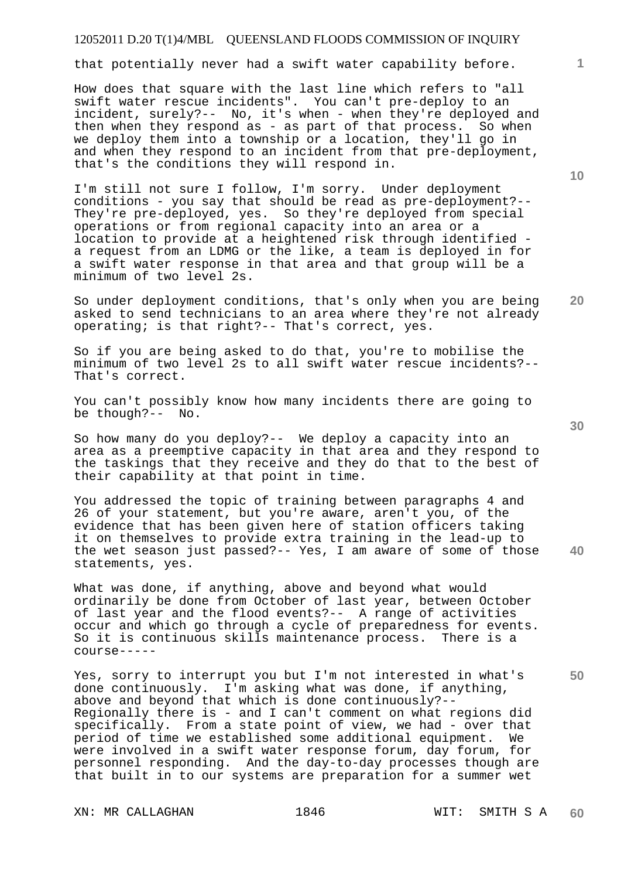that potentially never had a swift water capability before.

How does that square with the last line which refers to "all swift water rescue incidents". You can't pre-deploy to an incident, surely?-- No, it's when - when they're deployed and then when they respond as - as part of that process. So when we deploy them into a township or a location, they'll go in and when they respond to an incident from that pre-deployment, that's the conditions they will respond in.

I'm still not sure I follow, I'm sorry. Under deployment conditions - you say that should be read as pre-deployment?-- They're pre-deployed, yes. So they're deployed from special operations or from regional capacity into an area or a location to provide at a heightened risk through identified - a request from an LDMG or the like, a team is deployed in for a swift water response in that area and that group will be a minimum of two level 2s.

So under deployment conditions, that's only when you are being asked to send technicians to an area where they're not already operating; is that right?-- That's correct, yes.

So if you are being asked to do that, you're to mobilise the minimum of two level 2s to all swift water rescue incidents?-- That's correct.

You can't possibly know how many incidents there are going to be though?-- No.

So how many do you deploy?-- We deploy a capacity into an area as a preemptive capacity in that area and they respond to the taskings that they receive and they do that to the best of their capability at that point in time.

You addressed the topic of training between paragraphs 4 and 26 of your statement, but you're aware, aren't you, of the evidence that has been given here of station officers taking it on themselves to provide extra training in the lead-up to the wet season just passed?-- Yes, I am aware of some of those statements, yes.

What was done, if anything, above and beyond what would ordinarily be done from October of last year, between October of last year and the flood events?-- A range of activities occur and which go through a cycle of preparedness for events. So it is continuous skills maintenance process. There is a course-----

Yes, sorry to interrupt you but I'm not interested in what's done continuously. I'm asking what was done, if anything, above and beyond that which is done continuously?-- Regionally there is - and I can't comment on what regions did specifically. From a state point of view, we had - over that period of time we established some additional equipment. We were involved in a swift water response forum, day forum, for personnel responding. And the day-to-day processes though are that built in to our systems are preparation for a summer wet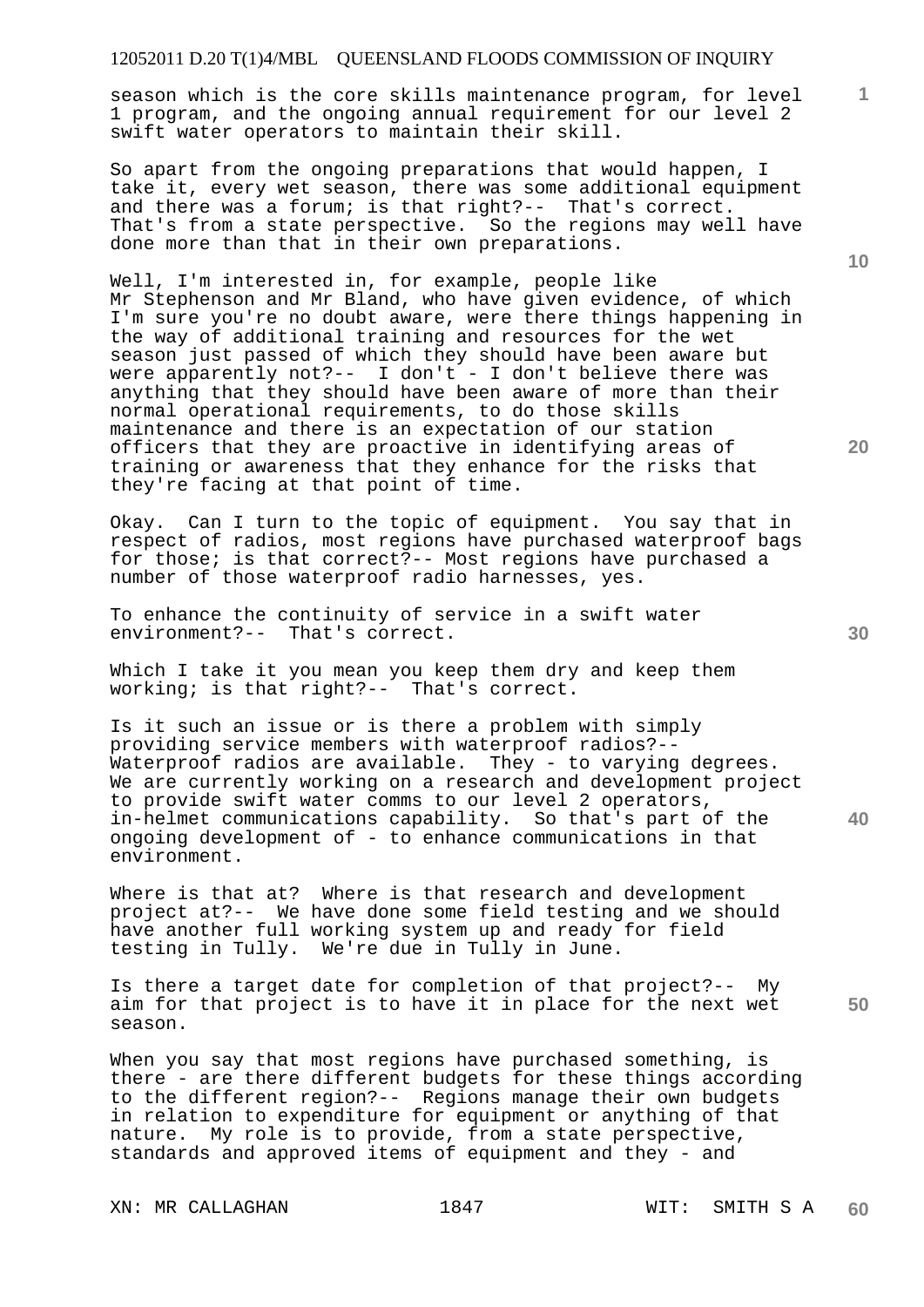season which is the core skills maintenance program, for level 1 program, and the ongoing annual requirement for our level 2 swift water operators to maintain their skill.

So apart from the ongoing preparations that would happen, I take it, every wet season, there was some additional equipment and there was a forum; is that right?-- That's correct. That's from a state perspective. So the regions may well have done more than that in their own preparations.

Well, I'm interested in, for example, people like Mr Stephenson and Mr Bland, who have given evidence, of which I'm sure you're no doubt aware, were there things happening in the way of additional training and resources for the wet season just passed of which they should have been aware but were apparently not?-- I don't - I don't believe there was anything that they should have been aware of more than their normal operational requirements, to do those skills maintenance and there is an expectation of our station officers that they are proactive in identifying areas of training or awareness that they enhance for the risks that they're facing at that point of time.

Okay. Can I turn to the topic of equipment. You say that in respect of radios, most regions have purchased waterproof bags for those; is that correct?-- Most regions have purchased a number of those waterproof radio harnesses, yes.

To enhance the continuity of service in a swift water environment?-- That's correct.

Which I take it you mean you keep them dry and keep them working; is that right?-- That's correct.

Is it such an issue or is there a problem with simply providing service members with waterproof radios?-- Waterproof radios are available. They - to varying degrees. We are currently working on a research and development project to provide swift water comms to our level 2 operators, in-helmet communications capability. So that's part of the ongoing development of - to enhance communications in that environment.

Where is that at? Where is that research and development project at?-- We have done some field testing and we should have another full working system up and ready for field testing in Tully. We're due in Tully in June.

Is there a target date for completion of that project?-- My aim for that project is to have it in place for the next wet season.

When you say that most regions have purchased something, is there - are there different budgets for these things according to the different region?-- Regions manage their own budgets in relation to expenditure for equipment or anything of that nature. My role is to provide, from a state perspective, standards and approved items of equipment and they - and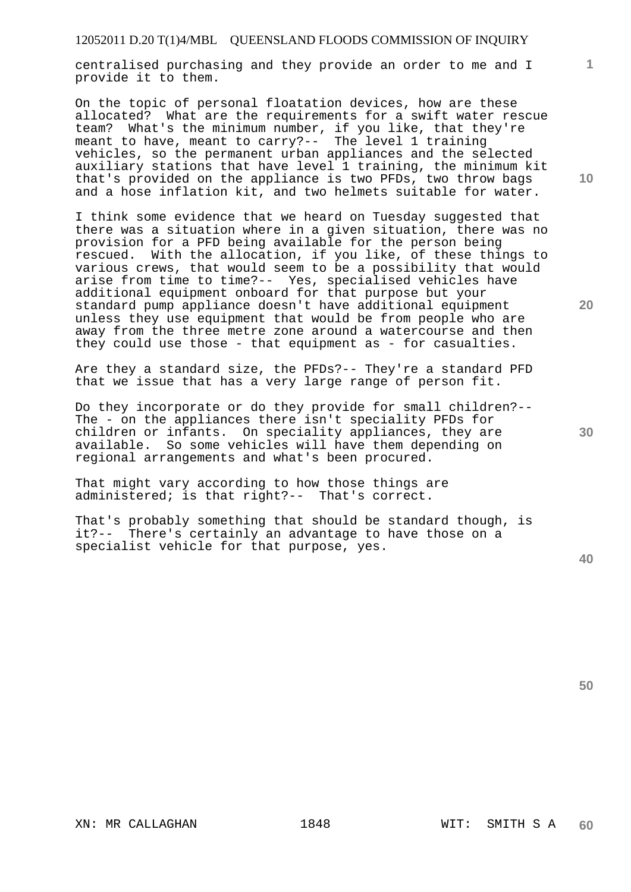centralised purchasing and they provide an order to me and I provide it to them.

On the topic of personal floatation devices, how are these allocated? What are the requirements for a swift water rescue team? What's the minimum number, if you like, that they're meant to have, meant to carry?-- The level 1 training vehicles, so the permanent urban appliances and the selected auxiliary stations that have level 1 training, the minimum kit that's provided on the appliance is two PFDs, two throw bags and a hose inflation kit, and two helmets suitable for water.

I think some evidence that we heard on Tuesday suggested that there was a situation where in a given situation, there was no provision for a PFD being available for the person being rescued. With the allocation, if you like, of these things to various crews, that would seem to be a possibility that would arise from time to time?-- Yes, specialised vehicles have additional equipment onboard for that purpose but your standard pump appliance doesn't have additional equipment unless they use equipment that would be from people who are away from the three metre zone around a watercourse and then they could use those - that equipment as - for casualties.

Are they a standard size, the PFDs?-- They're a standard PFD that we issue that has a very large range of person fit.

Do they incorporate or do they provide for small children?-- The - on the appliances there isn't speciality PFDs for children or infants. On speciality appliances, they are available. So some vehicles will have them depending on regional arrangements and what's been procured.

That might vary according to how those things are administered; is that right?-- That's correct.

That's probably something that should be standard though, is it?-- There's certainly an advantage to have those on a specialist vehicle for that purpose, yes.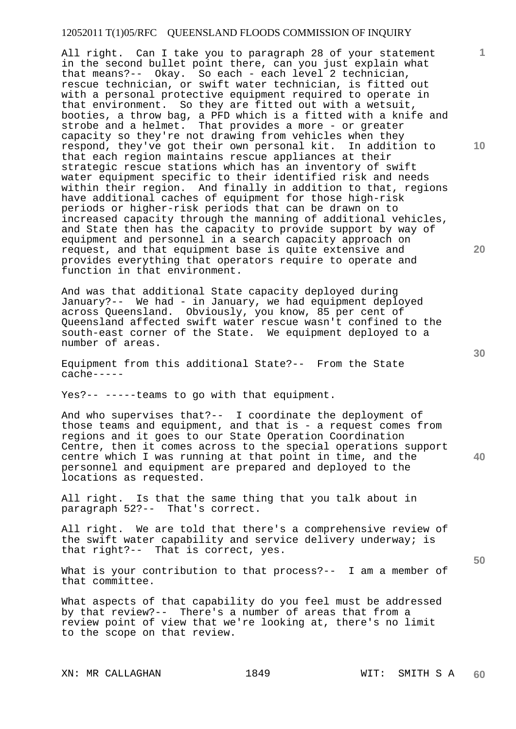All right. Can I take you to paragraph 28 of your statement in the second bullet point there, can you just explain what that means?-- Okay. So each - each level 2 technician, rescue technician, or swift water technician, is fitted out with a personal protective equipment required to operate in that environment. So they are fitted out with a wetsuit, booties, a throw bag, a PFD which is a fitted with a knife and strobe and a helmet. That provides a more - or greater capacity so they're not drawing from vehicles when they respond, they've got their own personal kit. In addition to that each region maintains rescue appliances at their strategic rescue stations which has an inventory of swift water equipment specific to their identified risk and needs within their region. And finally in addition to that, regions have additional caches of equipment for those high-risk periods or higher-risk periods that can be drawn on to increased capacity through the manning of additional vehicles, and State then has the capacity to provide support by way of equipment and personnel in a search capacity approach on request, and that equipment base is quite extensive and provides everything that operators require to operate and function in that environment.

And was that additional State capacity deployed during January?-- We had - in January, we had equipment deployed across Queensland. Obviously, you know, 85 per cent of Queensland affected swift water rescue wasn't confined to the south-east corner of the State. We equipment deployed to a number of areas.

Equipment from this additional State?-- From the State cache-----

Yes?-- -----teams to go with that equipment.

And who supervises that?-- I coordinate the deployment of those teams and equipment, and that is - a request comes from regions and it goes to our State Operation Coordination Centre, then it comes across to the special operations support centre which I was running at that point in time, and the personnel and equipment are prepared and deployed to the locations as requested.

All right. Is that the same thing that you talk about in paragraph 52?-- That's correct.

All right. We are told that there's a comprehensive review of the swift water capability and service delivery underway; is that right?-- That is correct, yes.

What is your contribution to that process?-- I am a member of that committee.

What aspects of that capability do you feel must be addressed by that review?-- There's a number of areas that from a review point of view that we're looking at, there's no limit to the scope on that review.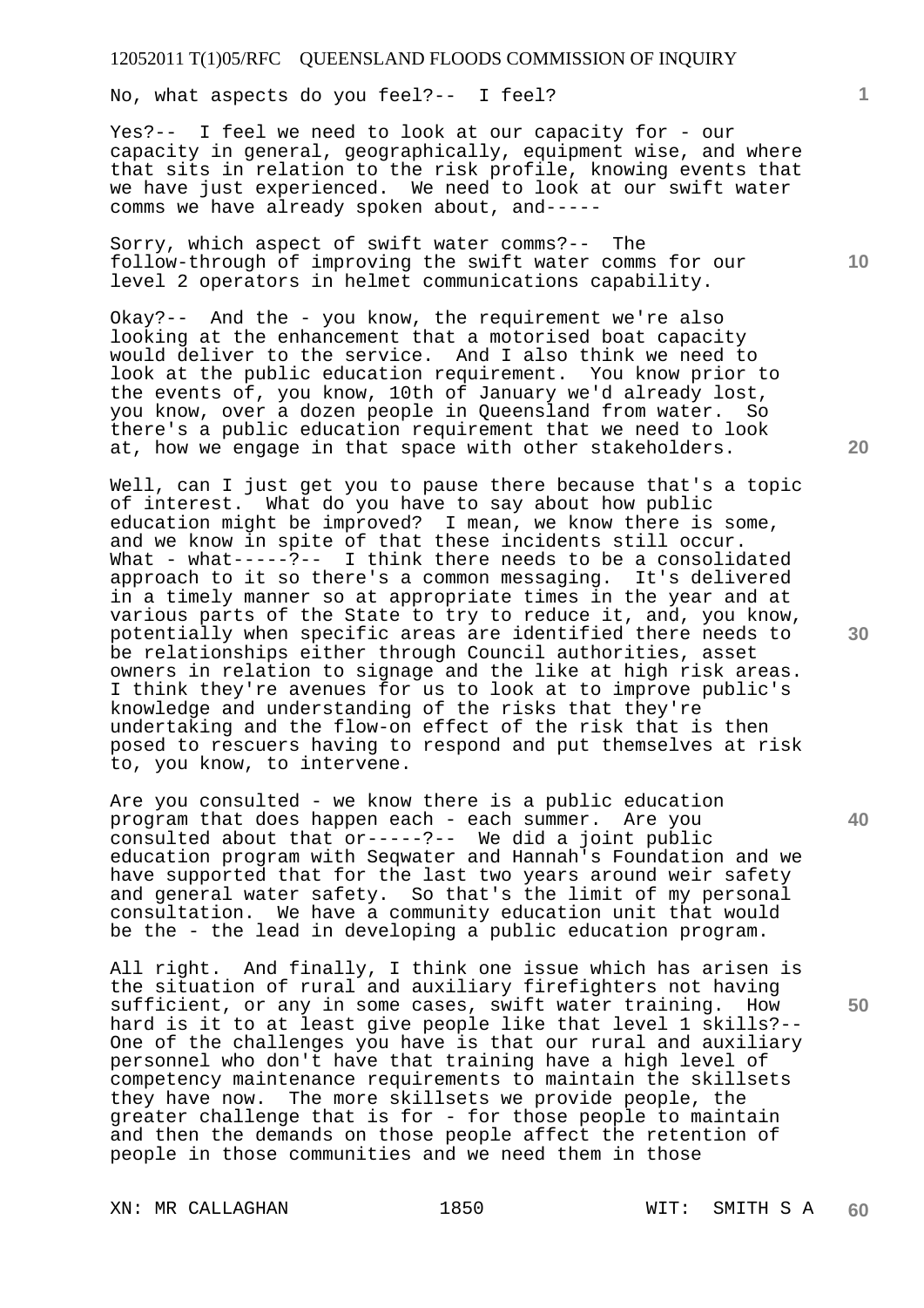No, what aspects do you feel?-- I feel?

Yes?-- I feel we need to look at our capacity for - our capacity in general, geographically, equipment wise, and where that sits in relation to the risk profile, knowing events that we have just experienced. We need to look at our swift water comms we have already spoken about, and-----

Sorry, which aspect of swift water comms?-- The follow-through of improving the swift water comms for our level 2 operators in helmet communications capability.

Okay?-- And the - you know, the requirement we're also looking at the enhancement that a motorised boat capacity would deliver to the service. And I also think we need to look at the public education requirement. You know prior to the events of, you know, 10th of January we'd already lost, you know, over a dozen people in Queensland from water. So there's a public education requirement that we need to look at, how we engage in that space with other stakeholders.

Well, can I just get you to pause there because that's a topic of interest. What do you have to say about how public education might be improved? I mean, we know there is some, and we know in spite of that these incidents still occur. What - what-----?-- I think there needs to be a consolidated approach to it so there's a common messaging. It's delivered in a timely manner so at appropriate times in the year and at various parts of the State to try to reduce it, and, you know, potentially when specific areas are identified there needs to be relationships either through Council authorities, asset owners in relation to signage and the like at high risk areas. I think they're avenues for us to look at to improve public's knowledge and understanding of the risks that they're undertaking and the flow-on effect of the risk that is then posed to rescuers having to respond and put themselves at risk to, you know, to intervene.

Are you consulted - we know there is a public education program that does happen each - each summer. Are you consulted about that or-----?-- We did a joint public education program with Seqwater and Hannah's Foundation and we have supported that for the last two years around weir safety and general water safety. So that's the limit of my personal consultation. We have a community education unit that would be the - the lead in developing a public education program.

All right. And finally, I think one issue which has arisen is the situation of rural and auxiliary firefighters not having sufficient, or any in some cases, swift water training. How hard is it to at least give people like that level 1 skills?-- One of the challenges you have is that our rural and auxiliary personnel who don't have that training have a high level of competency maintenance requirements to maintain the skillsets they have now. The more skillsets we provide people, the greater challenge that is for - for those people to maintain and then the demands on those people affect the retention of people in those communities and we need them in those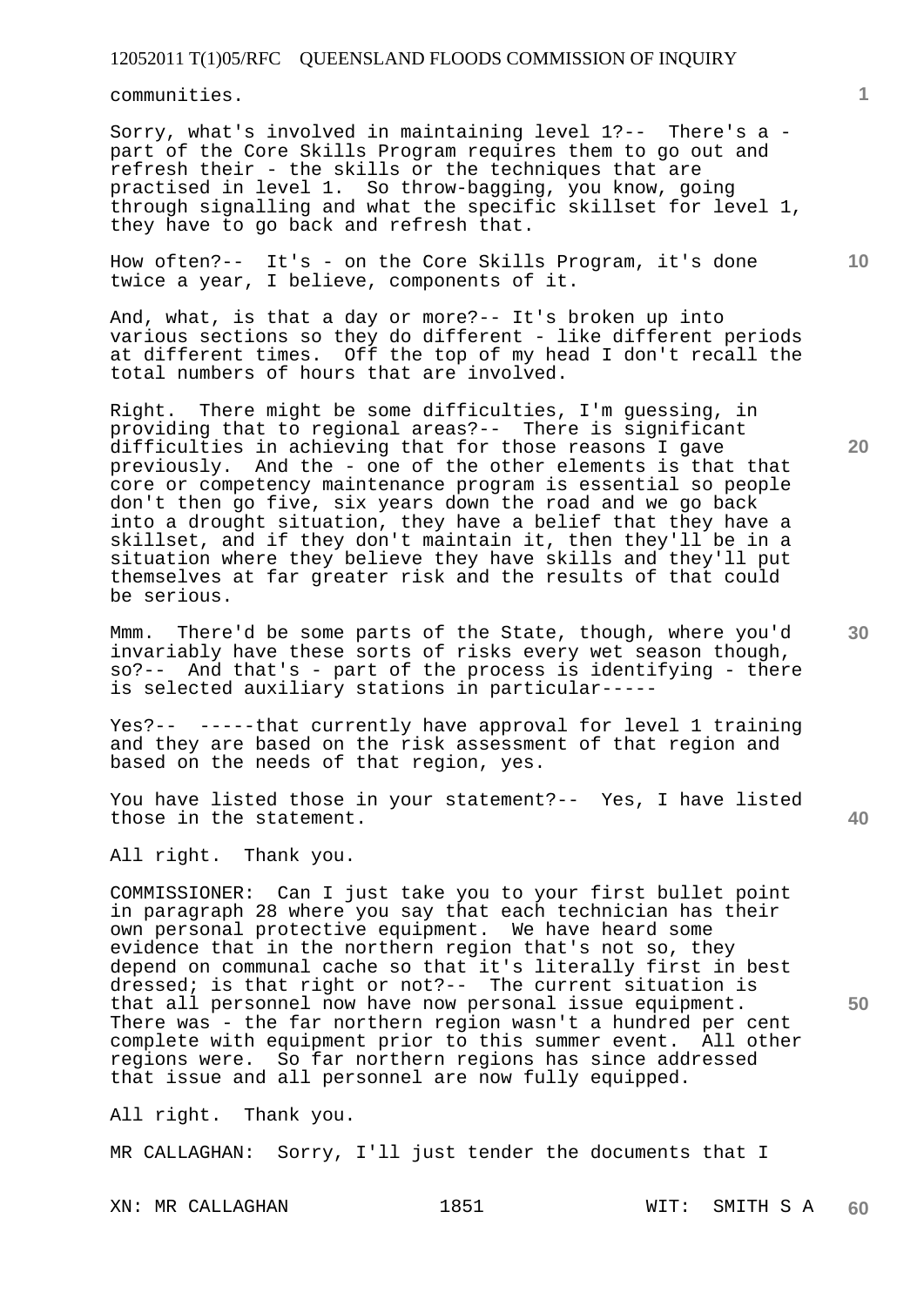communities.

Sorry, what's involved in maintaining level 1?-- There's a - part of the Core Skills Program requires them to go out and refresh their - the skills or the techniques that are practised in level 1. So throw-bagging, you know, going through signalling and what the specific skillset for level 1, they have to go back and refresh that.

How often?-- It's - on the Core Skills Program, it's done twice a year, I believe, components of it.

And, what, is that a day or more?-- It's broken up into various sections so they do different - like different periods at different times. Off the top of my head I don't recall the total numbers of hours that are involved.

Right. There might be some difficulties, I'm guessing, in providing that to regional areas?-- There is significant difficulties in achieving that for those reasons I gave previously. And the - one of the other elements is that that core or competency maintenance program is essential so people don't then go five, six years down the road and we go back into a drought situation, they have a belief that they have a skillset, and if they don't maintain it, then they'll be in a situation where they believe they have skills and they'll put themselves at far greater risk and the results of that could be serious.

Mmm. There'd be some parts of the State, though, where you'd invariably have these sorts of risks every wet season though, so?-- And that's - part of the process is identifying - there is selected auxiliary stations in particular-----

Yes?-- -----that currently have approval for level 1 training and they are based on the risk assessment of that region and based on the needs of that region, yes.

You have listed those in your statement?-- Yes, I have listed those in the statement.

All right. Thank you.

COMMISSIONER: Can I just take you to your first bullet point in paragraph 28 where you say that each technician has their own personal protective equipment. We have heard some evidence that in the northern region that's not so, they depend on communal cache so that it's literally first in best dressed; is that right or not?-- The current situation is that all personnel now have now personal issue equipment. There was - the far northern region wasn't a hundred per cent complete with equipment prior to this summer event. All other regions were. So far northern regions has since addressed that issue and all personnel are now fully equipped.

All right. Thank you.

MR CALLAGHAN: Sorry, I'll just tender the documents that I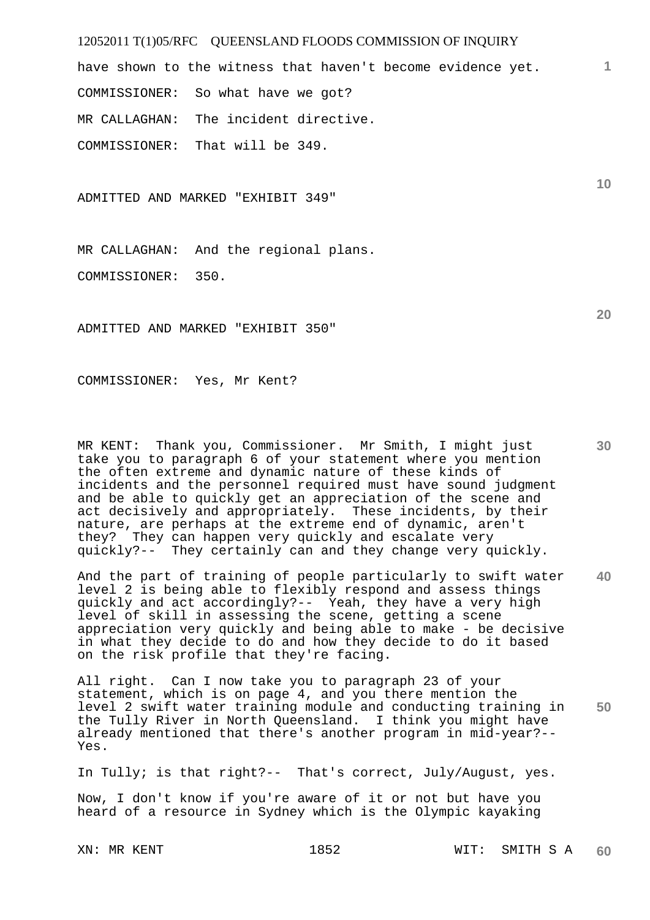have shown to the witness that haven't become evidence yet.

COMMISSIONER: So what have we got?

MR CALLAGHAN: The incident directive.

COMMISSIONER: That will be 349.

ADMITTED AND MARKED "EXHIBIT 349"

MR CALLAGHAN: And the regional plans.

COMMISSIONER: 350.

ADMITTED AND MARKED "EXHIBIT 350"

COMMISSIONER: Yes, Mr Kent?

MR KENT: Thank you, Commissioner. Mr Smith, I might just take you to paragraph 6 of your statement where you mention the often extreme and dynamic nature of these kinds of incidents and the personnel required must have sound judgment and be able to quickly get an appreciation of the scene and act decisively and appropriately. These incidents, by their nature, are perhaps at the extreme end of dynamic, aren't they? They can happen very quickly and escalate very quickly?-- They certainly can and they change very quickly.

And the part of training of people particularly to swift water level 2 is being able to flexibly respond and assess things quickly and act accordingly?-- Yeah, they have a very high level of skill in assessing the scene, getting a scene appreciation very quickly and being able to make - be decisive in what they decide to do and how they decide to do it based on the risk profile that they're facing.

All right. Can I now take you to paragraph 23 of your statement, which is on page 4, and you there mention the level 2 swift water training module and conducting training in the Tully River in North Queensland. I think you might have already mentioned that there's another program in mid-year?-- Yes.

In Tully; is that right?-- That's correct, July/August, yes.

Now, I don't know if you're aware of it or not but have you heard of a resource in Sydney which is the Olympic kayaking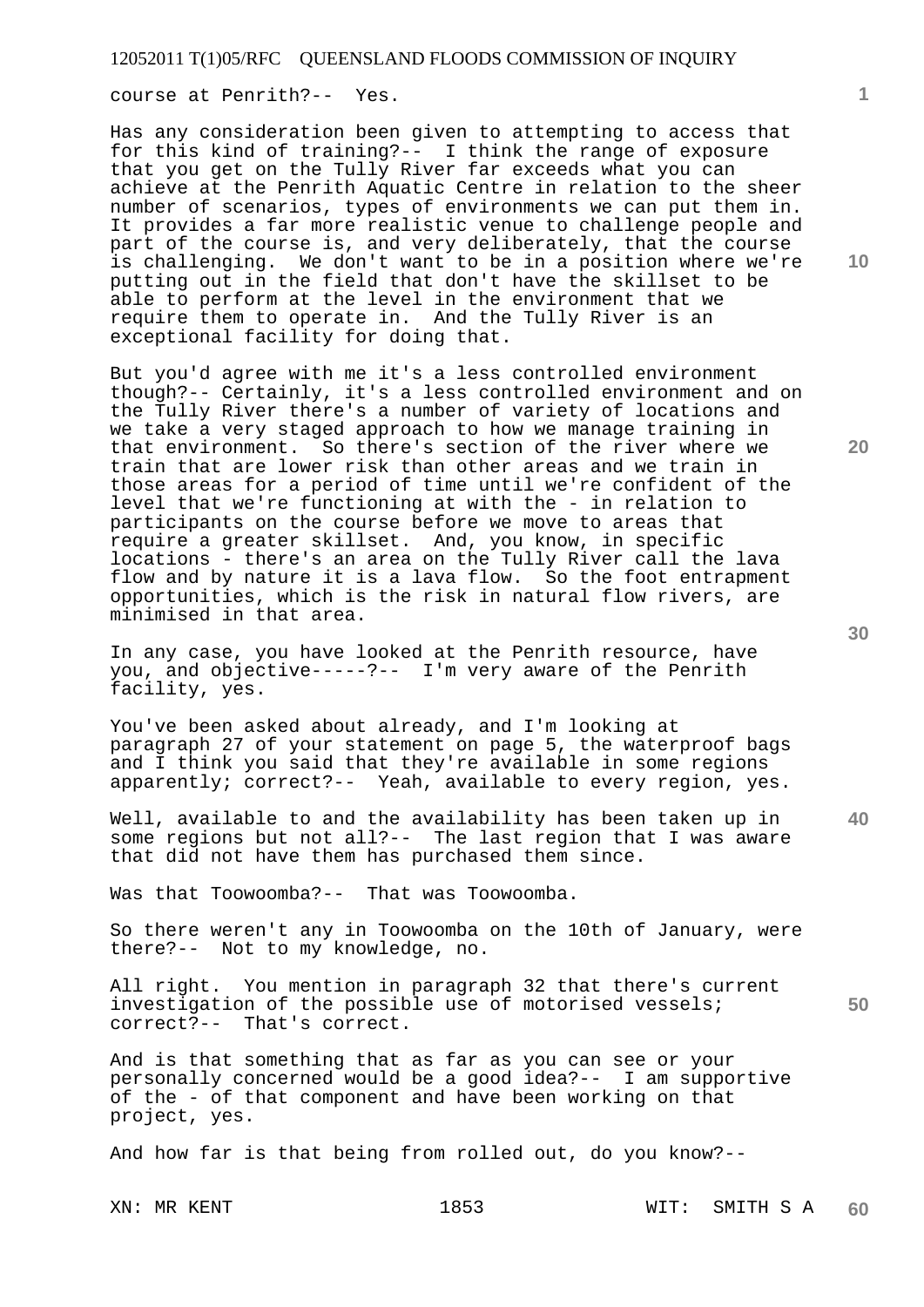course at Penrith?-- Yes.

Has any consideration been given to attempting to access that for this kind of training?-- I think the range of exposure that you get on the Tully River far exceeds what you can achieve at the Penrith Aquatic Centre in relation to the sheer number of scenarios, types of environments we can put them in. It provides a far more realistic venue to challenge people and part of the course is, and very deliberately, that the course is challenging. We don't want to be in a position where we're putting out in the field that don't have the skillset to be able to perform at the level in the environment that we require them to operate in. And the Tully River is an exceptional facility for doing that.

But you'd agree with me it's a less controlled environment though?-- Certainly, it's a less controlled environment and on the Tully River there's a number of variety of locations and we take a very staged approach to how we manage training in that environment. So there's section of the river where we train that are lower risk than other areas and we train in those areas for a period of time until we're confident of the level that we're functioning at with the - in relation to participants on the course before we move to areas that require a greater skillset. And, you know, in specific locations - there's an area on the Tully River call the lava flow and by nature it is a lava flow. So the foot entrapment opportunities, which is the risk in natural flow rivers, are minimised in that area.

In any case, you have looked at the Penrith resource, have you, and objective-----?-- I'm very aware of the Penrith facility, yes.

You've been asked about already, and I'm looking at paragraph 27 of your statement on page 5, the waterproof bags and I think you said that they're available in some regions apparently; correct?-- Yeah, available to every region, yes.

Well, available to and the availability has been taken up in some regions but not all?-- The last region that I was aware that did not have them has purchased them since.

Was that Toowoomba?-- That was Toowoomba.

So there weren't any in Toowoomba on the 10th of January, were there?-- Not to my knowledge, no.

All right. You mention in paragraph 32 that there's current investigation of the possible use of motorised vessels; correct?-- That's correct.

And is that something that as far as you can see or your personally concerned would be a good idea?-- I am supportive of the - of that component and have been working on that project, yes.

And how far is that being from rolled out, do you know?--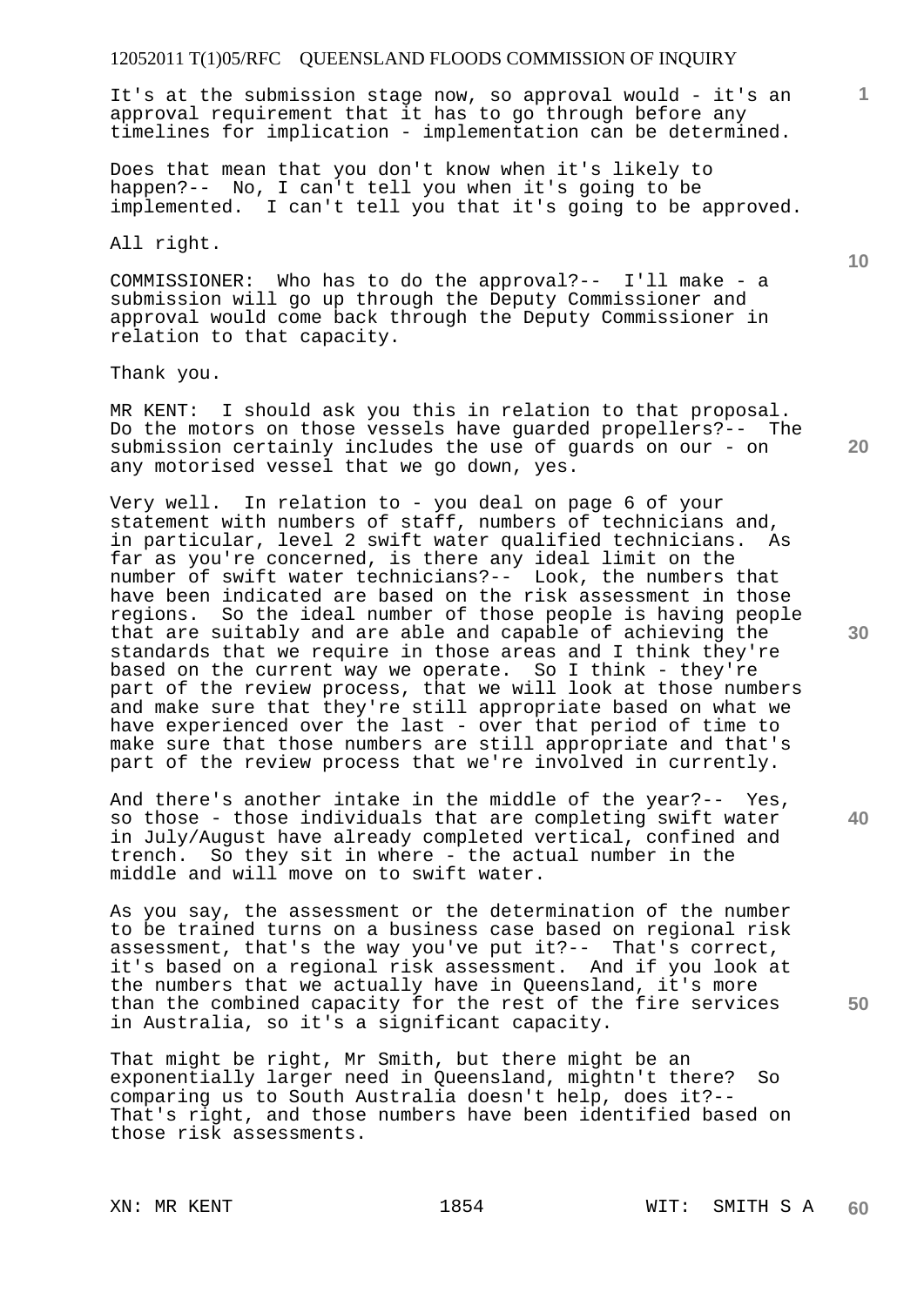It's at the submission stage now, so approval would - it's an approval requirement that it has to go through before any timelines for implication - implementation can be determined.

Does that mean that you don't know when it's likely to happen?-- No, I can't tell you when it's going to be implemented. I can't tell you that it's going to be approved.

All right.

COMMISSIONER: Who has to do the approval?-- I'll make - a submission will go up through the Deputy Commissioner and approval would come back through the Deputy Commissioner in relation to that capacity.

Thank you.

MR KENT: I should ask you this in relation to that proposal. Do the motors on those vessels have guarded propellers?-- The submission certainly includes the use of guards on our - on any motorised vessel that we go down, yes.

Very well. In relation to - you deal on page 6 of your statement with numbers of staff, numbers of technicians and, in particular, level 2 swift water qualified technicians. As far as you're concerned, is there any ideal limit on the number of swift water technicians?-- Look, the numbers that have been indicated are based on the risk assessment in those regions. So the ideal number of those people is having people that are suitably and are able and capable of achieving the standards that we require in those areas and I think they're based on the current way we operate. So I think - they're part of the review process, that we will look at those numbers and make sure that they're still appropriate based on what we have experienced over the last - over that period of time to make sure that those numbers are still appropriate and that's part of the review process that we're involved in currently.

And there's another intake in the middle of the year?-- Yes, so those - those individuals that are completing swift water in July/August have already completed vertical, confined and trench. So they sit in where - the actual number in the middle and will move on to swift water.

As you say, the assessment or the determination of the number to be trained turns on a business case based on regional risk assessment, that's the way you've put it?-- That's correct, it's based on a regional risk assessment. And if you look at the numbers that we actually have in Queensland, it's more than the combined capacity for the rest of the fire services in Australia, so it's a significant capacity.

That might be right, Mr Smith, but there might be an exponentially larger need in Queensland, mightn't there? So comparing us to South Australia doesn't help, does it?-- That's right, and those numbers have been identified based on those risk assessments.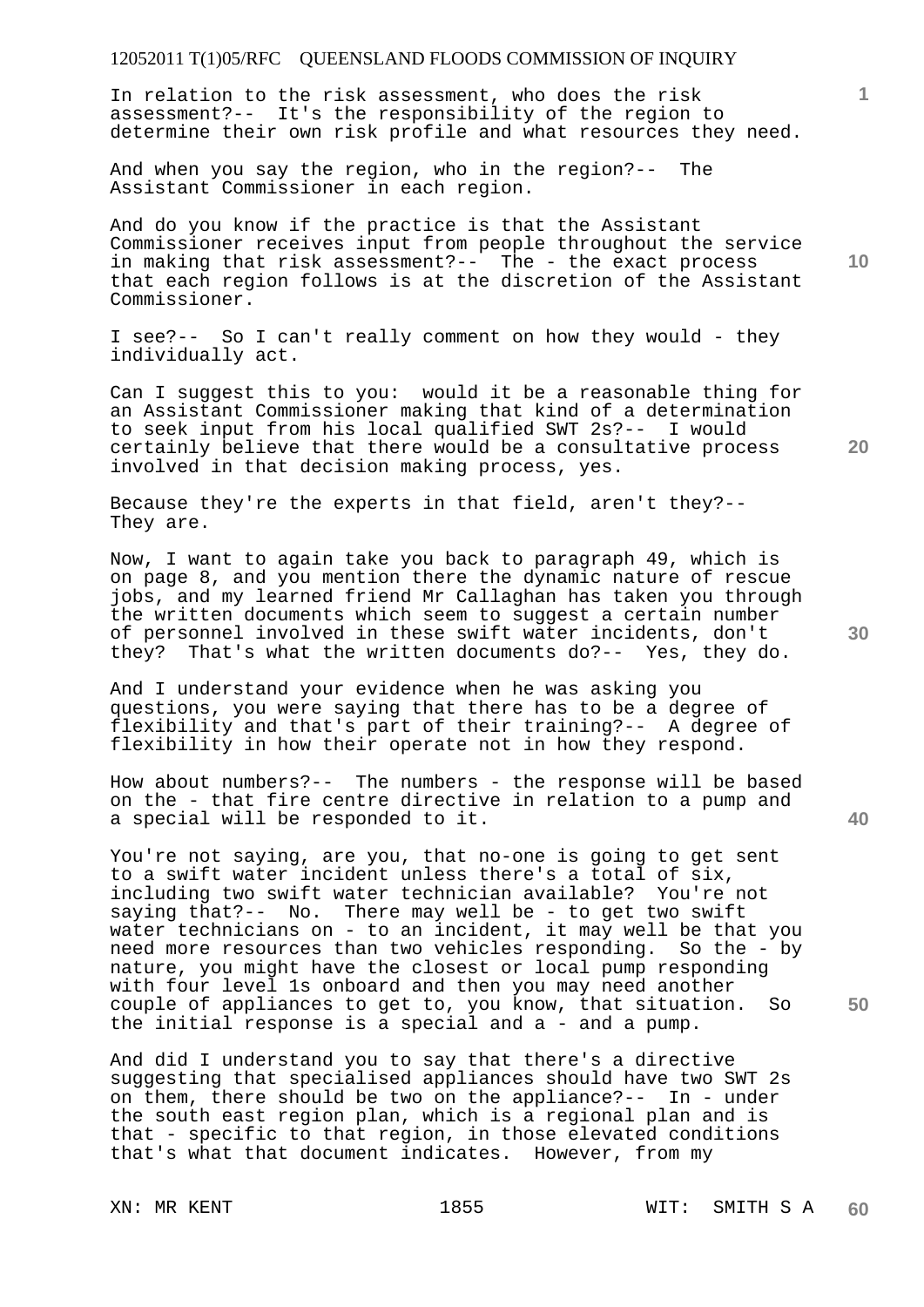In relation to the risk assessment, who does the risk assessment?-- It's the responsibility of the region to determine their own risk profile and what resources they need.

And when you say the region, who in the region?-- The Assistant Commissioner in each region.

And do you know if the practice is that the Assistant Commissioner receives input from people throughout the service in making that risk assessment?-- The - the exact process that each region follows is at the discretion of the Assistant Commissioner.

I see?-- So I can't really comment on how they would - they individually act.

Can I suggest this to you: would it be a reasonable thing for an Assistant Commissioner making that kind of a determination to seek input from his local qualified SWT 2s?-- I would certainly believe that there would be a consultative process involved in that decision making process, yes.

Because they're the experts in that field, aren't they?-- They are.

Now, I want to again take you back to paragraph 49, which is on page 8, and you mention there the dynamic nature of rescue jobs, and my learned friend Mr Callaghan has taken you through the written documents which seem to suggest a certain number of personnel involved in these swift water incidents, don't they? That's what the written documents do?-- Yes, they do.

And I understand your evidence when he was asking you questions, you were saying that there has to be a degree of flexibility and that's part of their training?-- A degree of flexibility in how their operate not in how they respond.

How about numbers?-- The numbers - the response will be based on the - that fire centre directive in relation to a pump and a special will be responded to it.

You're not saying, are you, that no-one is going to get sent to a swift water incident unless there's a total of six, including two swift water technician available? You're not saying that?-- No. There may well be - to get two swift water technicians on - to an incident, it may well be that you need more resources than two vehicles responding. So the - by nature, you might have the closest or local pump responding with four level 1s onboard and then you may need another couple of appliances to get to, you know, that situation. So the initial response is a special and a - and a pump.

And did I understand you to say that there's a directive suggesting that specialised appliances should have two SWT 2s on them, there should be two on the appliance?-- In - under the south east region plan, which is a regional plan and is that - specific to that region, in those elevated conditions that's what that document indicates. However, from my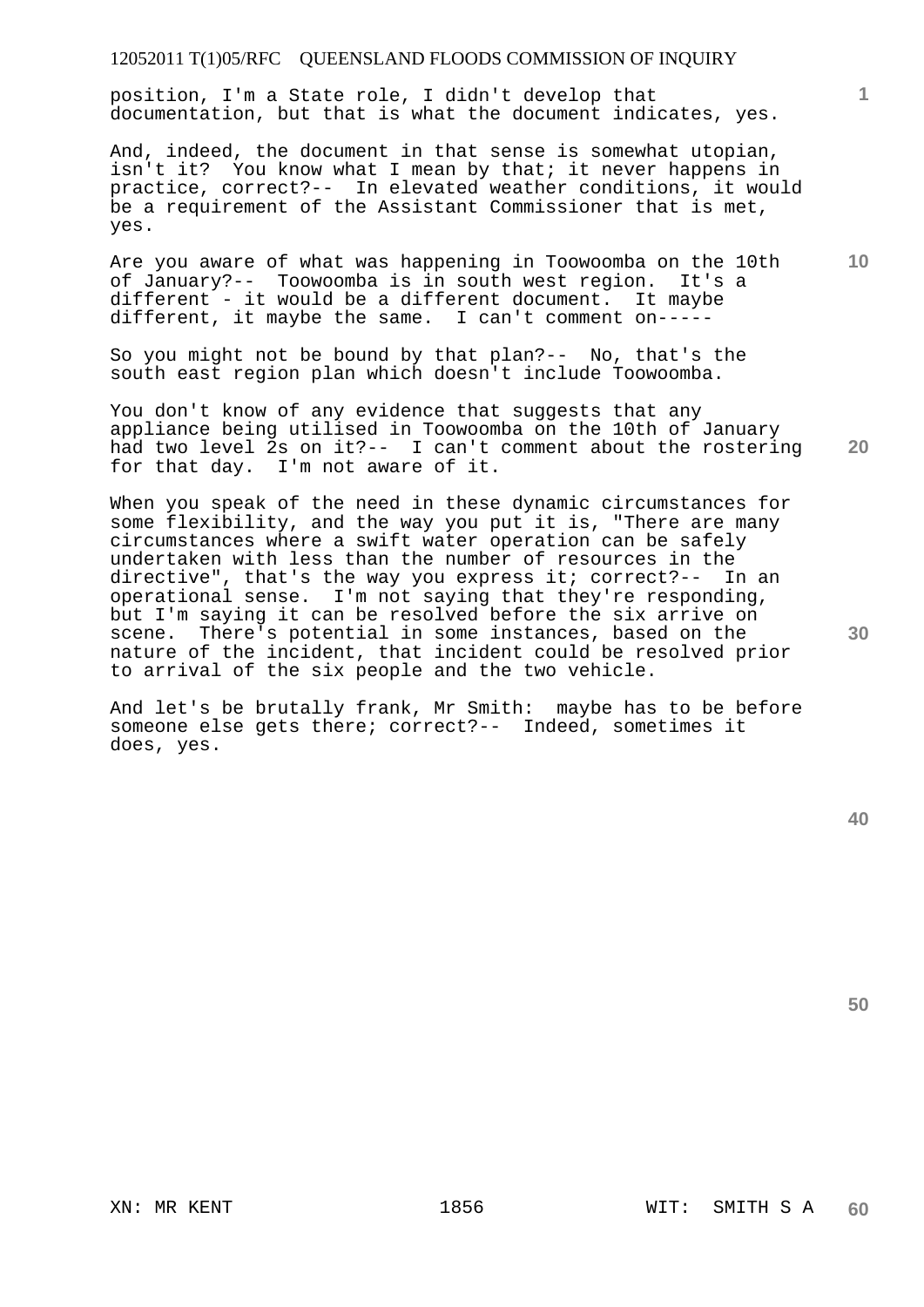position, I'm a State role, I didn't develop that documentation, but that is what the document indicates, yes.

And, indeed, the document in that sense is somewhat utopian, isn't it? You know what I mean by that; it never happens in practice, correct?-- In elevated weather conditions, it would be a requirement of the Assistant Commissioner that is met, yes.

Are you aware of what was happening in Toowoomba on the 10th of January?-- Toowoomba is in south west region. It's a different - it would be a different document. It maybe different, it maybe the same. I can't comment on-----

So you might not be bound by that plan?-- No, that's the south east region plan which doesn't include Toowoomba.

You don't know of any evidence that suggests that any appliance being utilised in Toowoomba on the 10th of January had two level 2s on it?-- I can't comment about the rostering for that day. I'm not aware of it.

When you speak of the need in these dynamic circumstances for some flexibility, and the way you put it is, "There are many circumstances where a swift water operation can be safely undertaken with less than the number of resources in the directive", that's the way you express it; correct?-- In an operational sense. I'm not saying that they're responding, but I'm saying it can be resolved before the six arrive on scene. There's potential in some instances, based on the nature of the incident, that incident could be resolved prior to arrival of the six people and the two vehicle.

And let's be brutally frank, Mr Smith: maybe has to be before someone else gets there; correct?-- Indeed, sometimes it does, yes.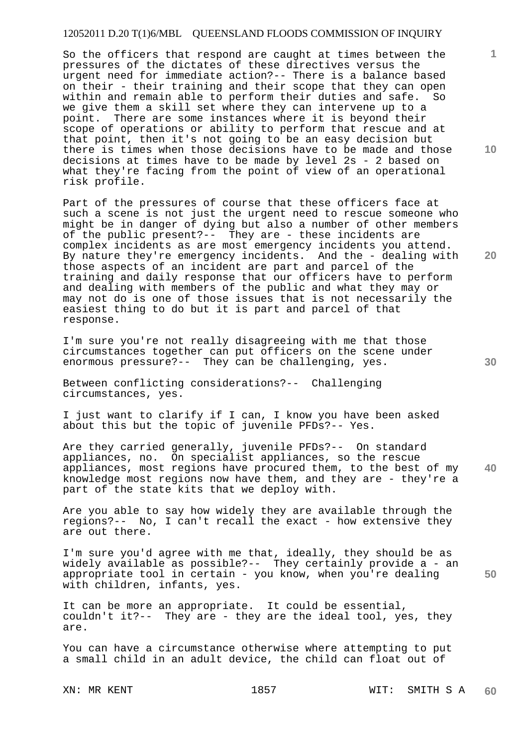So the officers that respond are caught at times between the pressures of the dictates of these directives versus the urgent need for immediate action?-- There is a balance based on their - their training and their scope that they can open within and remain able to perform their duties and safe. So we give them a skill set where they can intervene up to a point. There are some instances where it is beyond their scope of operations or ability to perform that rescue and at that point, then it's not going to be an easy decision but there is times when those decisions have to be made and those decisions at times have to be made by level 2s - 2 based on what they're facing from the point of view of an operational risk profile.

Part of the pressures of course that these officers face at such a scene is not just the urgent need to rescue someone who might be in danger of dying but also a number of other members of the public present?-- They are - these incidents are complex incidents as are most emergency incidents you attend. By nature they're emergency incidents. And the - dealing with those aspects of an incident are part and parcel of the training and daily response that our officers have to perform and dealing with members of the public and what they may or may not do is one of those issues that is not necessarily the easiest thing to do but it is part and parcel of that response.

I'm sure you're not really disagreeing with me that those circumstances together can put officers on the scene under enormous pressure?-- They can be challenging, yes.

Between conflicting considerations?-- Challenging circumstances, yes.

I just want to clarify if I can, I know you have been asked about this but the topic of juvenile PFDs?-- Yes.

Are they carried generally, juvenile PFDs?-- On standard appliances, no. On specialist appliances, so the rescue appliances, most regions have procured them, to the best of my knowledge most regions now have them, and they are - they're a part of the state kits that we deploy with.

Are you able to say how widely they are available through the regions?-- No, I can't recall the exact - how extensive they are out there.

I'm sure you'd agree with me that, ideally, they should be as widely available as possible?-- They certainly provide a - an appropriate tool in certain - you know, when you're dealing with children, infants, yes.

It can be more an appropriate. It could be essential, couldn't it?-- They are - they are the ideal tool, yes, they are.

You can have a circumstance otherwise where attempting to put a small child in an adult device, the child can float out of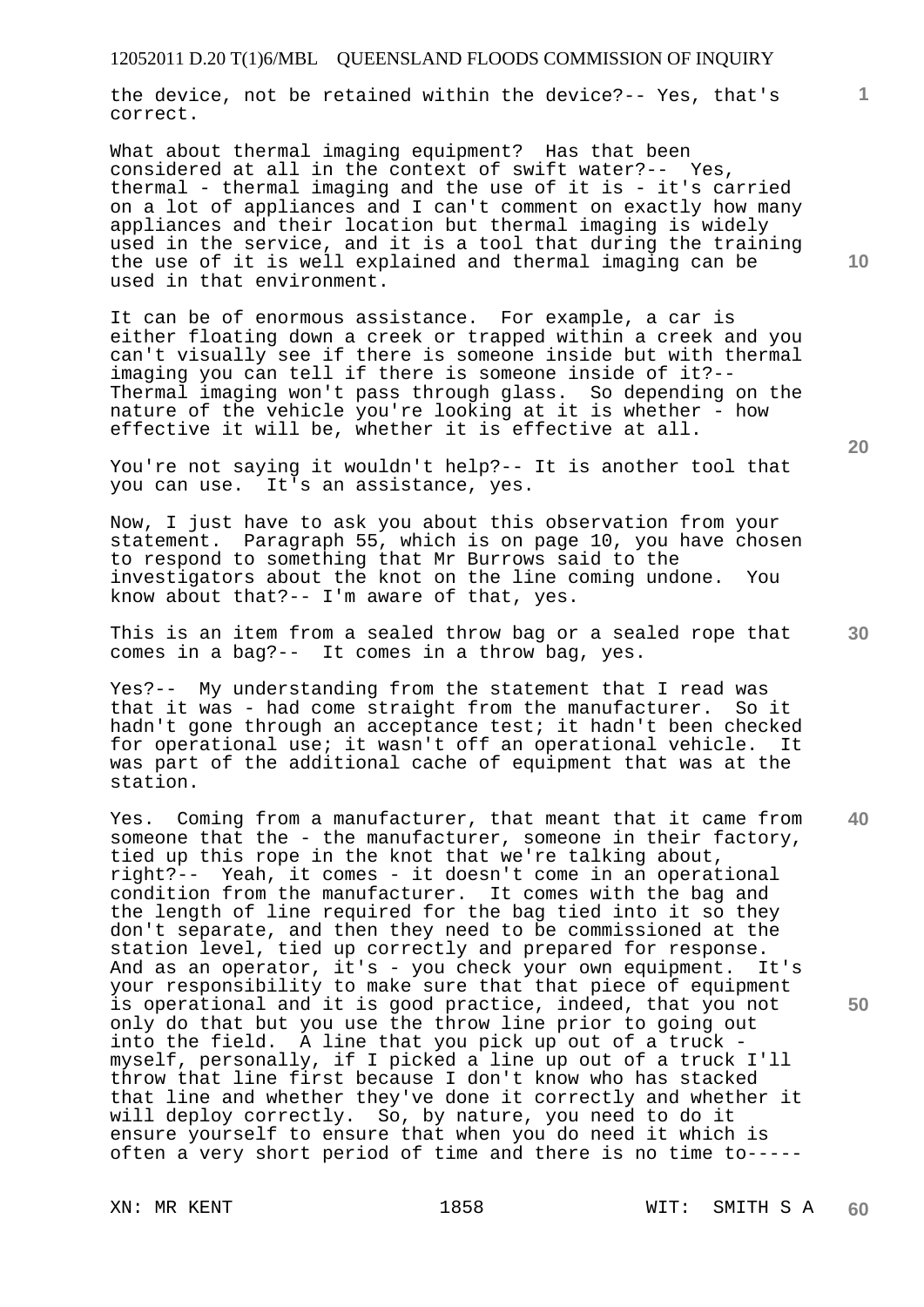the device, not be retained within the device?-- Yes, that's correct.

What about thermal imaging equipment? Has that been considered at all in the context of swift water?-- Yes, thermal - thermal imaging and the use of it is - it's carried on a lot of appliances and I can't comment on exactly how many appliances and their location but thermal imaging is widely used in the service, and it is a tool that during the training the use of it is well explained and thermal imaging can be used in that environment.

It can be of enormous assistance. For example, a car is either floating down a creek or trapped within a creek and you can't visually see if there is someone inside but with thermal imaging you can tell if there is someone inside of it?-- Thermal imaging won't pass through glass. So depending on the nature of the vehicle you're looking at it is whether - how effective it will be, whether it is effective at all.

You're not saying it wouldn't help?-- It is another tool that you can use. It's an assistance, yes.

Now, I just have to ask you about this observation from your statement. Paragraph 55, which is on page 10, you have chosen to respond to something that Mr Burrows said to the investigators about the knot on the line coming undone. You know about that?-- I'm aware of that, yes.

This is an item from a sealed throw bag or a sealed rope that comes in a bag?-- It comes in a throw bag, yes.

Yes?-- My understanding from the statement that I read was that it was - had come straight from the manufacturer. So it hadn't gone through an acceptance test; it hadn't been checked for operational use; it wasn't off an operational vehicle. It was part of the additional cache of equipment that was at the station.

Yes. Coming from a manufacturer, that meant that it came from someone that the - the manufacturer, someone in their factory, tied up this rope in the knot that we're talking about, right?-- Yeah, it comes - it doesn't come in an operational condition from the manufacturer. It comes with the bag and the length of line required for the bag tied into it so they don't separate, and then they need to be commissioned at the station level, tied up correctly and prepared for response. And as an operator, it's - you check your own equipment. It's your responsibility to make sure that that piece of equipment is operational and it is good practice, indeed, that you not only do that but you use the throw line prior to going out into the field. A line that you pick up out of a truck - myself, personally, if I picked a line up out of a truck I'll throw that line first because I don't know who has stacked that line and whether they've done it correctly and whether it will deploy correctly. So, by nature, you need to do it ensure yourself to ensure that when you do need it which is often a very short period of time and there is no time to-----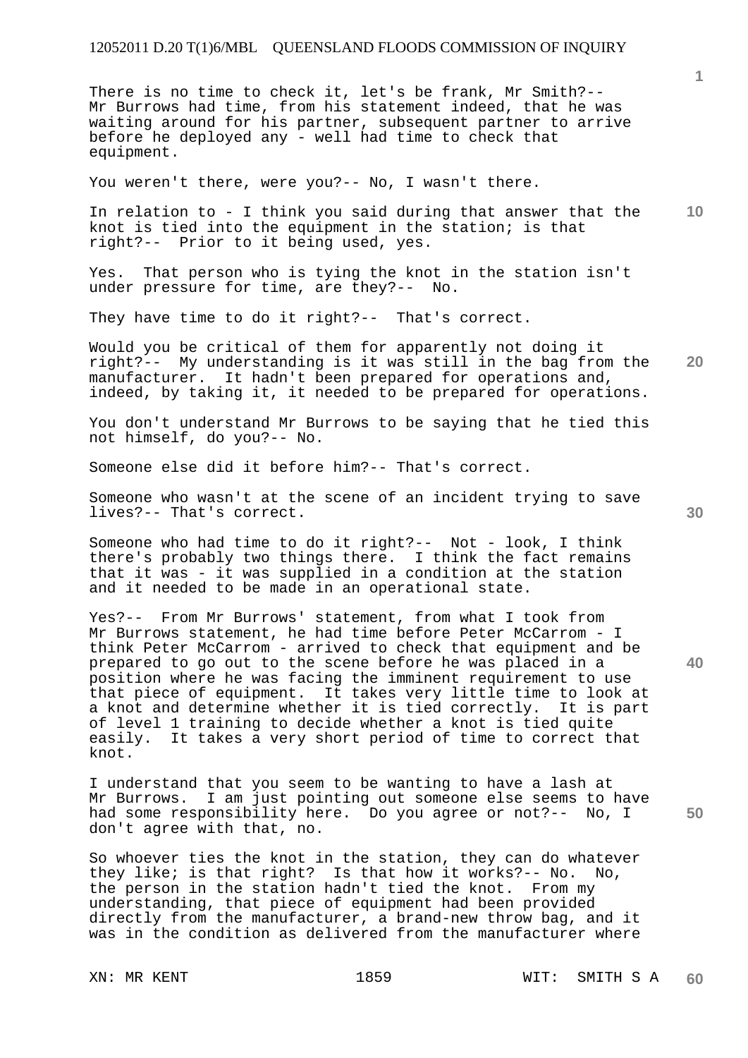There is no time to check it, let's be frank, Mr Smith?-- Mr Burrows had time, from his statement indeed, that he was waiting around for his partner, subsequent partner to arrive before he deployed any - well had time to check that equipment.

You weren't there, were you?-- No, I wasn't there.

In relation to - I think you said during that answer that the knot is tied into the equipment in the station; is that right?-- Prior to it being used, yes.

Yes. That person who is tying the knot in the station isn't under pressure for time, are they?-- No.

They have time to do it right?-- That's correct.

Would you be critical of them for apparently not doing it right?-- My understanding is it was still in the bag from the manufacturer. It hadn't been prepared for operations and, indeed, by taking it, it needed to be prepared for operations.

You don't understand Mr Burrows to be saying that he tied this not himself, do you?-- No.

Someone else did it before him?-- That's correct.

Someone who wasn't at the scene of an incident trying to save lives?-- That's correct.

Someone who had time to do it right?-- Not - look, I think there's probably two things there. I think the fact remains that it was - it was supplied in a condition at the station and it needed to be made in an operational state.

Yes?-- From Mr Burrows' statement, from what I took from Mr Burrows statement, he had time before Peter McCarrom - I think Peter McCarrom - arrived to check that equipment and be prepared to go out to the scene before he was placed in a position where he was facing the imminent requirement to use that piece of equipment. It takes very little time to look at a knot and determine whether it is tied correctly. It is part of level 1 training to decide whether a knot is tied quite easily. It takes a very short period of time to correct that knot.

I understand that you seem to be wanting to have a lash at Mr Burrows. I am just pointing out someone else seems to have had some responsibility here. Do you agree or not?-- No, I don't agree with that, no.

So whoever ties the knot in the station, they can do whatever they like; is that right? Is that how it works?-- No. No, the person in the station hadn't tied the knot. From my understanding, that piece of equipment had been provided directly from the manufacturer, a brand-new throw bag, and it was in the condition as delivered from the manufacturer where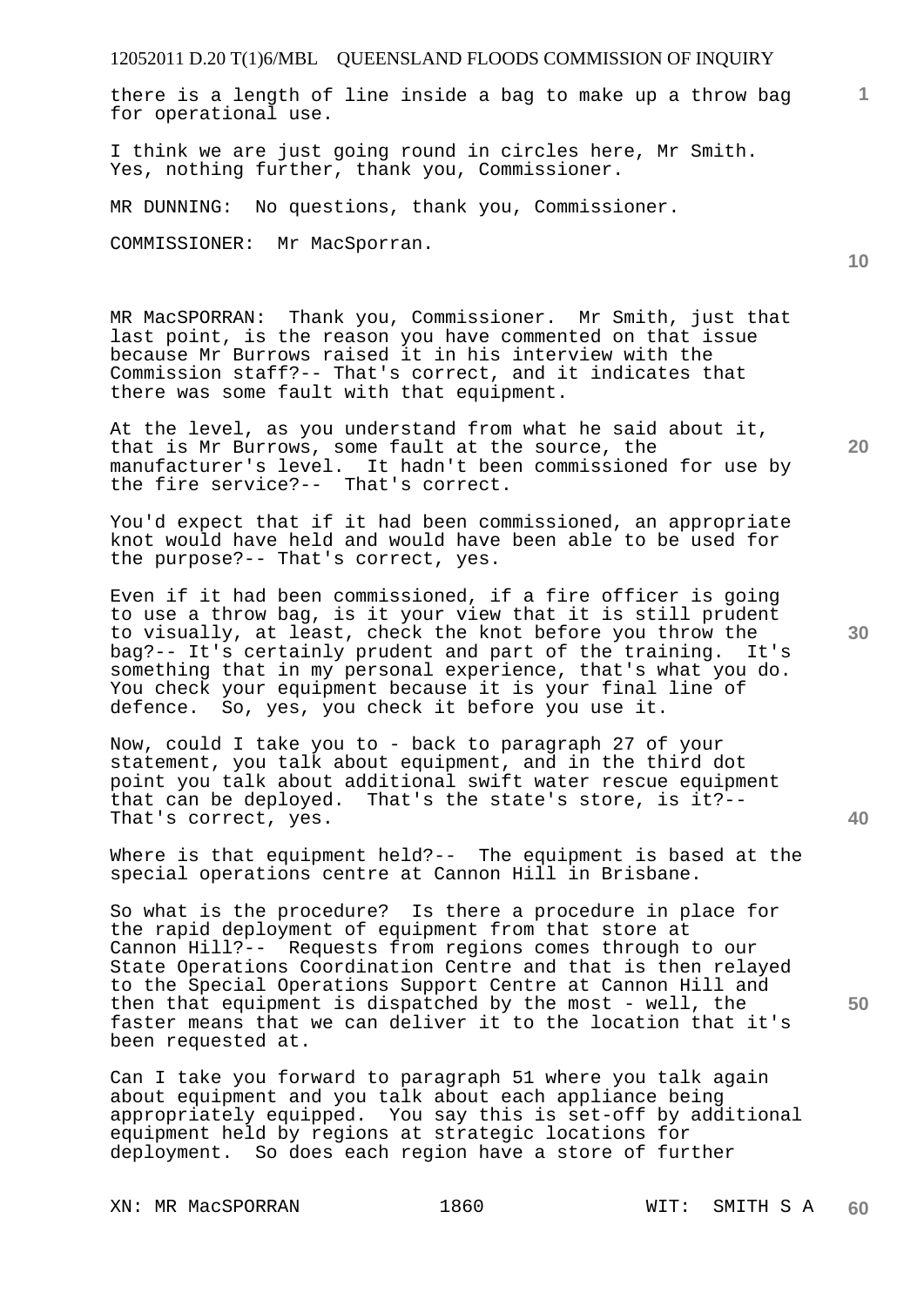there is a length of line inside a bag to make up a throw bag for operational use.

I think we are just going round in circles here, Mr Smith. Yes, nothing further, thank you, Commissioner.

MR DUNNING: No questions, thank you, Commissioner.

COMMISSIONER: Mr MacSporran.

MR MacSPORRAN: Thank you, Commissioner. Mr Smith, just that last point, is the reason you have commented on that issue because Mr Burrows raised it in his interview with the Commission staff?-- That's correct, and it indicates that there was some fault with that equipment.

At the level, as you understand from what he said about it, that is Mr Burrows, some fault at the source, the manufacturer's level. It hadn't been commissioned for use by the fire service?-- That's correct.

You'd expect that if it had been commissioned, an appropriate knot would have held and would have been able to be used for the purpose?-- That's correct, yes.

Even if it had been commissioned, if a fire officer is going to use a throw bag, is it your view that it is still prudent to visually, at least, check the knot before you throw the bag?-- It's certainly prudent and part of the training. It's something that in my personal experience, that's what you do. You check your equipment because it is your final line of defence. So, yes, you check it before you use it.

Now, could I take you to - back to paragraph 27 of your statement, you talk about equipment, and in the third dot point you talk about additional swift water rescue equipment that can be deployed. That's the state's store, is it?-- That's correct, yes.

Where is that equipment held?-- The equipment is based at the special operations centre at Cannon Hill in Brisbane.

So what is the procedure? Is there a procedure in place for the rapid deployment of equipment from that store at Cannon Hill?-- Requests from regions comes through to our State Operations Coordination Centre and that is then relayed to the Special Operations Support Centre at Cannon Hill and then that equipment is dispatched by the most - well, the faster means that we can deliver it to the location that it's been requested at.

Can I take you forward to paragraph 51 where you talk again about equipment and you talk about each appliance being appropriately equipped. You say this is set-off by additional equipment held by regions at strategic locations for deployment. So does each region have a store of further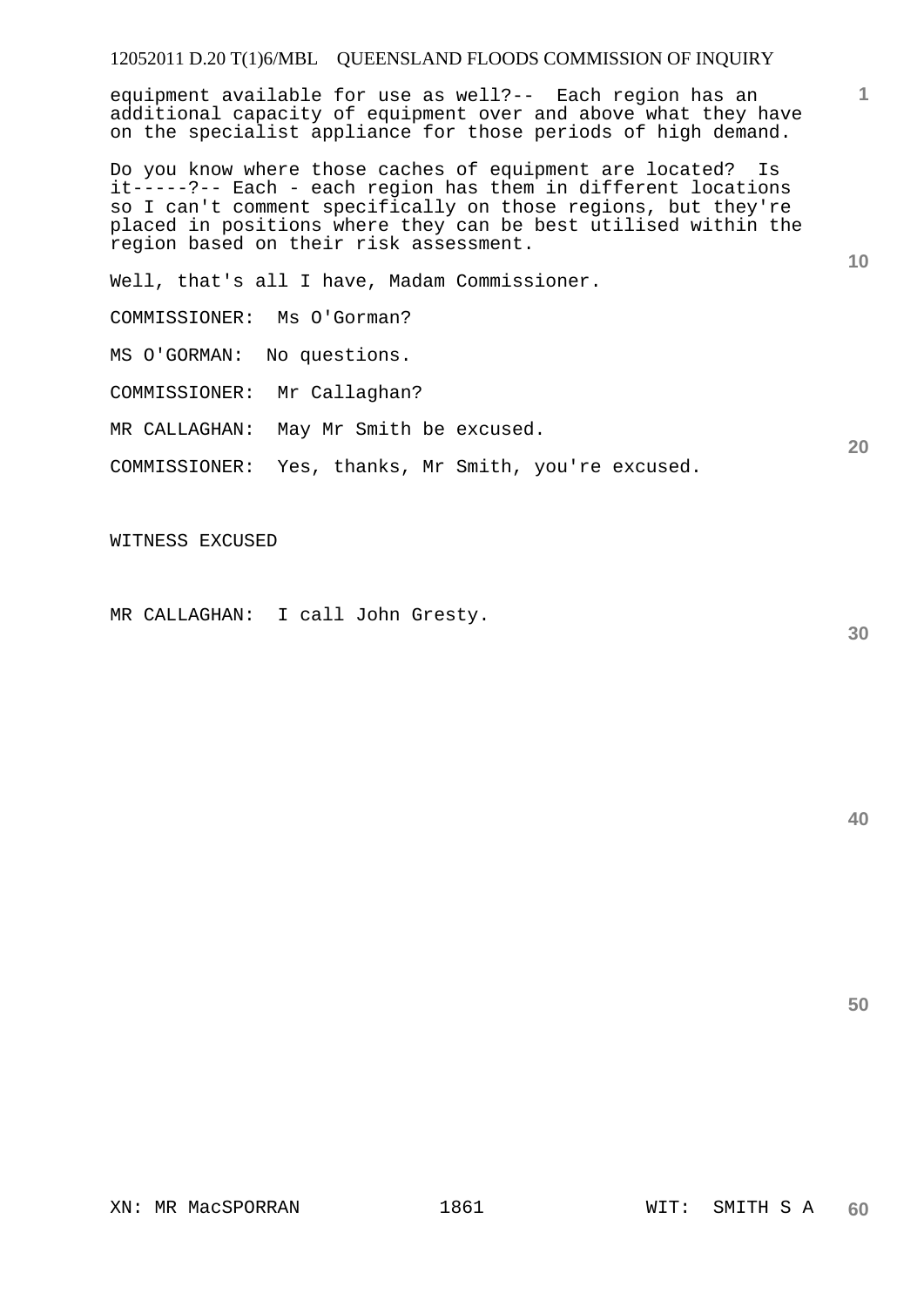equipment available for use as well?-- Each region has an additional capacity of equipment over and above what they have on the specialist appliance for those periods of high demand.

Do you know where those caches of equipment are located? Is it-----?-- Each - each region has them in different locations so I can't comment specifically on those regions, but they're placed in positions where they can be best utilised within the region based on their risk assessment.

Well, that's all I have, Madam Commissioner.

COMMISSIONER: Ms O'Gorman?

MS O'GORMAN: No questions.

COMMISSIONER: Mr Callaghan?

MR CALLAGHAN: May Mr Smith be excused.

COMMISSIONER: Yes, thanks, Mr Smith, you're excused.

WITNESS EXCUSED

MR CALLAGHAN: I call John Gresty.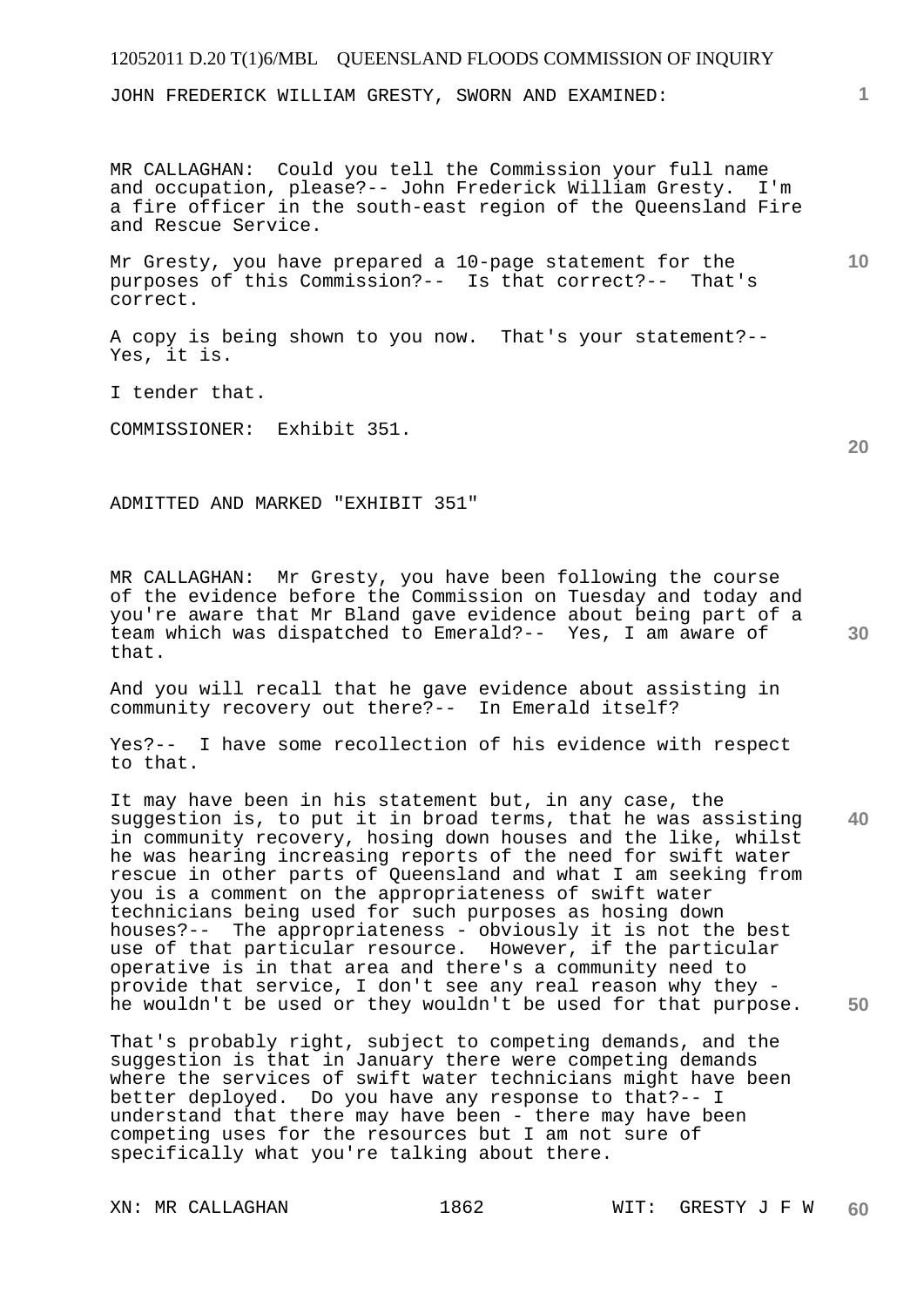JOHN FREDERICK WILLIAM GRESTY, SWORN AND EXAMINED:

MR CALLAGHAN: Could you tell the Commission your full name and occupation, please?-- John Frederick William Gresty. I'm a fire officer in the south-east region of the Queensland Fire and Rescue Service.

Mr Gresty, you have prepared a 10-page statement for the purposes of this Commission?-- Is that correct?-- That's correct.

A copy is being shown to you now. That's your statement?-- Yes, it is.

I tender that.

COMMISSIONER: Exhibit 351.

ADMITTED AND MARKED "EXHIBIT 351"

MR CALLAGHAN: Mr Gresty, you have been following the course of the evidence before the Commission on Tuesday and today and you're aware that Mr Bland gave evidence about being part of a team which was dispatched to Emerald?-- Yes, I am aware of that.

And you will recall that he gave evidence about assisting in community recovery out there?-- In Emerald itself?

Yes?-- I have some recollection of his evidence with respect to that.

It may have been in his statement but, in any case, the suggestion is, to put it in broad terms, that he was assisting in community recovery, hosing down houses and the like, whilst he was hearing increasing reports of the need for swift water rescue in other parts of Queensland and what I am seeking from you is a comment on the appropriateness of swift water technicians being used for such purposes as hosing down houses?-- The appropriateness - obviously it is not the best use of that particular resource. However, if the particular operative is in that area and there's a community need to provide that service, I don't see any real reason why they - he wouldn't be used or they wouldn't be used for that purpose.

That's probably right, subject to competing demands, and the suggestion is that in January there were competing demands where the services of swift water technicians might have been better deployed. Do you have any response to that?-- I understand that there may have been - there may have been competing uses for the resources but I am not sure of specifically what you're talking about there.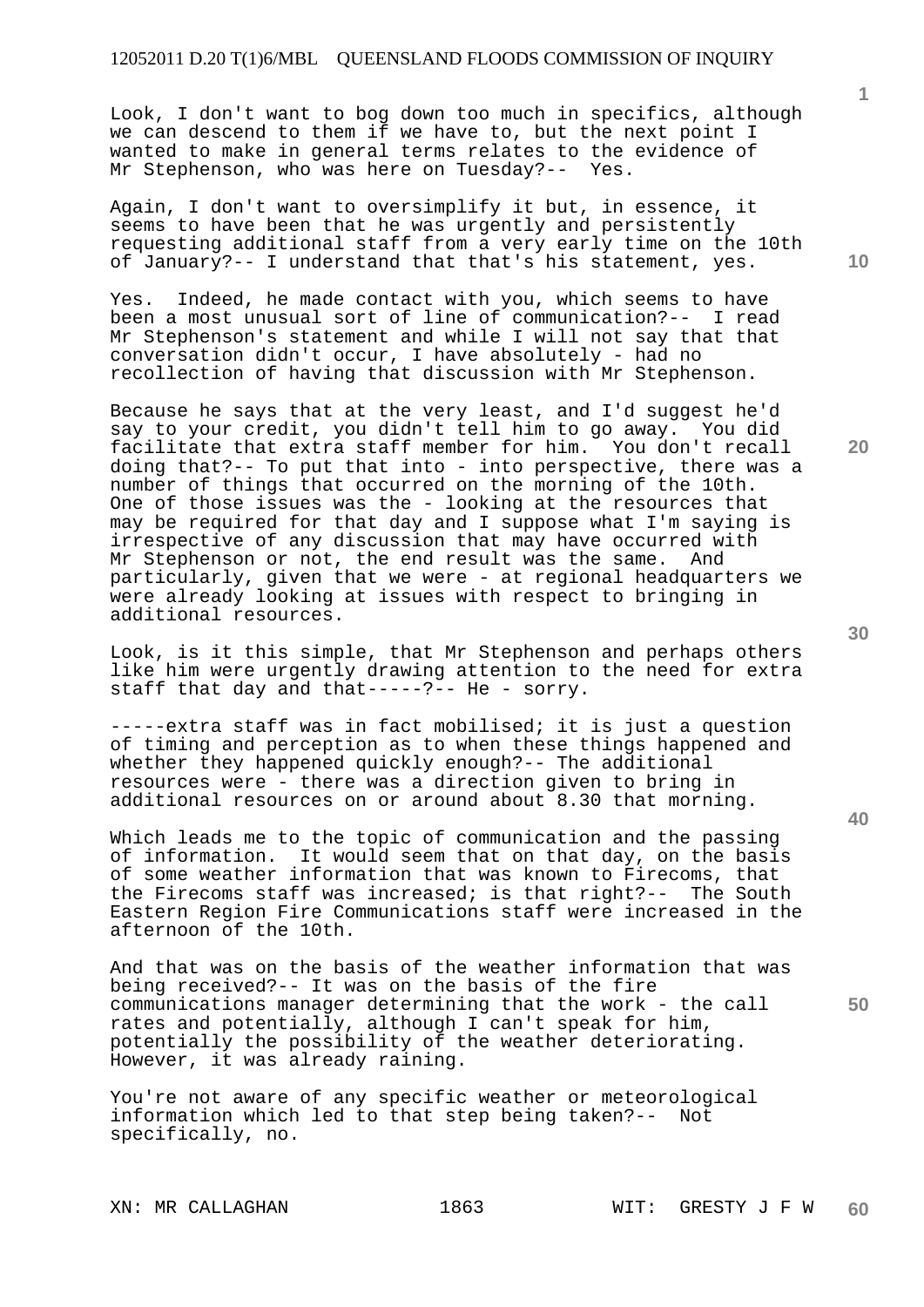Look, I don't want to bog down too much in specifics, although we can descend to them if we have to, but the next point I wanted to make in general terms relates to the evidence of Mr Stephenson, who was here on Tuesday?-- Yes.

Again, I don't want to oversimplify it but, in essence, it seems to have been that he was urgently and persistently requesting additional staff from a very early time on the 10th of January?-- I understand that that's his statement, yes.

Yes. Indeed, he made contact with you, which seems to have been a most unusual sort of line of communication?-- I read Mr Stephenson's statement and while I will not say that that conversation didn't occur, I have absolutely - had no recollection of having that discussion with Mr Stephenson.

Because he says that at the very least, and I'd suggest he'd say to your credit, you didn't tell him to go away. You did facilitate that extra staff member for him. You don't recall doing that?-- To put that into - into perspective, there was a number of things that occurred on the morning of the 10th. One of those issues was the - looking at the resources that may be required for that day and I suppose what I'm saying is irrespective of any discussion that may have occurred with Mr Stephenson or not, the end result was the same. And particularly, given that we were - at regional headquarters we were already looking at issues with respect to bringing in additional resources.

Look, is it this simple, that Mr Stephenson and perhaps others like him were urgently drawing attention to the need for extra staff that day and that-----?-- He - sorry.

-----extra staff was in fact mobilised; it is just a question of timing and perception as to when these things happened and whether they happened quickly enough?-- The additional resources were - there was a direction given to bring in additional resources on or around about 8.30 that morning.

Which leads me to the topic of communication and the passing of information. It would seem that on that day, on the basis of some weather information that was known to Firecoms, that the Firecoms staff was increased; is that right?-- The South Eastern Region Fire Communications staff were increased in the afternoon of the 10th.

And that was on the basis of the weather information that was being received?-- It was on the basis of the fire communications manager determining that the work - the call rates and potentially, although I can't speak for him, potentially the possibility of the weather deteriorating. However, it was already raining.

You're not aware of any specific weather or meteorological information which led to that step being taken?-- Not specifically, no.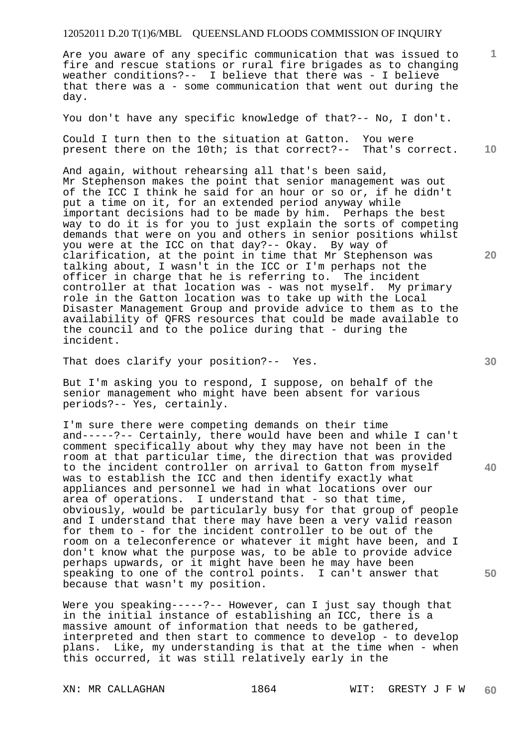Are you aware of any specific communication that was issued to fire and rescue stations or rural fire brigades as to changing weather conditions?-- I believe that there was - I believe that there was a - some communication that went out during the day.

You don't have any specific knowledge of that?-- No, I don't.

Could I turn then to the situation at Gatton. You were present there on the 10th; is that correct?-- That's correct.

And again, without rehearsing all that's been said, Mr Stephenson makes the point that senior management was out of the ICC I think he said for an hour or so or, if he didn't put a time on it, for an extended period anyway while important decisions had to be made by him. Perhaps the best way to do it is for you to just explain the sorts of competing demands that were on you and others in senior positions whilst you were at the ICC on that day?-- Okay. By way of clarification, at the point in time that Mr Stephenson was talking about, I wasn't in the ICC or I'm perhaps not the officer in charge that he is referring to. The incident controller at that location was - was not myself. My primary role in the Gatton location was to take up with the Local Disaster Management Group and provide advice to them as to the availability of QFRS resources that could be made available to the council and to the police during that - during the incident.

That does clarify your position?-- Yes.

But I'm asking you to respond, I suppose, on behalf of the senior management who might have been absent for various periods?-- Yes, certainly.

I'm sure there were competing demands on their time and-----?-- Certainly, there would have been and while I can't comment specifically about why they may have not been in the room at that particular time, the direction that was provided to the incident controller on arrival to Gatton from myself was to establish the ICC and then identify exactly what appliances and personnel we had in what locations over our area of operations. I understand that - so that time, obviously, would be particularly busy for that group of people and I understand that there may have been a very valid reason for them to - for the incident controller to be out of the room on a teleconference or whatever it might have been, and I don't know what the purpose was, to be able to provide advice perhaps upwards, or it might have been he may have been speaking to one of the control points. I can't answer that because that wasn't my position.

Were you speaking-----?-- However, can I just say though that in the initial instance of establishing an ICC, there is a massive amount of information that needs to be gathered, interpreted and then start to commence to develop - to develop plans. Like, my understanding is that at the time when - when this occurred, it was still relatively early in the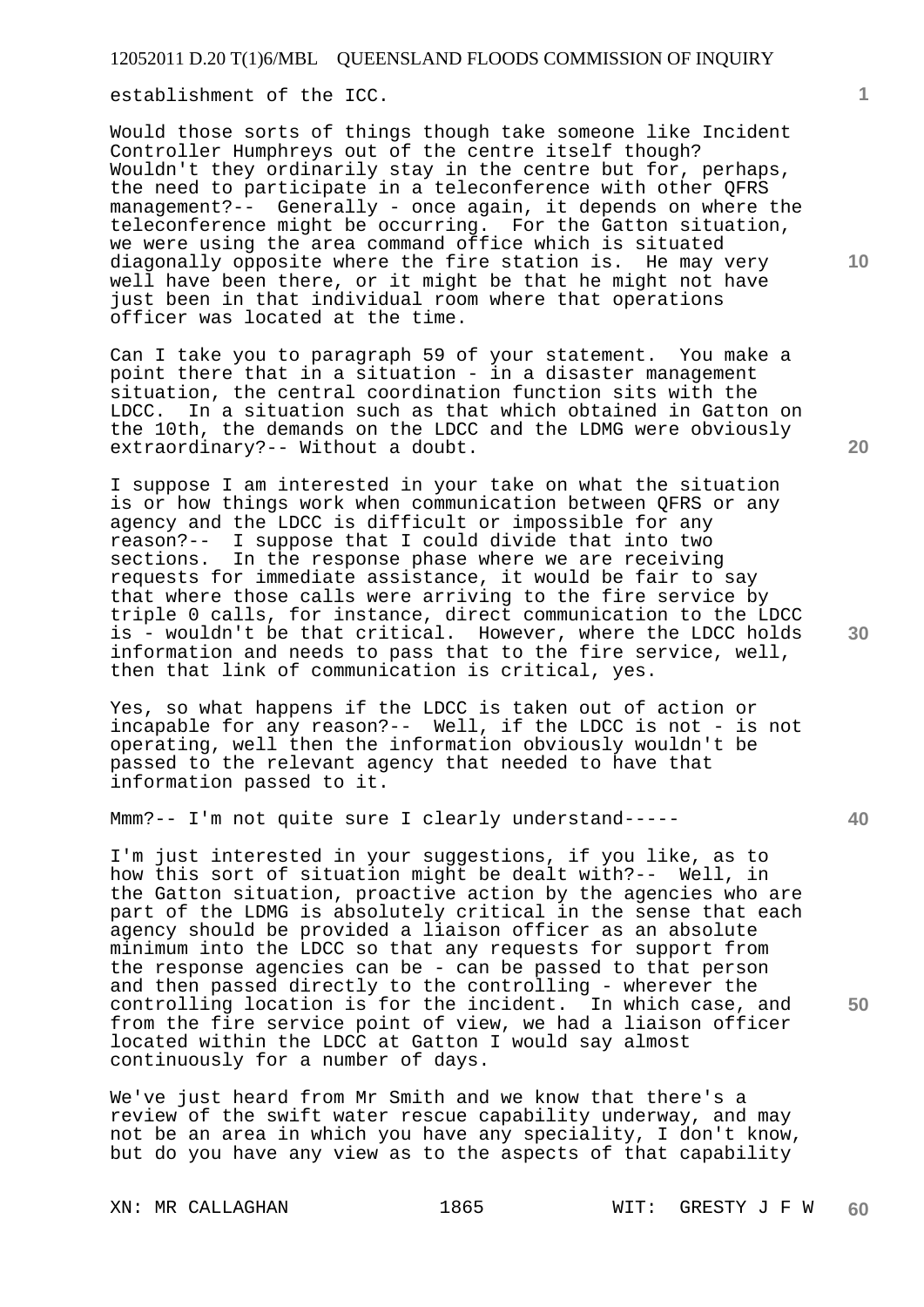establishment of the ICC.

Would those sorts of things though take someone like Incident Controller Humphreys out of the centre itself though? Wouldn't they ordinarily stay in the centre but for, perhaps, the need to participate in a teleconference with other QFRS management?-- Generally - once again, it depends on where the teleconference might be occurring. For the Gatton situation, we were using the area command office which is situated diagonally opposite where the fire station is. He may very well have been there, or it might be that he might not have just been in that individual room where that operations officer was located at the time.

Can I take you to paragraph 59 of your statement. You make a point there that in a situation - in a disaster management situation, the central coordination function sits with the LDCC. In a situation such as that which obtained in Gatton on the 10th, the demands on the LDCC and the LDMG were obviously extraordinary?-- Without a doubt.

I suppose I am interested in your take on what the situation is or how things work when communication between QFRS or any agency and the LDCC is difficult or impossible for any reason?-- I suppose that I could divide that into two sections. In the response phase where we are receiving requests for immediate assistance, it would be fair to say that where those calls were arriving to the fire service by triple 0 calls, for instance, direct communication to the LDCC is - wouldn't be that critical. However, where the LDCC holds information and needs to pass that to the fire service, well, then that link of communication is critical, yes.

Yes, so what happens if the LDCC is taken out of action or incapable for any reason?-- Well, if the LDCC is not - is not operating, well then the information obviously wouldn't be passed to the relevant agency that needed to have that information passed to it.

Mmm?-- I'm not quite sure I clearly understand-----

I'm just interested in your suggestions, if you like, as to how this sort of situation might be dealt with?-- Well, in the Gatton situation, proactive action by the agencies who are part of the LDMG is absolutely critical in the sense that each agency should be provided a liaison officer as an absolute minimum into the LDCC so that any requests for support from the response agencies can be - can be passed to that person and then passed directly to the controlling - wherever the controlling location is for the incident. In which case, and from the fire service point of view, we had a liaison officer located within the LDCC at Gatton I would say almost continuously for a number of days.

We've just heard from Mr Smith and we know that there's a review of the swift water rescue capability underway, and may not be an area in which you have any speciality, I don't know, but do you have any view as to the aspects of that capability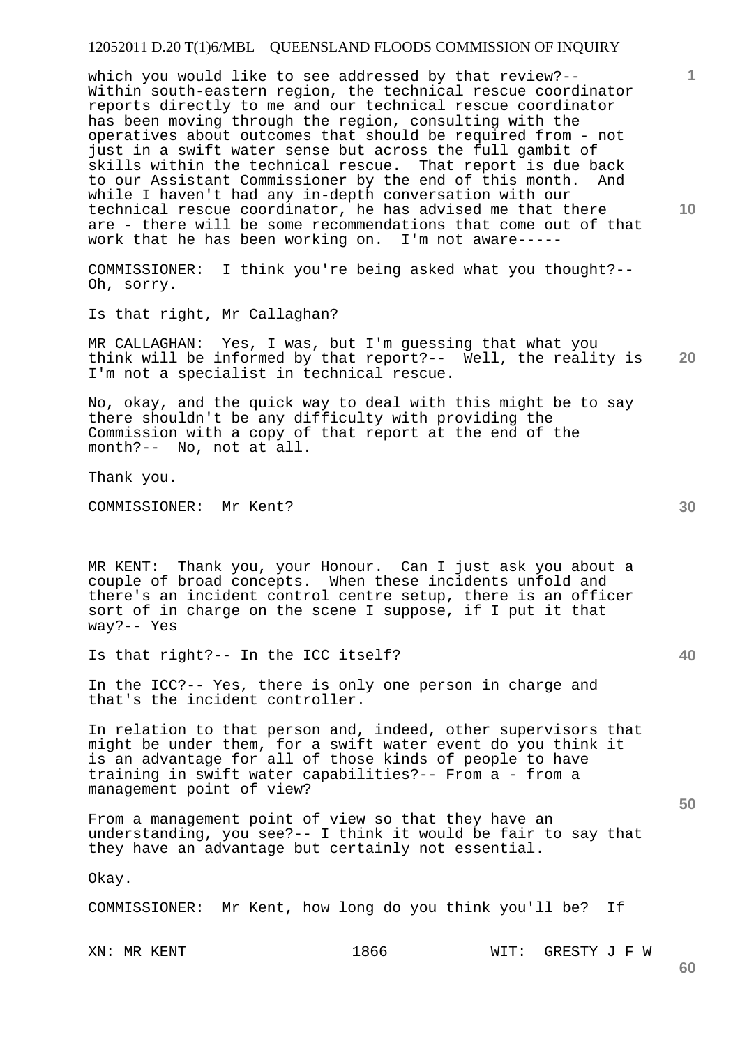which you would like to see addressed by that review?-- Within south-eastern region, the technical rescue coordinator reports directly to me and our technical rescue coordinator has been moving through the region, consulting with the operatives about outcomes that should be required from - not just in a swift water sense but across the full gambit of skills within the technical rescue. That report is due back to our Assistant Commissioner by the end of this month. And while I haven't had any in-depth conversation with our technical rescue coordinator, he has advised me that there are - there will be some recommendations that come out of that work that he has been working on. I'm not aware-----

COMMISSIONER: I think you're being asked what you thought?-- Oh, sorry.

Is that right, Mr Callaghan?

MR CALLAGHAN: Yes, I was, but I'm guessing that what you think will be informed by that report?-- Well, the reality is I'm not a specialist in technical rescue.

No, okay, and the quick way to deal with this might be to say there shouldn't be any difficulty with providing the Commission with a copy of that report at the end of the month?-- No, not at all.

Thank you.

COMMISSIONER: Mr Kent?

MR KENT: Thank you, your Honour. Can I just ask you about a couple of broad concepts. When these incidents unfold and there's an incident control centre setup, there is an officer sort of in charge on the scene I suppose, if I put it that way?-- Yes

Is that right?-- In the ICC itself?

In the ICC?-- Yes, there is only one person in charge and that's the incident controller.

In relation to that person and, indeed, other supervisors that might be under them, for a swift water event do you think it is an advantage for all of those kinds of people to have training in swift water capabilities?-- From a - from a management point of view?

From a management point of view so that they have an understanding, you see?-- I think it would be fair to say that they have an advantage but certainly not essential.

Okay.

COMMISSIONER: Mr Kent, how long do you think you'll be? If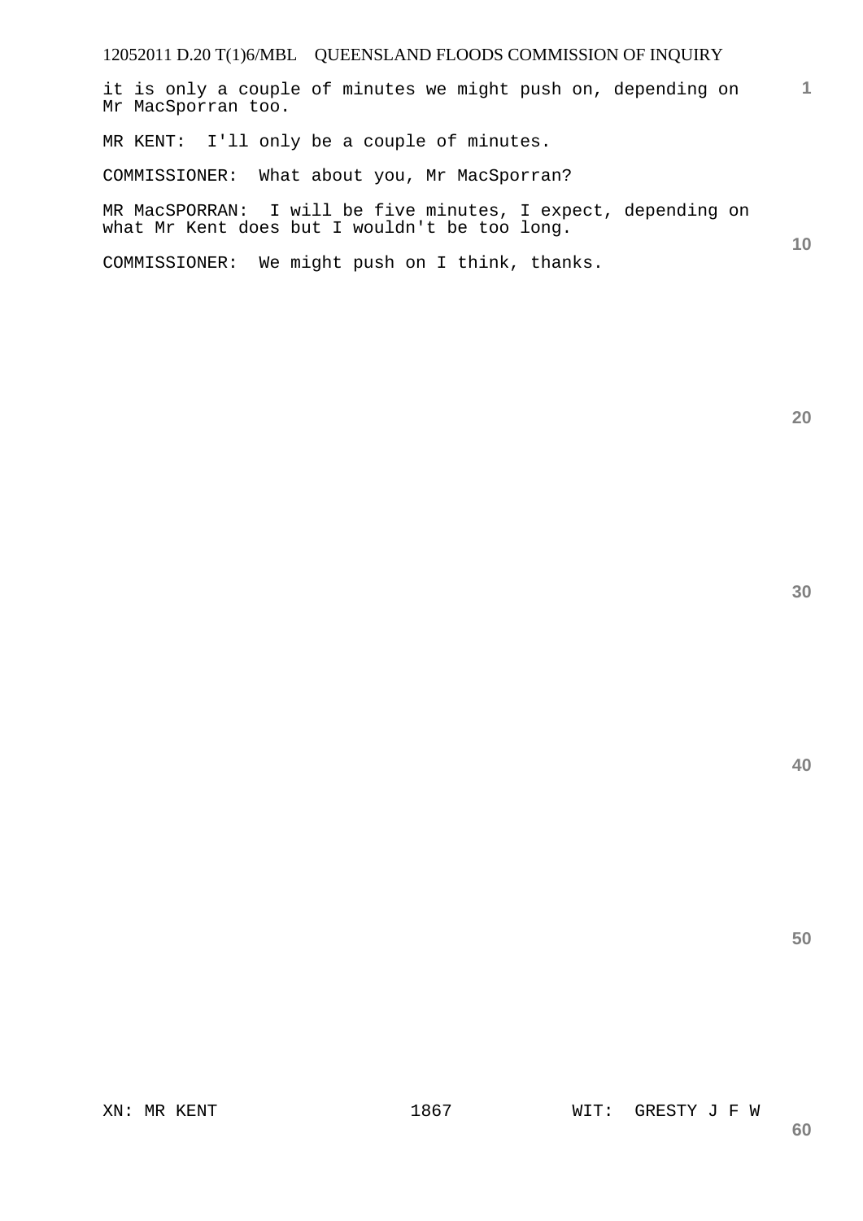it is only a couple of minutes we might push on, depending on Mr MacSporran too.

MR KENT: I'll only be a couple of minutes.

COMMISSIONER: What about you, Mr MacSporran?

MR MacSPORRAN: I will be five minutes, I expect, depending on what Mr Kent does but I wouldn't be too long.

COMMISSIONER: We might push on I think, thanks.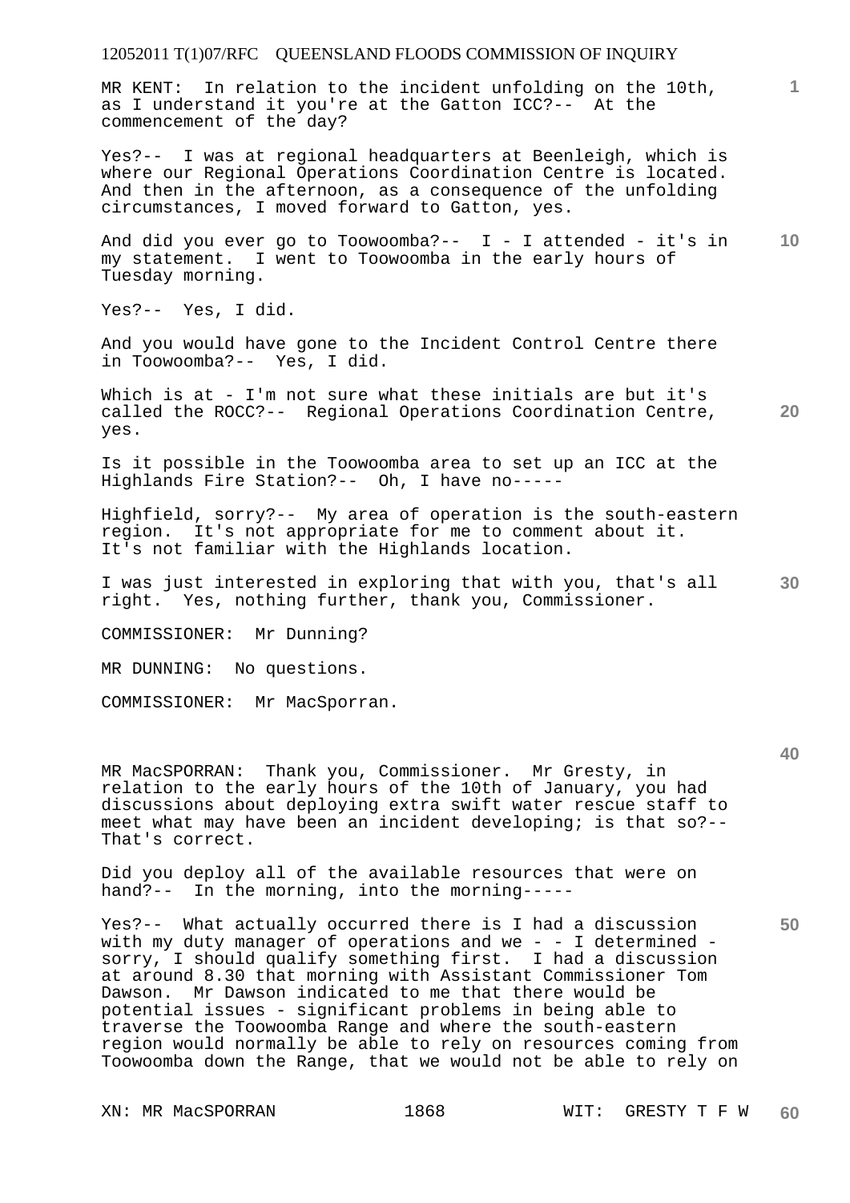MR KENT: In relation to the incident unfolding on the 10th, as I understand it you're at the Gatton ICC?-- At the commencement of the day?

Yes?-- I was at regional headquarters at Beenleigh, which is where our Regional Operations Coordination Centre is located. And then in the afternoon, as a consequence of the unfolding circumstances, I moved forward to Gatton, yes.

And did you ever go to Toowoomba?-- I - I attended - it's in my statement. I went to Toowoomba in the early hours of Tuesday morning.

Yes?-- Yes, I did.

And you would have gone to the Incident Control Centre there in Toowoomba?-- Yes, I did.

Which is at - I'm not sure what these initials are but it's called the ROCC?-- Regional Operations Coordination Centre, yes.

Is it possible in the Toowoomba area to set up an ICC at the Highlands Fire Station?-- Oh, I have no-----

Highfield, sorry?-- My area of operation is the south-eastern region. It's not appropriate for me to comment about it. It's not familiar with the Highlands location.

I was just interested in exploring that with you, that's all right. Yes, nothing further, thank you, Commissioner.

COMMISSIONER: Mr Dunning?

MR DUNNING: No questions.

COMMISSIONER: Mr MacSporran.

MR MacSPORRAN: Thank you, Commissioner. Mr Gresty, in relation to the early hours of the 10th of January, you had discussions about deploying extra swift water rescue staff to meet what may have been an incident developing; is that so?-- That's correct.

Did you deploy all of the available resources that were on hand?-- In the morning, into the morning-----

Yes?-- What actually occurred there is I had a discussion with my duty manager of operations and we - - I determined - sorry, I should qualify something first. I had a discussion at around 8.30 that morning with Assistant Commissioner Tom Dawson. Mr Dawson indicated to me that there would be potential issues - significant problems in being able to traverse the Toowoomba Range and where the south-eastern region would normally be able to rely on resources coming from Toowoomba down the Range, that we would not be able to rely on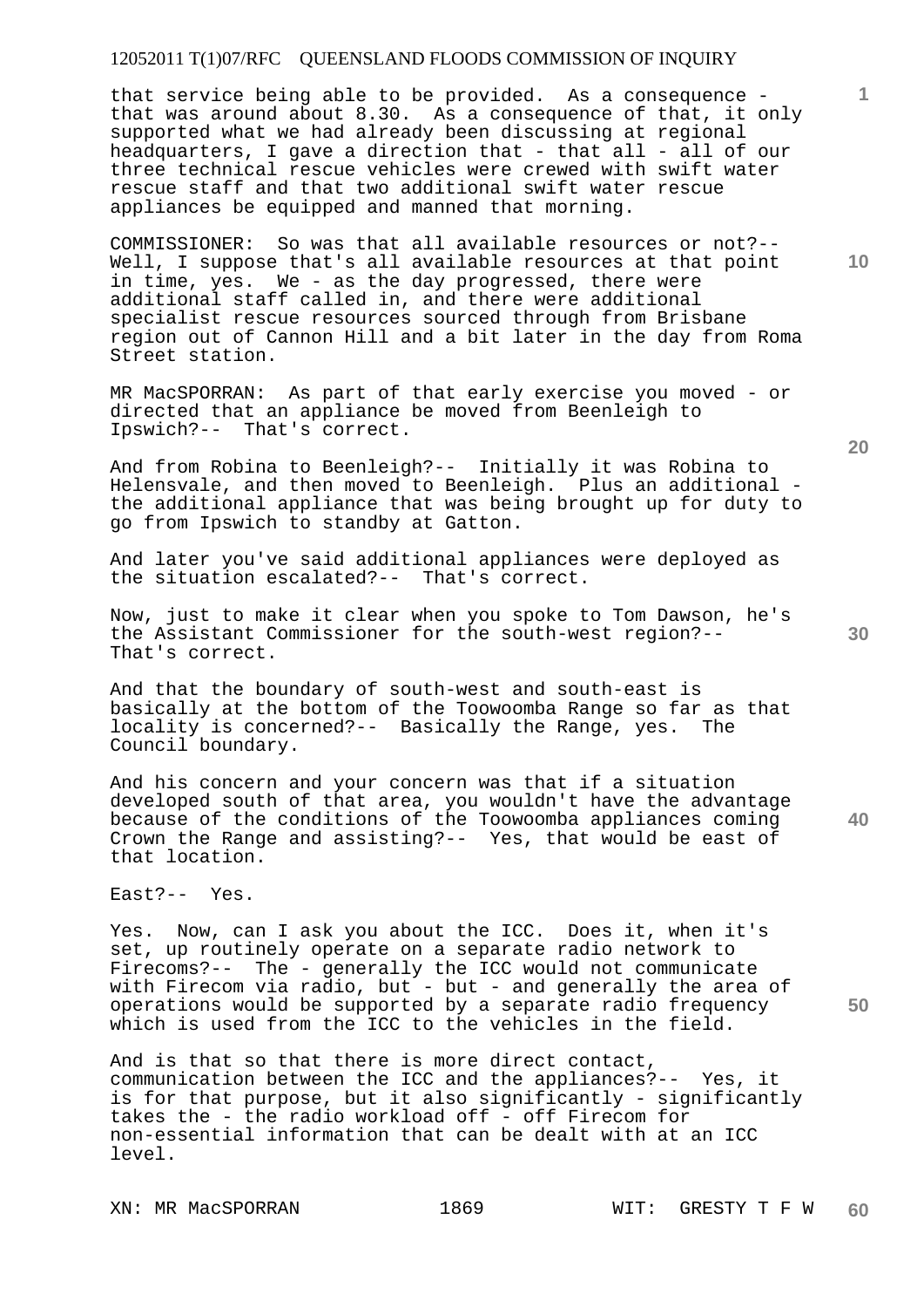that service being able to be provided. As a consequence - that was around about 8.30. As a consequence of that, it only supported what we had already been discussing at regional headquarters, I gave a direction that - that all - all of our three technical rescue vehicles were crewed with swift water rescue staff and that two additional swift water rescue appliances be equipped and manned that morning.

COMMISSIONER: So was that all available resources or not?-- Well, I suppose that's all available resources at that point in time, yes. We - as the day progressed, there were additional staff called in, and there were additional specialist rescue resources sourced through from Brisbane region out of Cannon Hill and a bit later in the day from Roma Street station.

MR MacSPORRAN: As part of that early exercise you moved - or directed that an appliance be moved from Beenleigh to Ipswich?-- That's correct.

And from Robina to Beenleigh?-- Initially it was Robina to Helensvale, and then moved to Beenleigh. Plus an additional - the additional appliance that was being brought up for duty to go from Ipswich to standby at Gatton.

And later you've said additional appliances were deployed as the situation escalated?-- That's correct.

Now, just to make it clear when you spoke to Tom Dawson, he's the Assistant Commissioner for the south-west region?-- That's correct.

And that the boundary of south-west and south-east is basically at the bottom of the Toowoomba Range so far as that locality is concerned?-- Basically the Range, yes. The Council boundary.

And his concern and your concern was that if a situation developed south of that area, you wouldn't have the advantage because of the conditions of the Toowoomba appliances coming Crown the Range and assisting?-- Yes, that would be east of that location.

East?-- Yes.

Yes. Now, can I ask you about the ICC. Does it, when it's set, up routinely operate on a separate radio network to Firecoms?-- The - generally the ICC would not communicate with Firecom via radio, but - but - and generally the area of operations would be supported by a separate radio frequency which is used from the ICC to the vehicles in the field.

And is that so that there is more direct contact, communication between the ICC and the appliances?-- Yes, it is for that purpose, but it also significantly - significantly takes the - the radio workload off - off Firecom for non-essential information that can be dealt with at an ICC level.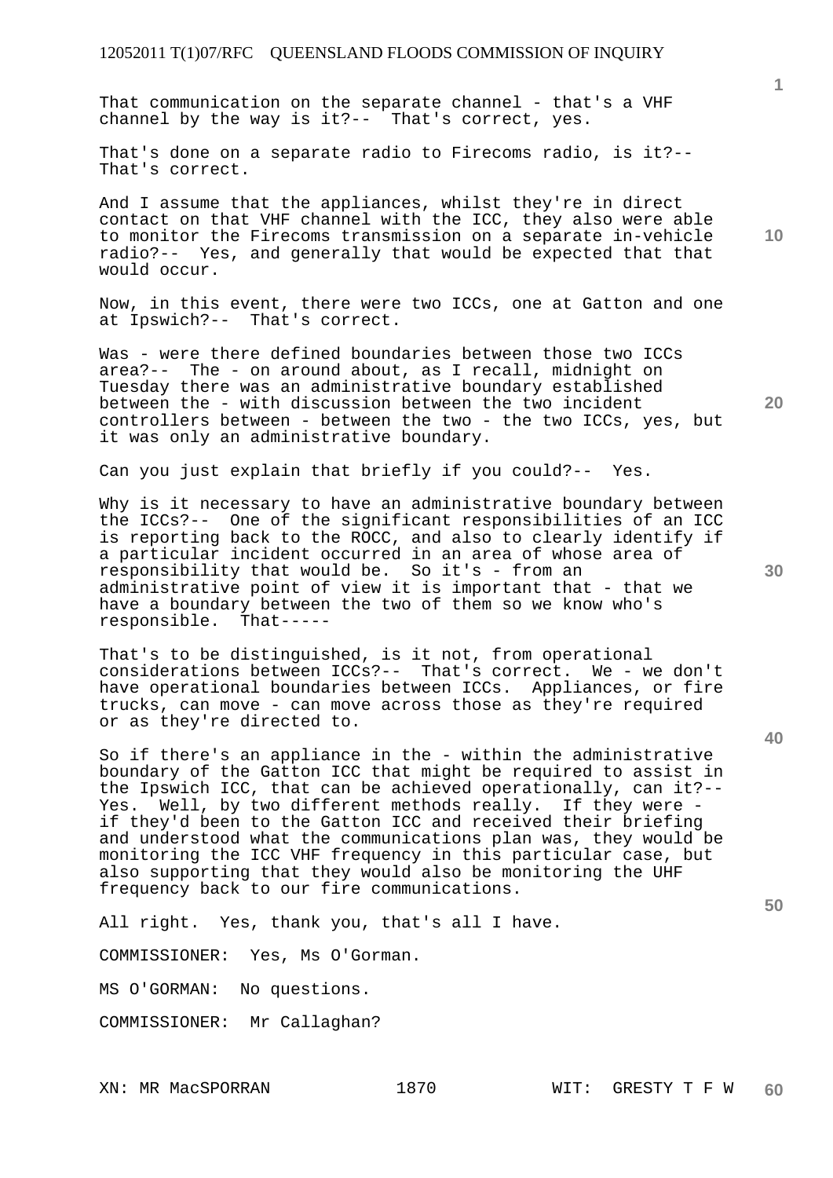That communication on the separate channel - that's a VHF channel by the way is it?-- That's correct, yes.

That's done on a separate radio to Firecoms radio, is it?-- That's correct.

And I assume that the appliances, whilst they're in direct contact on that VHF channel with the ICC, they also were able to monitor the Firecoms transmission on a separate in-vehicle radio?-- Yes, and generally that would be expected that that would occur.

Now, in this event, there were two ICCs, one at Gatton and one at Ipswich?-- That's correct.

Was - were there defined boundaries between those two ICCs area?-- The - on around about, as I recall, midnight on Tuesday there was an administrative boundary established between the - with discussion between the two incident controllers between - between the two - the two ICCs, yes, but it was only an administrative boundary.

Can you just explain that briefly if you could?-- Yes.

Why is it necessary to have an administrative boundary between the ICCs?-- One of the significant responsibilities of an ICC is reporting back to the ROCC, and also to clearly identify if a particular incident occurred in an area of whose area of responsibility that would be. So it's - from an administrative point of view it is important that - that we have a boundary between the two of them so we know who's responsible. That-----

That's to be distinguished, is it not, from operational considerations between ICCs?-- That's correct. We - we don't have operational boundaries between ICCs. Appliances, or fire trucks, can move - can move across those as they're required or as they're directed to.

So if there's an appliance in the - within the administrative boundary of the Gatton ICC that might be required to assist in the Ipswich ICC, that can be achieved operationally, can it?-- Yes. Well, by two different methods really. If they were - if they'd been to the Gatton ICC and received their briefing and understood what the communications plan was, they would be monitoring the ICC VHF frequency in this particular case, but also supporting that they would also be monitoring the UHF frequency back to our fire communications.

All right. Yes, thank you, that's all I have.

COMMISSIONER: Yes, Ms O'Gorman.

MS O'GORMAN: No questions.

COMMISSIONER: Mr Callaghan?

XN: MR MacSPORRAN WIT: GRESTY T F W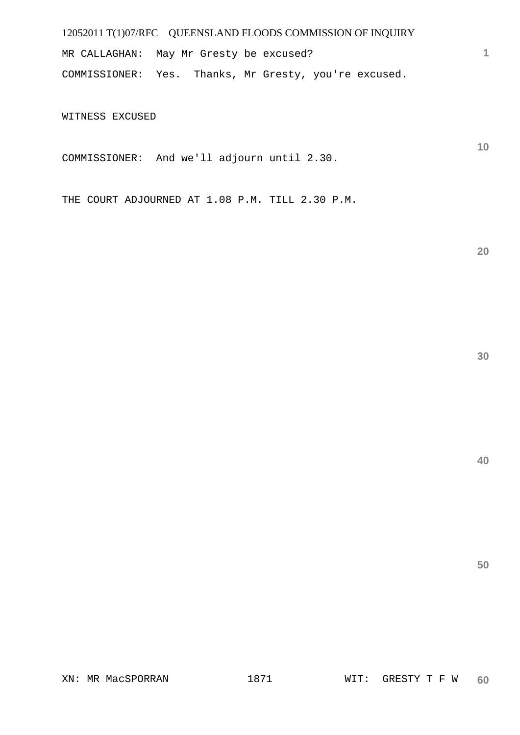MR CALLAGHAN: May Mr Gresty be excused?

COMMISSIONER: Yes. Thanks, Mr Gresty, you're excused.

WITNESS EXCUSED

COMMISSIONER: And we'll adjourn until 2.30.

THE COURT ADJOURNED AT 1.08 P.M. TILL 2.30 P.M.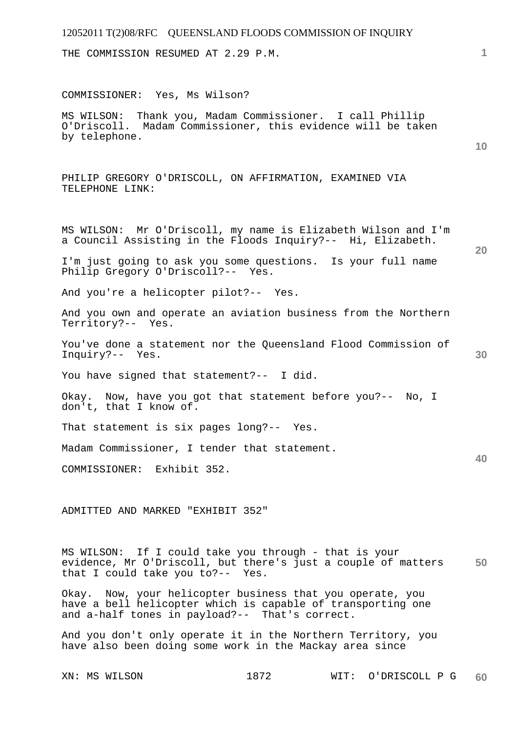THE COMMISSION RESUMED AT 2.29 P.M.

COMMISSIONER: Yes, Ms Wilson?

MS WILSON: Thank you, Madam Commissioner. I call Phillip O'Driscoll. Madam Commissioner, this evidence will be taken by telephone.

PHILIP GREGORY O'DRISCOLL, ON AFFIRMATION, EXAMINED VIA TELEPHONE LINK:

MS WILSON: Mr O'Driscoll, my name is Elizabeth Wilson and I'm a Council Assisting in the Floods Inquiry?-- Hi, Elizabeth.

I'm just going to ask you some questions. Is your full name Philip Gregory O'Driscoll?-- Yes.

And you're a helicopter pilot?-- Yes.

And you own and operate an aviation business from the Northern Territory?-- Yes.

You've done a statement nor the Queensland Flood Commission of Inquiry?-- Yes.

You have signed that statement?-- I did.

Okay. Now, have you got that statement before you?-- No, I don't, that I know of.

That statement is six pages long?-- Yes.

Madam Commissioner, I tender that statement.

COMMISSIONER: Exhibit 352.

ADMITTED AND MARKED "EXHIBIT 352"

MS WILSON: If I could take you through - that is your evidence, Mr O'Driscoll, but there's just a couple of matters that I could take you to?-- Yes.

Okay. Now, your helicopter business that you operate, you have a bell helicopter which is capable of transporting one and a-half tones in payload?-- That's correct.

And you don't only operate it in the Northern Territory, you have also been doing some work in the Mackay area since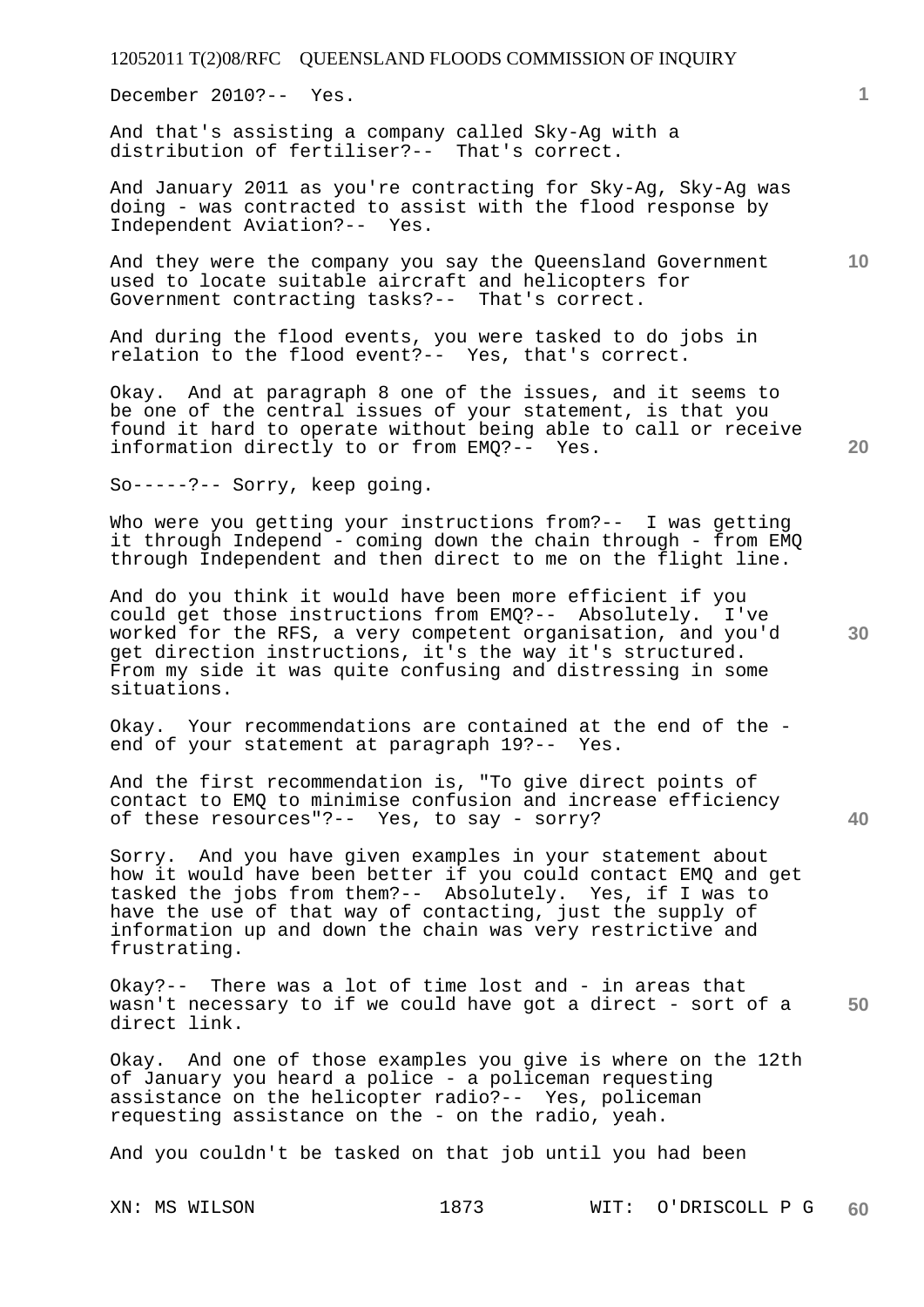December 2010?-- Yes.

And that's assisting a company called Sky-Ag with a distribution of fertiliser?-- That's correct.

And January 2011 as you're contracting for Sky-Ag, Sky-Ag was doing - was contracted to assist with the flood response by Independent Aviation?-- Yes.

And they were the company you say the Queensland Government used to locate suitable aircraft and helicopters for Government contracting tasks?-- That's correct.

And during the flood events, you were tasked to do jobs in relation to the flood event?-- Yes, that's correct.

Okay. And at paragraph 8 one of the issues, and it seems to be one of the central issues of your statement, is that you found it hard to operate without being able to call or receive information directly to or from EMQ?-- Yes.

So-----?-- Sorry, keep going.

Who were you getting your instructions from?-- I was getting it through Independ - coming down the chain through - from EMQ through Independent and then direct to me on the flight line.

And do you think it would have been more efficient if you could get those instructions from EMQ?-- Absolutely. I've worked for the RFS, a very competent organisation, and you'd get direction instructions, it's the way it's structured. From my side it was quite confusing and distressing in some situations.

Okay. Your recommendations are contained at the end of the - end of your statement at paragraph 19?-- Yes.

And the first recommendation is, "To give direct points of contact to EMQ to minimise confusion and increase efficiency of these resources"?-- Yes, to say - sorry?

Sorry. And you have given examples in your statement about how it would have been better if you could contact EMQ and get tasked the jobs from them?-- Absolutely. Yes, if I was to have the use of that way of contacting, just the supply of information up and down the chain was very restrictive and frustrating.

Okay?-- There was a lot of time lost and - in areas that wasn't necessary to if we could have got a direct - sort of a direct link.

Okay. And one of those examples you give is where on the 12th of January you heard a police - a policeman requesting assistance on the helicopter radio?-- Yes, policeman requesting assistance on the - on the radio, yeah.

And you couldn't be tasked on that job until you had been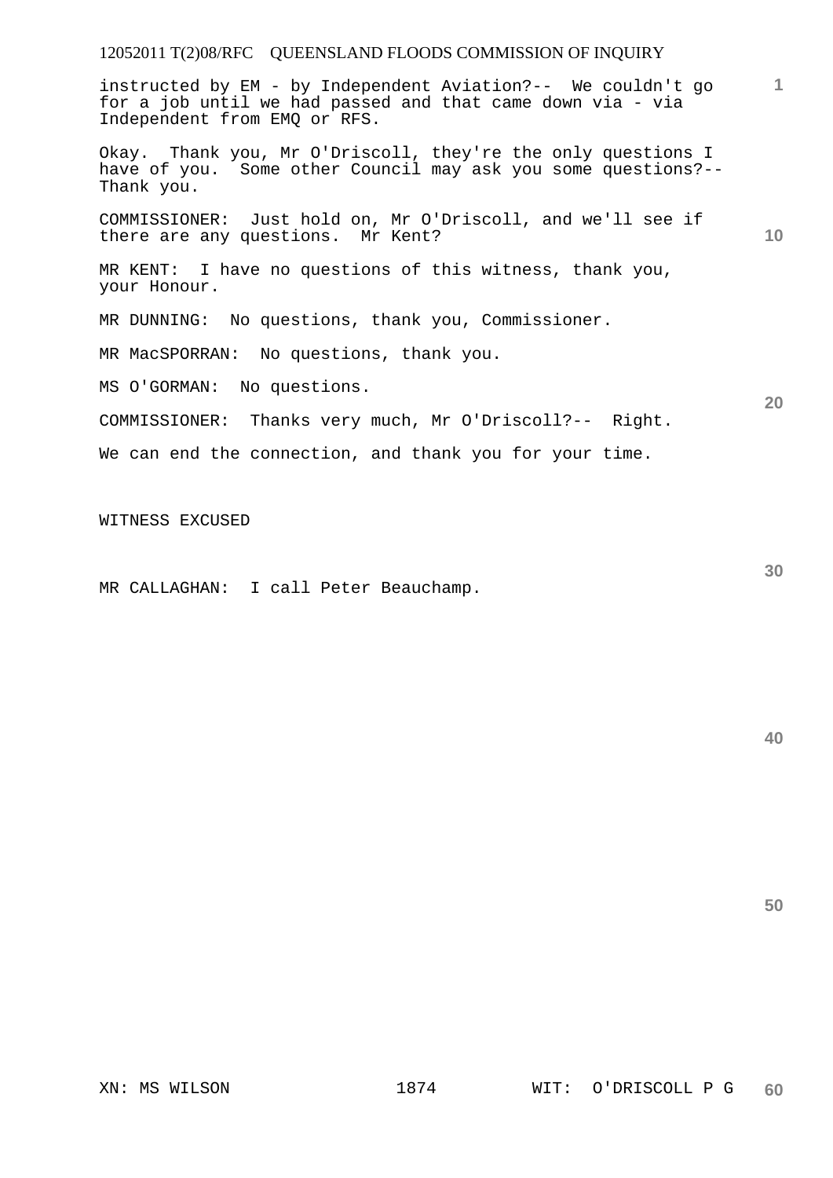instructed by EM - by Independent Aviation?-- We couldn't go for a job until we had passed and that came down via - via Independent from EMQ or RFS.

Okay. Thank you, Mr O'Driscoll, they're the only questions I have of you. Some other Council may ask you some questions?-- Thank you.

COMMISSIONER: Just hold on, Mr O'Driscoll, and we'll see if there are any questions. Mr Kent?

MR KENT: I have no questions of this witness, thank you, your Honour.

MR DUNNING: No questions, thank you, Commissioner.

MR MacSPORRAN: No questions, thank you.

MS O'GORMAN: No questions.

COMMISSIONER: Thanks very much, Mr O'Driscoll?-- Right.

We can end the connection, and thank you for your time.

WITNESS EXCUSED

MR CALLAGHAN: I call Peter Beauchamp.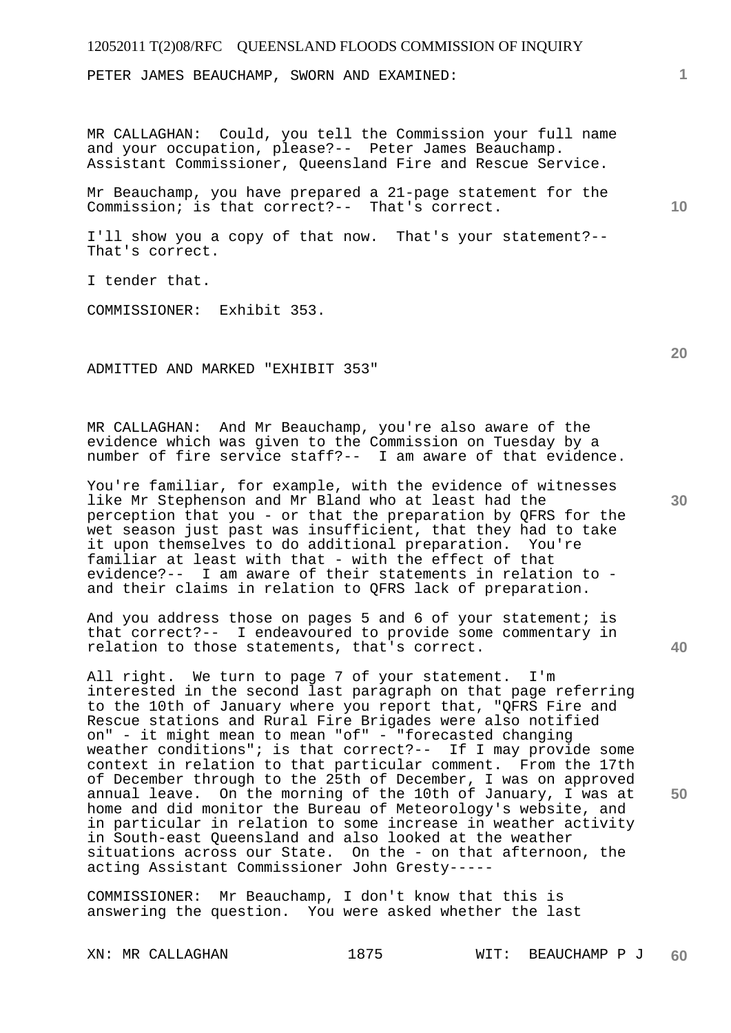PETER JAMES BEAUCHAMP, SWORN AND EXAMINED:

MR CALLAGHAN: Could, you tell the Commission your full name and your occupation, please?-- Peter James Beauchamp. Assistant Commissioner, Queensland Fire and Rescue Service.

Mr Beauchamp, you have prepared a 21-page statement for the Commission; is that correct?-- That's correct.

I'll show you a copy of that now. That's your statement?-- That's correct.

I tender that.

COMMISSIONER: Exhibit 353.

ADMITTED AND MARKED "EXHIBIT 353"

MR CALLAGHAN: And Mr Beauchamp, you're also aware of the evidence which was given to the Commission on Tuesday by a number of fire service staff?-- I am aware of that evidence.

You're familiar, for example, with the evidence of witnesses like Mr Stephenson and Mr Bland who at least had the perception that you - or that the preparation by QFRS for the wet season just past was insufficient, that they had to take it upon themselves to do additional preparation. You're familiar at least with that - with the effect of that evidence?-- I am aware of their statements in relation to - and their claims in relation to QFRS lack of preparation.

And you address those on pages 5 and 6 of your statement; is that correct?-- I endeavoured to provide some commentary in relation to those statements, that's correct.

All right. We turn to page 7 of your statement. I'm interested in the second last paragraph on that page referring to the 10th of January where you report that, "QFRS Fire and Rescue stations and Rural Fire Brigades were also notified on" - it might mean to mean "of" - "forecasted changing weather conditions"; is that correct?-- If I may provide some context in relation to that particular comment. From the 17th of December through to the 25th of December, I was on approved annual leave. On the morning of the 10th of January, I was at home and did monitor the Bureau of Meteorology's website, and in particular in relation to some increase in weather activity in South-east Queensland and also looked at the weather situations across our State. On the - on that afternoon, the acting Assistant Commissioner John Gresty-----

COMMISSIONER: Mr Beauchamp, I don't know that this is answering the question. You were asked whether the last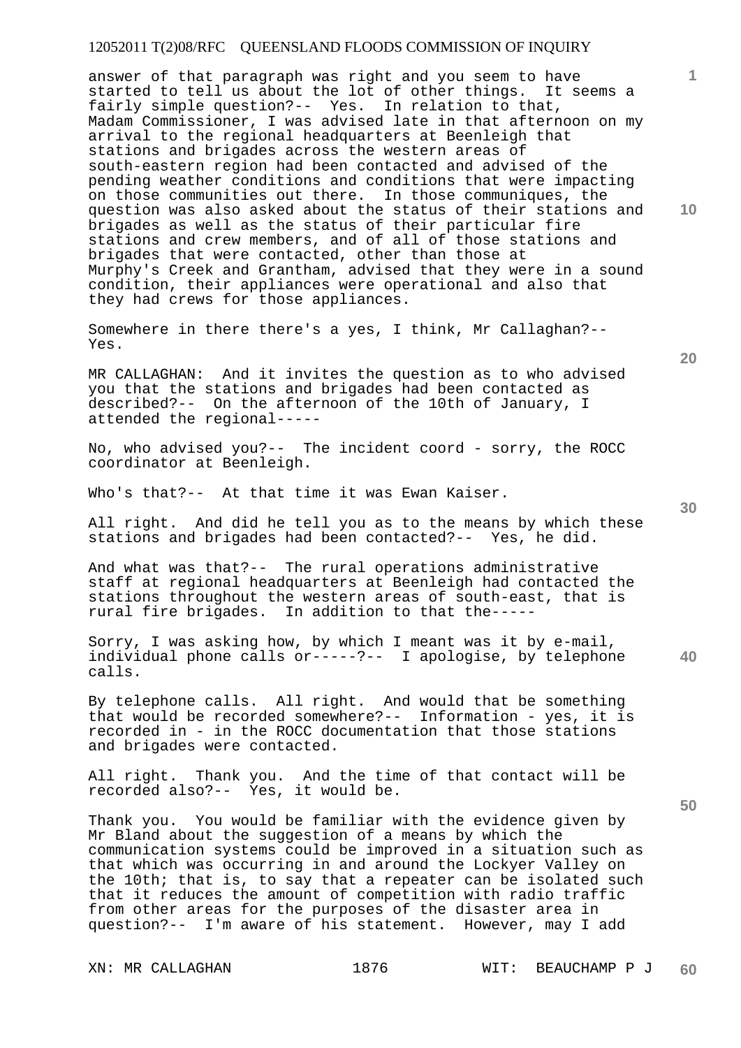answer of that paragraph was right and you seem to have started to tell us about the lot of other things. It seems a fairly simple question?-- Yes. In relation to that, Madam Commissioner, I was advised late in that afternoon on my arrival to the regional headquarters at Beenleigh that stations and brigades across the western areas of south-eastern region had been contacted and advised of the pending weather conditions and conditions that were impacting on those communities out there. In those communiques, the question was also asked about the status of their stations and brigades as well as the status of their particular fire stations and crew members, and of all of those stations and brigades that were contacted, other than those at Murphy's Creek and Grantham, advised that they were in a sound condition, their appliances were operational and also that they had crews for those appliances.

Somewhere in there there's a yes, I think, Mr Callaghan?-- Yes.

MR CALLAGHAN: And it invites the question as to who advised you that the stations and brigades had been contacted as described?-- On the afternoon of the 10th of January, I attended the regional-----

No, who advised you?-- The incident coord - sorry, the ROCC coordinator at Beenleigh.

Who's that?-- At that time it was Ewan Kaiser.

All right. And did he tell you as to the means by which these stations and brigades had been contacted?-- Yes, he did.

And what was that?-- The rural operations administrative staff at regional headquarters at Beenleigh had contacted the stations throughout the western areas of south-east, that is rural fire brigades. In addition to that the-----

Sorry, I was asking how, by which I meant was it by e-mail, individual phone calls or-----?-- I apologise, by telephone calls.

By telephone calls. All right. And would that be something that would be recorded somewhere?-- Information - yes, it is recorded in - in the ROCC documentation that those stations and brigades were contacted.

All right. Thank you. And the time of that contact will be recorded also?-- Yes, it would be.

Thank you. You would be familiar with the evidence given by Mr Bland about the suggestion of a means by which the communication systems could be improved in a situation such as that which was occurring in and around the Lockyer Valley on the 10th; that is, to say that a repeater can be isolated such that it reduces the amount of competition with radio traffic from other areas for the purposes of the disaster area in question?-- I'm aware of his statement. However, may I add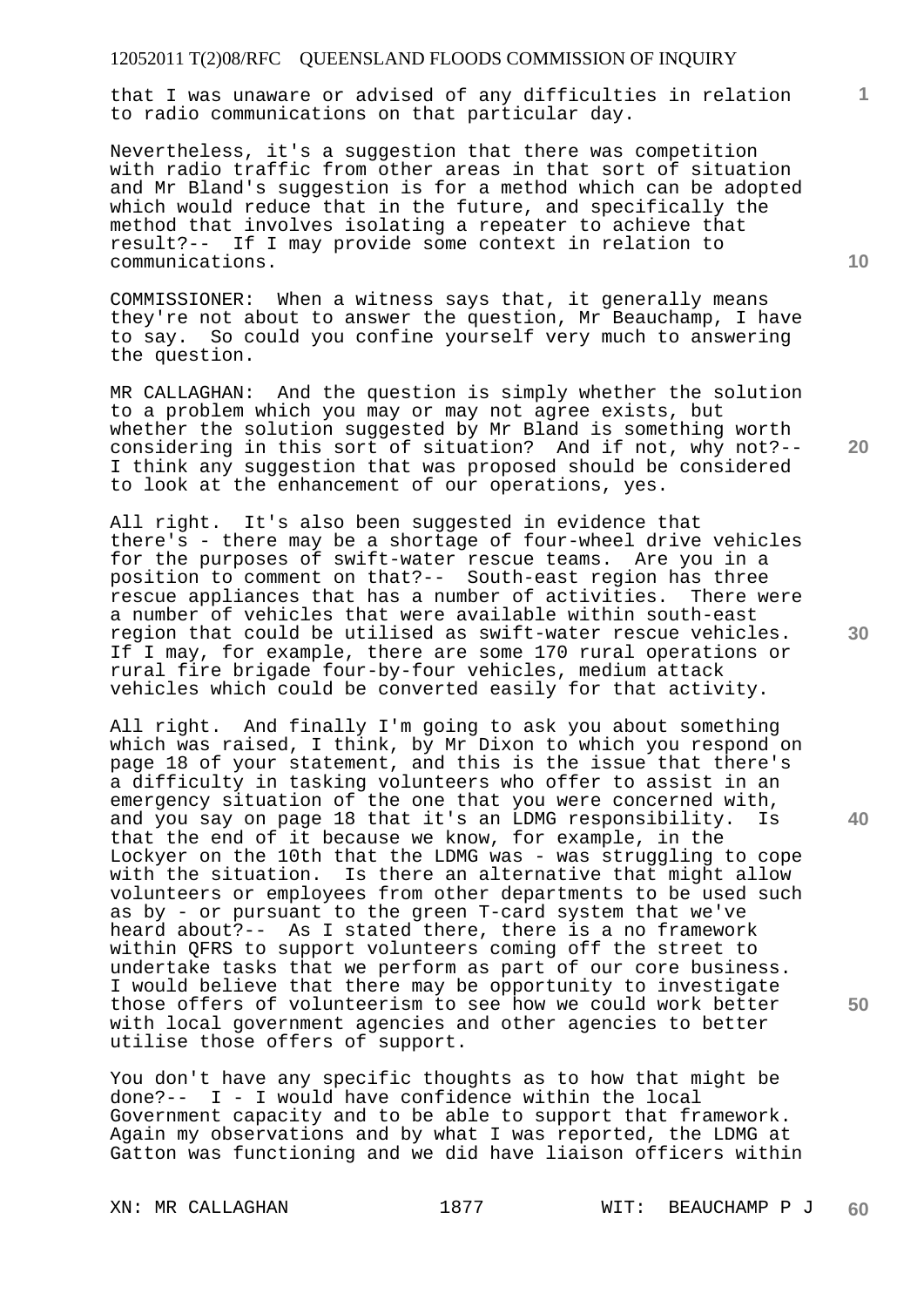that I was unaware or advised of any difficulties in relation to radio communications on that particular day.

Nevertheless, it's a suggestion that there was competition with radio traffic from other areas in that sort of situation and Mr Bland's suggestion is for a method which can be adopted which would reduce that in the future, and specifically the method that involves isolating a repeater to achieve that result?-- If I may provide some context in relation to communications.

COMMISSIONER: When a witness says that, it generally means they're not about to answer the question, Mr Beauchamp, I have to say. So could you confine yourself very much to answering the question.

MR CALLAGHAN: And the question is simply whether the solution to a problem which you may or may not agree exists, but whether the solution suggested by Mr Bland is something worth considering in this sort of situation? And if not, why not?-- I think any suggestion that was proposed should be considered to look at the enhancement of our operations, yes.

All right. It's also been suggested in evidence that there's - there may be a shortage of four-wheel drive vehicles for the purposes of swift-water rescue teams. Are you in a position to comment on that?-- South-east region has three rescue appliances that has a number of activities. There were a number of vehicles that were available within south-east region that could be utilised as swift-water rescue vehicles. If I may, for example, there are some 170 rural operations or rural fire brigade four-by-four vehicles, medium attack vehicles which could be converted easily for that activity.

All right. And finally I'm going to ask you about something which was raised, I think, by Mr Dixon to which you respond on page 18 of your statement, and this is the issue that there's a difficulty in tasking volunteers who offer to assist in an emergency situation of the one that you were concerned with, and you say on page 18 that it's an LDMG responsibility. Is that the end of it because we know, for example, in the Lockyer on the 10th that the LDMG was - was struggling to cope with the situation. Is there an alternative that might allow volunteers or employees from other departments to be used such as by - or pursuant to the green T-card system that we've heard about?-- As I stated there, there is a no framework within QFRS to support volunteers coming off the street to undertake tasks that we perform as part of our core business. I would believe that there may be opportunity to investigate those offers of volunteerism to see how we could work better with local government agencies and other agencies to better utilise those offers of support.

You don't have any specific thoughts as to how that might be done?-- I - I would have confidence within the local Government capacity and to be able to support that framework. Again my observations and by what I was reported, the LDMG at Gatton was functioning and we did have liaison officers within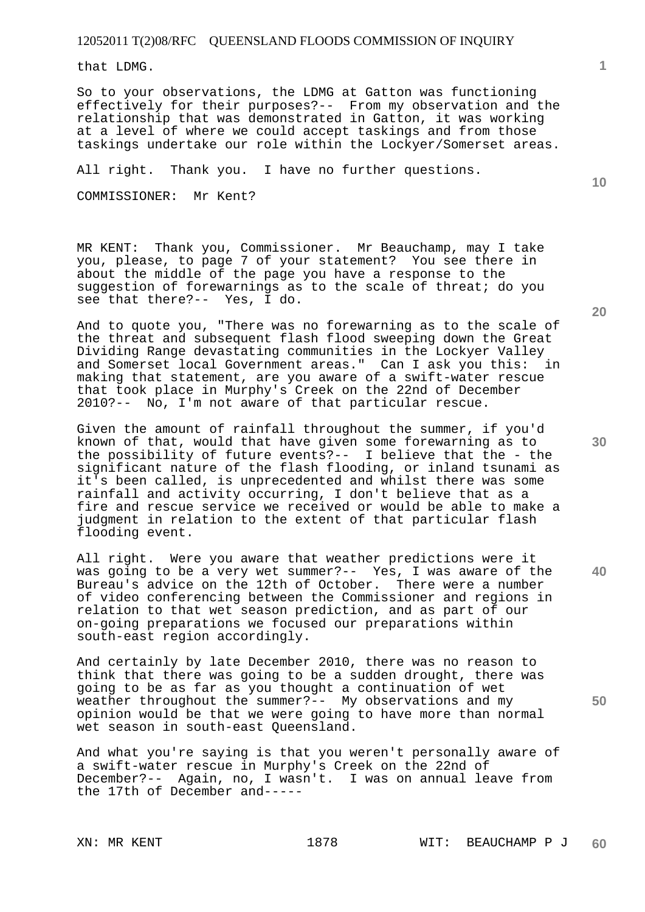that LDMG.

So to your observations, the LDMG at Gatton was functioning effectively for their purposes?-- From my observation and the relationship that was demonstrated in Gatton, it was working at a level of where we could accept taskings and from those taskings undertake our role within the Lockyer/Somerset areas.

All right. Thank you. I have no further questions.

COMMISSIONER: Mr Kent?

MR KENT: Thank you, Commissioner. Mr Beauchamp, may I take you, please, to page 7 of your statement? You see there in about the middle of the page you have a response to the suggestion of forewarnings as to the scale of threat; do you see that there?-- Yes, I do.

And to quote you, "There was no forewarning as to the scale of the threat and subsequent flash flood sweeping down the Great Dividing Range devastating communities in the Lockyer Valley and Somerset local Government areas." Can I ask you this: in making that statement, are you aware of a swift-water rescue that took place in Murphy's Creek on the 22nd of December 2010?-- No, I'm not aware of that particular rescue.

Given the amount of rainfall throughout the summer, if you'd known of that, would that have given some forewarning as to the possibility of future events?-- I believe that the - the significant nature of the flash flooding, or inland tsunami as it's been called, is unprecedented and whilst there was some rainfall and activity occurring, I don't believe that as a fire and rescue service we received or would be able to make a judgment in relation to the extent of that particular flash flooding event.

All right. Were you aware that weather predictions were it was going to be a very wet summer?-- Yes, I was aware of the Bureau's advice on the 12th of October. There were a number of video conferencing between the Commissioner and regions in relation to that wet season prediction, and as part of our on-going preparations we focused our preparations within south-east region accordingly.

And certainly by late December 2010, there was no reason to think that there was going to be a sudden drought, there was going to be as far as you thought a continuation of wet weather throughout the summer?-- My observations and my opinion would be that we were going to have more than normal wet season in south-east Queensland.

And what you're saying is that you weren't personally aware of a swift-water rescue in Murphy's Creek on the 22nd of December?-- Again, no, I wasn't. I was on annual leave from the 17th of December and-----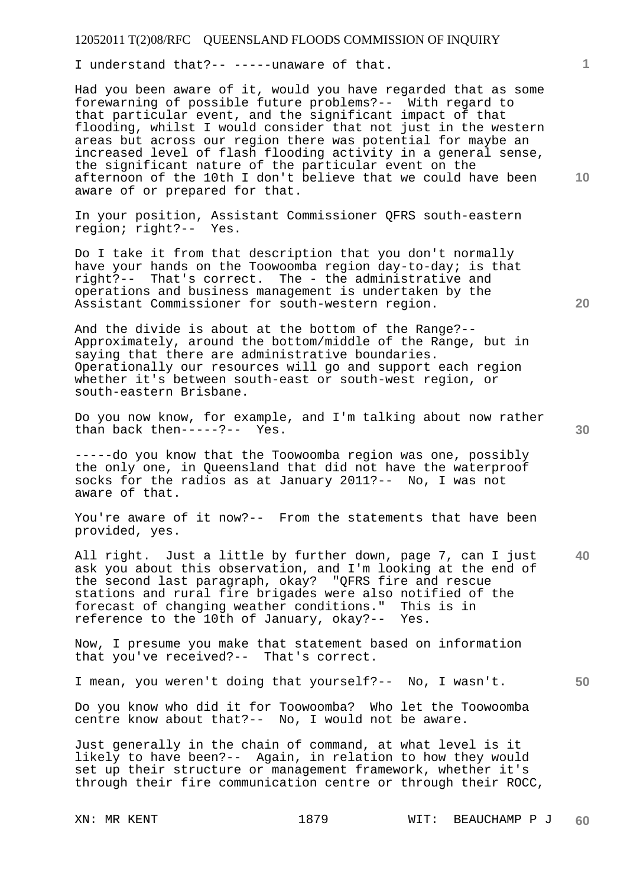I understand that?-- -----unaware of that.

Had you been aware of it, would you have regarded that as some forewarning of possible future problems?-- With regard to that particular event, and the significant impact of that flooding, whilst I would consider that not just in the western areas but across our region there was potential for maybe an increased level of flash flooding activity in a general sense, the significant nature of the particular event on the afternoon of the 10th I don't believe that we could have been aware of or prepared for that.

In your position, Assistant Commissioner QFRS south-eastern region; right?-- Yes.

Do I take it from that description that you don't normally have your hands on the Toowoomba region day-to-day; is that right?-- That's correct. The - the administrative and operations and business management is undertaken by the Assistant Commissioner for south-western region.

And the divide is about at the bottom of the Range?-- Approximately, around the bottom/middle of the Range, but in saying that there are administrative boundaries. Operationally our resources will go and support each region whether it's between south-east or south-west region, or south-eastern Brisbane.

Do you now know, for example, and I'm talking about now rather than back then-----?-- Yes.

-----do you know that the Toowoomba region was one, possibly the only one, in Queensland that did not have the waterproof socks for the radios as at January 2011?-- No, I was not aware of that.

You're aware of it now?-- From the statements that have been provided, yes.

All right. Just a little by further down, page 7, can I just ask you about this observation, and I'm looking at the end of the second last paragraph, okay? "QFRS fire and rescue stations and rural fire brigades were also notified of the forecast of changing weather conditions." This is in reference to the 10th of January, okay?-- Yes.

Now, I presume you make that statement based on information that you've received?-- That's correct.

I mean, you weren't doing that yourself?-- No, I wasn't.

Do you know who did it for Toowoomba? Who let the Toowoomba centre know about that?-- No, I would not be aware.

Just generally in the chain of command, at what level is it likely to have been?-- Again, in relation to how they would set up their structure or management framework, whether it's through their fire communication centre or through their ROCC,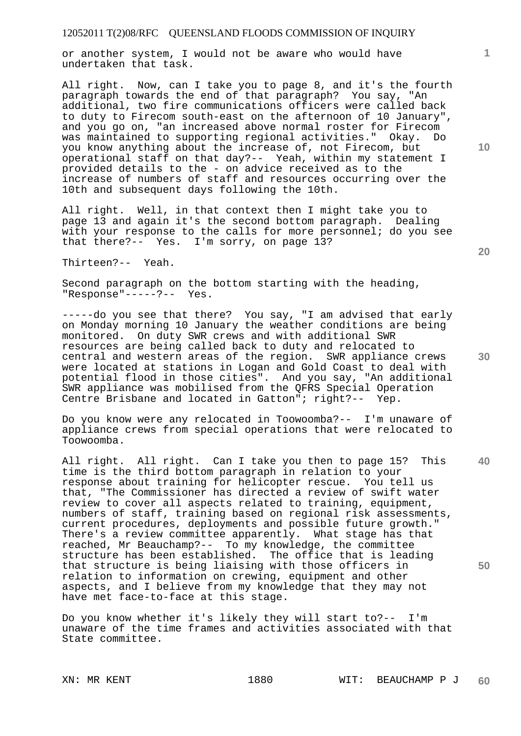or another system, I would not be aware who would have undertaken that task.

All right. Now, can I take you to page 8, and it's the fourth paragraph towards the end of that paragraph? You say, "An additional, two fire communications officers were called back to duty to Firecom south-east on the afternoon of 10 January", and you go on, "an increased above normal roster for Firecom was maintained to supporting regional activities." Okay. Do you know anything about the increase of, not Firecom, but operational staff on that day?-- Yeah, within my statement I provided details to the - on advice received as to the increase of numbers of staff and resources occurring over the 10th and subsequent days following the 10th.

All right. Well, in that context then I might take you to page 13 and again it's the second bottom paragraph. Dealing with your response to the calls for more personnel; do you see that there?-- Yes. I'm sorry, on page 13?

Thirteen?-- Yeah.

Second paragraph on the bottom starting with the heading, "Response"-----?-- Yes.

-----do you see that there? You say, "I am advised that early on Monday morning 10 January the weather conditions are being monitored. On duty SWR crews and with additional SWR resources are being called back to duty and relocated to central and western areas of the region. SWR appliance crews were located at stations in Logan and Gold Coast to deal with potential flood in those cities". And you say, "An additional SWR appliance was mobilised from the QFRS Special Operation Centre Brisbane and located in Gatton"; right?-- Yep.

Do you know were any relocated in Toowoomba?-- I'm unaware of appliance crews from special operations that were relocated to Toowoomba.

All right. All right. Can I take you then to page 15? This time is the third bottom paragraph in relation to your response about training for helicopter rescue. You tell us that, "The Commissioner has directed a review of swift water review to cover all aspects related to training, equipment, numbers of staff, training based on regional risk assessments, current procedures, deployments and possible future growth." There's a review committee apparently. What stage has that reached, Mr Beauchamp?-- To my knowledge, the committee structure has been established. The office that is leading that structure is being liaising with those officers in relation to information on crewing, equipment and other aspects, and I believe from my knowledge that they may not have met face-to-face at this stage.

Do you know whether it's likely they will start to?-- I'm unaware of the time frames and activities associated with that State committee.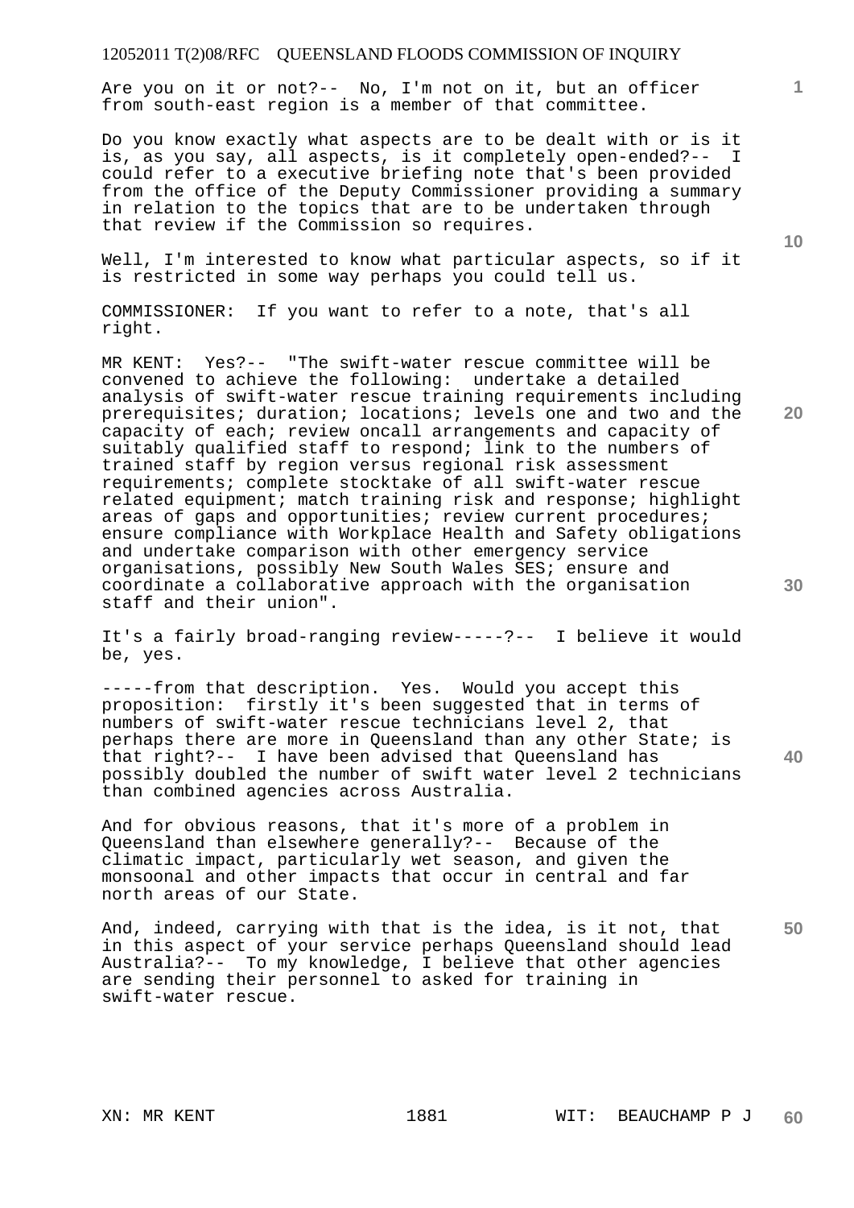Are you on it or not?-- No, I'm not on it, but an officer from south-east region is a member of that committee.

Do you know exactly what aspects are to be dealt with or is it is, as you say, all aspects, is it completely open-ended?-- I could refer to a executive briefing note that's been provided from the office of the Deputy Commissioner providing a summary in relation to the topics that are to be undertaken through that review if the Commission so requires.

Well, I'm interested to know what particular aspects, so if it is restricted in some way perhaps you could tell us.

COMMISSIONER: If you want to refer to a note, that's all right.

MR KENT: Yes?-- "The swift-water rescue committee will be convened to achieve the following: undertake a detailed analysis of swift-water rescue training requirements including prerequisites; duration; locations; levels one and two and the capacity of each; review oncall arrangements and capacity of suitably qualified staff to respond; link to the numbers of trained staff by region versus regional risk assessment requirements; complete stocktake of all swift-water rescue related equipment; match training risk and response; highlight areas of gaps and opportunities; review current procedures; ensure compliance with Workplace Health and Safety obligations and undertake comparison with other emergency service organisations, possibly New South Wales SES; ensure and coordinate a collaborative approach with the organisation staff and their union".

It's a fairly broad-ranging review-----?-- I believe it would be, yes.

-----from that description. Yes. Would you accept this proposition: firstly it's been suggested that in terms of numbers of swift-water rescue technicians level 2, that perhaps there are more in Queensland than any other State; is that right?-- I have been advised that Queensland has possibly doubled the number of swift water level 2 technicians than combined agencies across Australia.

And for obvious reasons, that it's more of a problem in Queensland than elsewhere generally?-- Because of the climatic impact, particularly wet season, and given the monsoonal and other impacts that occur in central and far north areas of our State.

And, indeed, carrying with that is the idea, is it not, that in this aspect of your service perhaps Queensland should lead Australia?-- To my knowledge, I believe that other agencies are sending their personnel to asked for training in swift-water rescue.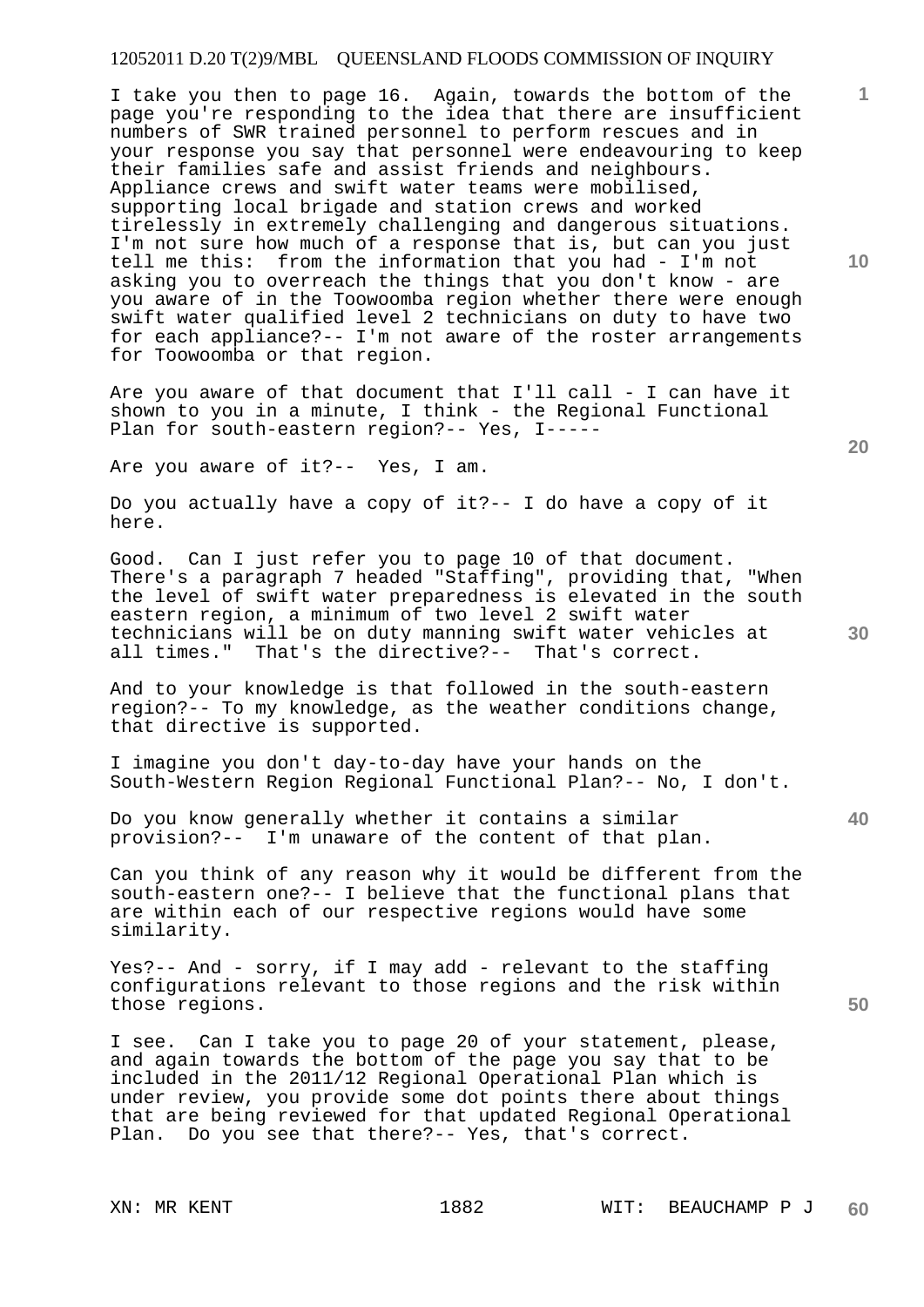I take you then to page 16. Again, towards the bottom of the page you're responding to the idea that there are insufficient numbers of SWR trained personnel to perform rescues and in your response you say that personnel were endeavouring to keep their families safe and assist friends and neighbours. Appliance crews and swift water teams were mobilised, supporting local brigade and station crews and worked tirelessly in extremely challenging and dangerous situations. I'm not sure how much of a response that is, but can you just tell me this: from the information that you had - I'm not asking you to overreach the things that you don't know - are you aware of in the Toowoomba region whether there were enough swift water qualified level 2 technicians on duty to have two for each appliance?-- I'm not aware of the roster arrangements for Toowoomba or that region.

Are you aware of that document that I'll call - I can have it shown to you in a minute, I think - the Regional Functional Plan for south-eastern region?-- Yes, I-----

Are you aware of it?-- Yes, I am.

Do you actually have a copy of it?-- I do have a copy of it here.

Good. Can I just refer you to page 10 of that document. There's a paragraph 7 headed "Staffing", providing that, "When the level of swift water preparedness is elevated in the south eastern region, a minimum of two level 2 swift water technicians will be on duty manning swift water vehicles at all times." That's the directive?-- That's correct.

And to your knowledge is that followed in the south-eastern region?-- To my knowledge, as the weather conditions change, that directive is supported.

I imagine you don't day-to-day have your hands on the South-Western Region Regional Functional Plan?-- No, I don't.

Do you know generally whether it contains a similar provision?-- I'm unaware of the content of that plan.

Can you think of any reason why it would be different from the south-eastern one?-- I believe that the functional plans that are within each of our respective regions would have some similarity.

Yes?-- And - sorry, if I may add - relevant to the staffing configurations relevant to those regions and the risk within those regions.

I see. Can I take you to page 20 of your statement, please, and again towards the bottom of the page you say that to be included in the 2011/12 Regional Operational Plan which is under review, you provide some dot points there about things that are being reviewed for that updated Regional Operational Plan. Do you see that there?-- Yes, that's correct.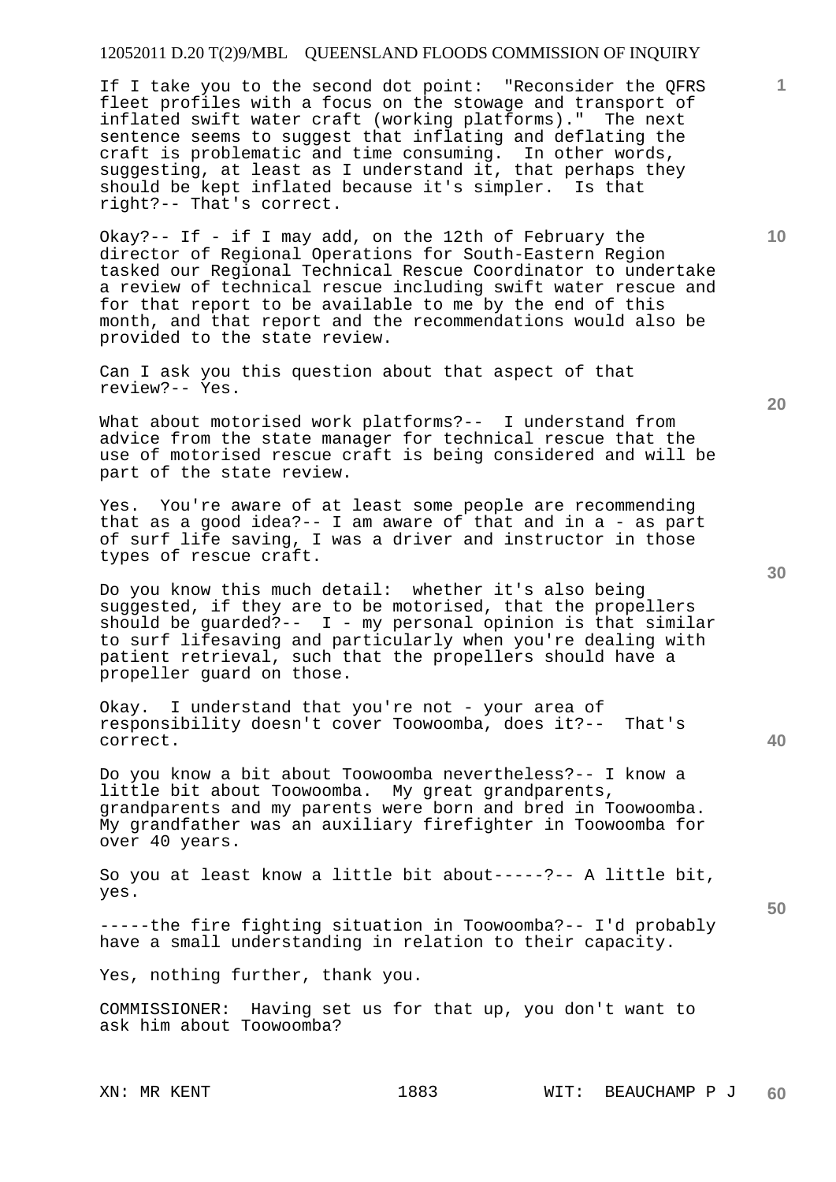If I take you to the second dot point: "Reconsider the QFRS fleet profiles with a focus on the stowage and transport of inflated swift water craft (working platforms)." The next sentence seems to suggest that inflating and deflating the craft is problematic and time consuming. In other words, suggesting, at least as I understand it, that perhaps they should be kept inflated because it's simpler. Is that right?-- That's correct.

Okay?-- If - if I may add, on the 12th of February the director of Regional Operations for South-Eastern Region tasked our Regional Technical Rescue Coordinator to undertake a review of technical rescue including swift water rescue and for that report to be available to me by the end of this month, and that report and the recommendations would also be provided to the state review.

Can I ask you this question about that aspect of that review?-- Yes.

What about motorised work platforms?-- I understand from advice from the state manager for technical rescue that the use of motorised rescue craft is being considered and will be part of the state review.

Yes. You're aware of at least some people are recommending that as a good idea?-- I am aware of that and in a - as part of surf life saving, I was a driver and instructor in those types of rescue craft.

Do you know this much detail: whether it's also being suggested, if they are to be motorised, that the propellers should be guarded?-- I - my personal opinion is that similar to surf lifesaving and particularly when you're dealing with patient retrieval, such that the propellers should have a propeller guard on those.

Okay. I understand that you're not - your area of responsibility doesn't cover Toowoomba, does it?-- That's correct.

Do you know a bit about Toowoomba nevertheless?-- I know a little bit about Toowoomba. My great grandparents, grandparents and my parents were born and bred in Toowoomba. My grandfather was an auxiliary firefighter in Toowoomba for over 40 years.

So you at least know a little bit about-----?-- A little bit, yes.

-----the fire fighting situation in Toowoomba?-- I'd probably have a small understanding in relation to their capacity.

Yes, nothing further, thank you.

COMMISSIONER: Having set us for that up, you don't want to ask him about Toowoomba?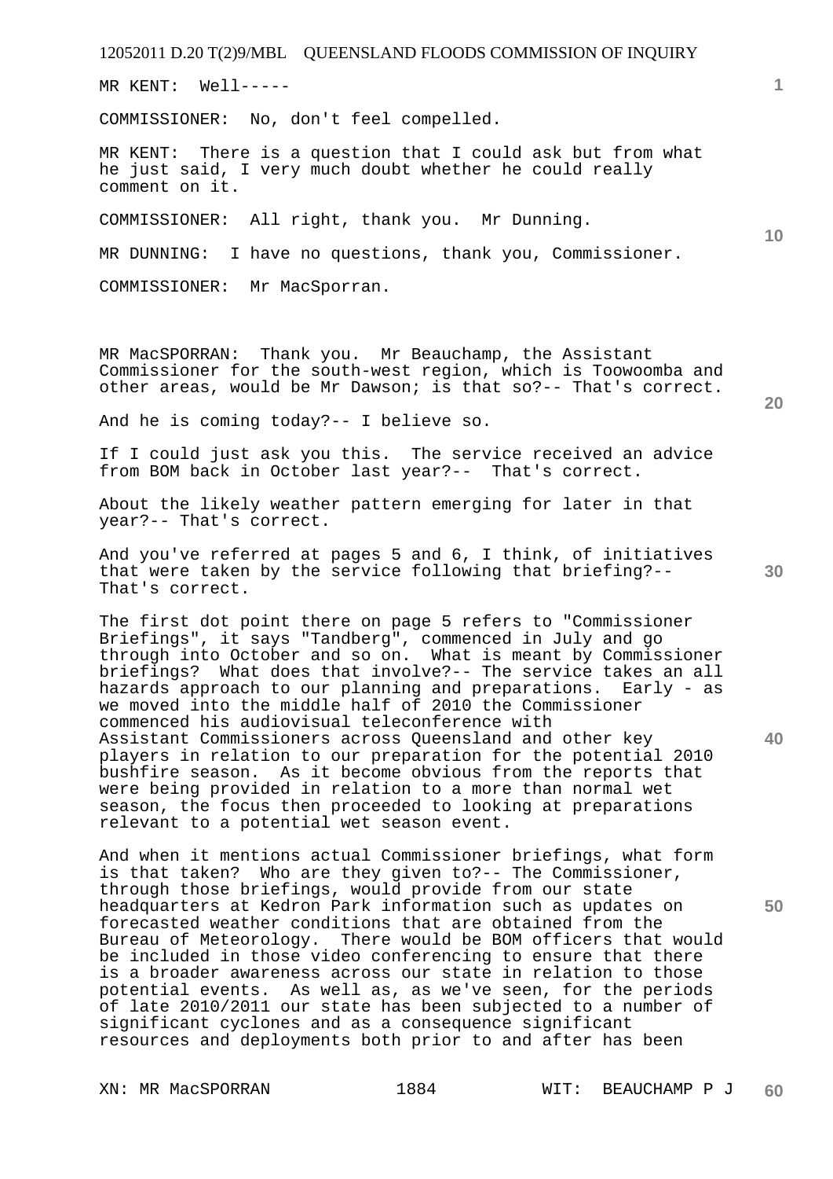MR KENT: Well-----

COMMISSIONER: No, don't feel compelled.

MR KENT: There is a question that I could ask but from what he just said, I very much doubt whether he could really comment on it.

COMMISSIONER: All right, thank you. Mr Dunning.

MR DUNNING: I have no questions, thank you, Commissioner.

COMMISSIONER: Mr MacSporran.

MR MacSPORRAN: Thank you. Mr Beauchamp, the Assistant Commissioner for the south-west region, which is Toowoomba and other areas, would be Mr Dawson; is that so?-- That's correct.

And he is coming today?-- I believe so.

If I could just ask you this. The service received an advice from BOM back in October last year?-- That's correct.

About the likely weather pattern emerging for later in that year?-- That's correct.

And you've referred at pages 5 and 6, I think, of initiatives that were taken by the service following that briefing?-- That's correct.

The first dot point there on page 5 refers to "Commissioner Briefings", it says "Tandberg", commenced in July and go through into October and so on. What is meant by Commissioner briefings? What does that involve?-- The service takes an all hazards approach to our planning and preparations. Early - as we moved into the middle half of 2010 the Commissioner commenced his audiovisual teleconference with Assistant Commissioners across Queensland and other key players in relation to our preparation for the potential 2010 bushfire season. As it become obvious from the reports that were being provided in relation to a more than normal wet season, the focus then proceeded to looking at preparations relevant to a potential wet season event.

And when it mentions actual Commissioner briefings, what form is that taken? Who are they given to?-- The Commissioner, through those briefings, would provide from our state headquarters at Kedron Park information such as updates on forecasted weather conditions that are obtained from the Bureau of Meteorology. There would be BOM officers that would be included in those video conferencing to ensure that there is a broader awareness across our state in relation to those potential events. As well as, as we've seen, for the periods of late 2010/2011 our state has been subjected to a number of significant cyclones and as a consequence significant resources and deployments both prior to and after has been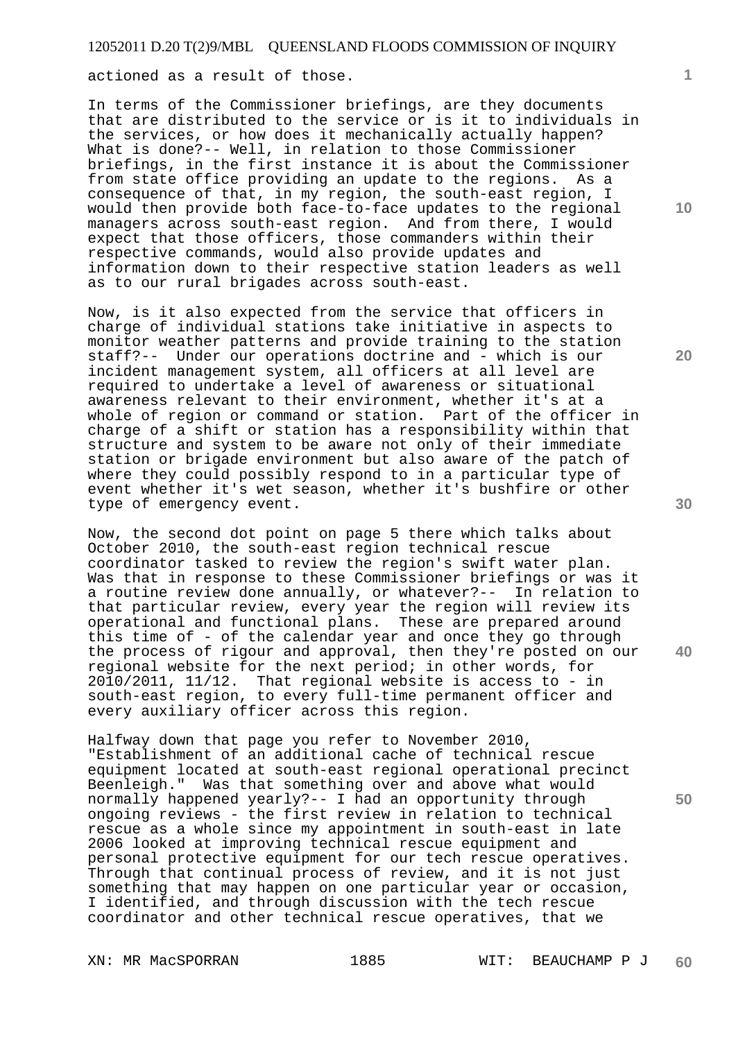actioned as a result of those.

In terms of the Commissioner briefings, are they documents that are distributed to the service or is it to individuals in the services, or how does it mechanically actually happen? What is done?-- Well, in relation to those Commissioner briefings, in the first instance it is about the Commissioner from state office providing an update to the regions. As a consequence of that, in my region, the south-east region, I would then provide both face-to-face updates to the regional managers across south-east region. And from there, I would expect that those officers, those commanders within their respective commands, would also provide updates and information down to their respective station leaders as well as to our rural brigades across south-east.

Now, is it also expected from the service that officers in charge of individual stations take initiative in aspects to monitor weather patterns and provide training to the station staff?-- Under our operations doctrine and - which is our incident management system, all officers at all level are required to undertake a level of awareness or situational awareness relevant to their environment, whether it's at a whole of region or command or station. Part of the officer in charge of a shift or station has a responsibility within that structure and system to be aware not only of their immediate station or brigade environment but also aware of the patch of where they could possibly respond to in a particular type of event whether it's wet season, whether it's bushfire or other type of emergency event.

Now, the second dot point on page 5 there which talks about October 2010, the south-east region technical rescue coordinator tasked to review the region's swift water plan. Was that in response to these Commissioner briefings or was it a routine review done annually, or whatever?-- In relation to that particular review, every year the region will review its operational and functional plans. These are prepared around this time of - of the calendar year and once they go through the process of rigour and approval, then they're posted on our regional website for the next period; in other words, for 2010/2011, 11/12. That regional website is access to - in south-east region, to every full-time permanent officer and every auxiliary officer across this region.

Halfway down that page you refer to November 2010, "Establishment of an additional cache of technical rescue equipment located at south-east regional operational precinct Beenleigh." Was that something over and above what would normally happened yearly?-- I had an opportunity through ongoing reviews - the first review in relation to technical rescue as a whole since my appointment in south-east in late 2006 looked at improving technical rescue equipment and personal protective equipment for our tech rescue operatives. Through that continual process of review, and it is not just something that may happen on one particular year or occasion, I identified, and through discussion with the tech rescue coordinator and other technical rescue operatives, that we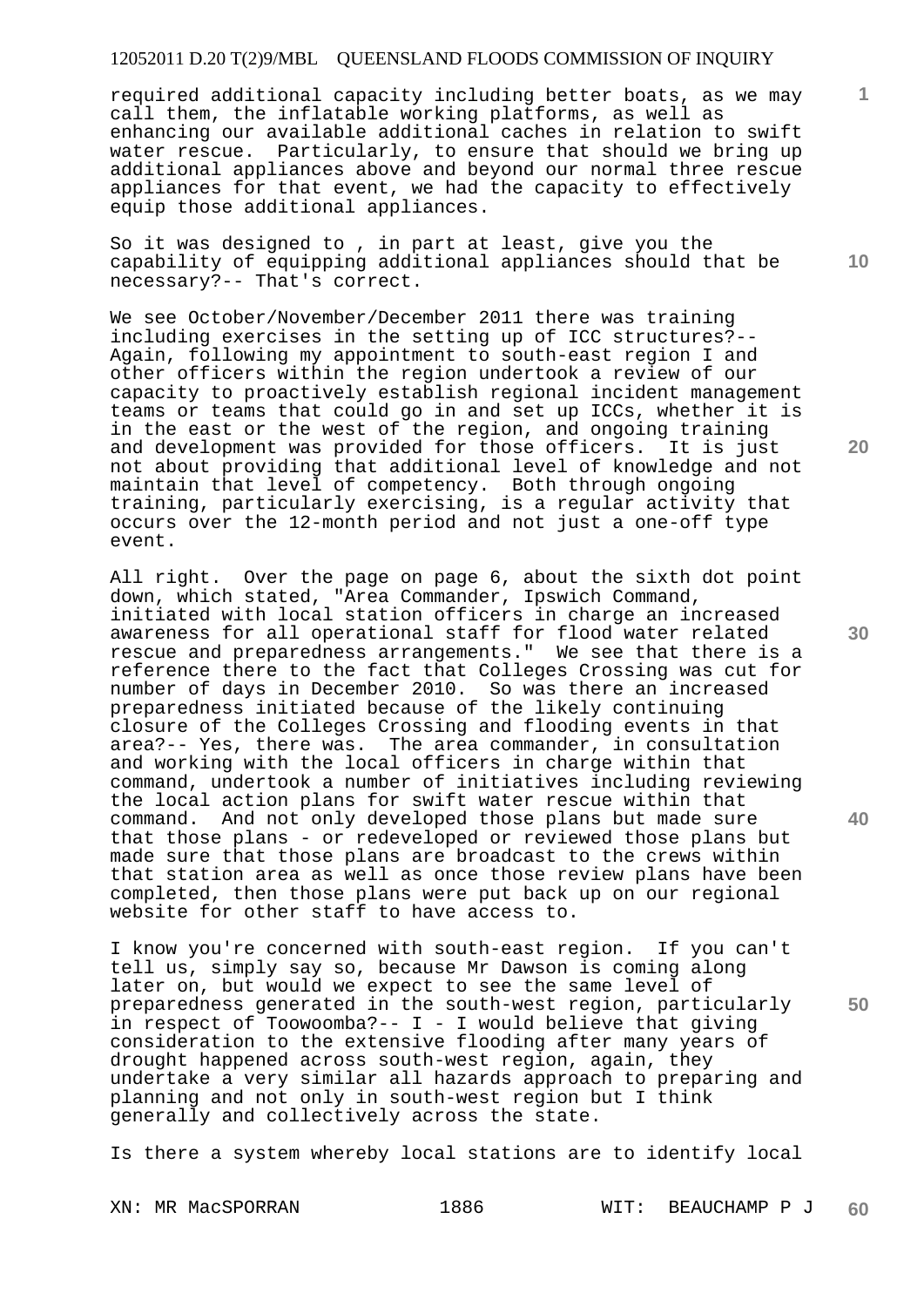required additional capacity including better boats, as we may call them, the inflatable working platforms, as well as enhancing our available additional caches in relation to swift water rescue. Particularly, to ensure that should we bring up additional appliances above and beyond our normal three rescue appliances for that event, we had the capacity to effectively equip those additional appliances.

So it was designed to , in part at least, give you the capability of equipping additional appliances should that be necessary?-- That's correct.

We see October/November/December 2011 there was training including exercises in the setting up of ICC structures?-- Again, following my appointment to south-east region I and other officers within the region undertook a review of our capacity to proactively establish regional incident management teams or teams that could go in and set up ICCs, whether it is in the east or the west of the region, and ongoing training and development was provided for those officers. It is just not about providing that additional level of knowledge and not maintain that level of competency. Both through ongoing training, particularly exercising, is a regular activity that occurs over the 12-month period and not just a one-off type event.

All right. Over the page on page 6, about the sixth dot point down, which stated, "Area Commander, Ipswich Command, initiated with local station officers in charge an increased awareness for all operational staff for flood water related rescue and preparedness arrangements." We see that there is a reference there to the fact that Colleges Crossing was cut for number of days in December 2010. So was there an increased preparedness initiated because of the likely continuing closure of the Colleges Crossing and flooding events in that area?-- Yes, there was. The area commander, in consultation and working with the local officers in charge within that command, undertook a number of initiatives including reviewing the local action plans for swift water rescue within that command. And not only developed those plans but made sure that those plans - or redeveloped or reviewed those plans but made sure that those plans are broadcast to the crews within that station area as well as once those review plans have been completed, then those plans were put back up on our regional website for other staff to have access to.

I know you're concerned with south-east region. If you can't tell us, simply say so, because Mr Dawson is coming along later on, but would we expect to see the same level of preparedness generated in the south-west region, particularly in respect of Toowoomba?-- I - I would believe that giving consideration to the extensive flooding after many years of drought happened across south-west region, again, they undertake a very similar all hazards approach to preparing and planning and not only in south-west region but I think generally and collectively across the state.

Is there a system whereby local stations are to identify local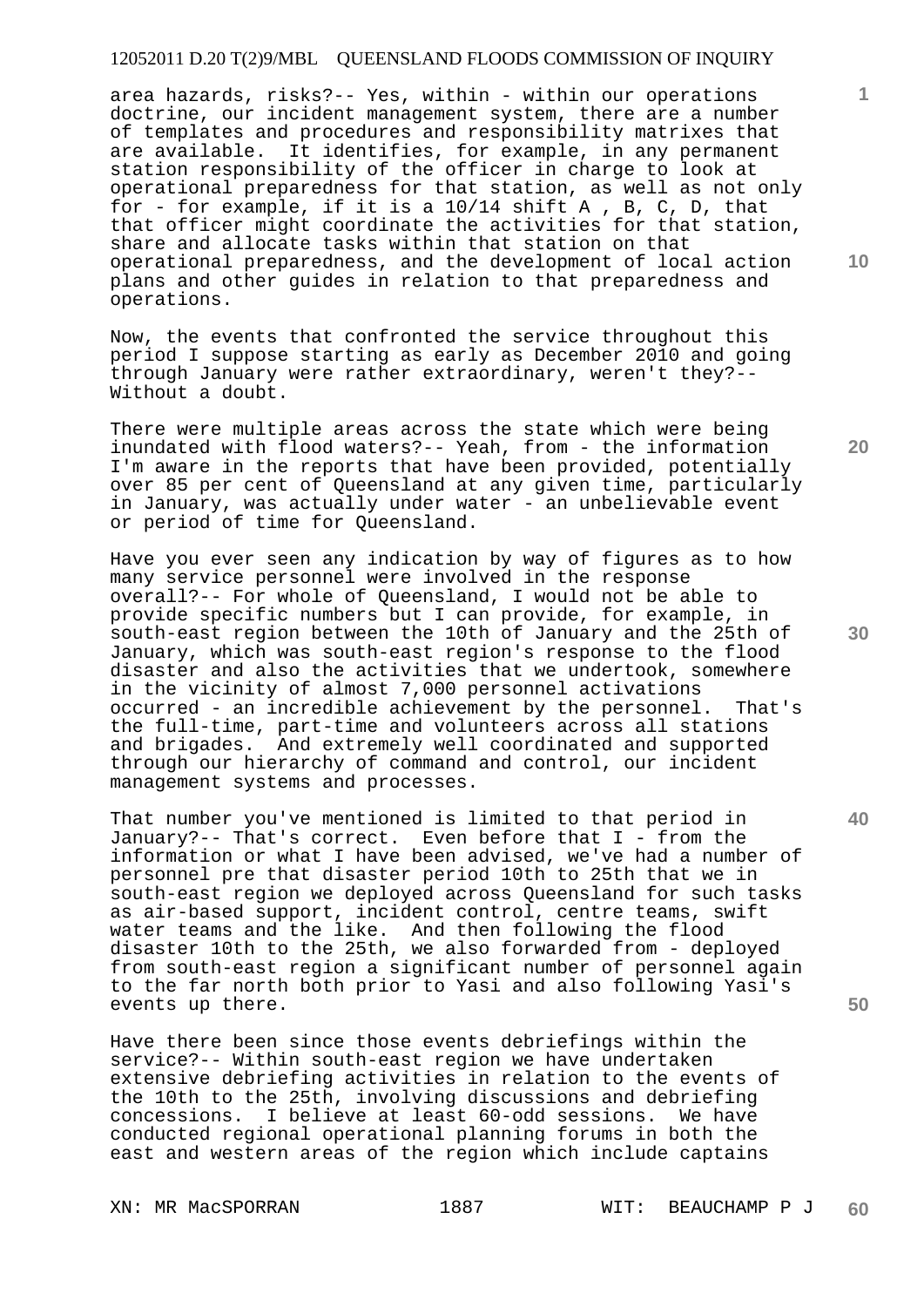area hazards, risks?-- Yes, within - within our operations doctrine, our incident management system, there are a number of templates and procedures and responsibility matrixes that are available. It identifies, for example, in any permanent station responsibility of the officer in charge to look at operational preparedness for that station, as well as not only for - for example, if it is a 10/14 shift A , B, C, D, that that officer might coordinate the activities for that station, share and allocate tasks within that station on that operational preparedness, and the development of local action plans and other guides in relation to that preparedness and operations.

Now, the events that confronted the service throughout this period I suppose starting as early as December 2010 and going through January were rather extraordinary, weren't they?-- Without a doubt.

There were multiple areas across the state which were being inundated with flood waters?-- Yeah, from - the information I'm aware in the reports that have been provided, potentially over 85 per cent of Queensland at any given time, particularly in January, was actually under water - an unbelievable event or period of time for Queensland.

Have you ever seen any indication by way of figures as to how many service personnel were involved in the response overall?-- For whole of Queensland, I would not be able to provide specific numbers but I can provide, for example, in south-east region between the 10th of January and the 25th of January, which was south-east region's response to the flood disaster and also the activities that we undertook, somewhere in the vicinity of almost 7,000 personnel activations occurred - an incredible achievement by the personnel. That's the full-time, part-time and volunteers across all stations and brigades. And extremely well coordinated and supported through our hierarchy of command and control, our incident management systems and processes.

That number you've mentioned is limited to that period in January?-- That's correct. Even before that I - from the information or what I have been advised, we've had a number of personnel pre that disaster period 10th to 25th that we in south-east region we deployed across Queensland for such tasks as air-based support, incident control, centre teams, swift water teams and the like. And then following the flood disaster 10th to the 25th, we also forwarded from - deployed from south-east region a significant number of personnel again to the far north both prior to Yasi and also following Yasi's events up there.

Have there been since those events debriefings within the service?-- Within south-east region we have undertaken extensive debriefing activities in relation to the events of the 10th to the 25th, involving discussions and debriefing concessions. I believe at least 60-odd sessions. We have conducted regional operational planning forums in both the east and western areas of the region which include captains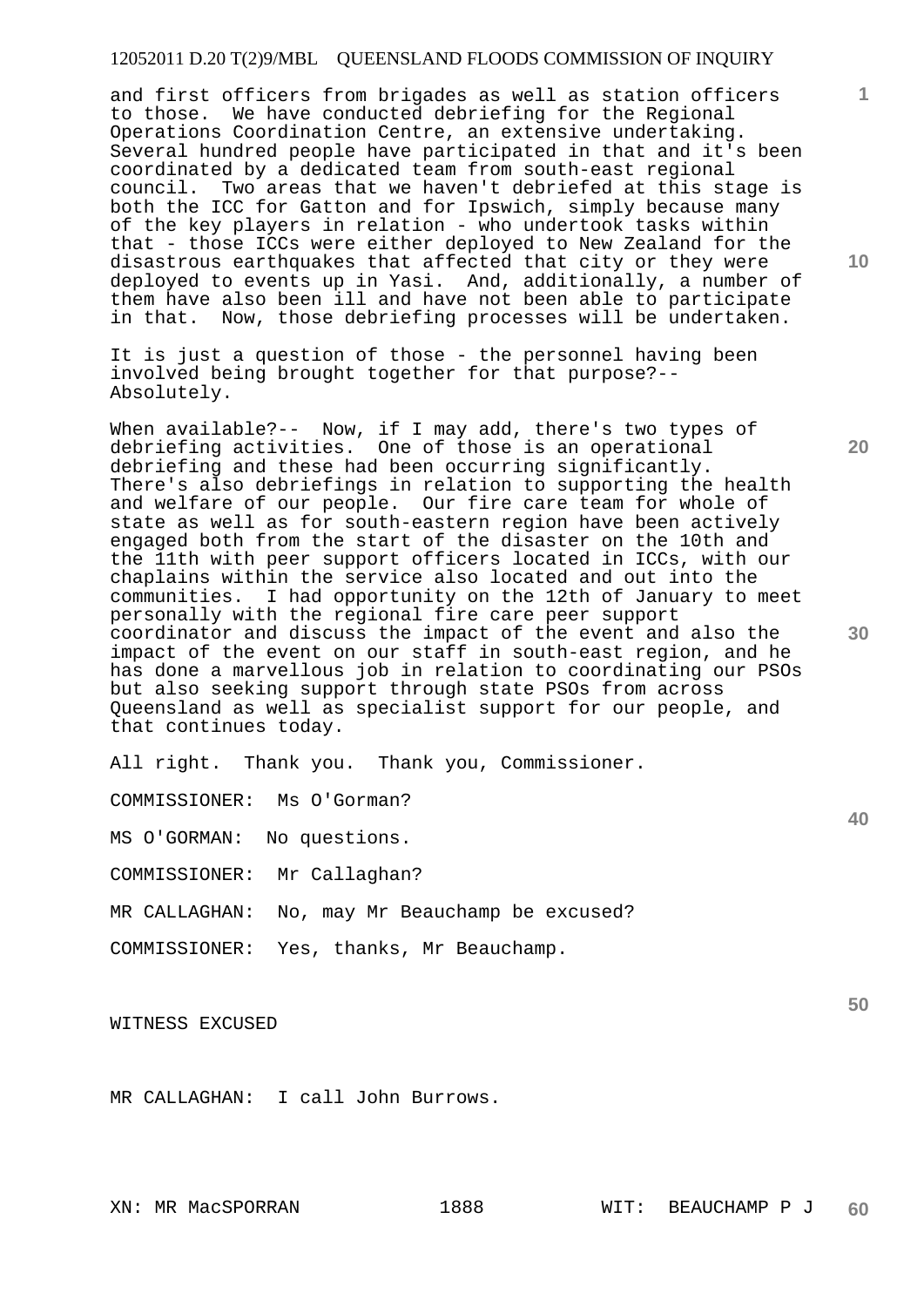and first officers from brigades as well as station officers to those. We have conducted debriefing for the Regional Operations Coordination Centre, an extensive undertaking. Several hundred people have participated in that and it's been coordinated by a dedicated team from south-east regional council. Two areas that we haven't debriefed at this stage is both the ICC for Gatton and for Ipswich, simply because many of the key players in relation - who undertook tasks within that - those ICCs were either deployed to New Zealand for the disastrous earthquakes that affected that city or they were deployed to events up in Yasi. And, additionally, a number of them have also been ill and have not been able to participate in that. Now, those debriefing processes will be undertaken.

It is just a question of those - the personnel having been involved being brought together for that purpose?-- Absolutely.

When available?-- Now, if I may add, there's two types of debriefing activities. One of those is an operational debriefing and these had been occurring significantly. There's also debriefings in relation to supporting the health and welfare of our people. Our fire care team for whole of state as well as for south-eastern region have been actively engaged both from the start of the disaster on the 10th and the 11th with peer support officers located in ICCs, with our chaplains within the service also located and out into the communities. I had opportunity on the 12th of January to meet personally with the regional fire care peer support coordinator and discuss the impact of the event and also the impact of the event on our staff in south-east region, and he has done a marvellous job in relation to coordinating our PSOs but also seeking support through state PSOs from across Queensland as well as specialist support for our people, and that continues today.

All right. Thank you. Thank you, Commissioner.

COMMISSIONER: Ms O'Gorman?

MS O'GORMAN: No questions.

COMMISSIONER: Mr Callaghan?

MR CALLAGHAN: No, may Mr Beauchamp be excused?

COMMISSIONER: Yes, thanks, Mr Beauchamp.

WITNESS EXCUSED

MR CALLAGHAN: I call John Burrows.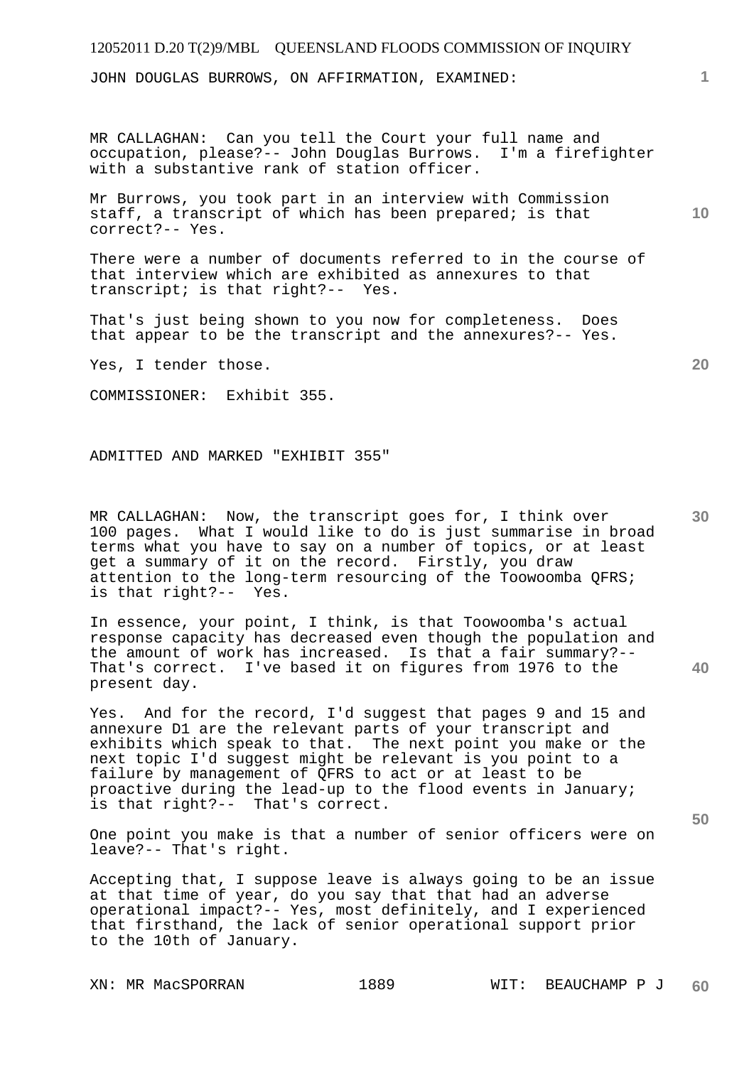JOHN DOUGLAS BURROWS, ON AFFIRMATION, EXAMINED:

MR CALLAGHAN: Can you tell the Court your full name and occupation, please?-- John Douglas Burrows. I'm a firefighter with a substantive rank of station officer.

Mr Burrows, you took part in an interview with Commission staff, a transcript of which has been prepared; is that correct?-- Yes.

There were a number of documents referred to in the course of that interview which are exhibited as annexures to that transcript; is that right?-- Yes.

That's just being shown to you now for completeness. Does that appear to be the transcript and the annexures?-- Yes.

Yes, I tender those.

COMMISSIONER: Exhibit 355.

ADMITTED AND MARKED "EXHIBIT 355"

MR CALLAGHAN: Now, the transcript goes for, I think over 100 pages. What I would like to do is just summarise in broad terms what you have to say on a number of topics, or at least get a summary of it on the record. Firstly, you draw attention to the long-term resourcing of the Toowoomba QFRS; is that right?-- Yes.

In essence, your point, I think, is that Toowoomba's actual response capacity has decreased even though the population and the amount of work has increased. Is that a fair summary?-- That's correct. I've based it on figures from 1976 to the present day.

Yes. And for the record, I'd suggest that pages 9 and 15 and annexure D1 are the relevant parts of your transcript and exhibits which speak to that. The next point you make or the next topic I'd suggest might be relevant is you point to a failure by management of QFRS to act or at least to be proactive during the lead-up to the flood events in January; is that right?-- That's correct.

One point you make is that a number of senior officers were on leave?-- That's right.

Accepting that, I suppose leave is always going to be an issue at that time of year, do you say that that had an adverse operational impact?-- Yes, most definitely, and I experienced that firsthand, the lack of senior operational support prior to the 10th of January.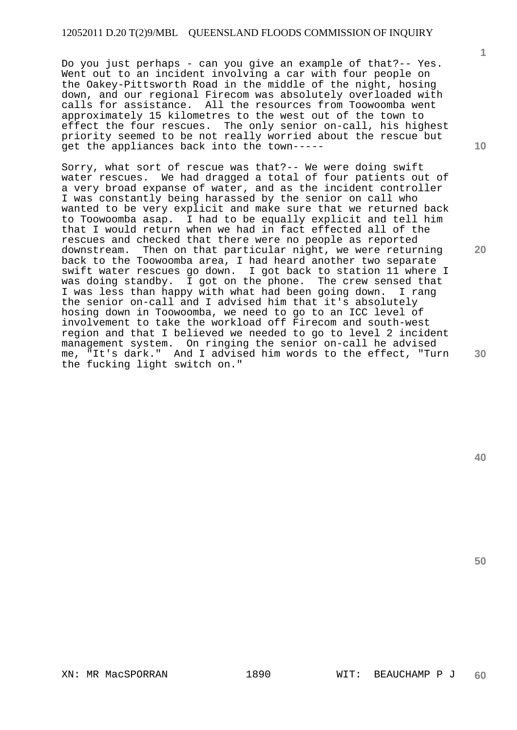Do you just perhaps - can you give an example of that?-- Yes. Went out to an incident involving a car with four people on the Oakey-Pittsworth Road in the middle of the night, hosing down, and our regional Firecom was absolutely overloaded with calls for assistance. All the resources from Toowoomba went approximately 15 kilometres to the west out of the town to effect the four rescues. The only senior on-call, his highest priority seemed to be not really worried about the rescue but get the appliances back into the town-----

Sorry, what sort of rescue was that?-- We were doing swift water rescues. We had dragged a total of four patients out of a very broad expanse of water, and as the incident controller I was constantly being harassed by the senior on call who wanted to be very explicit and make sure that we returned back to Toowoomba asap. I had to be equally explicit and tell him that I would return when we had in fact effected all of the rescues and checked that there were no people as reported downstream. Then on that particular night, we were returning back to the Toowoomba area, I had heard another two separate swift water rescues go down. I got back to station 11 where I was doing standby. I got on the phone. The crew sensed that I was less than happy with what had been going down. I rang the senior on-call and I advised him that it's absolutely hosing down in Toowoomba, we need to go to an ICC level of involvement to take the workload off Firecom and south-west region and that I believed we needed to go to level 2 incident management system. On ringing the senior on-call he advised me, "It's dark." And I advised him words to the effect, "Turn the fucking light switch on."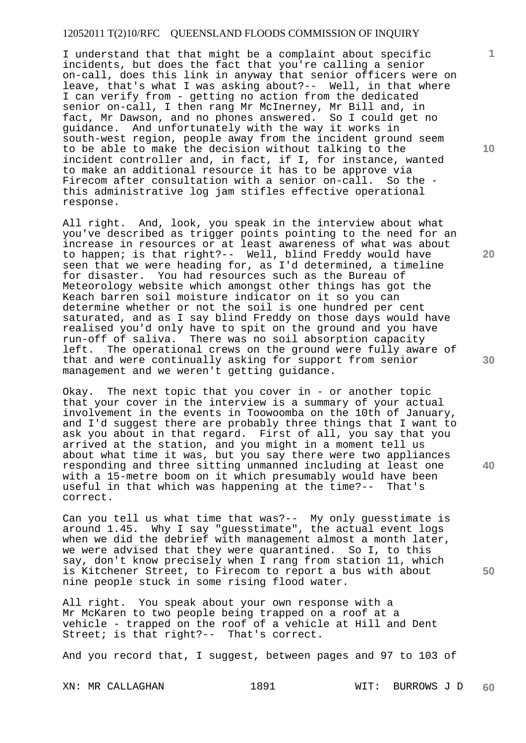I understand that that might be a complaint about specific incidents, but does the fact that you're calling a senior on-call, does this link in anyway that senior officers were on leave, that's what I was asking about?-- Well, in that where I can verify from - getting no action from the dedicated senior on-call, I then rang Mr McInerney, Mr Bill and, in fact, Mr Dawson, and no phones answered. So I could get no guidance. And unfortunately with the way it works in south-west region, people away from the incident ground seem to be able to make the decision without talking to the incident controller and, in fact, if I, for instance, wanted to make an additional resource it has to be approve via Firecom after consultation with a senior on-call. So the - this administrative log jam stifles effective operational response.

All right. And, look, you speak in the interview about what you've described as trigger points pointing to the need for an increase in resources or at least awareness of what was about to happen; is that right?-- Well, blind Freddy would have seen that we were heading for, as I'd determined, a timeline for disaster. You had resources such as the Bureau of Meteorology website which amongst other things has got the Keach barren soil moisture indicator on it so you can determine whether or not the soil is one hundred per cent saturated, and as I say blind Freddy on those days would have realised you'd only have to spit on the ground and you have run-off of saliva. There was no soil absorption capacity left. The operational crews on the ground were fully aware of that and were continually asking for support from senior management and we weren't getting guidance.

Okay. The next topic that you cover in - or another topic that your cover in the interview is a summary of your actual involvement in the events in Toowoomba on the 10th of January, and I'd suggest there are probably three things that I want to ask you about in that regard. First of all, you say that you arrived at the station, and you might in a moment tell us about what time it was, but you say there were two appliances responding and three sitting unmanned including at least one with a 15-metre boom on it which presumably would have been useful in that which was happening at the time?-- That's correct.

Can you tell us what time that was?-- My only guesstimate is around 1.45. Why I say "guesstimate", the actual event logs when we did the debrief with management almost a month later, we were advised that they were quarantined. So I, to this say, don't know precisely when I rang from station 11, which is Kitchener Street, to Firecom to report a bus with about nine people stuck in some rising flood water.

All right. You speak about your own response with a Mr McKaren to two people being trapped on a roof at a vehicle - trapped on the roof of a vehicle at Hill and Dent Street; is that right?-- That's correct.

And you record that, I suggest, between pages and 97 to 103 of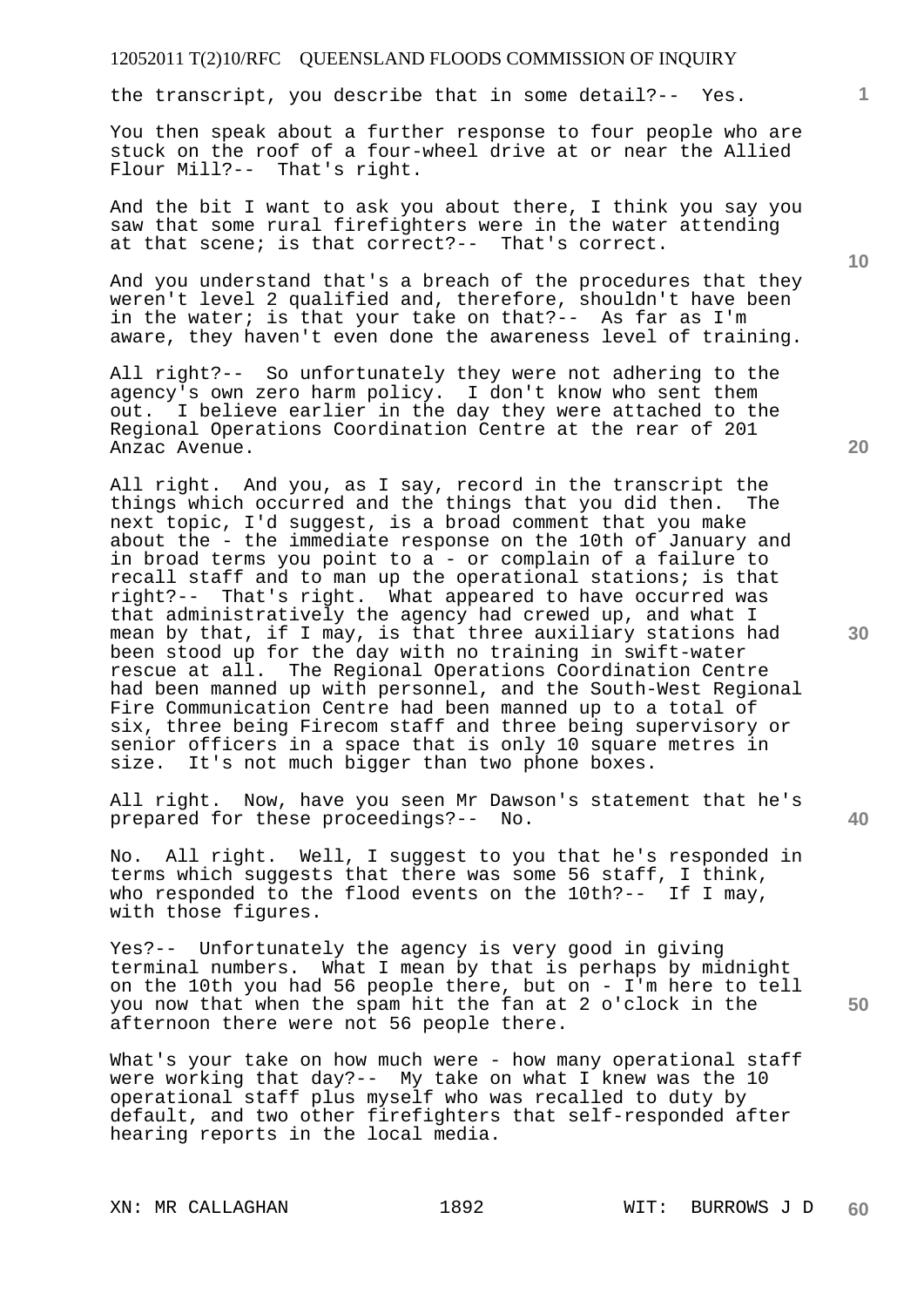the transcript, you describe that in some detail?-- Yes.

You then speak about a further response to four people who are stuck on the roof of a four-wheel drive at or near the Allied Flour Mill?-- That's right.

And the bit I want to ask you about there, I think you say you saw that some rural firefighters were in the water attending at that scene; is that correct?-- That's correct.

And you understand that's a breach of the procedures that they weren't level 2 qualified and, therefore, shouldn't have been in the water; is that your take on that?-- As far as I'm aware, they haven't even done the awareness level of training.

All right?-- So unfortunately they were not adhering to the agency's own zero harm policy. I don't know who sent them out. I believe earlier in the day they were attached to the Regional Operations Coordination Centre at the rear of 201 Anzac Avenue.

All right. And you, as I say, record in the transcript the things which occurred and the things that you did then. The next topic, I'd suggest, is a broad comment that you make about the - the immediate response on the 10th of January and in broad terms you point to a - or complain of a failure to recall staff and to man up the operational stations; is that right?-- That's right. What appeared to have occurred was that administratively the agency had crewed up, and what I mean by that, if I may, is that three auxiliary stations had been stood up for the day with no training in swift-water rescue at all. The Regional Operations Coordination Centre had been manned up with personnel, and the South-West Regional Fire Communication Centre had been manned up to a total of six, three being Firecom staff and three being supervisory or senior officers in a space that is only 10 square metres in size. It's not much bigger than two phone boxes.

All right. Now, have you seen Mr Dawson's statement that he's prepared for these proceedings?-- No.

No. All right. Well, I suggest to you that he's responded in terms which suggests that there was some 56 staff, I think, who responded to the flood events on the 10th?-- If I may, with those figures.

Yes?-- Unfortunately the agency is very good in giving terminal numbers. What I mean by that is perhaps by midnight on the 10th you had 56 people there, but on - I'm here to tell you now that when the spam hit the fan at 2 o'clock in the afternoon there were not 56 people there.

What's your take on how much were - how many operational staff were working that day?-- My take on what I knew was the 10 operational staff plus myself who was recalled to duty by default, and two other firefighters that self-responded after hearing reports in the local media.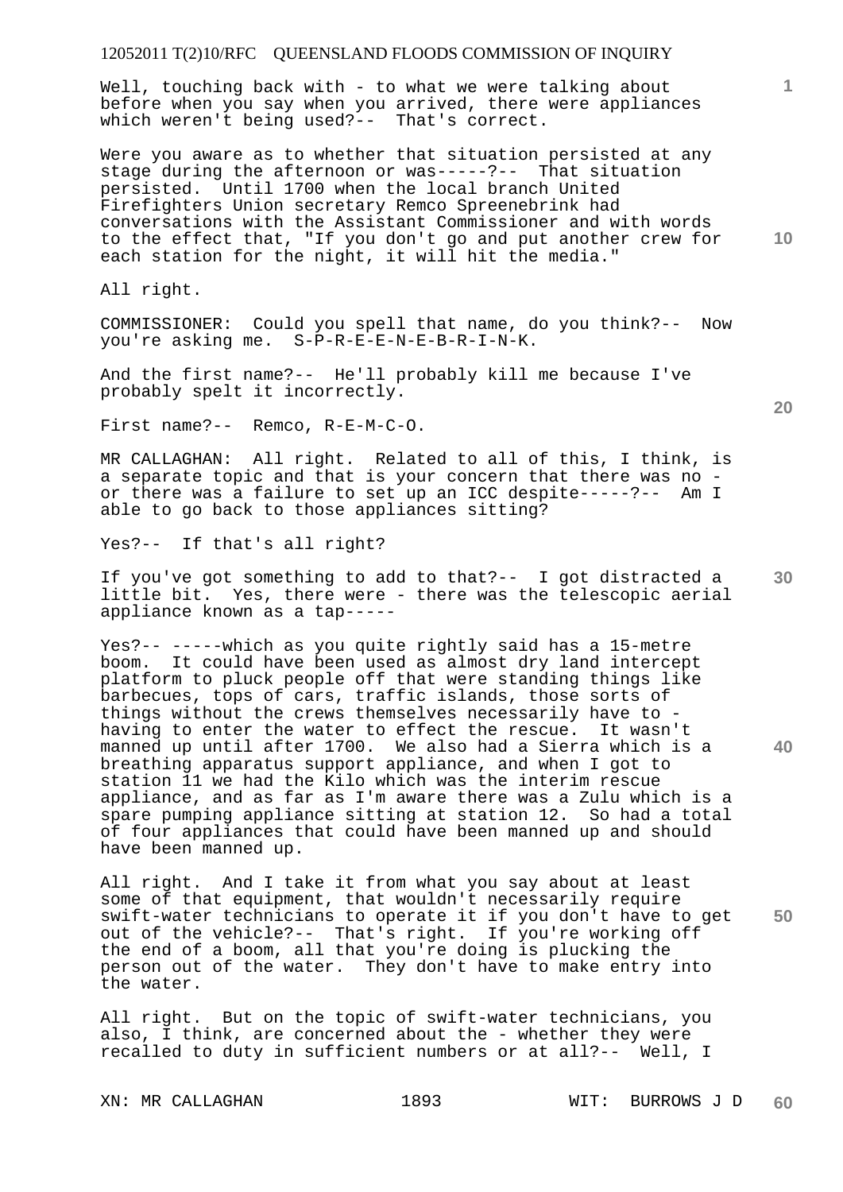Well, touching back with - to what we were talking about before when you say when you arrived, there were appliances which weren't being used?-- That's correct.

Were you aware as to whether that situation persisted at any stage during the afternoon or was-----?-- That situation persisted. Until 1700 when the local branch United Firefighters Union secretary Remco Spreenebrink had conversations with the Assistant Commissioner and with words to the effect that, "If you don't go and put another crew for each station for the night, it will hit the media."

All right.

COMMISSIONER: Could you spell that name, do you think?-- Now you're asking me. S-P-R-E-E-N-E-B-R-I-N-K.

And the first name?-- He'll probably kill me because I've probably spelt it incorrectly.

First name?-- Remco, R-E-M-C-O.

MR CALLAGHAN: All right. Related to all of this, I think, is a separate topic and that is your concern that there was no - or there was a failure to set up an ICC despite-----?-- Am I able to go back to those appliances sitting?

Yes?-- If that's all right?

If you've got something to add to that?-- I got distracted a little bit. Yes, there were - there was the telescopic aerial appliance known as a tap-----

Yes?-- -----which as you quite rightly said has a 15-metre boom. It could have been used as almost dry land intercept platform to pluck people off that were standing things like barbecues, tops of cars, traffic islands, those sorts of things without the crews themselves necessarily have to - having to enter the water to effect the rescue. It wasn't manned up until after 1700. We also had a Sierra which is a breathing apparatus support appliance, and when I got to station 11 we had the Kilo which was the interim rescue appliance, and as far as I'm aware there was a Zulu which is a spare pumping appliance sitting at station 12. So had a total of four appliances that could have been manned up and should have been manned up.

All right. And I take it from what you say about at least some of that equipment, that wouldn't necessarily require swift-water technicians to operate it if you don't have to get out of the vehicle?-- That's right. If you're working off the end of a boom, all that you're doing is plucking the person out of the water. They don't have to make entry into the water.

All right. But on the topic of swift-water technicians, you also, I think, are concerned about the - whether they were recalled to duty in sufficient numbers or at all?-- Well, I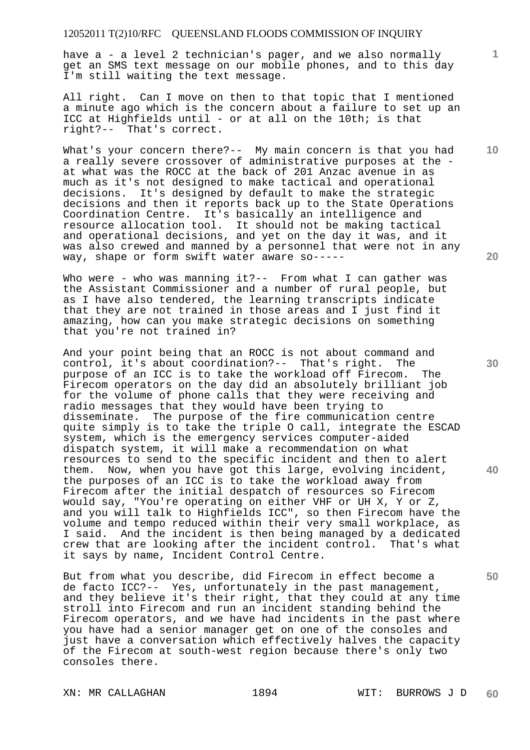have a - a level 2 technician's pager, and we also normally get an SMS text message on our mobile phones, and to this day I'm still waiting the text message.

All right. Can I move on then to that topic that I mentioned a minute ago which is the concern about a failure to set up an ICC at Highfields until - or at all on the 10th; is that right?-- That's correct.

What's your concern there?-- My main concern is that you had a really severe crossover of administrative purposes at the - at what was the ROCC at the back of 201 Anzac avenue in as much as it's not designed to make tactical and operational decisions. It's designed by default to make the strategic decisions and then it reports back up to the State Operations Coordination Centre. It's basically an intelligence and resource allocation tool. It should not be making tactical and operational decisions, and yet on the day it was, and it was also crewed and manned by a personnel that were not in any way, shape or form swift water aware so-----

Who were - who was manning it?-- From what I can gather was the Assistant Commissioner and a number of rural people, but as I have also tendered, the learning transcripts indicate that they are not trained in those areas and I just find it amazing, how can you make strategic decisions on something that you're not trained in?

And your point being that an ROCC is not about command and control, it's about coordination?-- That's right. The purpose of an ICC is to take the workload off Firecom. The Firecom operators on the day did an absolutely brilliant job for the volume of phone calls that they were receiving and radio messages that they would have been trying to disseminate. The purpose of the fire communication centre quite simply is to take the triple 0 call, integrate the ESCAD system, which is the emergency services computer-aided dispatch system, it will make a recommendation on what resources to send to the specific incident and then to alert them. Now, when you have got this large, evolving incident, the purposes of an ICC is to take the workload away from Firecom after the initial despatch of resources so Firecom would say, "You're operating on either VHF or UH X, Y or Z, and you will talk to Highfields ICC", so then Firecom have the volume and tempo reduced within their very small workplace, as I said. And the incident is then being managed by a dedicated crew that are looking after the incident control. That's what it says by name, Incident Control Centre.

But from what you describe, did Firecom in effect become a de facto ICC?-- Yes, unfortunately in the past management, and they believe it's their right, that they could at any time stroll into Firecom and run an incident standing behind the Firecom operators, and we have had incidents in the past where you have had a senior manager get on one of the consoles and just have a conversation which effectively halves the capacity of the Firecom at south-west region because there's only two consoles there.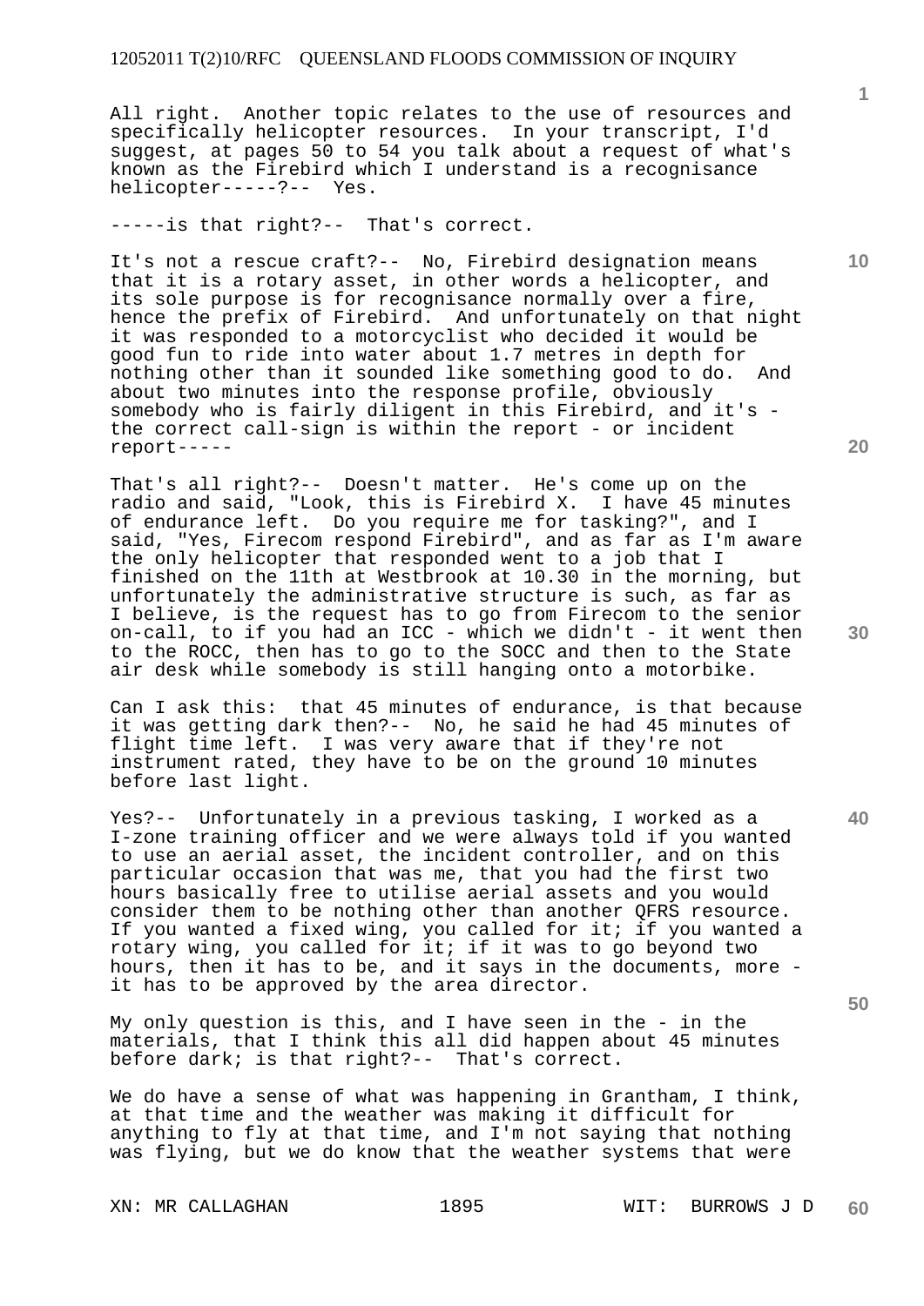All right. Another topic relates to the use of resources and specifically helicopter resources. In your transcript, I'd suggest, at pages 50 to 54 you talk about a request of what's known as the Firebird which I understand is a recognisance helicopter-----?-- Yes.

-----is that right?-- That's correct.

It's not a rescue craft?-- No, Firebird designation means that it is a rotary asset, in other words a helicopter, and its sole purpose is for recognisance normally over a fire, hence the prefix of Firebird. And unfortunately on that night it was responded to a motorcyclist who decided it would be good fun to ride into water about 1.7 metres in depth for nothing other than it sounded like something good to do. And about two minutes into the response profile, obviously somebody who is fairly diligent in this Firebird, and it's - the correct call-sign is within the report - or incident report-----

That's all right?-- Doesn't matter. He's come up on the radio and said, "Look, this is Firebird X. I have 45 minutes of endurance left. Do you require me for tasking?", and I said, "Yes, Firecom respond Firebird", and as far as I'm aware the only helicopter that responded went to a job that I finished on the 11th at Westbrook at 10.30 in the morning, but unfortunately the administrative structure is such, as far as I believe, is the request has to go from Firecom to the senior on-call, to if you had an ICC - which we didn't - it went then to the ROCC, then has to go to the SOCC and then to the State air desk while somebody is still hanging onto a motorbike.

Can I ask this: that 45 minutes of endurance, is that because it was getting dark then?-- No, he said he had 45 minutes of flight time left. I was very aware that if they're not instrument rated, they have to be on the ground 10 minutes before last light.

Yes?-- Unfortunately in a previous tasking, I worked as a I-zone training officer and we were always told if you wanted to use an aerial asset, the incident controller, and on this particular occasion that was me, that you had the first two hours basically free to utilise aerial assets and you would consider them to be nothing other than another QFRS resource. If you wanted a fixed wing, you called for it; if you wanted a rotary wing, you called for it; if it was to go beyond two hours, then it has to be, and it says in the documents, more - it has to be approved by the area director.

My only question is this, and I have seen in the - in the materials, that I think this all did happen about 45 minutes before dark; is that right?-- That's correct.

We do have a sense of what was happening in Grantham, I think, at that time and the weather was making it difficult for anything to fly at that time, and I'm not saying that nothing was flying, but we do know that the weather systems that were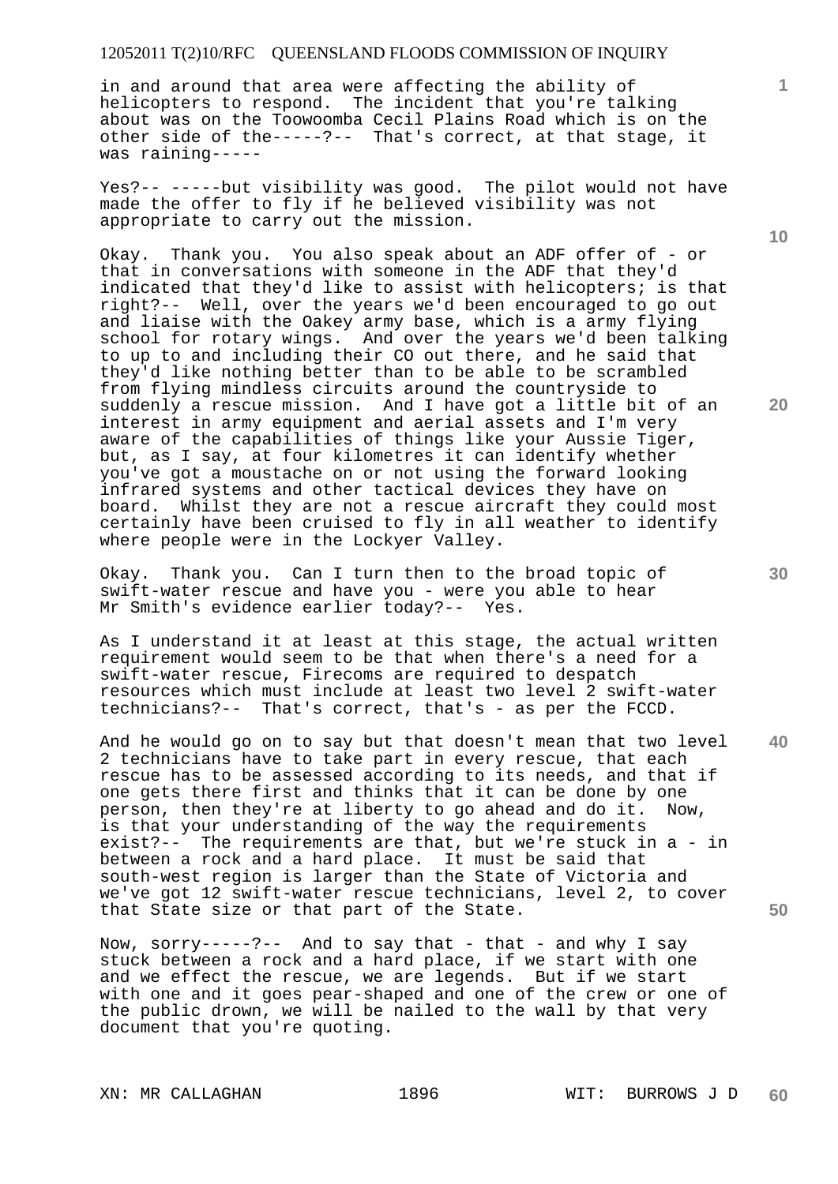in and around that area were affecting the ability of helicopters to respond. The incident that you're talking about was on the Toowoomba Cecil Plains Road which is on the other side of the-----?-- That's correct, at that stage, it was raining-----

Yes?-- -----but visibility was good. The pilot would not have made the offer to fly if he believed visibility was not appropriate to carry out the mission.

Okay. Thank you. You also speak about an ADF offer of - or that in conversations with someone in the ADF that they'd indicated that they'd like to assist with helicopters; is that right?-- Well, over the years we'd been encouraged to go out and liaise with the Oakey army base, which is a army flying school for rotary wings. And over the years we'd been talking to up to and including their CO out there, and he said that they'd like nothing better than to be able to be scrambled from flying mindless circuits around the countryside to suddenly a rescue mission. And I have got a little bit of an interest in army equipment and aerial assets and I'm very aware of the capabilities of things like your Aussie Tiger, but, as I say, at four kilometres it can identify whether you've got a moustache on or not using the forward looking infrared systems and other tactical devices they have on board. Whilst they are not a rescue aircraft they could most certainly have been cruised to fly in all weather to identify where people were in the Lockyer Valley.

Okay. Thank you. Can I turn then to the broad topic of swift-water rescue and have you - were you able to hear Mr Smith's evidence earlier today?-- Yes.

As I understand it at least at this stage, the actual written requirement would seem to be that when there's a need for a swift-water rescue, Firecoms are required to despatch resources which must include at least two level 2 swift-water technicians?-- That's correct, that's - as per the FCCD.

And he would go on to say but that doesn't mean that two level 2 technicians have to take part in every rescue, that each rescue has to be assessed according to its needs, and that if one gets there first and thinks that it can be done by one person, then they're at liberty to go ahead and do it. Now, is that your understanding of the way the requirements exist?-- The requirements are that, but we're stuck in a - in between a rock and a hard place. It must be said that south-west region is larger than the State of Victoria and we've got 12 swift-water rescue technicians, level 2, to cover that State size or that part of the State.

Now, sorry-----?-- And to say that - that - and why I say stuck between a rock and a hard place, if we start with one and we effect the rescue, we are legends. But if we start with one and it goes pear-shaped and one of the crew or one of the public drown, we will be nailed to the wall by that very document that you're quoting.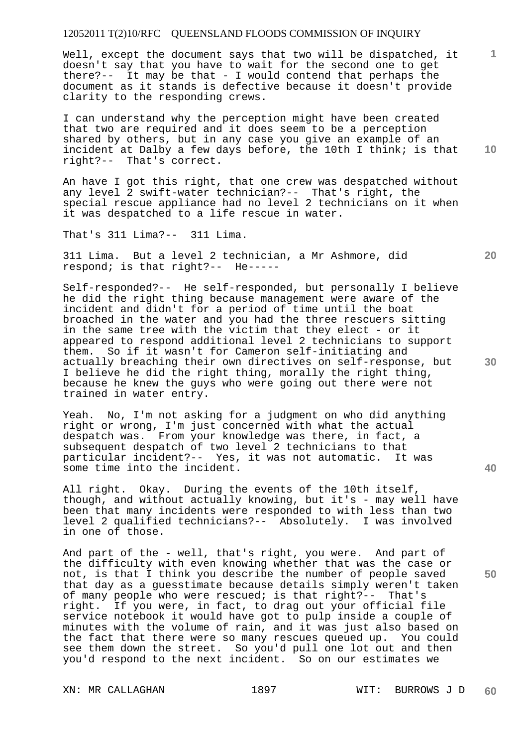Well, except the document says that two will be dispatched, it doesn't say that you have to wait for the second one to get there?-- It may be that - I would contend that perhaps the document as it stands is defective because it doesn't provide clarity to the responding crews.

I can understand why the perception might have been created that two are required and it does seem to be a perception shared by others, but in any case you give an example of an incident at Dalby a few days before, the 10th I think; is that right?-- That's correct.

An have I got this right, that one crew was despatched without any level 2 swift-water technician?-- That's right, the special rescue appliance had no level 2 technicians on it when it was despatched to a life rescue in water.

That's 311 Lima?-- 311 Lima.

311 Lima. But a level 2 technician, a Mr Ashmore, did respond; is that right?-- He-----

Self-responded?-- He self-responded, but personally I believe he did the right thing because management were aware of the incident and didn't for a period of time until the boat broached in the water and you had the three rescuers sitting in the same tree with the victim that they elect - or it appeared to respond additional level 2 technicians to support them. So if it wasn't for Cameron self-initiating and actually breaching their own directives on self-response, but I believe he did the right thing, morally the right thing, because he knew the guys who were going out there were not trained in water entry.

Yeah. No, I'm not asking for a judgment on who did anything right or wrong, I'm just concerned with what the actual despatch was. From your knowledge was there, in fact, a subsequent despatch of two level 2 technicians to that particular incident?-- Yes, it was not automatic. It was some time into the incident.

All right. Okay. During the events of the 10th itself, though, and without actually knowing, but it's - may well have been that many incidents were responded to with less than two level 2 qualified technicians?-- Absolutely. I was involved in one of those.

And part of the - well, that's right, you were. And part of the difficulty with even knowing whether that was the case or not, is that I think you describe the number of people saved that day as a guesstimate because details simply weren't taken of many people who were rescued; is that right?-- That's right. If you were, in fact, to drag out your official file service notebook it would have got to pulp inside a couple of minutes with the volume of rain, and it was just also based on the fact that there were so many rescues queued up. You could see them down the street. So you'd pull one lot out and then you'd respond to the next incident. So on our estimates we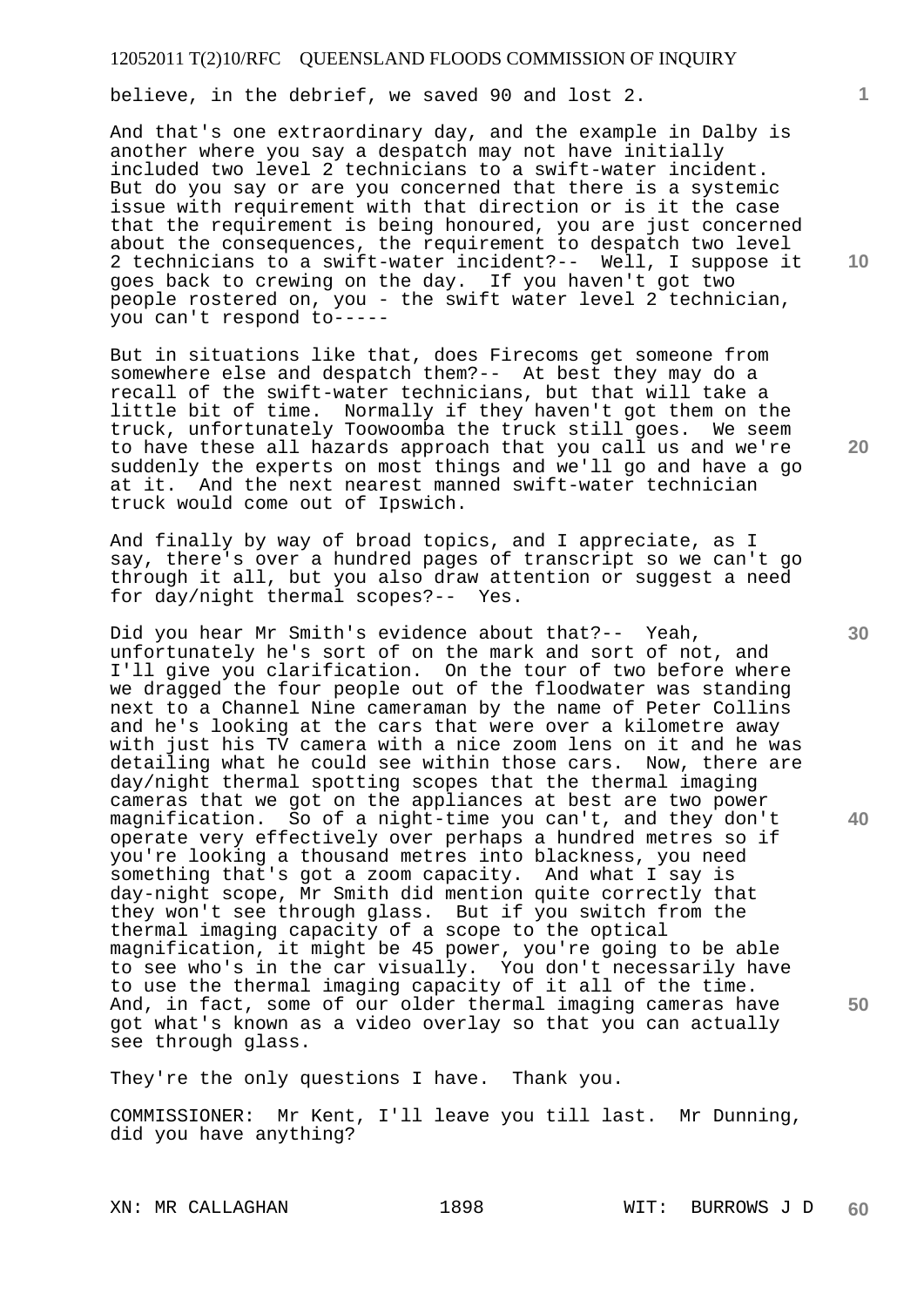believe, in the debrief, we saved 90 and lost 2.

And that's one extraordinary day, and the example in Dalby is another where you say a despatch may not have initially included two level 2 technicians to a swift-water incident. But do you say or are you concerned that there is a systemic issue with requirement with that direction or is it the case that the requirement is being honoured, you are just concerned about the consequences, the requirement to despatch two level 2 technicians to a swift-water incident?-- Well, I suppose it goes back to crewing on the day. If you haven't got two people rostered on, you - the swift water level 2 technician, you can't respond to-----

But in situations like that, does Firecoms get someone from somewhere else and despatch them?-- At best they may do a recall of the swift-water technicians, but that will take a little bit of time. Normally if they haven't got them on the truck, unfortunately Toowoomba the truck still goes. We seem to have these all hazards approach that you call us and we're suddenly the experts on most things and we'll go and have a go at it. And the next nearest manned swift-water technician truck would come out of Ipswich.

And finally by way of broad topics, and I appreciate, as I say, there's over a hundred pages of transcript so we can't go through it all, but you also draw attention or suggest a need for day/night thermal scopes?-- Yes.

Did you hear Mr Smith's evidence about that?-- Yeah, unfortunately he's sort of on the mark and sort of not, and I'll give you clarification. On the tour of two before where we dragged the four people out of the floodwater was standing next to a Channel Nine cameraman by the name of Peter Collins and he's looking at the cars that were over a kilometre away with just his TV camera with a nice zoom lens on it and he was detailing what he could see within those cars. Now, there are day/night thermal spotting scopes that the thermal imaging cameras that we got on the appliances at best are two power magnification. So of a night-time you can't, and they don't operate very effectively over perhaps a hundred metres so if you're looking a thousand metres into blackness, you need something that's got a zoom capacity. And what I say is day-night scope, Mr Smith did mention quite correctly that they won't see through glass. But if you switch from the thermal imaging capacity of a scope to the optical magnification, it might be 45 power, you're going to be able to see who's in the car visually. You don't necessarily have to use the thermal imaging capacity of it all of the time. And, in fact, some of our older thermal imaging cameras have got what's known as a video overlay so that you can actually see through glass.

They're the only questions I have. Thank you.

COMMISSIONER: Mr Kent, I'll leave you till last. Mr Dunning, did you have anything?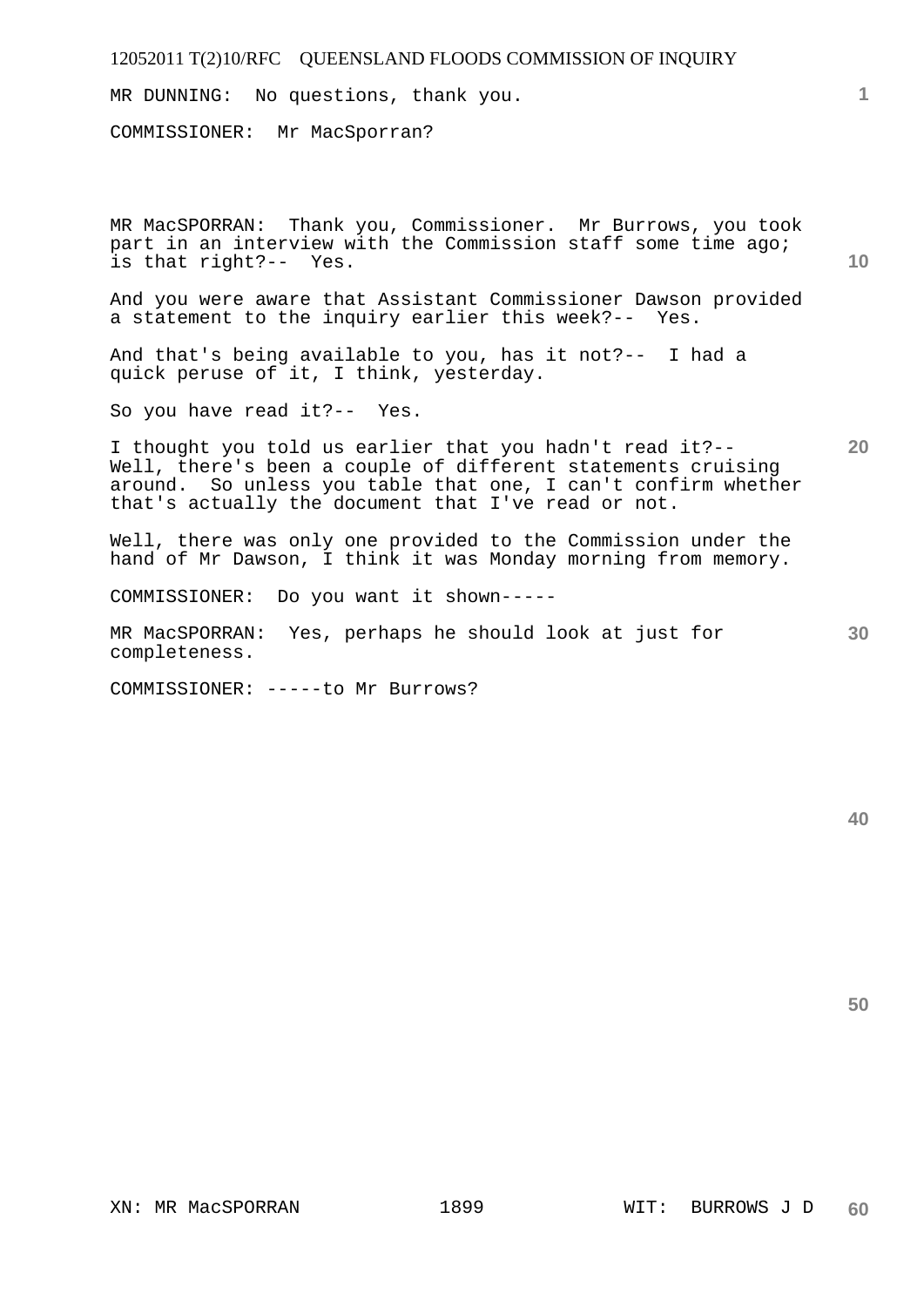MR DUNNING: No questions, thank you.

COMMISSIONER: Mr MacSporran?

MR MacSPORRAN: Thank you, Commissioner. Mr Burrows, you took part in an interview with the Commission staff some time ago; is that right?-- Yes.

And you were aware that Assistant Commissioner Dawson provided a statement to the inquiry earlier this week?-- Yes.

And that's being available to you, has it not?-- I had a quick peruse of it, I think, yesterday.

So you have read it?-- Yes.

I thought you told us earlier that you hadn't read it?-- Well, there's been a couple of different statements cruising around. So unless you table that one, I can't confirm whether that's actually the document that I've read or not.

Well, there was only one provided to the Commission under the hand of Mr Dawson, I think it was Monday morning from memory.

COMMISSIONER: Do you want it shown-----

MR MacSPORRAN: Yes, perhaps he should look at just for completeness.

COMMISSIONER: -----to Mr Burrows?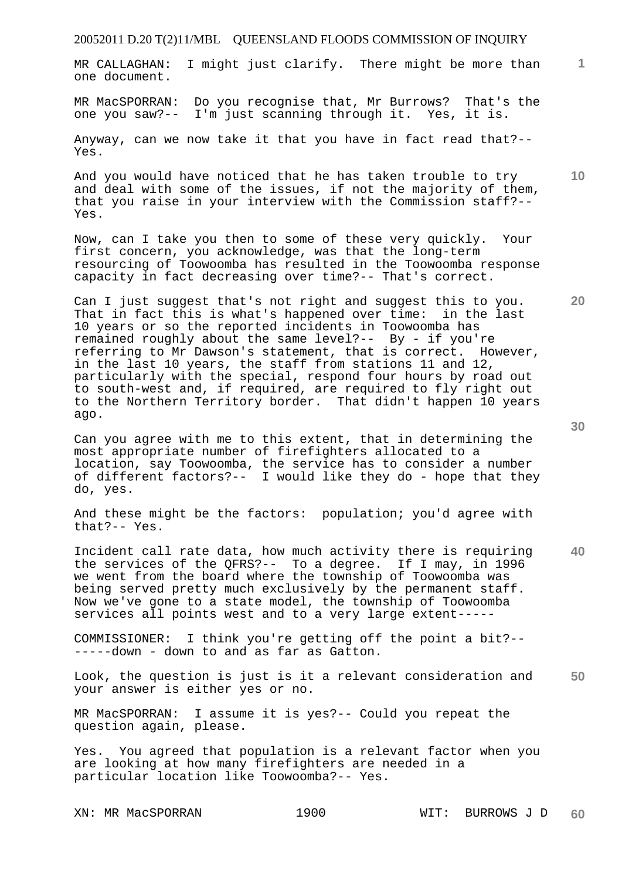MR CALLAGHAN: I might just clarify. There might be more than one document.

MR MacSPORRAN: Do you recognise that, Mr Burrows? That's the one you saw?-- I'm just scanning through it. Yes, it is.

Anyway, can we now take it that you have in fact read that?-- Yes.

And you would have noticed that he has taken trouble to try and deal with some of the issues, if not the majority of them, that you raise in your interview with the Commission staff?-- Yes.

Now, can I take you then to some of these very quickly. Your first concern, you acknowledge, was that the long-term resourcing of Toowoomba has resulted in the Toowoomba response capacity in fact decreasing over time?-- That's correct.

Can I just suggest that's not right and suggest this to you. That in fact this is what's happened over time: in the last 10 years or so the reported incidents in Toowoomba has remained roughly about the same level?-- By - if you're referring to Mr Dawson's statement, that is correct. However, in the last 10 years, the staff from stations 11 and 12, particularly with the special, respond four hours by road out to south-west and, if required, are required to fly right out to the Northern Territory border. That didn't happen 10 years ago.

Can you agree with me to this extent, that in determining the most appropriate number of firefighters allocated to a location, say Toowoomba, the service has to consider a number of different factors?-- I would like they do - hope that they do, yes.

And these might be the factors: population; you'd agree with that?-- Yes.

Incident call rate data, how much activity there is requiring the services of the QFRS?-- To a degree. If I may, in 1996 we went from the board where the township of Toowoomba was being served pretty much exclusively by the permanent staff. Now we've gone to a state model, the township of Toowoomba services all points west and to a very large extent-----

COMMISSIONER: I think you're getting off the point a bit?-- -----down - down to and as far as Gatton.

Look, the question is just is it a relevant consideration and your answer is either yes or no.

MR MacSPORRAN: I assume it is yes?-- Could you repeat the question again, please.

Yes. You agreed that population is a relevant factor when you are looking at how many firefighters are needed in a particular location like Toowoomba?-- Yes.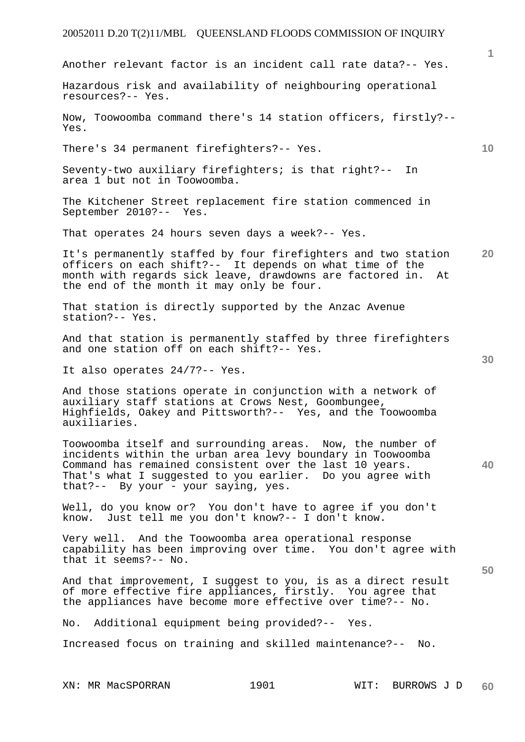Another relevant factor is an incident call rate data?-- Yes.

Hazardous risk and availability of neighbouring operational resources?-- Yes.

Now, Toowoomba command there's 14 station officers, firstly?-- Yes.

There's 34 permanent firefighters?-- Yes.

Seventy-two auxiliary firefighters; is that right?-- In area 1 but not in Toowoomba.

The Kitchener Street replacement fire station commenced in September 2010?-- Yes.

That operates 24 hours seven days a week?-- Yes.

It's permanently staffed by four firefighters and two station officers on each shift?-- It depends on what time of the month with regards sick leave, drawdowns are factored in. At the end of the month it may only be four.

That station is directly supported by the Anzac Avenue station?-- Yes.

And that station is permanently staffed by three firefighters and one station off on each shift?-- Yes.

It also operates 24/7?-- Yes.

And those stations operate in conjunction with a network of auxiliary staff stations at Crows Nest, Goombungee, Highfields, Oakey and Pittsworth?-- Yes, and the Toowoomba auxiliaries.

Toowoomba itself and surrounding areas. Now, the number of incidents within the urban area levy boundary in Toowoomba Command has remained consistent over the last 10 years. That's what I suggested to you earlier. Do you agree with that?-- By your - your saying, yes.

Well, do you know or? You don't have to agree if you don't know. Just tell me you don't know?-- I don't know.

Very well. And the Toowoomba area operational response capability has been improving over time. You don't agree with that it seems?-- No.

And that improvement, I suggest to you, is as a direct result of more effective fire appliances, firstly. You agree that the appliances have become more effective over time?-- No.

No. Additional equipment being provided?-- Yes.

Increased focus on training and skilled maintenance?-- No.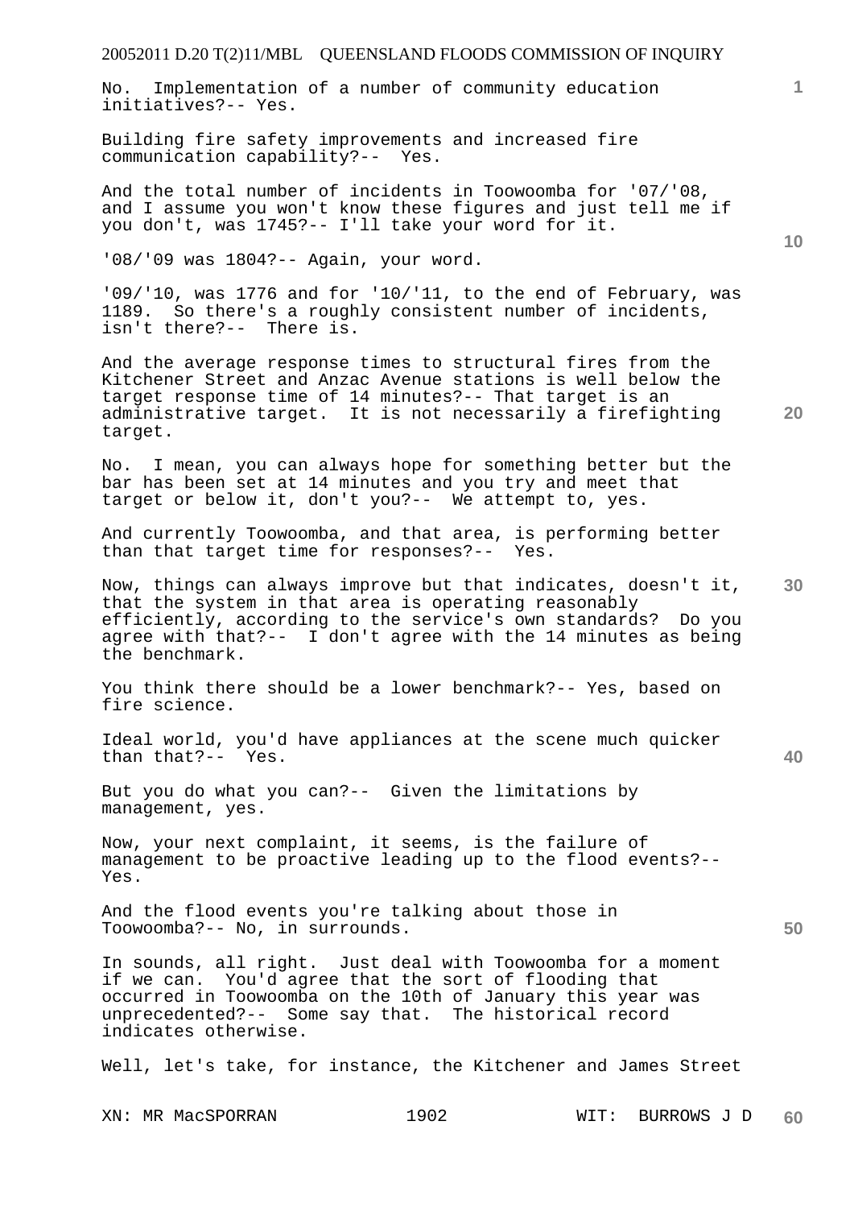No. Implementation of a number of community education initiatives?-- Yes.

Building fire safety improvements and increased fire communication capability?-- Yes.

And the total number of incidents in Toowoomba for '07/'08, and I assume you won't know these figures and just tell me if you don't, was 1745?-- I'll take your word for it.

'08/'09 was 1804?-- Again, your word.

'09/'10, was 1776 and for '10/'11, to the end of February, was 1189. So there's a roughly consistent number of incidents, isn't there?-- There is.

And the average response times to structural fires from the Kitchener Street and Anzac Avenue stations is well below the target response time of 14 minutes?-- That target is an administrative target. It is not necessarily a firefighting target.

No. I mean, you can always hope for something better but the bar has been set at 14 minutes and you try and meet that target or below it, don't you?-- We attempt to, yes.

And currently Toowoomba, and that area, is performing better than that target time for responses?-- Yes.

Now, things can always improve but that indicates, doesn't it, that the system in that area is operating reasonably efficiently, according to the service's own standards? Do you agree with that?-- I don't agree with the 14 minutes as being the benchmark.

You think there should be a lower benchmark?-- Yes, based on fire science.

Ideal world, you'd have appliances at the scene much quicker than that?-- Yes.

But you do what you can?-- Given the limitations by management, yes.

Now, your next complaint, it seems, is the failure of management to be proactive leading up to the flood events?-- Yes.

And the flood events you're talking about those in Toowoomba?-- No, in surrounds.

In sounds, all right. Just deal with Toowoomba for a moment if we can. You'd agree that the sort of flooding that occurred in Toowoomba on the 10th of January this year was unprecedented?-- Some say that. The historical record indicates otherwise.

Well, let's take, for instance, the Kitchener and James Street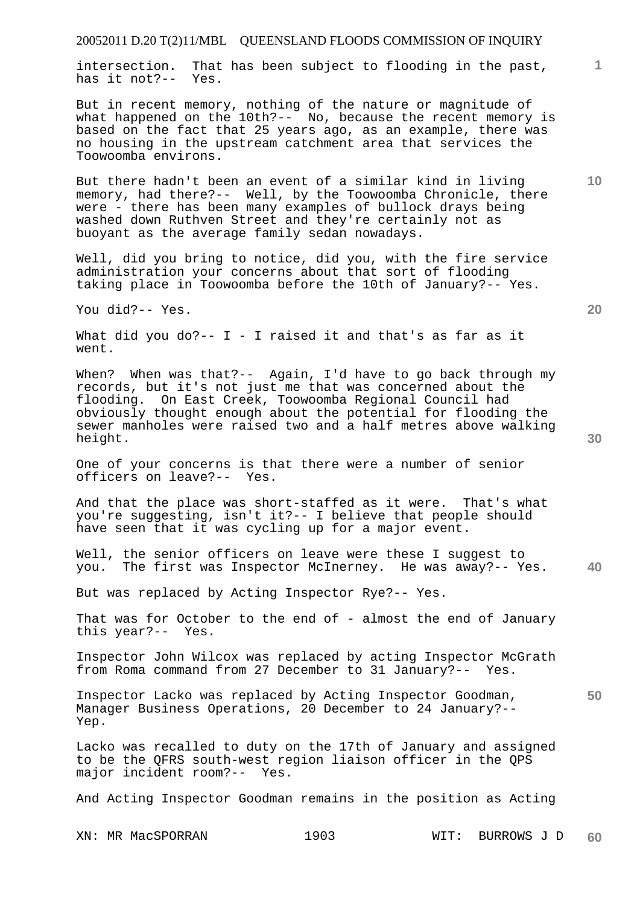intersection. That has been subject to flooding in the past, has it not?-- Yes.

But in recent memory, nothing of the nature or magnitude of what happened on the 10th?-- No, because the recent memory is based on the fact that 25 years ago, as an example, there was no housing in the upstream catchment area that services the Toowoomba environs.

But there hadn't been an event of a similar kind in living memory, had there?-- Well, by the Toowoomba Chronicle, there were - there has been many examples of bullock drays being washed down Ruthven Street and they're certainly not as buoyant as the average family sedan nowadays.

Well, did you bring to notice, did you, with the fire service administration your concerns about that sort of flooding taking place in Toowoomba before the 10th of January?-- Yes.

You did?-- Yes.

What did you do?-- I - I raised it and that's as far as it went.

When? When was that?-- Again, I'd have to go back through my records, but it's not just me that was concerned about the flooding. On East Creek, Toowoomba Regional Council had obviously thought enough about the potential for flooding the sewer manholes were raised two and a half metres above walking height.

One of your concerns is that there were a number of senior officers on leave?-- Yes.

And that the place was short-staffed as it were. That's what you're suggesting, isn't it?-- I believe that people should have seen that it was cycling up for a major event.

Well, the senior officers on leave were these I suggest to you. The first was Inspector McInerney. He was away?-- Yes.

But was replaced by Acting Inspector Rye?-- Yes.

That was for October to the end of - almost the end of January this year?-- Yes.

Inspector John Wilcox was replaced by acting Inspector McGrath from Roma command from 27 December to 31 January?-- Yes.

Inspector Lacko was replaced by Acting Inspector Goodman, Manager Business Operations, 20 December to 24 January?-- Yep.

Lacko was recalled to duty on the 17th of January and assigned to be the QFRS south-west region liaison officer in the QPS major incident room?-- Yes.

And Acting Inspector Goodman remains in the position as Acting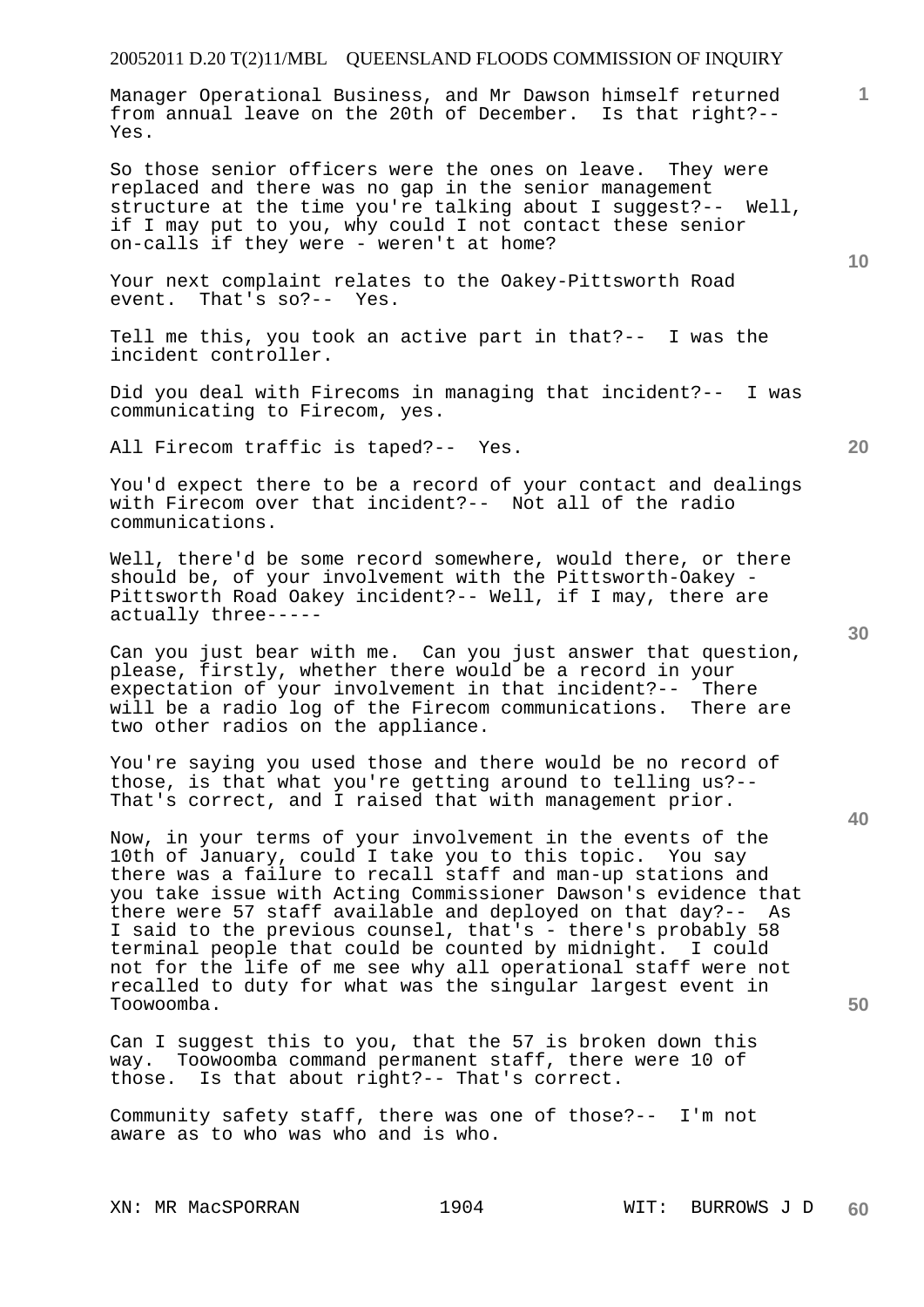Manager Operational Business, and Mr Dawson himself returned from annual leave on the 20th of December. Is that right?-- Yes.

So those senior officers were the ones on leave. They were replaced and there was no gap in the senior management structure at the time you're talking about I suggest?-- Well, if I may put to you, why could I not contact these senior on-calls if they were - weren't at home?

Your next complaint relates to the Oakey-Pittsworth Road event. That's so?-- Yes.

Tell me this, you took an active part in that?-- I was the incident controller.

Did you deal with Firecoms in managing that incident?-- I was communicating to Firecom, yes.

All Firecom traffic is taped?-- Yes.

You'd expect there to be a record of your contact and dealings with Firecom over that incident?-- Not all of the radio communications.

Well, there'd be some record somewhere, would there, or there should be, of your involvement with the Pittsworth-Oakey - Pittsworth Road Oakey incident?-- Well, if I may, there are actually three-----

Can you just bear with me. Can you just answer that question, please, firstly, whether there would be a record in your expectation of your involvement in that incident?-- There will be a radio log of the Firecom communications. There are two other radios on the appliance.

You're saying you used those and there would be no record of those, is that what you're getting around to telling us?-- That's correct, and I raised that with management prior.

Now, in your terms of your involvement in the events of the 10th of January, could I take you to this topic. You say there was a failure to recall staff and man-up stations and you take issue with Acting Commissioner Dawson's evidence that there were 57 staff available and deployed on that day?-- As I said to the previous counsel, that's - there's probably 58 terminal people that could be counted by midnight. I could not for the life of me see why all operational staff were not recalled to duty for what was the singular largest event in Toowoomba.

Can I suggest this to you, that the 57 is broken down this way. Toowoomba command permanent staff, there were 10 of those. Is that about right?-- That's correct.

Community safety staff, there was one of those?-- I'm not aware as to who was who and is who.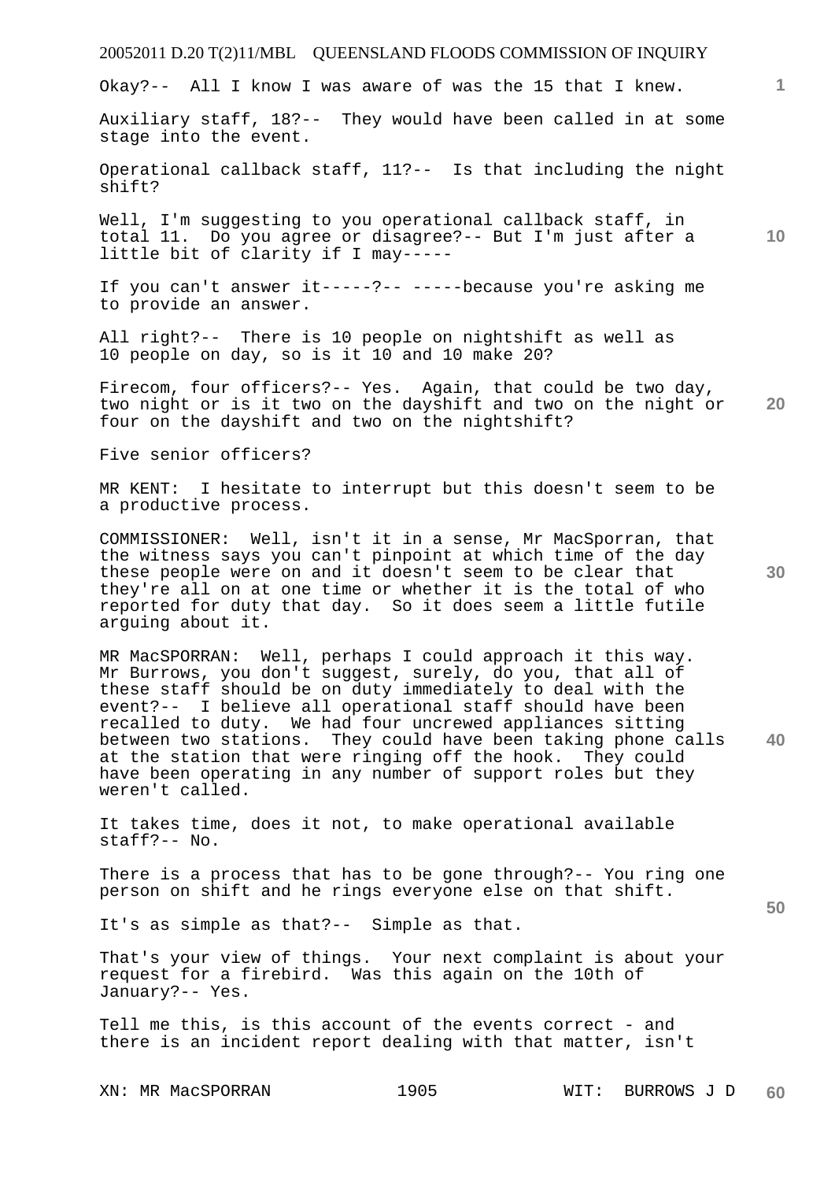Okay?-- All I know I was aware of was the 15 that I knew.

Auxiliary staff, 18?-- They would have been called in at some stage into the event.

Operational callback staff, 11?-- Is that including the night shift?

Well, I'm suggesting to you operational callback staff, in total 11. Do you agree or disagree?-- But I'm just after a little bit of clarity if I may-----

If you can't answer it-----?-- -----because you're asking me to provide an answer.

All right?-- There is 10 people on nightshift as well as 10 people on day, so is it 10 and 10 make 20?

Firecom, four officers?-- Yes. Again, that could be two day, two night or is it two on the dayshift and two on the night or four on the dayshift and two on the nightshift?

Five senior officers?

MR KENT: I hesitate to interrupt but this doesn't seem to be a productive process.

COMMISSIONER: Well, isn't it in a sense, Mr MacSporran, that the witness says you can't pinpoint at which time of the day these people were on and it doesn't seem to be clear that they're all on at one time or whether it is the total of who reported for duty that day. So it does seem a little futile arguing about it.

MR MacSPORRAN: Well, perhaps I could approach it this way. Mr Burrows, you don't suggest, surely, do you, that all of these staff should be on duty immediately to deal with the event?-- I believe all operational staff should have been recalled to duty. We had four uncrewed appliances sitting between two stations. They could have been taking phone calls at the station that were ringing off the hook. They could have been operating in any number of support roles but they weren't called.

It takes time, does it not, to make operational available staff?-- No.

There is a process that has to be gone through?-- You ring one person on shift and he rings everyone else on that shift.

It's as simple as that?-- Simple as that.

That's your view of things. Your next complaint is about your request for a firebird. Was this again on the 10th of January?-- Yes.

Tell me this, is this account of the events correct - and there is an incident report dealing with that matter, isn't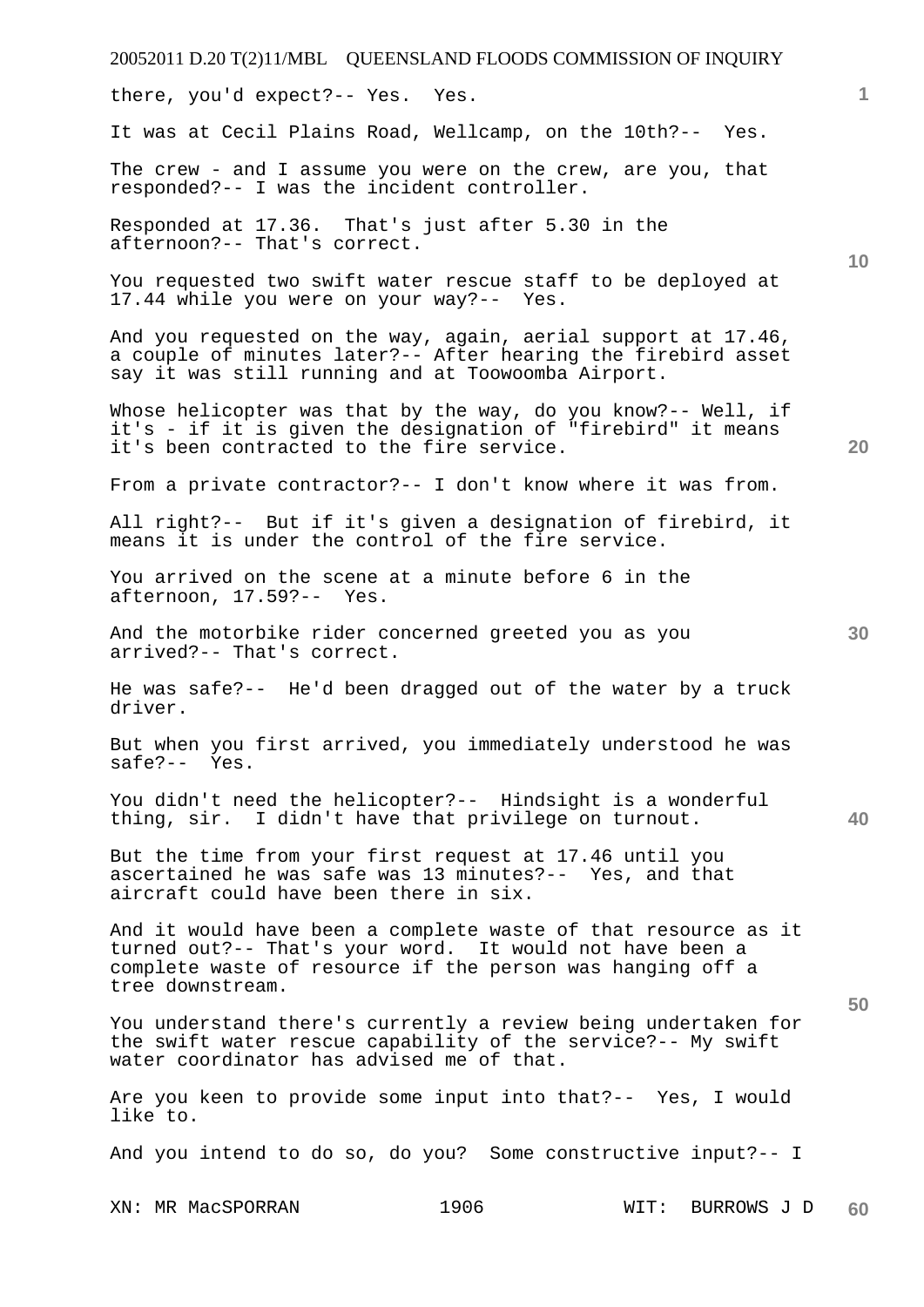there, you'd expect?-- Yes. Yes.

It was at Cecil Plains Road, Wellcamp, on the 10th?-- Yes.

The crew - and I assume you were on the crew, are you, that responded?-- I was the incident controller.

Responded at 17.36. That's just after 5.30 in the afternoon?-- That's correct.

You requested two swift water rescue staff to be deployed at 17.44 while you were on your way?-- Yes.

And you requested on the way, again, aerial support at 17.46, a couple of minutes later?-- After hearing the firebird asset say it was still running and at Toowoomba Airport.

Whose helicopter was that by the way, do you know?-- Well, if it's - if it is given the designation of "firebird" it means it's been contracted to the fire service.

From a private contractor?-- I don't know where it was from.

All right?-- But if it's given a designation of firebird, it means it is under the control of the fire service.

You arrived on the scene at a minute before 6 in the afternoon, 17.59?-- Yes.

And the motorbike rider concerned greeted you as you arrived?-- That's correct.

He was safe?-- He'd been dragged out of the water by a truck driver.

But when you first arrived, you immediately understood he was safe?-- Yes.

You didn't need the helicopter?-- Hindsight is a wonderful thing, sir. I didn't have that privilege on turnout.

But the time from your first request at 17.46 until you ascertained he was safe was 13 minutes?-- Yes, and that aircraft could have been there in six.

And it would have been a complete waste of that resource as it turned out?-- That's your word. It would not have been a complete waste of resource if the person was hanging off a tree downstream.

You understand there's currently a review being undertaken for the swift water rescue capability of the service?-- My swift water coordinator has advised me of that.

Are you keen to provide some input into that?-- Yes, I would like to.

And you intend to do so, do you? Some constructive input?-- I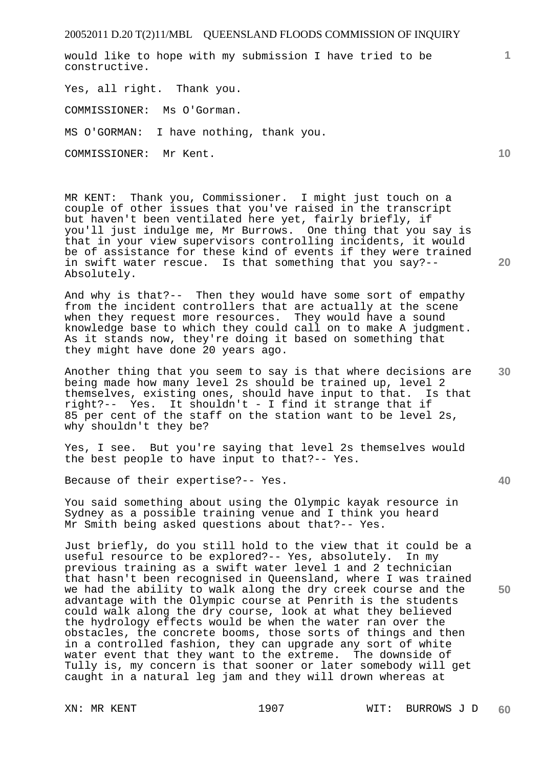would like to hope with my submission I have tried to be constructive.

Yes, all right. Thank you.

COMMISSIONER: Ms O'Gorman.

MS O'GORMAN: I have nothing, thank you.

COMMISSIONER: Mr Kent.

MR KENT: Thank you, Commissioner. I might just touch on a couple of other issues that you've raised in the transcript but haven't been ventilated here yet, fairly briefly, if you'll just indulge me, Mr Burrows. One thing that you say is that in your view supervisors controlling incidents, it would be of assistance for these kind of events if they were trained in swift water rescue. Is that something that you say?-- Absolutely.

And why is that?-- Then they would have some sort of empathy from the incident controllers that are actually at the scene when they request more resources. They would have a sound knowledge base to which they could call on to make A judgment. As it stands now, they're doing it based on something that they might have done 20 years ago.

Another thing that you seem to say is that where decisions are being made how many level 2s should be trained up, level 2 themselves, existing ones, should have input to that. Is that right?-- Yes. It shouldn't - I find it strange that if 85 per cent of the staff on the station want to be level 2s, why shouldn't they be?

Yes, I see. But you're saying that level 2s themselves would the best people to have input to that?-- Yes.

Because of their expertise?-- Yes.

You said something about using the Olympic kayak resource in Sydney as a possible training venue and I think you heard Mr Smith being asked questions about that?-- Yes.

Just briefly, do you still hold to the view that it could be a useful resource to be explored?-- Yes, absolutely. In my previous training as a swift water level 1 and 2 technician that hasn't been recognised in Queensland, where I was trained we had the ability to walk along the dry creek course and the advantage with the Olympic course at Penrith is the students could walk along the dry course, look at what they believed the hydrology effects would be when the water ran over the obstacles, the concrete booms, those sorts of things and then in a controlled fashion, they can upgrade any sort of white water event that they want to the extreme. The downside of Tully is, my concern is that sooner or later somebody will get caught in a natural leg jam and they will drown whereas at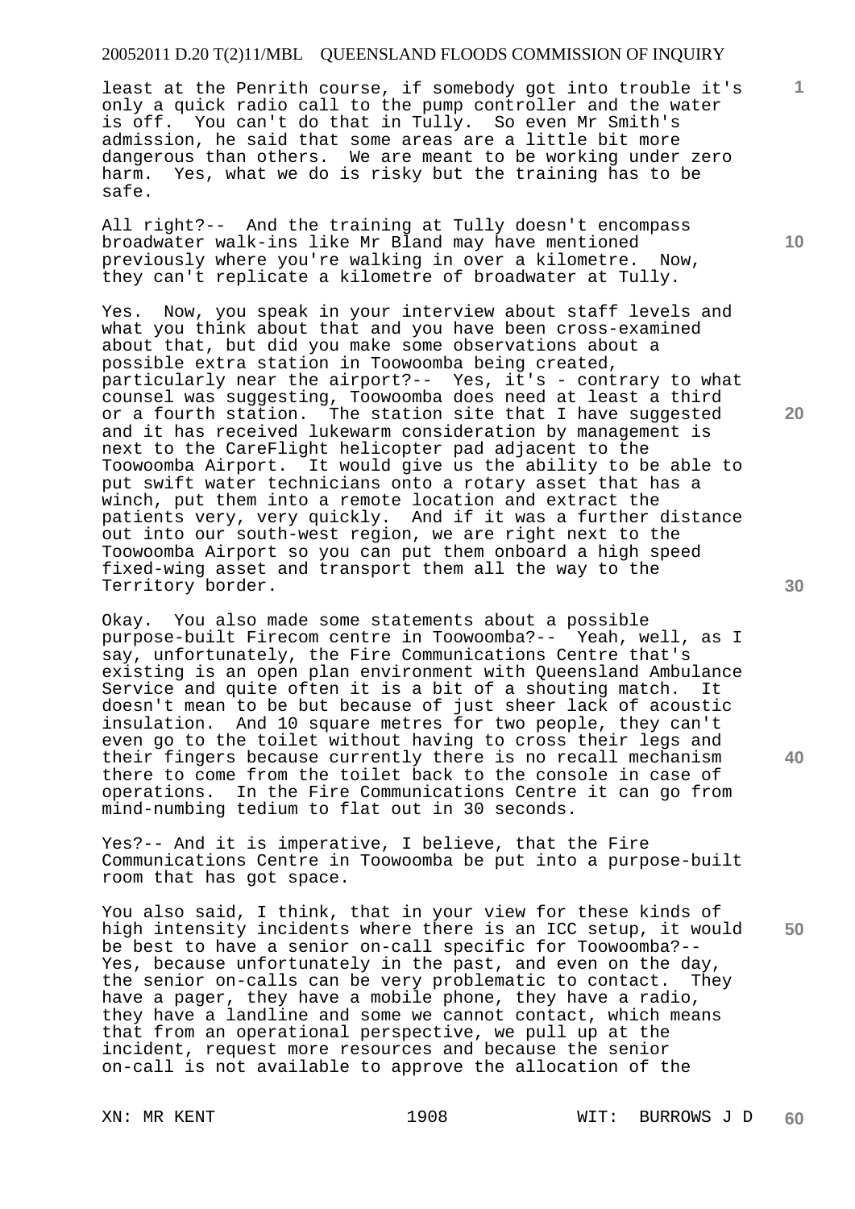least at the Penrith course, if somebody got into trouble it's only a quick radio call to the pump controller and the water is off. You can't do that in Tully. So even Mr Smith's admission, he said that some areas are a little bit more dangerous than others. We are meant to be working under zero harm. Yes, what we do is risky but the training has to be safe.

All right?-- And the training at Tully doesn't encompass broadwater walk-ins like Mr Bland may have mentioned previously where you're walking in over a kilometre. Now, they can't replicate a kilometre of broadwater at Tully.

Yes. Now, you speak in your interview about staff levels and what you think about that and you have been cross-examined about that, but did you make some observations about a possible extra station in Toowoomba being created, particularly near the airport?-- Yes, it's - contrary to what counsel was suggesting, Toowoomba does need at least a third or a fourth station. The station site that I have suggested and it has received lukewarm consideration by management is next to the CareFlight helicopter pad adjacent to the Toowoomba Airport. It would give us the ability to be able to put swift water technicians onto a rotary asset that has a winch, put them into a remote location and extract the patients very, very quickly. And if it was a further distance out into our south-west region, we are right next to the Toowoomba Airport so you can put them onboard a high speed fixed-wing asset and transport them all the way to the Territory border.

Okay. You also made some statements about a possible purpose-built Firecom centre in Toowoomba?-- Yeah, well, as I say, unfortunately, the Fire Communications Centre that's existing is an open plan environment with Queensland Ambulance Service and quite often it is a bit of a shouting match. It doesn't mean to be but because of just sheer lack of acoustic insulation. And 10 square metres for two people, they can't even go to the toilet without having to cross their legs and their fingers because currently there is no recall mechanism there to come from the toilet back to the console in case of operations. In the Fire Communications Centre it can go from mind-numbing tedium to flat out in 30 seconds.

Yes?-- And it is imperative, I believe, that the Fire Communications Centre in Toowoomba be put into a purpose-built room that has got space.

You also said, I think, that in your view for these kinds of high intensity incidents where there is an ICC setup, it would be best to have a senior on-call specific for Toowoomba?-- Yes, because unfortunately in the past, and even on the day, the senior on-calls can be very problematic to contact. They have a pager, they have a mobile phone, they have a radio, they have a landline and some we cannot contact, which means that from an operational perspective, we pull up at the incident, request more resources and because the senior on-call is not available to approve the allocation of the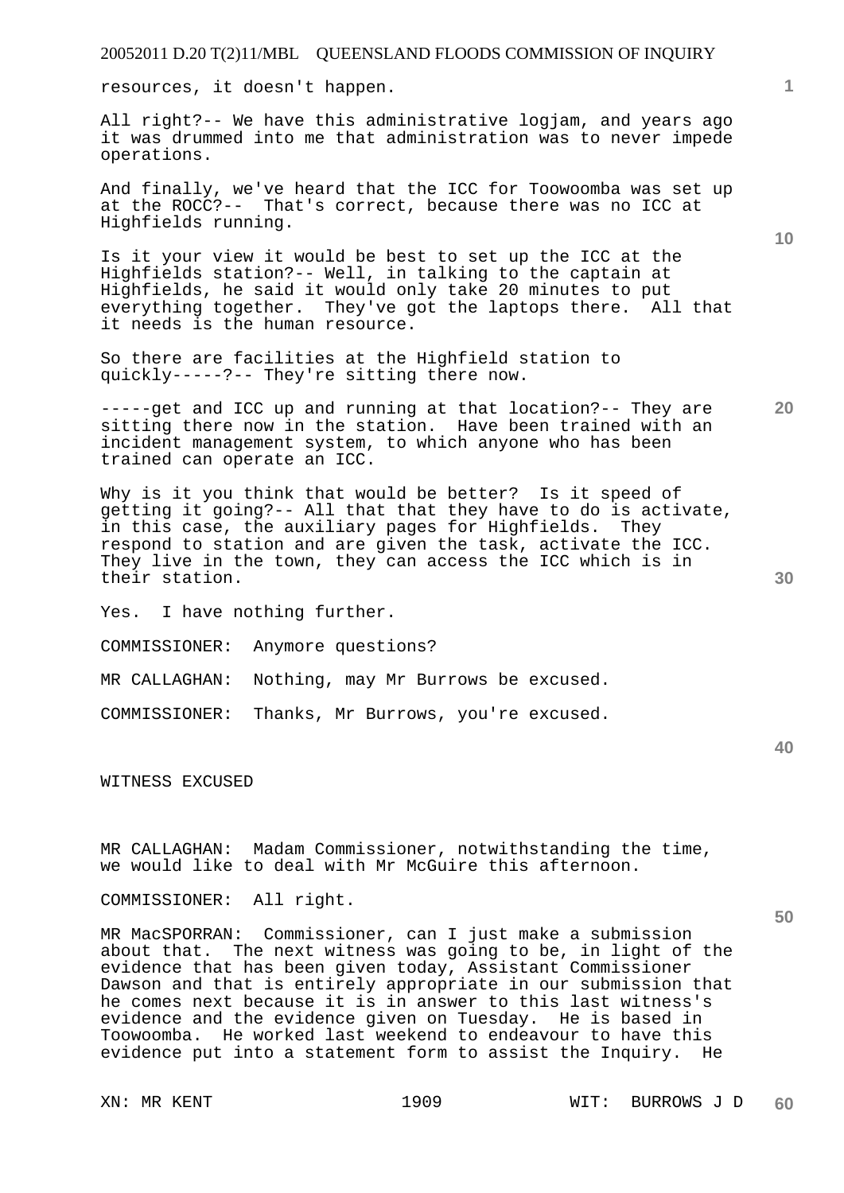resources, it doesn't happen.

All right?-- We have this administrative logjam, and years ago it was drummed into me that administration was to never impede operations.

And finally, we've heard that the ICC for Toowoomba was set up at the ROCC?-- That's correct, because there was no ICC at Highfields running.

Is it your view it would be best to set up the ICC at the Highfields station?-- Well, in talking to the captain at Highfields, he said it would only take 20 minutes to put everything together. They've got the laptops there. All that it needs is the human resource.

So there are facilities at the Highfield station to quickly-----?-- They're sitting there now.

-----get and ICC up and running at that location?-- They are sitting there now in the station. Have been trained with an incident management system, to which anyone who has been trained can operate an ICC.

Why is it you think that would be better? Is it speed of getting it going?-- All that that they have to do is activate, in this case, the auxiliary pages for Highfields. They respond to station and are given the task, activate the ICC. They live in the town, they can access the ICC which is in their station.

Yes. I have nothing further.

COMMISSIONER: Anymore questions?

MR CALLAGHAN: Nothing, may Mr Burrows be excused.

COMMISSIONER: Thanks, Mr Burrows, you're excused.

WITNESS EXCUSED

MR CALLAGHAN: Madam Commissioner, notwithstanding the time, we would like to deal with Mr McGuire this afternoon.

COMMISSIONER: All right.

MR MacSPORRAN: Commissioner, can I just make a submission about that. The next witness was going to be, in light of the evidence that has been given today, Assistant Commissioner Dawson and that is entirely appropriate in our submission that he comes next because it is in answer to this last witness's evidence and the evidence given on Tuesday. He is based in Toowoomba. He worked last weekend to endeavour to have this evidence put into a statement form to assist the Inquiry. He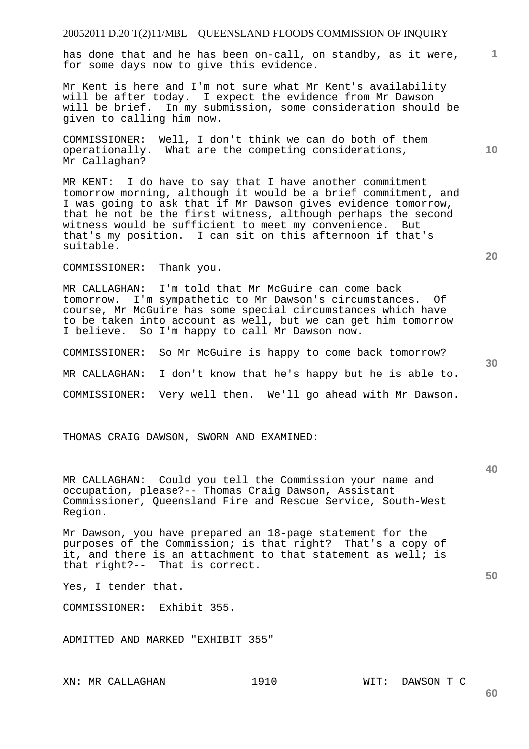has done that and he has been on-call, on standby, as it were, for some days now to give this evidence.

Mr Kent is here and I'm not sure what Mr Kent's availability will be after today. I expect the evidence from Mr Dawson will be brief. In my submission, some consideration should be given to calling him now.

COMMISSIONER: Well, I don't think we can do both of them operationally. What are the competing considerations, Mr Callaghan?

MR KENT: I do have to say that I have another commitment tomorrow morning, although it would be a brief commitment, and I was going to ask that if Mr Dawson gives evidence tomorrow, that he not be the first witness, although perhaps the second witness would be sufficient to meet my convenience. But that's my position. I can sit on this afternoon if that's suitable.

COMMISSIONER: Thank you.

MR CALLAGHAN: I'm told that Mr McGuire can come back tomorrow. I'm sympathetic to Mr Dawson's circumstances. Of course, Mr McGuire has some special circumstances which have to be taken into account as well, but we can get him tomorrow I believe. So I'm happy to call Mr Dawson now.

COMMISSIONER: So Mr McGuire is happy to come back tomorrow?

MR CALLAGHAN: I don't know that he's happy but he is able to.

COMMISSIONER: Very well then. We'll go ahead with Mr Dawson.

THOMAS CRAIG DAWSON, SWORN AND EXAMINED:

MR CALLAGHAN: Could you tell the Commission your name and occupation, please?-- Thomas Craig Dawson, Assistant Commissioner, Queensland Fire and Rescue Service, South-West Region.

Mr Dawson, you have prepared an 18-page statement for the purposes of the Commission; is that right? That's a copy of it, and there is an attachment to that statement as well; is that right?-- That is correct.

Yes, I tender that.

COMMISSIONER: Exhibit 355.

ADMITTED AND MARKED "EXHIBIT 355"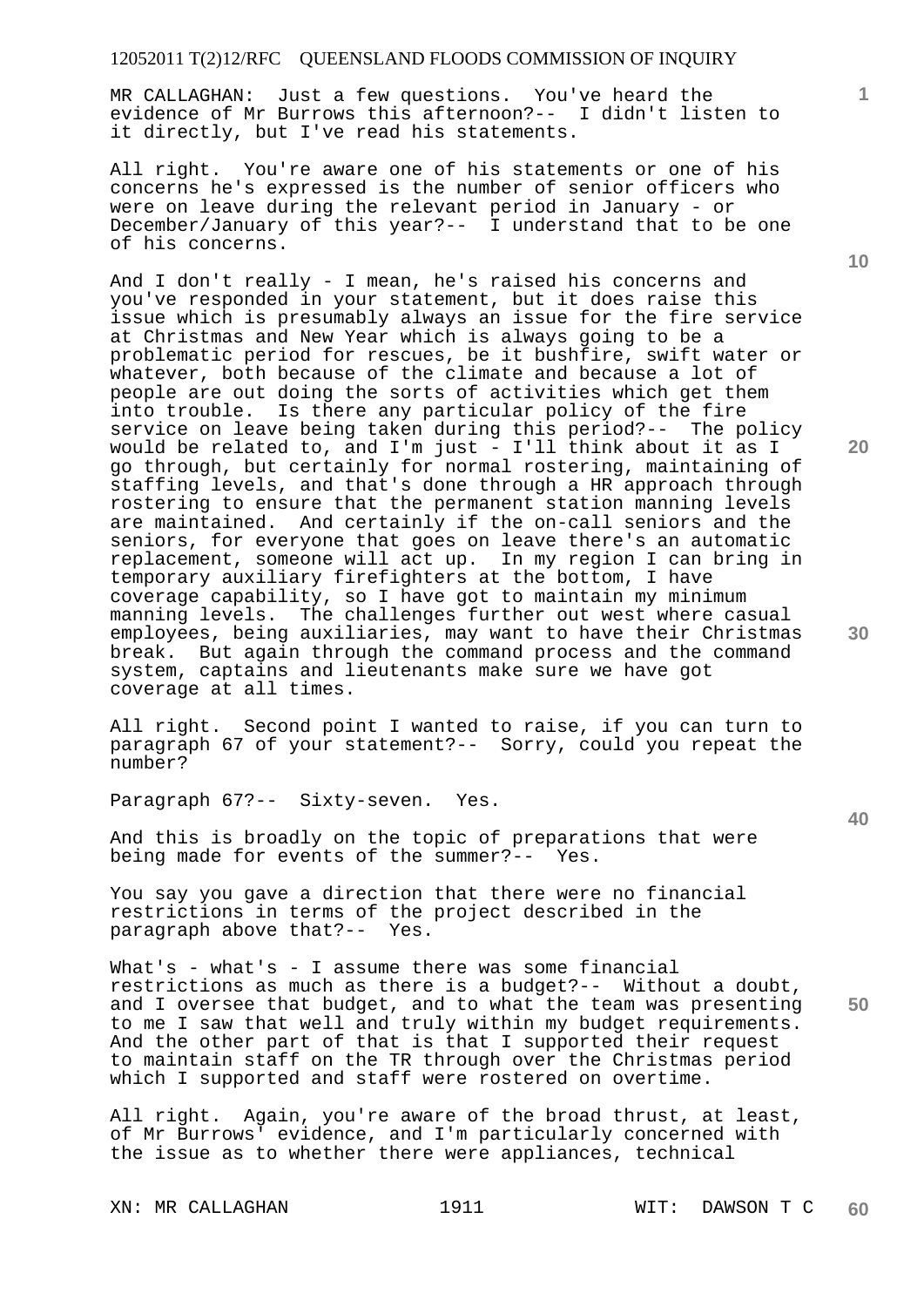MR CALLAGHAN: Just a few questions. You've heard the evidence of Mr Burrows this afternoon?-- I didn't listen to it directly, but I've read his statements.

All right. You're aware one of his statements or one of his concerns he's expressed is the number of senior officers who were on leave during the relevant period in January - or December/January of this year?-- I understand that to be one of his concerns.

And I don't really - I mean, he's raised his concerns and you've responded in your statement, but it does raise this issue which is presumably always an issue for the fire service at Christmas and New Year which is always going to be a problematic period for rescues, be it bushfire, swift water or whatever, both because of the climate and because a lot of people are out doing the sorts of activities which get them into trouble. Is there any particular policy of the fire service on leave being taken during this period?-- The policy would be related to, and I'm just - I'll think about it as I go through, but certainly for normal rostering, maintaining of staffing levels, and that's done through a HR approach through rostering to ensure that the permanent station manning levels are maintained. And certainly if the on-call seniors and the seniors, for everyone that goes on leave there's an automatic replacement, someone will act up. In my region I can bring in temporary auxiliary firefighters at the bottom, I have coverage capability, so I have got to maintain my minimum manning levels. The challenges further out west where casual employees, being auxiliaries, may want to have their Christmas break. But again through the command process and the command system, captains and lieutenants make sure we have got coverage at all times.

All right. Second point I wanted to raise, if you can turn to paragraph 67 of your statement?-- Sorry, could you repeat the number?

Paragraph 67?-- Sixty-seven. Yes.

And this is broadly on the topic of preparations that were being made for events of the summer?-- Yes.

You say you gave a direction that there were no financial restrictions in terms of the project described in the paragraph above that?-- Yes.

What's - what's - I assume there was some financial restrictions as much as there is a budget?-- Without a doubt, and I oversee that budget, and to what the team was presenting to me I saw that well and truly within my budget requirements. And the other part of that is that I supported their request to maintain staff on the TR through over the Christmas period which I supported and staff were rostered on overtime.

All right. Again, you're aware of the broad thrust, at least, of Mr Burrows' evidence, and I'm particularly concerned with the issue as to whether there were appliances, technical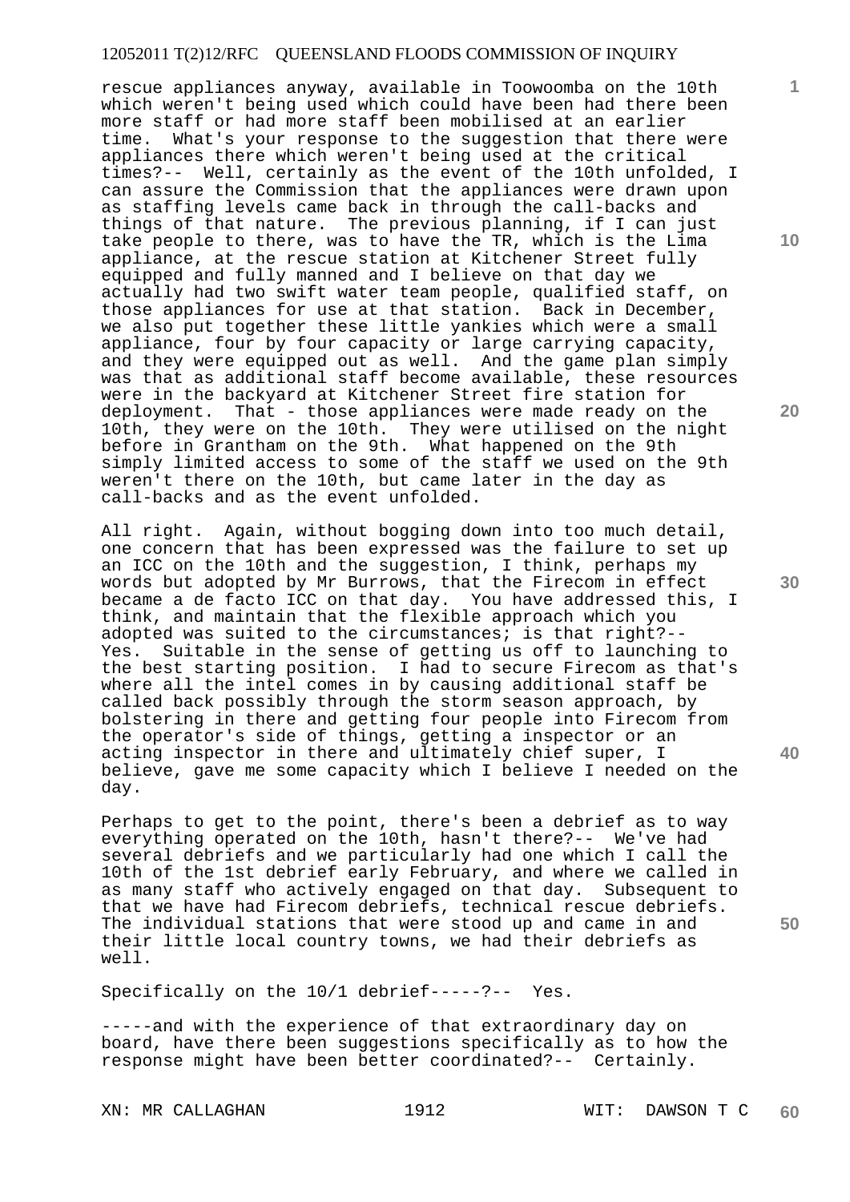rescue appliances anyway, available in Toowoomba on the 10th which weren't being used which could have been had there been more staff or had more staff been mobilised at an earlier time. What's your response to the suggestion that there were appliances there which weren't being used at the critical times?-- Well, certainly as the event of the 10th unfolded, I can assure the Commission that the appliances were drawn upon as staffing levels came back in through the call-backs and things of that nature. The previous planning, if I can just take people to there, was to have the TR, which is the Lima appliance, at the rescue station at Kitchener Street fully equipped and fully manned and I believe on that day we actually had two swift water team people, qualified staff, on those appliances for use at that station. Back in December, we also put together these little yankies which were a small appliance, four by four capacity or large carrying capacity, and they were equipped out as well. And the game plan simply was that as additional staff become available, these resources were in the backyard at Kitchener Street fire station for deployment. That - those appliances were made ready on the 10th, they were on the 10th. They were utilised on the night before in Grantham on the 9th. What happened on the 9th simply limited access to some of the staff we used on the 9th weren't there on the 10th, but came later in the day as call-backs and as the event unfolded.

All right. Again, without bogging down into too much detail, one concern that has been expressed was the failure to set up an ICC on the 10th and the suggestion, I think, perhaps my words but adopted by Mr Burrows, that the Firecom in effect became a de facto ICC on that day. You have addressed this, I think, and maintain that the flexible approach which you adopted was suited to the circumstances; is that right?-- Yes. Suitable in the sense of getting us off to launching to the best starting position. I had to secure Firecom as that's where all the intel comes in by causing additional staff be called back possibly through the storm season approach, by bolstering in there and getting four people into Firecom from the operator's side of things, getting a inspector or an acting inspector in there and ultimately chief super, I believe, gave me some capacity which I believe I needed on the day.

Perhaps to get to the point, there's been a debrief as to way everything operated on the 10th, hasn't there?-- We've had several debriefs and we particularly had one which I call the 10th of the 1st debrief early February, and where we called in as many staff who actively engaged on that day. Subsequent to that we have had Firecom debriefs, technical rescue debriefs. The individual stations that were stood up and came in and their little local country towns, we had their debriefs as well.

Specifically on the 10/1 debrief-----?-- Yes.

-----and with the experience of that extraordinary day on board, have there been suggestions specifically as to how the response might have been better coordinated?-- Certainly.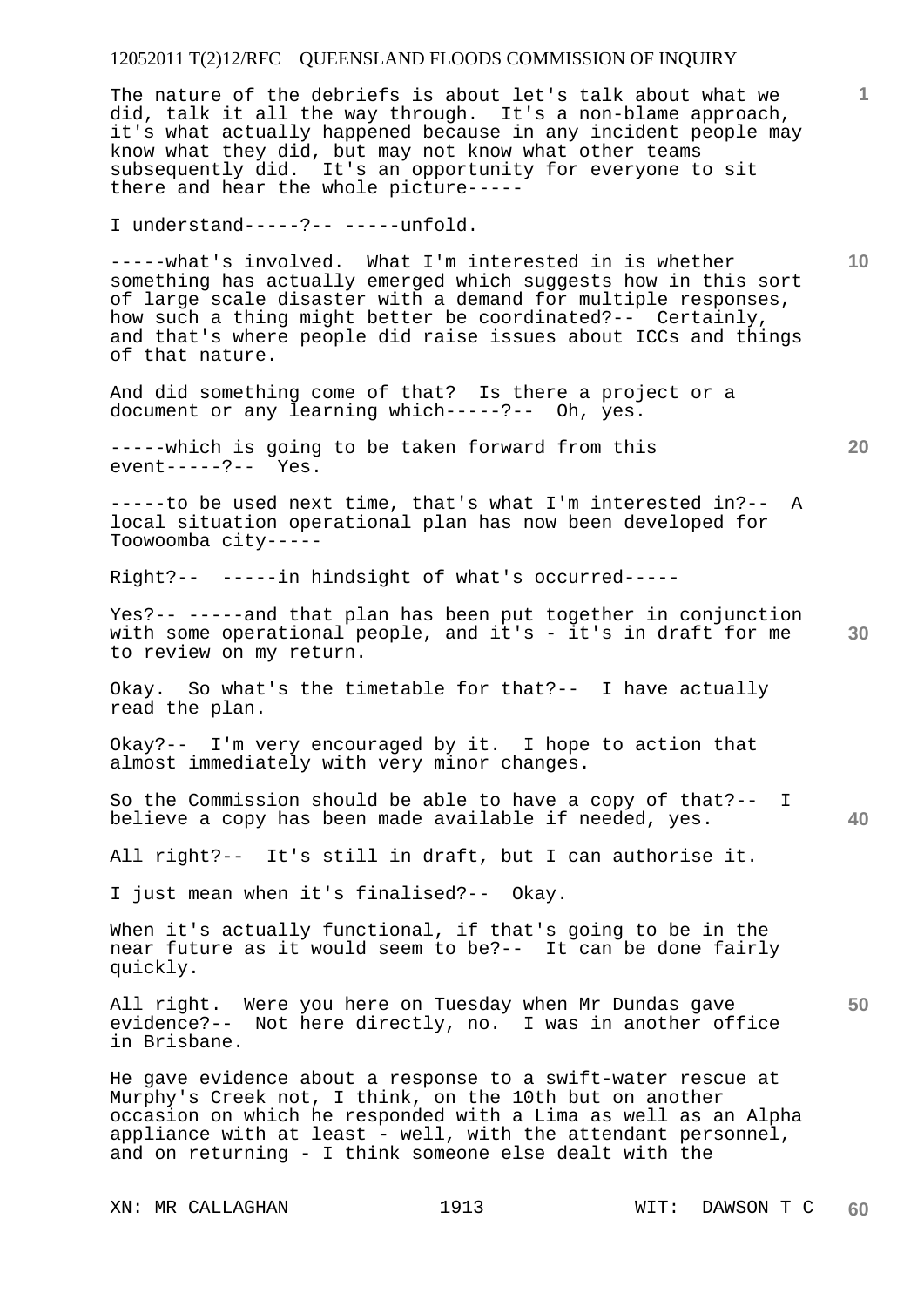The nature of the debriefs is about let's talk about what we did, talk it all the way through. It's a non-blame approach, it's what actually happened because in any incident people may know what they did, but may not know what other teams subsequently did. It's an opportunity for everyone to sit there and hear the whole picture-----

I understand-----?-- -----unfold.

-----what's involved. What I'm interested in is whether something has actually emerged which suggests how in this sort of large scale disaster with a demand for multiple responses, how such a thing might better be coordinated?-- Certainly, and that's where people did raise issues about ICCs and things of that nature.

And did something come of that? Is there a project or a document or any learning which-----?-- Oh, yes.

-----which is going to be taken forward from this event-----?-- Yes.

-----to be used next time, that's what I'm interested in?-- A local situation operational plan has now been developed for Toowoomba city-----

Right?-- -----in hindsight of what's occurred-----

Yes?-- -----and that plan has been put together in conjunction with some operational people, and it's - it's in draft for me to review on my return.

Okay. So what's the timetable for that?-- I have actually read the plan.

Okay?-- I'm very encouraged by it. I hope to action that almost immediately with very minor changes.

So the Commission should be able to have a copy of that?-- I believe a copy has been made available if needed, yes.

All right?-- It's still in draft, but I can authorise it.

I just mean when it's finalised?-- Okay.

When it's actually functional, if that's going to be in the near future as it would seem to be?-- It can be done fairly quickly.

All right. Were you here on Tuesday when Mr Dundas gave evidence?-- Not here directly, no. I was in another office in Brisbane.

He gave evidence about a response to a swift-water rescue at Murphy's Creek not, I think, on the 10th but on another occasion on which he responded with a Lima as well as an Alpha appliance with at least - well, with the attendant personnel, and on returning - I think someone else dealt with the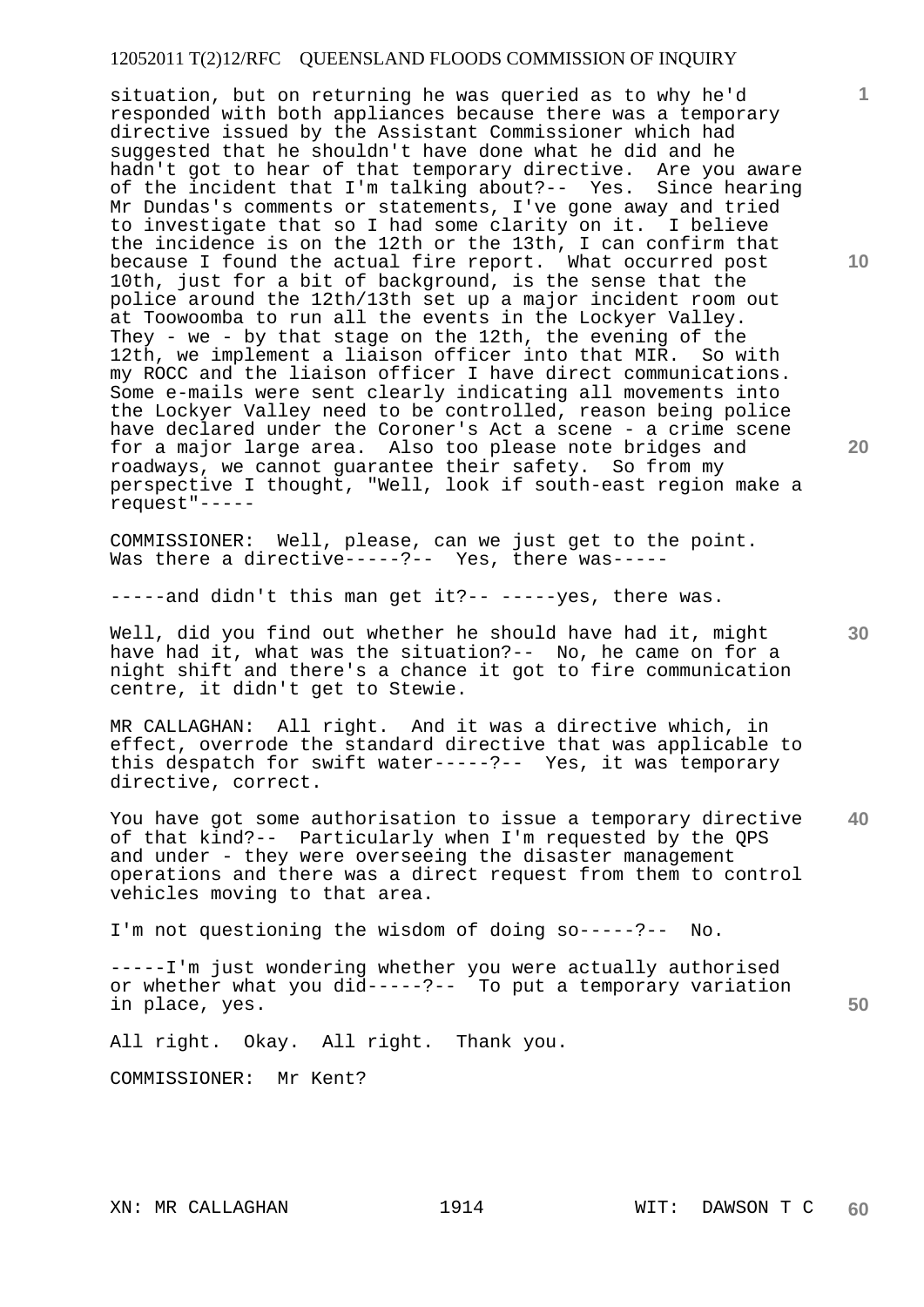situation, but on returning he was queried as to why he'd responded with both appliances because there was a temporary directive issued by the Assistant Commissioner which had suggested that he shouldn't have done what he did and he hadn't got to hear of that temporary directive. Are you aware of the incident that I'm talking about?-- Yes. Since hearing Mr Dundas's comments or statements, I've gone away and tried to investigate that so I had some clarity on it. I believe the incidence is on the 12th or the 13th, I can confirm that because I found the actual fire report. What occurred post 10th, just for a bit of background, is the sense that the police around the 12th/13th set up a major incident room out at Toowoomba to run all the events in the Lockyer Valley. They - we - by that stage on the 12th, the evening of the 12th, we implement a liaison officer into that MIR. So with my ROCC and the liaison officer I have direct communications. Some e-mails were sent clearly indicating all movements into the Lockyer Valley need to be controlled, reason being police have declared under the Coroner's Act a scene - a crime scene for a major large area. Also too please note bridges and roadways, we cannot guarantee their safety. So from my perspective I thought, "Well, look if south-east region make a request"-----

COMMISSIONER: Well, please, can we just get to the point. Was there a directive-----?-- Yes, there was-----

-----and didn't this man get it?-- -----yes, there was.

Well, did you find out whether he should have had it, might have had it, what was the situation?-- No, he came on for a night shift and there's a chance it got to fire communication centre, it didn't get to Stewie.

MR CALLAGHAN: All right. And it was a directive which, in effect, overrode the standard directive that was applicable to this despatch for swift water-----?-- Yes, it was temporary directive, correct.

You have got some authorisation to issue a temporary directive of that kind?-- Particularly when I'm requested by the QPS and under - they were overseeing the disaster management operations and there was a direct request from them to control vehicles moving to that area.

I'm not questioning the wisdom of doing so-----?-- No.

-----I'm just wondering whether you were actually authorised or whether what you did-----?-- To put a temporary variation in place, yes.

All right. Okay. All right. Thank you.

COMMISSIONER: Mr Kent?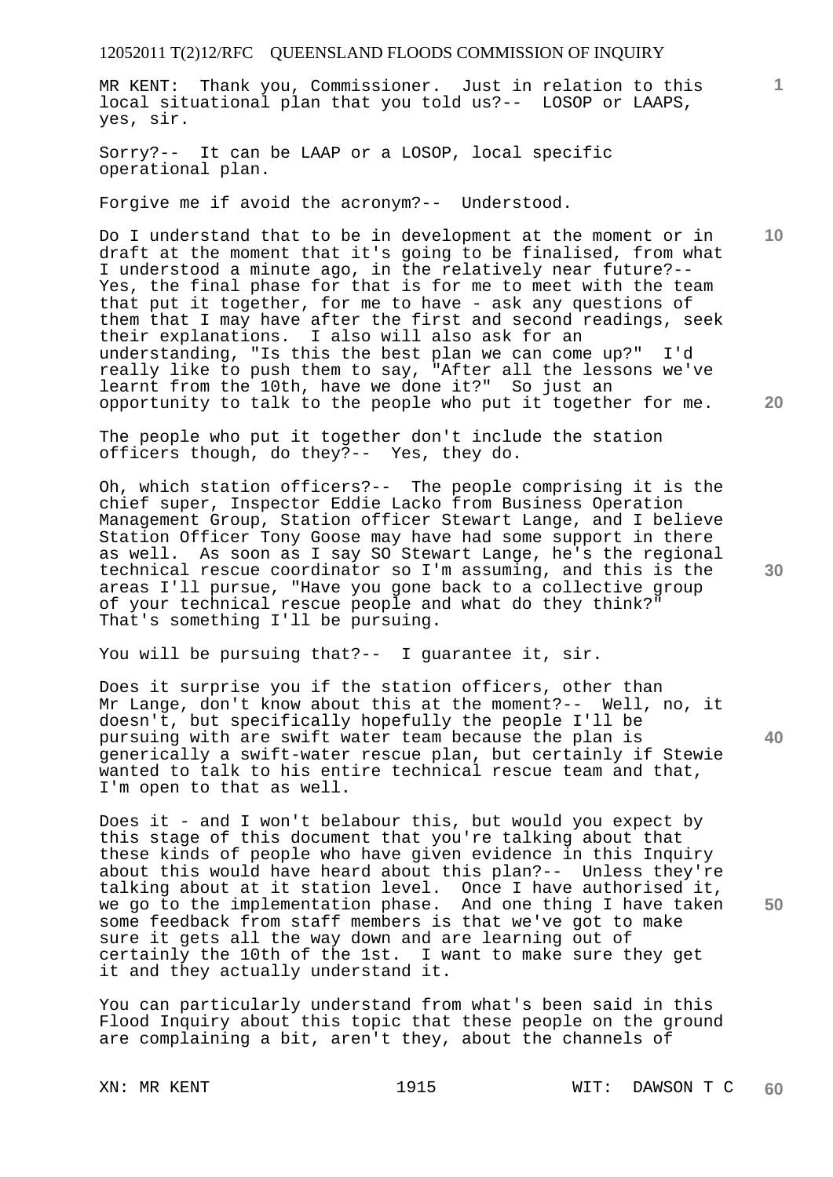MR KENT: Thank you, Commissioner. Just in relation to this local situational plan that you told us?-- LOSOP or LAAPS, yes, sir.

Sorry?-- It can be LAAP or a LOSOP, local specific operational plan.

Forgive me if avoid the acronym?-- Understood.

Do I understand that to be in development at the moment or in draft at the moment that it's going to be finalised, from what I understood a minute ago, in the relatively near future?-- Yes, the final phase for that is for me to meet with the team that put it together, for me to have - ask any questions of them that I may have after the first and second readings, seek their explanations. I also will also ask for an understanding, "Is this the best plan we can come up?" I'd really like to push them to say, "After all the lessons we've learnt from the 10th, have we done it?" So just an opportunity to talk to the people who put it together for me.

The people who put it together don't include the station officers though, do they?-- Yes, they do.

Oh, which station officers?-- The people comprising it is the chief super, Inspector Eddie Lacko from Business Operation Management Group, Station officer Stewart Lange, and I believe Station Officer Tony Goose may have had some support in there as well. As soon as I say SO Stewart Lange, he's the regional technical rescue coordinator so I'm assuming, and this is the areas I'll pursue, "Have you gone back to a collective group of your technical rescue people and what do they think?" That's something I'll be pursuing.

You will be pursuing that?-- I guarantee it, sir.

Does it surprise you if the station officers, other than Mr Lange, don't know about this at the moment?-- Well, no, it doesn't, but specifically hopefully the people I'll be pursuing with are swift water team because the plan is generically a swift-water rescue plan, but certainly if Stewie wanted to talk to his entire technical rescue team and that, I'm open to that as well.

Does it - and I won't belabour this, but would you expect by this stage of this document that you're talking about that these kinds of people who have given evidence in this Inquiry about this would have heard about this plan?-- Unless they're talking about at it station level. Once I have authorised it, we go to the implementation phase. And one thing I have taken some feedback from staff members is that we've got to make sure it gets all the way down and are learning out of certainly the 10th of the 1st. I want to make sure they get it and they actually understand it.

You can particularly understand from what's been said in this Flood Inquiry about this topic that these people on the ground are complaining a bit, aren't they, about the channels of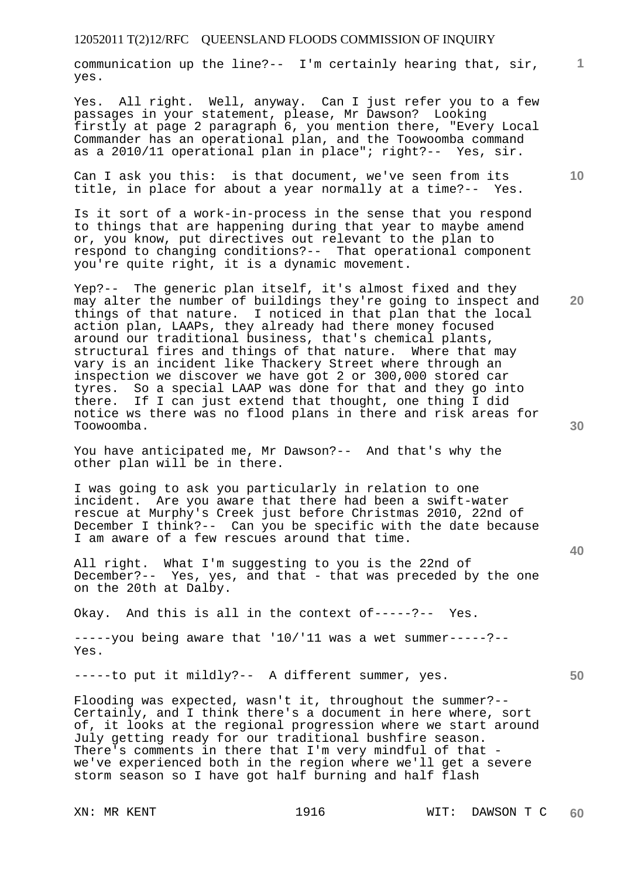communication up the line?-- I'm certainly hearing that, sir, yes.

Yes. All right. Well, anyway. Can I just refer you to a few passages in your statement, please, Mr Dawson? Looking firstly at page 2 paragraph 6, you mention there, "Every Local Commander has an operational plan, and the Toowoomba command as a 2010/11 operational plan in place"; right?-- Yes, sir.

Can I ask you this: is that document, we've seen from its title, in place for about a year normally at a time?-- Yes.

Is it sort of a work-in-process in the sense that you respond to things that are happening during that year to maybe amend or, you know, put directives out relevant to the plan to respond to changing conditions?-- That operational component you're quite right, it is a dynamic movement.

Yep?-- The generic plan itself, it's almost fixed and they may alter the number of buildings they're going to inspect and things of that nature. I noticed in that plan that the local action plan, LAAPs, they already had there money focused around our traditional business, that's chemical plants, structural fires and things of that nature. Where that may vary is an incident like Thackery Street where through an inspection we discover we have got 2 or 300,000 stored car tyres. So a special LAAP was done for that and they go into there. If I can just extend that thought, one thing I did notice ws there was no flood plans in there and risk areas for Toowoomba.

You have anticipated me, Mr Dawson?-- And that's why the other plan will be in there.

I was going to ask you particularly in relation to one incident. Are you aware that there had been a swift-water rescue at Murphy's Creek just before Christmas 2010, 22nd of December I think?-- Can you be specific with the date because I am aware of a few rescues around that time.

All right. What I'm suggesting to you is the 22nd of December?-- Yes, yes, and that - that was preceded by the one on the 20th at Dalby.

Okay. And this is all in the context of-----?-- Yes.

-----you being aware that '10/'11 was a wet summer-----?-- Yes.

-----to put it mildly?-- A different summer, yes.

Flooding was expected, wasn't it, throughout the summer?-- Certainly, and I think there's a document in here where, sort of, it looks at the regional progression where we start around July getting ready for our traditional bushfire season. There's comments in there that I'm very mindful of that - we've experienced both in the region where we'll get a severe storm season so I have got half burning and half flash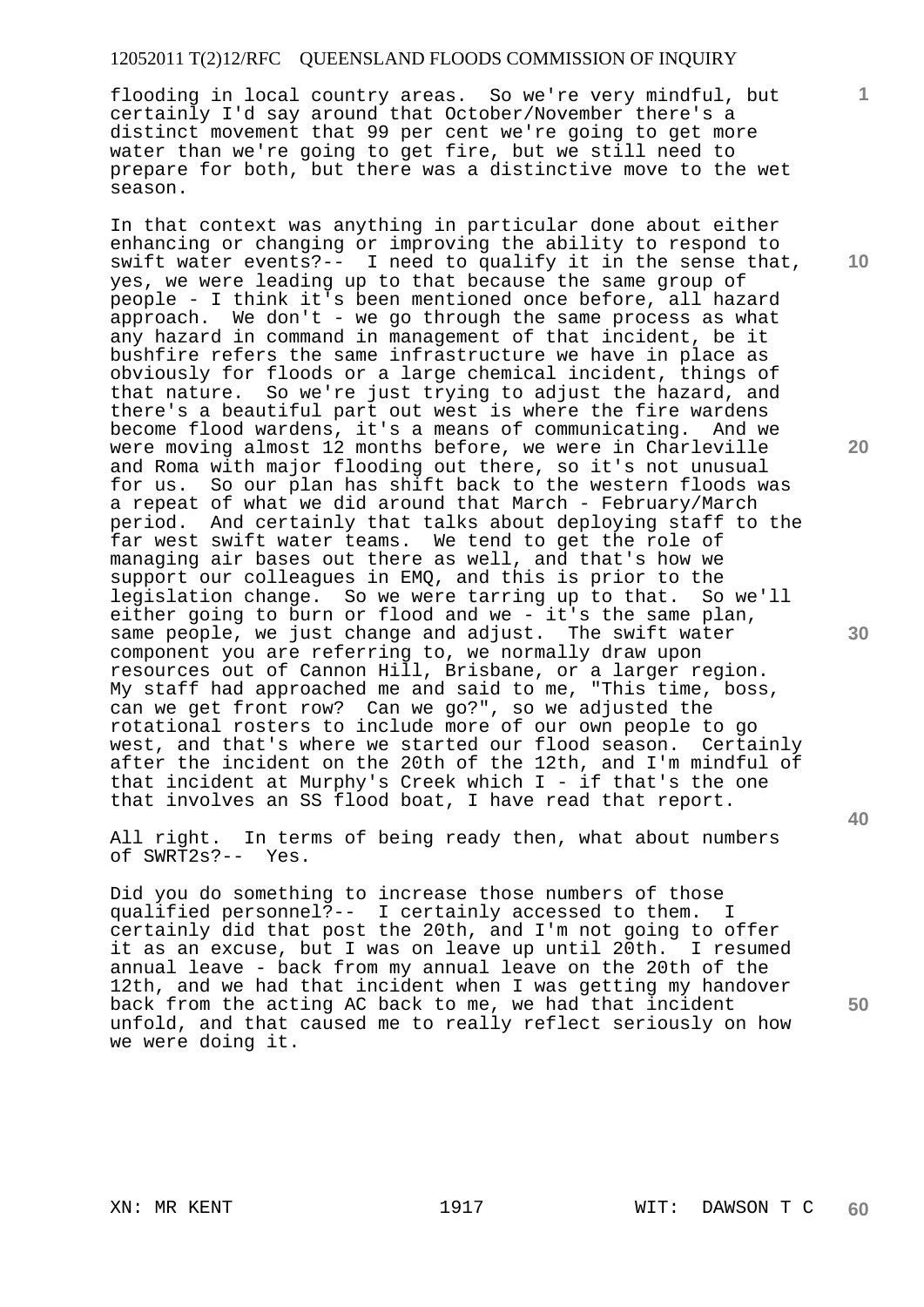flooding in local country areas. So we're very mindful, but certainly I'd say around that October/November there's a distinct movement that 99 per cent we're going to get more water than we're going to get fire, but we still need to prepare for both, but there was a distinctive move to the wet season.

In that context was anything in particular done about either enhancing or changing or improving the ability to respond to swift water events?-- I need to qualify it in the sense that, yes, we were leading up to that because the same group of people - I think it's been mentioned once before, all hazard approach. We don't - we go through the same process as what any hazard in command in management of that incident, be it bushfire refers the same infrastructure we have in place as obviously for floods or a large chemical incident, things of that nature. So we're just trying to adjust the hazard, and there's a beautiful part out west is where the fire wardens become flood wardens, it's a means of communicating. And we were moving almost 12 months before, we were in Charleville and Roma with major flooding out there, so it's not unusual for us. So our plan has shift back to the western floods was a repeat of what we did around that March - February/March period. And certainly that talks about deploying staff to the far west swift water teams. We tend to get the role of managing air bases out there as well, and that's how we support our colleagues in EMQ, and this is prior to the legislation change. So we were tarring up to that. So we'll either going to burn or flood and we - it's the same plan, same people, we just change and adjust. The swift water component you are referring to, we normally draw upon resources out of Cannon Hill, Brisbane, or a larger region. My staff had approached me and said to me, "This time, boss, can we get front row? Can we go?", so we adjusted the rotational rosters to include more of our own people to go west, and that's where we started our flood season. Certainly after the incident on the 20th of the 12th, and I'm mindful of that incident at Murphy's Creek which I - if that's the one that involves an SS flood boat, I have read that report.

All right. In terms of being ready then, what about numbers of SWRT2s?-- Yes.

Did you do something to increase those numbers of those qualified personnel?-- I certainly accessed to them. I certainly did that post the 20th, and I'm not going to offer it as an excuse, but I was on leave up until 20th. I resumed annual leave - back from my annual leave on the 20th of the 12th, and we had that incident when I was getting my handover back from the acting AC back to me, we had that incident unfold, and that caused me to really reflect seriously on how we were doing it.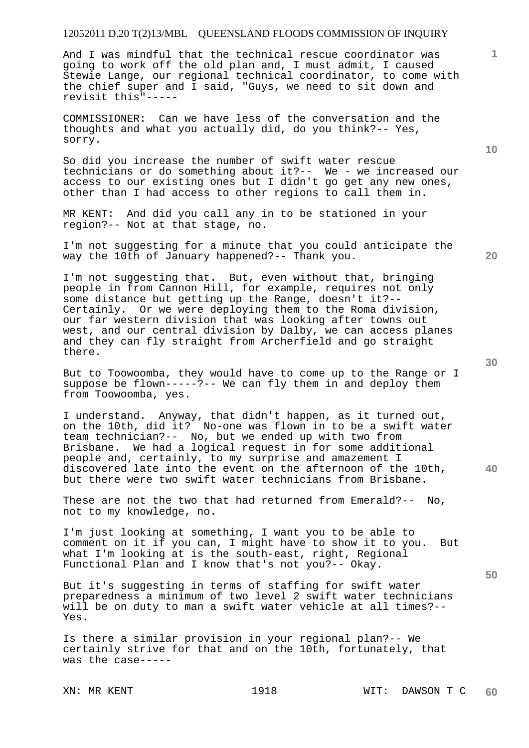And I was mindful that the technical rescue coordinator was going to work off the old plan and, I must admit, I caused Stewie Lange, our regional technical coordinator, to come with the chief super and I said, "Guys, we need to sit down and revisit this"-----

COMMISSIONER: Can we have less of the conversation and the thoughts and what you actually did, do you think?-- Yes, sorry.

So did you increase the number of swift water rescue technicians or do something about it?-- We - we increased our access to our existing ones but I didn't go get any new ones, other than I had access to other regions to call them in.

MR KENT: And did you call any in to be stationed in your region?-- Not at that stage, no.

I'm not suggesting for a minute that you could anticipate the way the 10th of January happened?-- Thank you.

I'm not suggesting that. But, even without that, bringing people in from Cannon Hill, for example, requires not only some distance but getting up the Range, doesn't it?-- Certainly. Or we were deploying them to the Roma division, our far western division that was looking after towns out west, and our central division by Dalby, we can access planes and they can fly straight from Archerfield and go straight there.

But to Toowoomba, they would have to come up to the Range or I suppose be flown-----?-- We can fly them in and deploy them from Toowoomba, yes.

I understand. Anyway, that didn't happen, as it turned out, on the 10th, did it? No-one was flown in to be a swift water team technician?-- No, but we ended up with two from Brisbane. We had a logical request in for some additional people and, certainly, to my surprise and amazement I discovered late into the event on the afternoon of the 10th, but there were two swift water technicians from Brisbane.

These are not the two that had returned from Emerald?-- No, not to my knowledge, no.

I'm just looking at something, I want you to be able to comment on it if you can, I might have to show it to you. But what I'm looking at is the south-east, right, Regional Functional Plan and I know that's not you?-- Okay.

But it's suggesting in terms of staffing for swift water preparedness a minimum of two level 2 swift water technicians will be on duty to man a swift water vehicle at all times?-- Yes.

Is there a similar provision in your regional plan?-- We certainly strive for that and on the 10th, fortunately, that was the case-----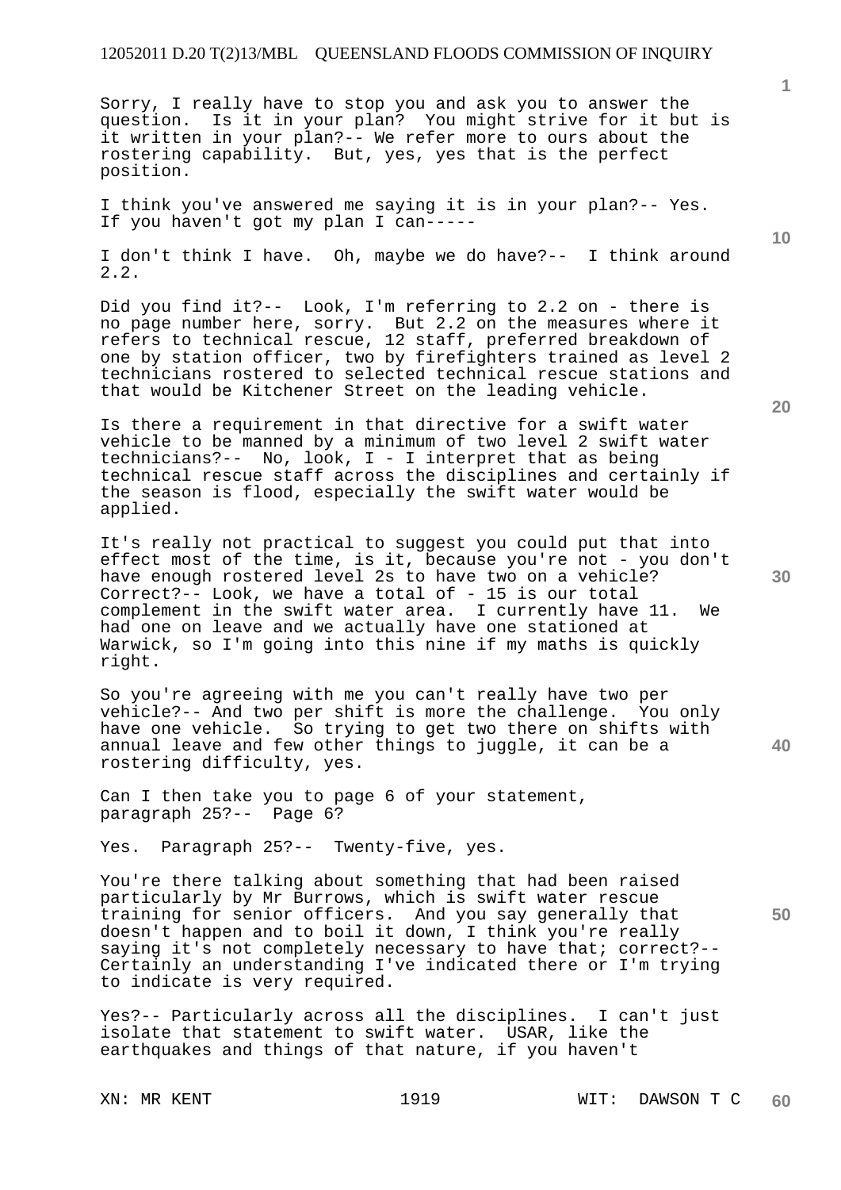Sorry, I really have to stop you and ask you to answer the question. Is it in your plan? You might strive for it but is it written in your plan?-- We refer more to ours about the rostering capability. But, yes, yes that is the perfect position.

I think you've answered me saying it is in your plan?-- Yes. If you haven't got my plan I can-----

I don't think I have. Oh, maybe we do have?-- I think around 2.2.

Did you find it?-- Look, I'm referring to 2.2 on - there is no page number here, sorry. But 2.2 on the measures where it refers to technical rescue, 12 staff, preferred breakdown of one by station officer, two by firefighters trained as level 2 technicians rostered to selected technical rescue stations and that would be Kitchener Street on the leading vehicle.

Is there a requirement in that directive for a swift water vehicle to be manned by a minimum of two level 2 swift water technicians?-- No, look, I - I interpret that as being technical rescue staff across the disciplines and certainly if the season is flood, especially the swift water would be applied.

It's really not practical to suggest you could put that into effect most of the time, is it, because you're not - you don't have enough rostered level 2s to have two on a vehicle? Correct?-- Look, we have a total of - 15 is our total complement in the swift water area. I currently have 11. We had one on leave and we actually have one stationed at Warwick, so I'm going into this nine if my maths is quickly right.

So you're agreeing with me you can't really have two per vehicle?-- And two per shift is more the challenge. You only have one vehicle. So trying to get two there on shifts with annual leave and few other things to juggle, it can be a rostering difficulty, yes.

Can I then take you to page 6 of your statement, paragraph 25?-- Page 6?

Yes. Paragraph 25?-- Twenty-five, yes.

You're there talking about something that had been raised particularly by Mr Burrows, which is swift water rescue training for senior officers. And you say generally that doesn't happen and to boil it down, I think you're really saying it's not completely necessary to have that; correct?-- Certainly an understanding I've indicated there or I'm trying to indicate is very required.

Yes?-- Particularly across all the disciplines. I can't just isolate that statement to swift water. USAR, like the earthquakes and things of that nature, if you haven't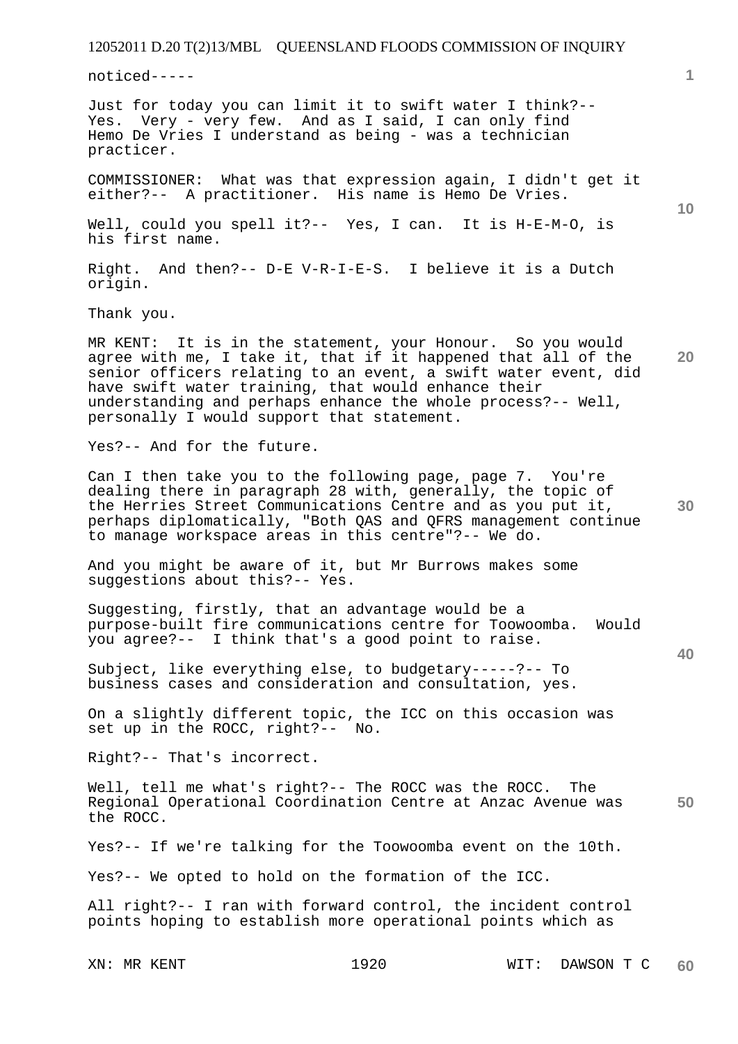noticed-----

Just for today you can limit it to swift water I think?-- Yes. Very - very few. And as I said, I can only find Hemo De Vries I understand as being - was a technician practicer.

COMMISSIONER: What was that expression again, I didn't get it either?-- A practitioner. His name is Hemo De Vries.

Well, could you spell it?-- Yes, I can. It is H-E-M-O, is his first name.

Right. And then?-- D-E V-R-I-E-S. I believe it is a Dutch origin.

Thank you.

MR KENT: It is in the statement, your Honour. So you would agree with me, I take it, that if it happened that all of the senior officers relating to an event, a swift water event, did have swift water training, that would enhance their understanding and perhaps enhance the whole process?-- Well, personally I would support that statement.

Yes?-- And for the future.

Can I then take you to the following page, page 7. You're dealing there in paragraph 28 with, generally, the topic of the Herries Street Communications Centre and as you put it, perhaps diplomatically, "Both QAS and QFRS management continue to manage workspace areas in this centre"?-- We do.

And you might be aware of it, but Mr Burrows makes some suggestions about this?-- Yes.

Suggesting, firstly, that an advantage would be a purpose-built fire communications centre for Toowoomba. Would you agree?-- I think that's a good point to raise.

Subject, like everything else, to budgetary-----?-- To business cases and consideration and consultation, yes.

On a slightly different topic, the ICC on this occasion was set up in the ROCC, right?-- No.

Right?-- That's incorrect.

Well, tell me what's right?-- The ROCC was the ROCC. The Regional Operational Coordination Centre at Anzac Avenue was the ROCC.

Yes?-- If we're talking for the Toowoomba event on the 10th.

Yes?-- We opted to hold on the formation of the ICC.

All right?-- I ran with forward control, the incident control points hoping to establish more operational points which as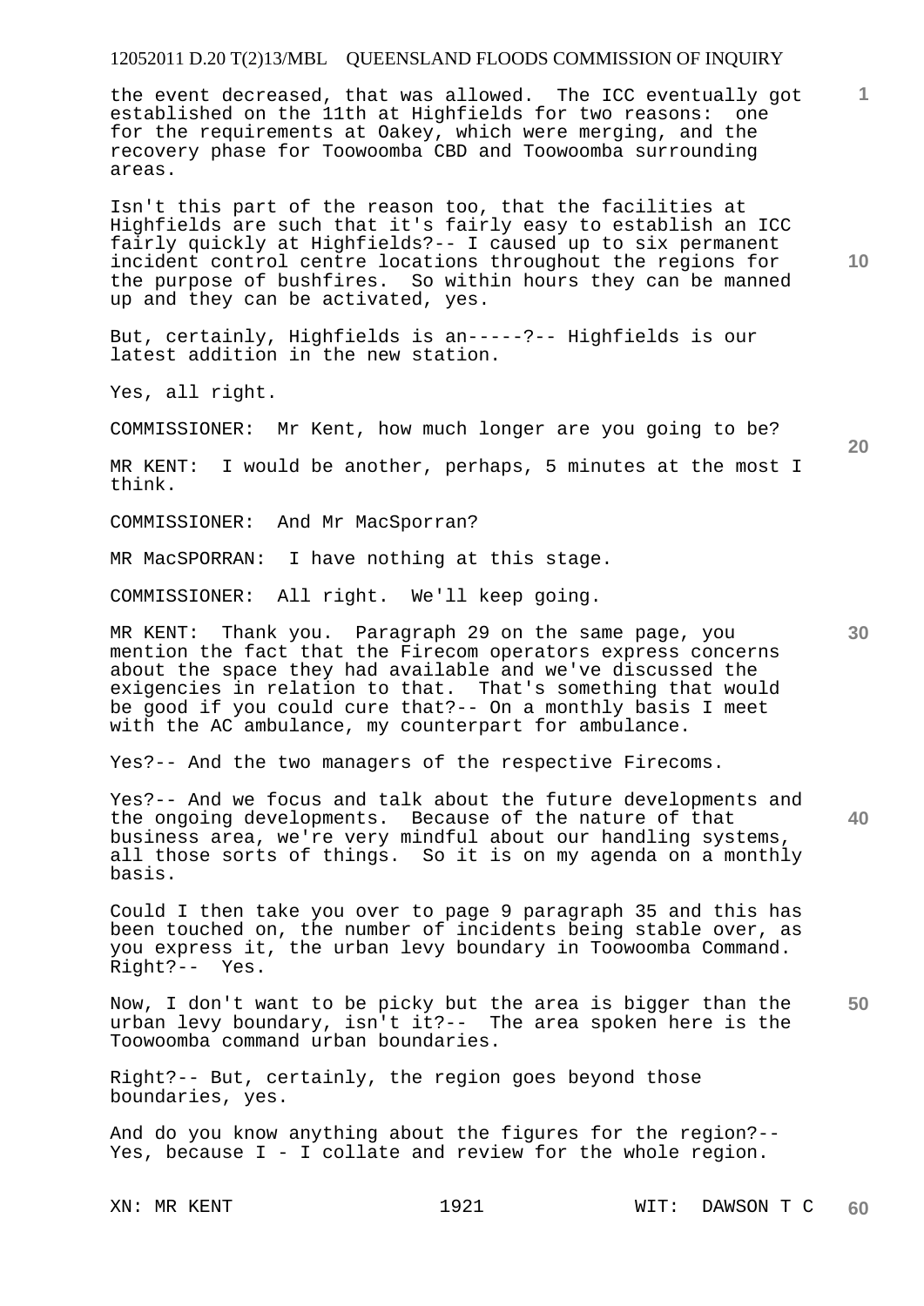the event decreased, that was allowed. The ICC eventually got established on the 11th at Highfields for two reasons: one for the requirements at Oakey, which were merging, and the recovery phase for Toowoomba CBD and Toowoomba surrounding areas.

Isn't this part of the reason too, that the facilities at Highfields are such that it's fairly easy to establish an ICC fairly quickly at Highfields?-- I caused up to six permanent incident control centre locations throughout the regions for the purpose of bushfires. So within hours they can be manned up and they can be activated, yes.

But, certainly, Highfields is an-----?-- Highfields is our latest addition in the new station.

Yes, all right.

COMMISSIONER: Mr Kent, how much longer are you going to be?

MR KENT: I would be another, perhaps, 5 minutes at the most I think.

COMMISSIONER: And Mr MacSporran?

MR MacSPORRAN: I have nothing at this stage.

COMMISSIONER: All right. We'll keep going.

MR KENT: Thank you. Paragraph 29 on the same page, you mention the fact that the Firecom operators express concerns about the space they had available and we've discussed the exigencies in relation to that. That's something that would be good if you could cure that?-- On a monthly basis I meet with the AC ambulance, my counterpart for ambulance.

Yes?-- And the two managers of the respective Firecoms.

Yes?-- And we focus and talk about the future developments and the ongoing developments. Because of the nature of that business area, we're very mindful about our handling systems, all those sorts of things. So it is on my agenda on a monthly basis.

Could I then take you over to page 9 paragraph 35 and this has been touched on, the number of incidents being stable over, as you express it, the urban levy boundary in Toowoomba Command. Right?-- Yes.

Now, I don't want to be picky but the area is bigger than the urban levy boundary, isn't it?-- The area spoken here is the Toowoomba command urban boundaries.

Right?-- But, certainly, the region goes beyond those boundaries, yes.

And do you know anything about the figures for the region?-- Yes, because I - I collate and review for the whole region.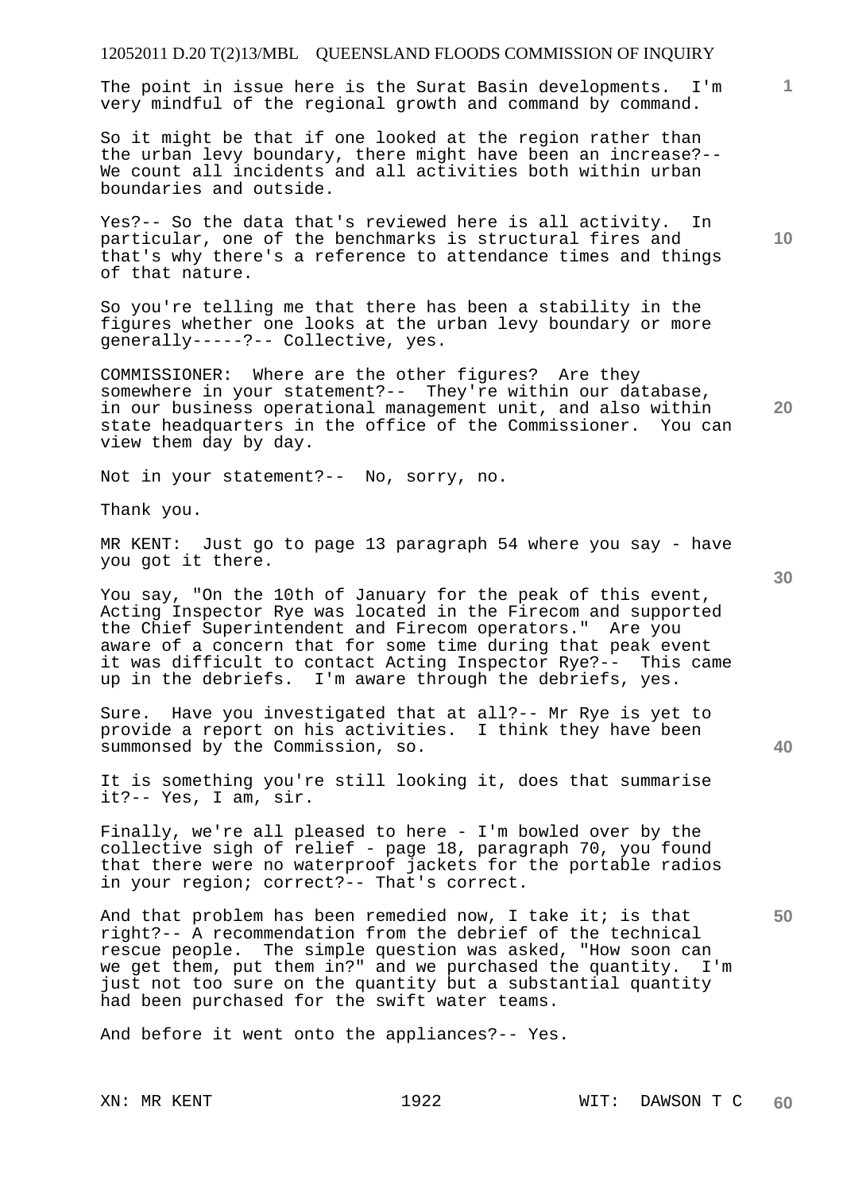The point in issue here is the Surat Basin developments. I'm very mindful of the regional growth and command by command.

So it might be that if one looked at the region rather than the urban levy boundary, there might have been an increase?-- We count all incidents and all activities both within urban boundaries and outside.

Yes?-- So the data that's reviewed here is all activity. In particular, one of the benchmarks is structural fires and that's why there's a reference to attendance times and things of that nature.

So you're telling me that there has been a stability in the figures whether one looks at the urban levy boundary or more generally-----?-- Collective, yes.

COMMISSIONER: Where are the other figures? Are they somewhere in your statement?-- They're within our database, in our business operational management unit, and also within state headquarters in the office of the Commissioner. You can view them day by day.

Not in your statement?-- No, sorry, no.

Thank you.

MR KENT: Just go to page 13 paragraph 54 where you say - have you got it there.

You say, "On the 10th of January for the peak of this event, Acting Inspector Rye was located in the Firecom and supported the Chief Superintendent and Firecom operators." Are you aware of a concern that for some time during that peak event it was difficult to contact Acting Inspector Rye?-- This came up in the debriefs. I'm aware through the debriefs, yes.

Sure. Have you investigated that at all?-- Mr Rye is yet to provide a report on his activities. I think they have been summonsed by the Commission, so.

It is something you're still looking it, does that summarise it?-- Yes, I am, sir.

Finally, we're all pleased to here - I'm bowled over by the collective sigh of relief - page 18, paragraph 70, you found that there were no waterproof jackets for the portable radios in your region; correct?-- That's correct.

And that problem has been remedied now, I take it; is that right?-- A recommendation from the debrief of the technical rescue people. The simple question was asked, "How soon can we get them, put them in?" and we purchased the quantity. I'm just not too sure on the quantity but a substantial quantity had been purchased for the swift water teams.

And before it went onto the appliances?-- Yes.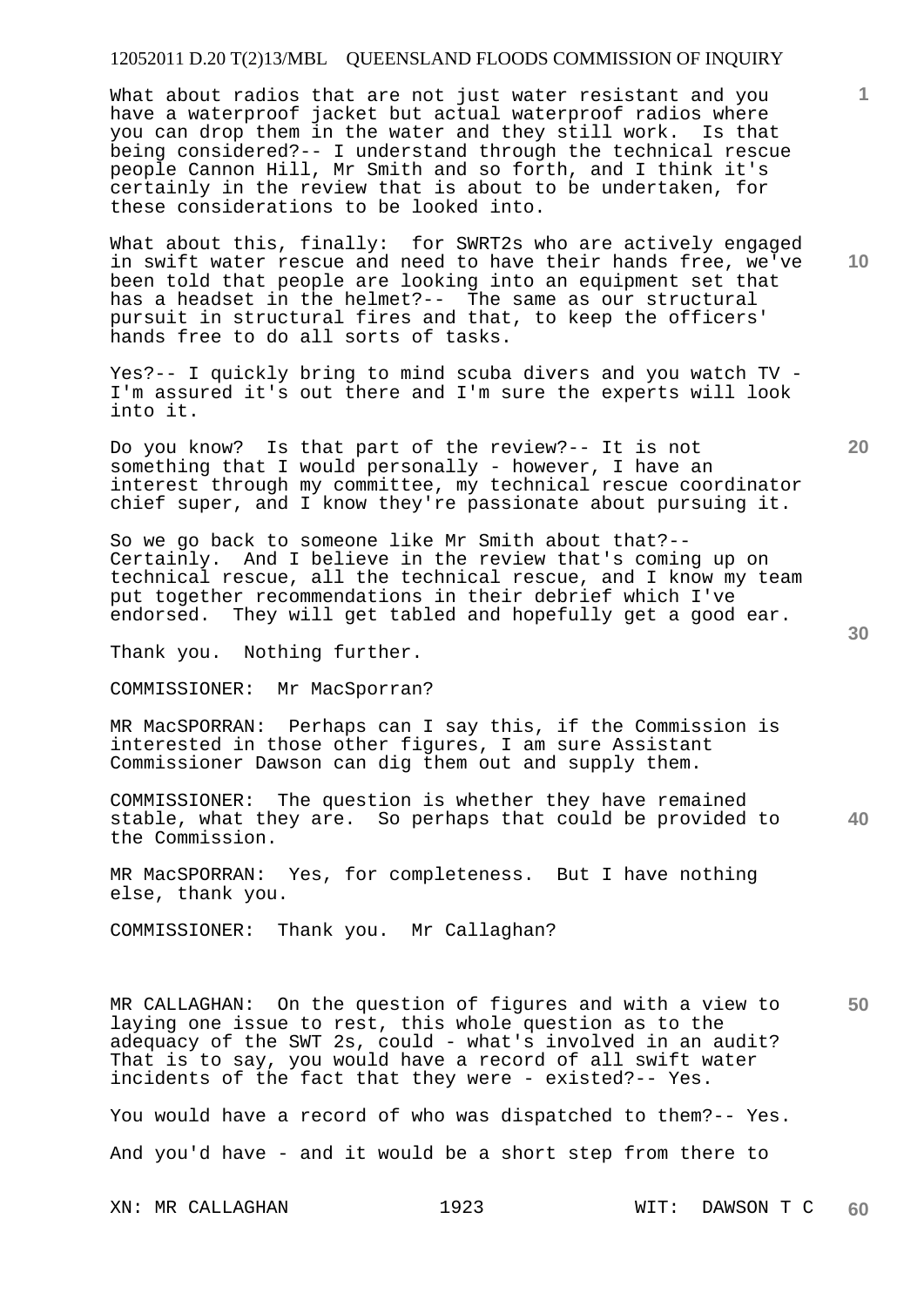What about radios that are not just water resistant and you have a waterproof jacket but actual waterproof radios where you can drop them in the water and they still work. Is that being considered?-- I understand through the technical rescue people Cannon Hill, Mr Smith and so forth, and I think it's certainly in the review that is about to be undertaken, for these considerations to be looked into.

What about this, finally: for SWRT2s who are actively engaged in swift water rescue and need to have their hands free, we've been told that people are looking into an equipment set that has a headset in the helmet?-- The same as our structural pursuit in structural fires and that, to keep the officers' hands free to do all sorts of tasks.

Yes?-- I quickly bring to mind scuba divers and you watch TV - I'm assured it's out there and I'm sure the experts will look into it.

Do you know? Is that part of the review?-- It is not something that I would personally - however, I have an interest through my committee, my technical rescue coordinator chief super, and I know they're passionate about pursuing it.

So we go back to someone like Mr Smith about that?-- Certainly. And I believe in the review that's coming up on technical rescue, all the technical rescue, and I know my team put together recommendations in their debrief which I've endorsed. They will get tabled and hopefully get a good ear.

Thank you. Nothing further.

COMMISSIONER: Mr MacSporran?

MR MacSPORRAN: Perhaps can I say this, if the Commission is interested in those other figures, I am sure Assistant Commissioner Dawson can dig them out and supply them.

COMMISSIONER: The question is whether they have remained stable, what they are. So perhaps that could be provided to the Commission.

MR MacSPORRAN: Yes, for completeness. But I have nothing else, thank you.

COMMISSIONER: Thank you. Mr Callaghan?

MR CALLAGHAN: On the question of figures and with a view to laying one issue to rest, this whole question as to the adequacy of the SWT 2s, could - what's involved in an audit? That is to say, you would have a record of all swift water incidents of the fact that they were - existed?-- Yes.

You would have a record of who was dispatched to them?-- Yes.

And you'd have - and it would be a short step from there to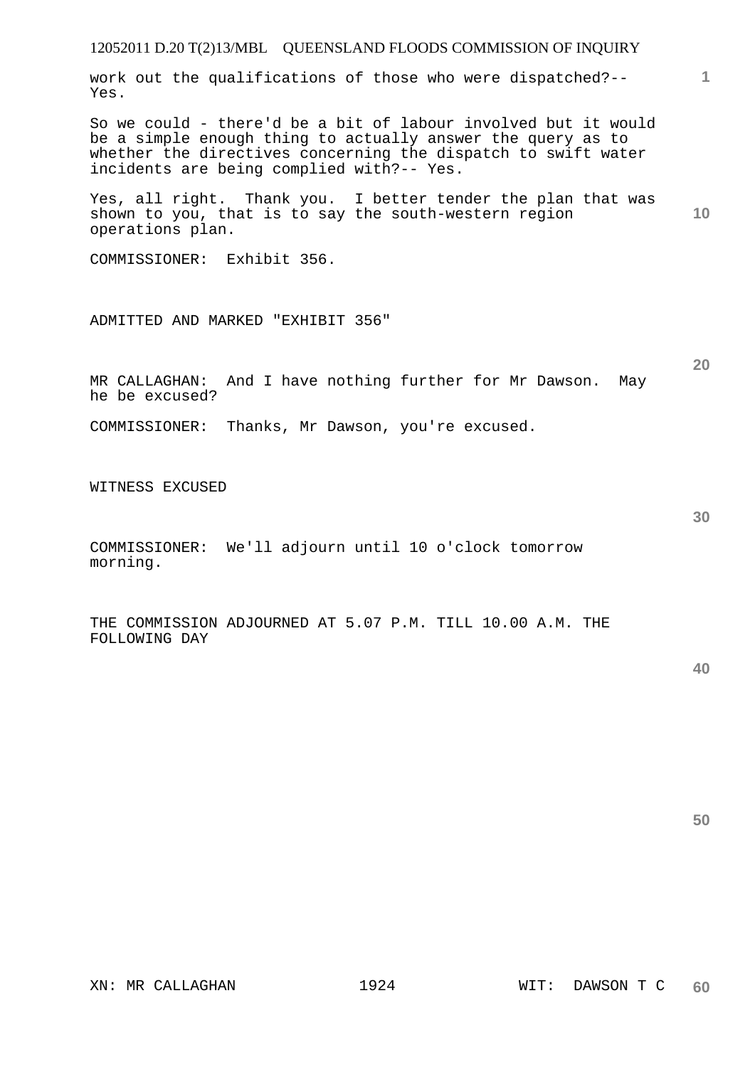work out the qualifications of those who were dispatched?-- Yes.

So we could - there'd be a bit of labour involved but it would be a simple enough thing to actually answer the query as to whether the directives concerning the dispatch to swift water incidents are being complied with?-- Yes.

Yes, all right. Thank you. I better tender the plan that was shown to you, that is to say the south-western region operations plan.

COMMISSIONER: Exhibit 356.

ADMITTED AND MARKED "EXHIBIT 356"

MR CALLAGHAN: And I have nothing further for Mr Dawson. May he be excused?

COMMISSIONER: Thanks, Mr Dawson, you're excused.

WITNESS EXCUSED

COMMISSIONER: We'll adjourn until 10 o'clock tomorrow morning.

THE COMMISSION ADJOURNED AT 5.07 P.M. TILL 10.00 A.M. THE FOLLOWING DAY